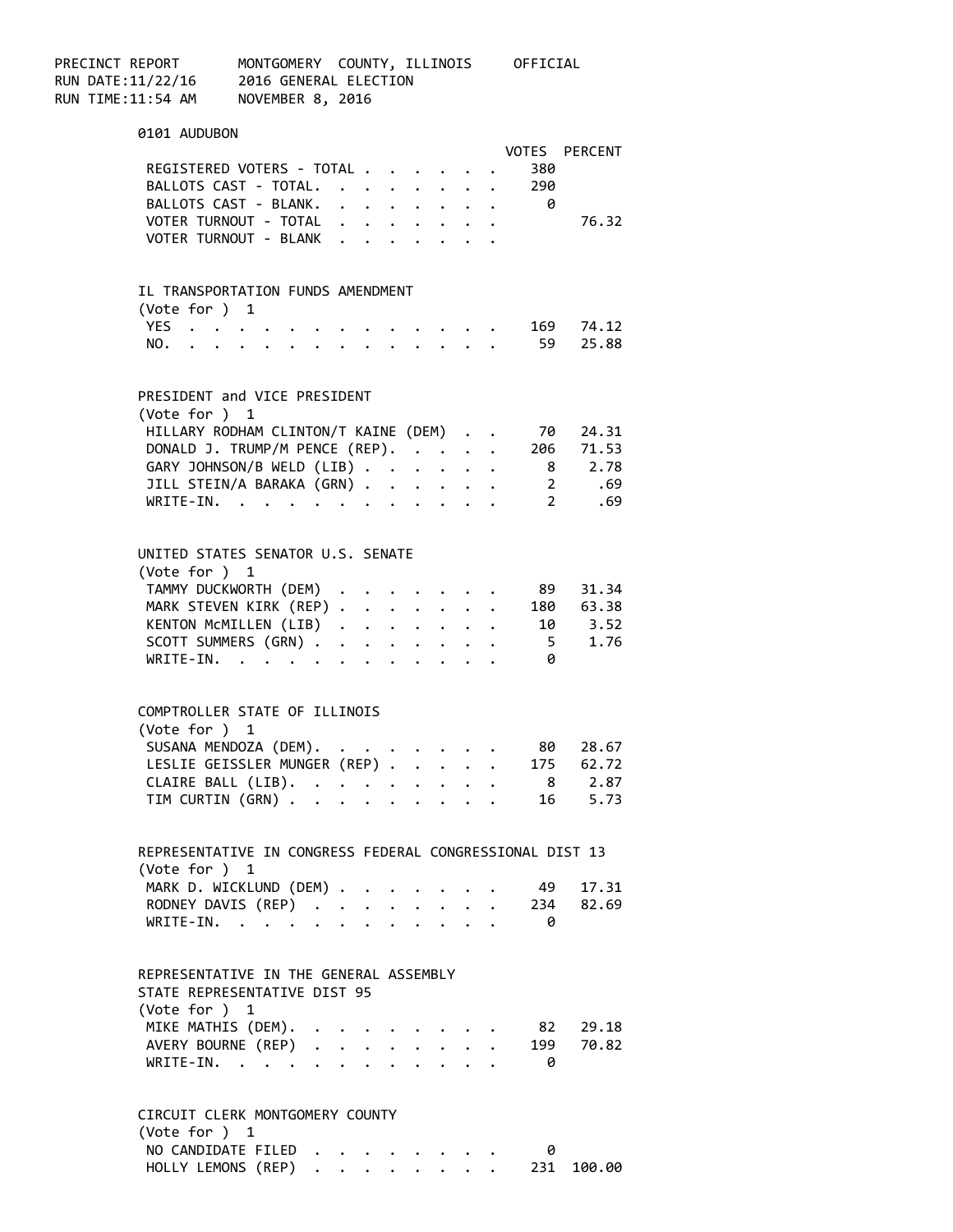PRECINCT REPORT MONTGOMERY COUNTY, ILLINOIS OFFICIAL
RUN DATE:11/22/16 2016 GENERAL ELECTION
RUN TIME:11:54 AM NOVEMBER 8, 2016

## 0101 AUDUBON

| | VOTES | PERCENT |
|---|---|---|
| REGISTERED VOTERS - TOTAL | 380 | |
| BALLOTS CAST - TOTAL. | 290 | |
| BALLOTS CAST - BLANK. | 0 | |
| VOTER TURNOUT - TOTAL | | 76.32 |
| VOTER TURNOUT - BLANK | | |

### IL TRANSPORTATION FUNDS AMENDMENT
(Vote for ) 1

| | VOTES | PERCENT |
|---|---|---|
| YES | 169 | 74.12 |
| NO. | 59 | 25.88 |

### PRESIDENT and VICE PRESIDENT
(Vote for ) 1

| | VOTES | PERCENT |
|---|---|---|
| HILLARY RODHAM CLINTON/T KAINE (DEM) | 70 | 24.31 |
| DONALD J. TRUMP/M PENCE (REP). | 206 | 71.53 |
| GARY JOHNSON/B WELD (LIB) | 8 | 2.78 |
| JILL STEIN/A BARAKA (GRN) | 2 | .69 |
| WRITE-IN. | 2 | .69 |

### UNITED STATES SENATOR U.S. SENATE
(Vote for ) 1

| | VOTES | PERCENT |
|---|---|---|
| TAMMY DUCKWORTH (DEM) | 89 | 31.34 |
| MARK STEVEN KIRK (REP) | 180 | 63.38 |
| KENTON McMILLEN (LIB) | 10 | 3.52 |
| SCOTT SUMMERS (GRN) | 5 | 1.76 |
| WRITE-IN. | 0 | |

### COMPTROLLER STATE OF ILLINOIS
(Vote for ) 1

| | VOTES | PERCENT |
|---|---|---|
| SUSANA MENDOZA (DEM). | 80 | 28.67 |
| LESLIE GEISSLER MUNGER (REP) | 175 | 62.72 |
| CLAIRE BALL (LIB). | 8 | 2.87 |
| TIM CURTIN (GRN) | 16 | 5.73 |

### REPRESENTATIVE IN CONGRESS FEDERAL CONGRESSIONAL DIST 13
(Vote for ) 1

| | VOTES | PERCENT |
|---|---|---|
| MARK D. WICKLUND (DEM) | 49 | 17.31 |
| RODNEY DAVIS (REP) | 234 | 82.69 |
| WRITE-IN. | 0 | |

### REPRESENTATIVE IN THE GENERAL ASSEMBLY STATE REPRESENTATIVE DIST 95
(Vote for ) 1

| | VOTES | PERCENT |
|---|---|---|
| MIKE MATHIS (DEM). | 82 | 29.18 |
| AVERY BOURNE (REP) | 199 | 70.82 |
| WRITE-IN. | 0 | |

### CIRCUIT CLERK MONTGOMERY COUNTY
(Vote for ) 1

| | VOTES | PERCENT |
|---|---|---|
| NO CANDIDATE FILED | 0 | |
| HOLLY LEMONS (REP) | 231 | 100.00 |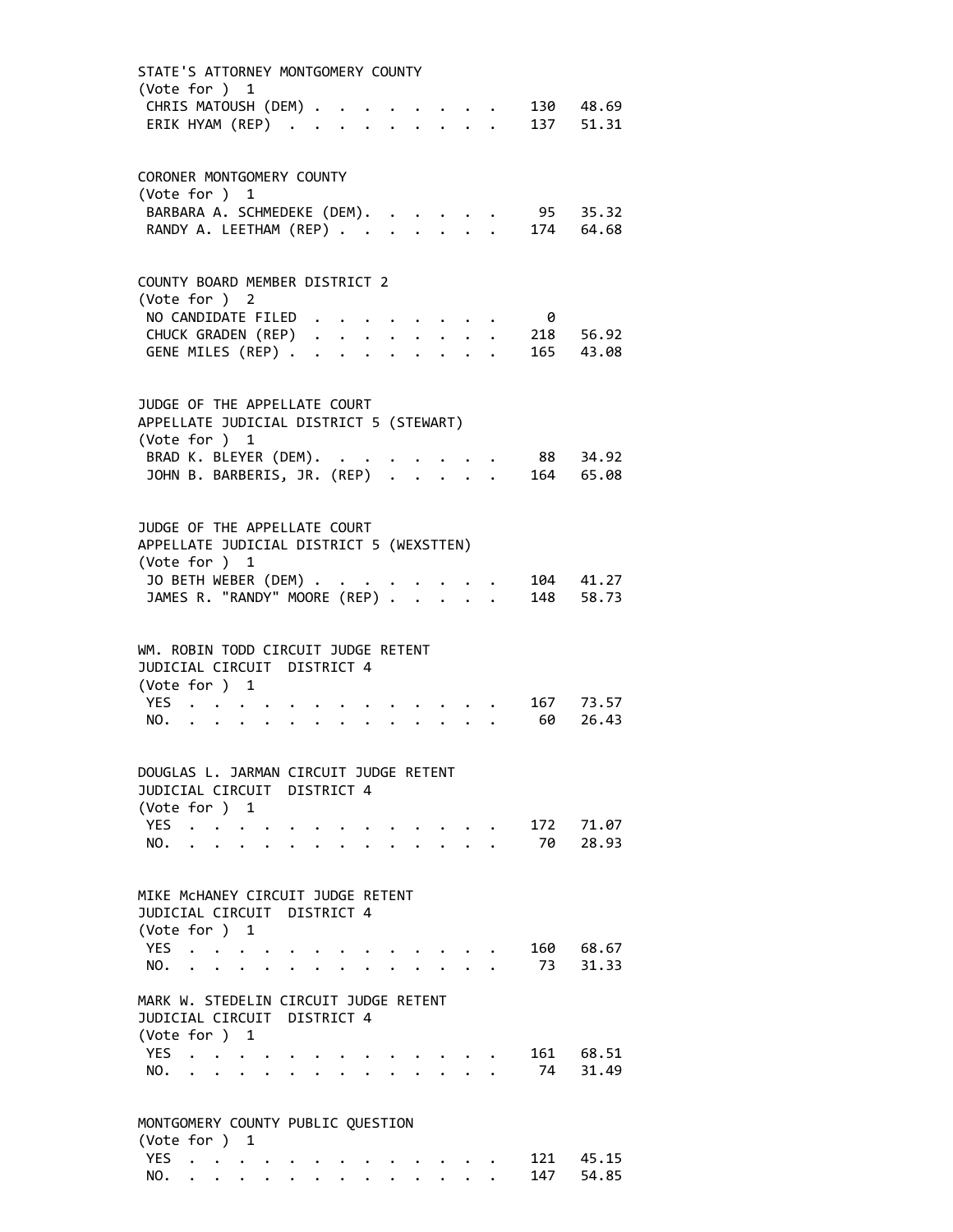STATE'S ATTORNEY MONTGOMERY COUNTY
(Vote for ) 1

| | | |
|---|---|---|
| CHRIS MATOUSH (DEM) | 130 | 48.69 |
| ERIK HYAM (REP) | 137 | 51.31 |

CORONER MONTGOMERY COUNTY
(Vote for ) 1

| | | |
|---|---|---|
| BARBARA A. SCHMEDEKE (DEM) | 95 | 35.32 |
| RANDY A. LEETHAM (REP) | 174 | 64.68 |

COUNTY BOARD MEMBER DISTRICT 2
(Vote for ) 2

| | | |
|---|---|---|
| NO CANDIDATE FILED | 0 | |
| CHUCK GRADEN (REP) | 218 | 56.92 |
| GENE MILES (REP) | 165 | 43.08 |

JUDGE OF THE APPELLATE COURT
APPELLATE JUDICIAL DISTRICT 5 (STEWART)
(Vote for ) 1

| | | |
|---|---|---|
| BRAD K. BLEYER (DEM) | 88 | 34.92 |
| JOHN B. BARBERIS, JR. (REP) | 164 | 65.08 |

JUDGE OF THE APPELLATE COURT
APPELLATE JUDICIAL DISTRICT 5 (WEXSTTEN)
(Vote for ) 1

| | | |
|---|---|---|
| JO BETH WEBER (DEM) | 104 | 41.27 |
| JAMES R. "RANDY" MOORE (REP) | 148 | 58.73 |

WM. ROBIN TODD CIRCUIT JUDGE RETENT
JUDICIAL CIRCUIT DISTRICT 4
(Vote for ) 1

| | | |
|---|---|---|
| YES | 167 | 73.57 |
| NO. | 60 | 26.43 |

DOUGLAS L. JARMAN CIRCUIT JUDGE RETENT
JUDICIAL CIRCUIT DISTRICT 4
(Vote for ) 1

| | | |
|---|---|---|
| YES | 172 | 71.07 |
| NO. | 70 | 28.93 |

MIKE McHANEY CIRCUIT JUDGE RETENT
JUDICIAL CIRCUIT DISTRICT 4
(Vote for ) 1

| | | |
|---|---|---|
| YES | 160 | 68.67 |
| NO. | 73 | 31.33 |

MARK W. STEDELIN CIRCUIT JUDGE RETENT
JUDICIAL CIRCUIT DISTRICT 4
(Vote for ) 1

| | | |
|---|---|---|
| YES | 161 | 68.51 |
| NO. | 74 | 31.49 |

MONTGOMERY COUNTY PUBLIC QUESTION
(Vote for ) 1

| | | |
|---|---|---|
| YES | 121 | 45.15 |
| NO. | 147 | 54.85 |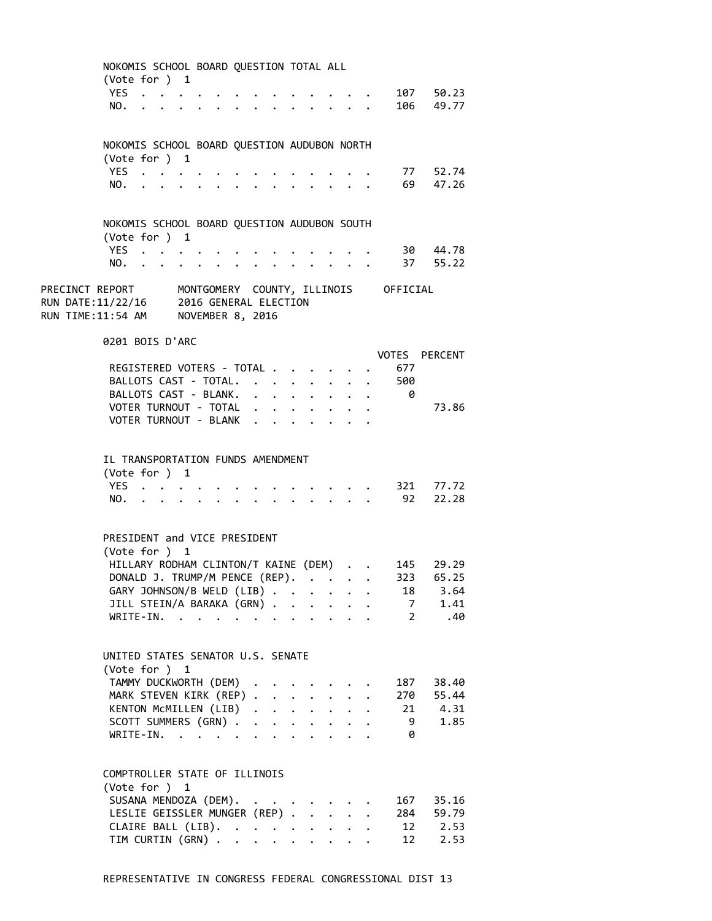NOKOMIS SCHOOL BOARD QUESTION TOTAL ALL
(Vote for ) 1

| | Votes | Percent |
|---|---|---|
| YES | 107 | 50.23 |
| NO. | 106 | 49.77 |

NOKOMIS SCHOOL BOARD QUESTION AUDUBON NORTH
(Vote for ) 1

| | Votes | Percent |
|---|---|---|
| YES | 77 | 52.74 |
| NO. | 69 | 47.26 |

NOKOMIS SCHOOL BOARD QUESTION AUDUBON SOUTH
(Vote for ) 1

| | Votes | Percent |
|---|---|---|
| YES | 30 | 44.78 |
| NO. | 37 | 55.22 |

PRECINCT REPORT MONTGOMERY COUNTY, ILLINOIS OFFICIAL
RUN DATE:11/22/16 2016 GENERAL ELECTION
RUN TIME:11:54 AM NOVEMBER 8, 2016

## 0201 BOIS D'ARC

| | VOTES | PERCENT |
|---|---|---|
| REGISTERED VOTERS - TOTAL | 677 | |
| BALLOTS CAST - TOTAL. | 500 | |
| BALLOTS CAST - BLANK. | 0 | |
| VOTER TURNOUT - TOTAL | | 73.86 |
| VOTER TURNOUT - BLANK | | |

IL TRANSPORTATION FUNDS AMENDMENT
(Vote for ) 1

| | Votes | Percent |
|---|---|---|
| YES | 321 | 77.72 |
| NO. | 92 | 22.28 |

PRESIDENT and VICE PRESIDENT
(Vote for ) 1

| | Votes | Percent |
|---|---|---|
| HILLARY RODHAM CLINTON/T KAINE (DEM) | 145 | 29.29 |
| DONALD J. TRUMP/M PENCE (REP). | 323 | 65.25 |
| GARY JOHNSON/B WELD (LIB) | 18 | 3.64 |
| JILL STEIN/A BARAKA (GRN) | 7 | 1.41 |
| WRITE-IN. | 2 | .40 |

UNITED STATES SENATOR U.S. SENATE
(Vote for ) 1

| | Votes | Percent |
|---|---|---|
| TAMMY DUCKWORTH (DEM) | 187 | 38.40 |
| MARK STEVEN KIRK (REP) | 270 | 55.44 |
| KENTON McMILLEN (LIB) | 21 | 4.31 |
| SCOTT SUMMERS (GRN) | 9 | 1.85 |
| WRITE-IN. | 0 | |

COMPTROLLER STATE OF ILLINOIS
(Vote for ) 1

| | Votes | Percent |
|---|---|---|
| SUSANA MENDOZA (DEM). | 167 | 35.16 |
| LESLIE GEISSLER MUNGER (REP) | 284 | 59.79 |
| CLAIRE BALL (LIB). | 12 | 2.53 |
| TIM CURTIN (GRN) | 12 | 2.53 |

REPRESENTATIVE IN CONGRESS FEDERAL CONGRESSIONAL DIST 13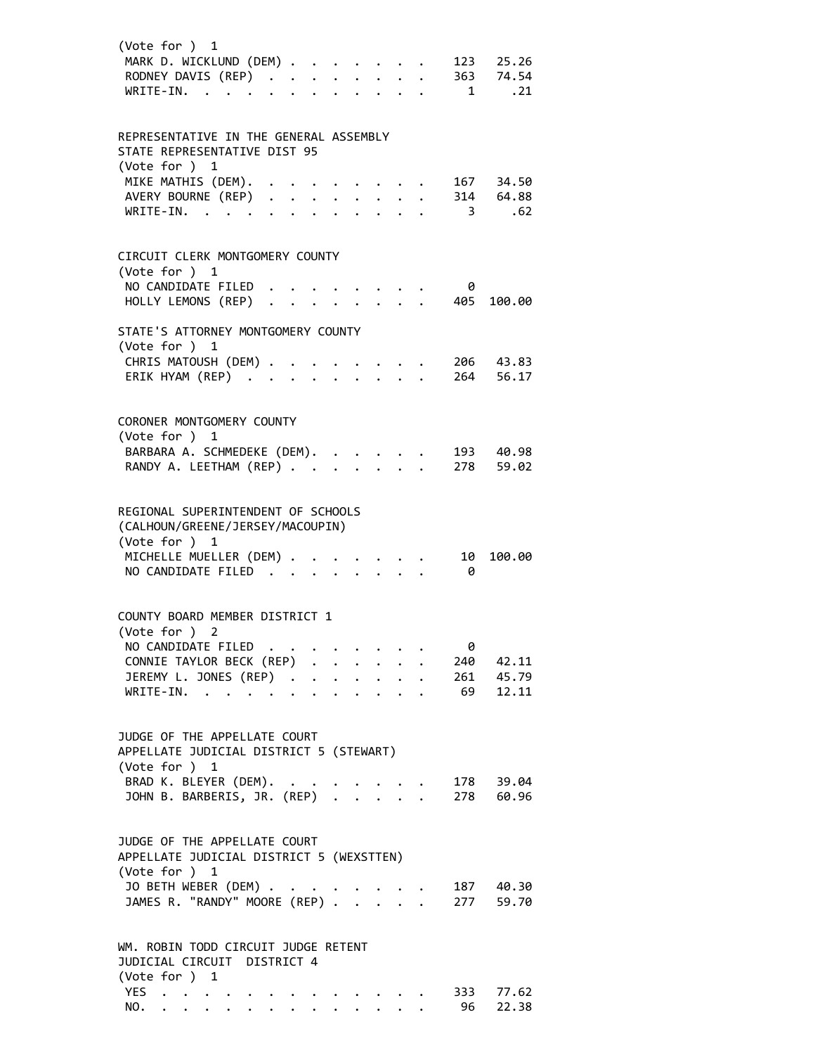(Vote for ) 1

| Candidate | Votes | Percent |
|---|---|---|
| MARK D. WICKLUND (DEM) | 123 | 25.26 |
| RODNEY DAVIS (REP) | 363 | 74.54 |
| WRITE-IN. | 1 | .21 |

REPRESENTATIVE IN THE GENERAL ASSEMBLY
STATE REPRESENTATIVE DIST 95
(Vote for ) 1

| Candidate | Votes | Percent |
|---|---|---|
| MIKE MATHIS (DEM). | 167 | 34.50 |
| AVERY BOURNE (REP) | 314 | 64.88 |
| WRITE-IN. | 3 | .62 |

CIRCUIT CLERK MONTGOMERY COUNTY
(Vote for ) 1

| Candidate | Votes | Percent |
|---|---|---|
| NO CANDIDATE FILED | 0 | |
| HOLLY LEMONS (REP) | 405 | 100.00 |

STATE'S ATTORNEY MONTGOMERY COUNTY
(Vote for ) 1

| Candidate | Votes | Percent |
|---|---|---|
| CHRIS MATOUSH (DEM) | 206 | 43.83 |
| ERIK HYAM (REP) | 264 | 56.17 |

CORONER MONTGOMERY COUNTY
(Vote for ) 1

| Candidate | Votes | Percent |
|---|---|---|
| BARBARA A. SCHMEDEKE (DEM). | 193 | 40.98 |
| RANDY A. LEETHAM (REP) | 278 | 59.02 |

REGIONAL SUPERINTENDENT OF SCHOOLS
(CALHOUN/GREENE/JERSEY/MACOUPIN)
(Vote for ) 1

| Candidate | Votes | Percent |
|---|---|---|
| MICHELLE MUELLER (DEM) | 10 | 100.00 |
| NO CANDIDATE FILED | 0 | |

COUNTY BOARD MEMBER DISTRICT 1
(Vote for ) 2

| Candidate | Votes | Percent |
|---|---|---|
| NO CANDIDATE FILED | 0 | |
| CONNIE TAYLOR BECK (REP) | 240 | 42.11 |
| JEREMY L. JONES (REP) | 261 | 45.79 |
| WRITE-IN. | 69 | 12.11 |

JUDGE OF THE APPELLATE COURT
APPELLATE JUDICIAL DISTRICT 5 (STEWART)
(Vote for ) 1

| Candidate | Votes | Percent |
|---|---|---|
| BRAD K. BLEYER (DEM). | 178 | 39.04 |
| JOHN B. BARBERIS, JR. (REP) | 278 | 60.96 |

JUDGE OF THE APPELLATE COURT
APPELLATE JUDICIAL DISTRICT 5 (WEXSTTEN)
(Vote for ) 1

| Candidate | Votes | Percent |
|---|---|---|
| JO BETH WEBER (DEM) | 187 | 40.30 |
| JAMES R. "RANDY" MOORE (REP) | 277 | 59.70 |

WM. ROBIN TODD CIRCUIT JUDGE RETENT
JUDICIAL CIRCUIT DISTRICT 4
(Vote for ) 1

| Choice | Votes | Percent |
|---|---|---|
| YES | 333 | 77.62 |
| NO. | 96 | 22.38 |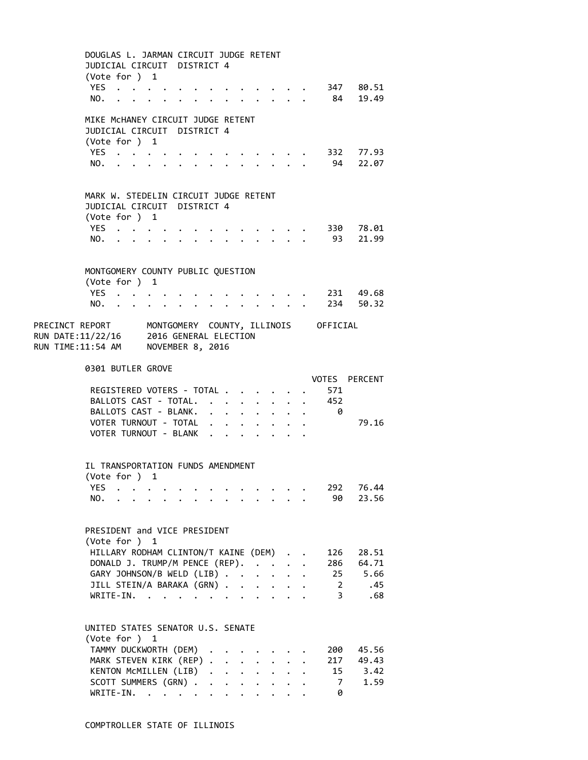DOUGLAS L. JARMAN CIRCUIT JUDGE RETENT
JUDICIAL CIRCUIT DISTRICT 4
(Vote for ) 1

| | Votes | Percent |
|---|---|---|
| YES | 347 | 80.51 |
| NO. | 84 | 19.49 |

MIKE McHANEY CIRCUIT JUDGE RETENT
JUDICIAL CIRCUIT DISTRICT 4
(Vote for ) 1

| | Votes | Percent |
|---|---|---|
| YES | 332 | 77.93 |
| NO. | 94 | 22.07 |

MARK W. STEDELIN CIRCUIT JUDGE RETENT
JUDICIAL CIRCUIT DISTRICT 4
(Vote for ) 1

| | Votes | Percent |
|---|---|---|
| YES | 330 | 78.01 |
| NO. | 93 | 21.99 |

MONTGOMERY COUNTY PUBLIC QUESTION
(Vote for ) 1

| | Votes | Percent |
|---|---|---|
| YES | 231 | 49.68 |
| NO. | 234 | 50.32 |

PRECINCT REPORT MONTGOMERY COUNTY, ILLINOIS OFFICIAL
RUN DATE:11/22/16 2016 GENERAL ELECTION
RUN TIME:11:54 AM NOVEMBER 8, 2016

## 0301 BUTLER GROVE

| | VOTES | PERCENT |
|---|---|---|
| REGISTERED VOTERS - TOTAL | 571 | |
| BALLOTS CAST - TOTAL. | 452 | |
| BALLOTS CAST - BLANK. | 0 | |
| VOTER TURNOUT - TOTAL | | 79.16 |
| VOTER TURNOUT - BLANK | | |

IL TRANSPORTATION FUNDS AMENDMENT
(Vote for ) 1

| | Votes | Percent |
|---|---|---|
| YES | 292 | 76.44 |
| NO. | 90 | 23.56 |

PRESIDENT and VICE PRESIDENT
(Vote for ) 1

| | Votes | Percent |
|---|---|---|
| HILLARY RODHAM CLINTON/T KAINE (DEM) | 126 | 28.51 |
| DONALD J. TRUMP/M PENCE (REP). | 286 | 64.71 |
| GARY JOHNSON/B WELD (LIB) | 25 | 5.66 |
| JILL STEIN/A BARAKA (GRN) | 2 | .45 |
| WRITE-IN. | 3 | .68 |

UNITED STATES SENATOR U.S. SENATE
(Vote for ) 1

| | Votes | Percent |
|---|---|---|
| TAMMY DUCKWORTH (DEM) | 200 | 45.56 |
| MARK STEVEN KIRK (REP) | 217 | 49.43 |
| KENTON McMILLEN (LIB) | 15 | 3.42 |
| SCOTT SUMMERS (GRN) | 7 | 1.59 |
| WRITE-IN. | 0 | |

COMPTROLLER STATE OF ILLINOIS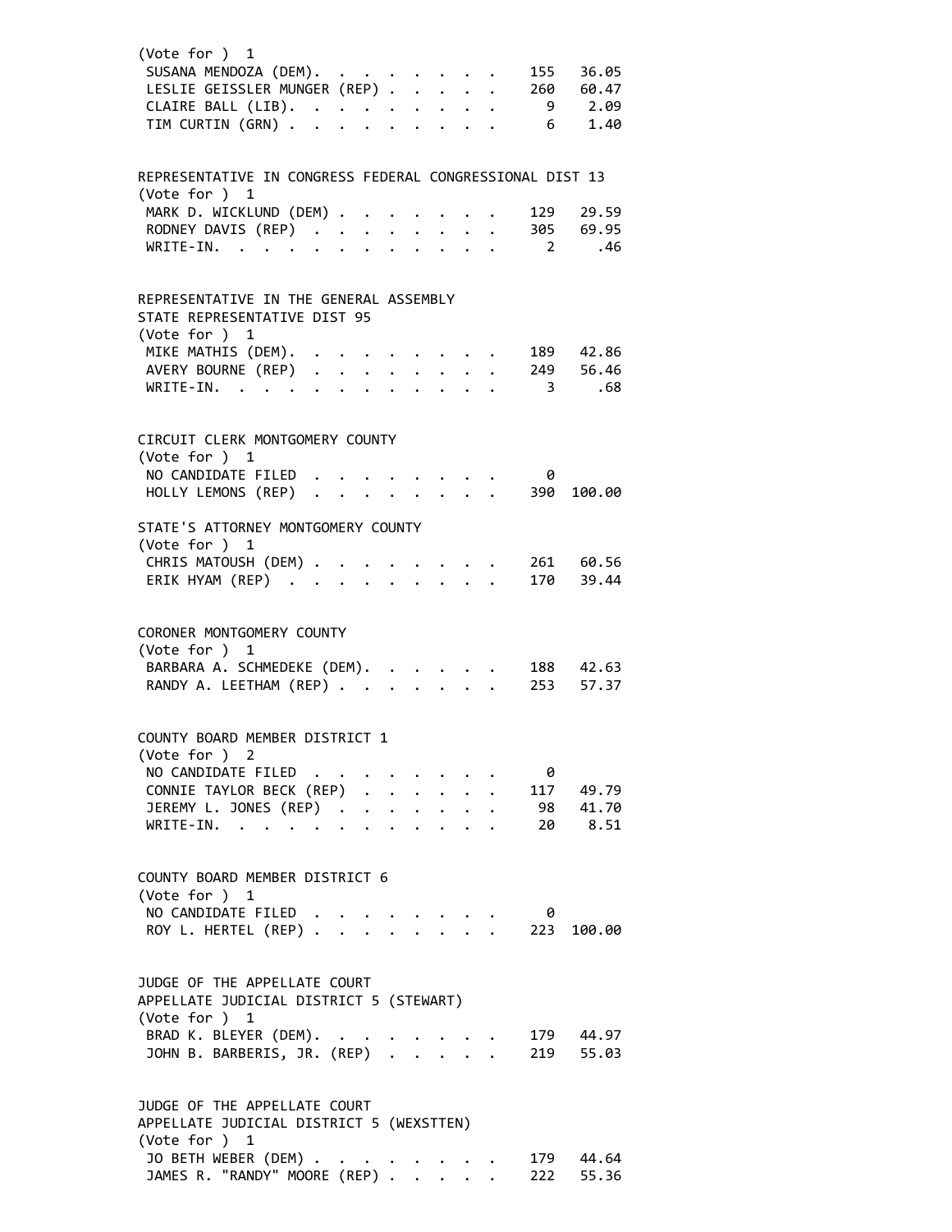(Vote for ) 1

| Candidate | Votes | Percent |
|---|---|---|
| SUSANA MENDOZA (DEM) | 155 | 36.05 |
| LESLIE GEISSLER MUNGER (REP) | 260 | 60.47 |
| CLAIRE BALL (LIB) | 9 | 2.09 |
| TIM CURTIN (GRN) | 6 | 1.40 |

REPRESENTATIVE IN CONGRESS FEDERAL CONGRESSIONAL DIST 13
(Vote for ) 1

| Candidate | Votes | Percent |
|---|---|---|
| MARK D. WICKLUND (DEM) | 129 | 29.59 |
| RODNEY DAVIS (REP) | 305 | 69.95 |
| WRITE-IN | 2 | .46 |

REPRESENTATIVE IN THE GENERAL ASSEMBLY
STATE REPRESENTATIVE DIST 95
(Vote for ) 1

| Candidate | Votes | Percent |
|---|---|---|
| MIKE MATHIS (DEM) | 189 | 42.86 |
| AVERY BOURNE (REP) | 249 | 56.46 |
| WRITE-IN | 3 | .68 |

CIRCUIT CLERK MONTGOMERY COUNTY
(Vote for ) 1

| Candidate | Votes | Percent |
|---|---|---|
| NO CANDIDATE FILED | 0 | |
| HOLLY LEMONS (REP) | 390 | 100.00 |

STATE'S ATTORNEY MONTGOMERY COUNTY
(Vote for ) 1

| Candidate | Votes | Percent |
|---|---|---|
| CHRIS MATOUSH (DEM) | 261 | 60.56 |
| ERIK HYAM (REP) | 170 | 39.44 |

CORONER MONTGOMERY COUNTY
(Vote for ) 1

| Candidate | Votes | Percent |
|---|---|---|
| BARBARA A. SCHMEDEKE (DEM) | 188 | 42.63 |
| RANDY A. LEETHAM (REP) | 253 | 57.37 |

COUNTY BOARD MEMBER DISTRICT 1
(Vote for ) 2

| Candidate | Votes | Percent |
|---|---|---|
| NO CANDIDATE FILED | 0 | |
| CONNIE TAYLOR BECK (REP) | 117 | 49.79 |
| JEREMY L. JONES (REP) | 98 | 41.70 |
| WRITE-IN | 20 | 8.51 |

COUNTY BOARD MEMBER DISTRICT 6
(Vote for ) 1

| Candidate | Votes | Percent |
|---|---|---|
| NO CANDIDATE FILED | 0 | |
| ROY L. HERTEL (REP) | 223 | 100.00 |

JUDGE OF THE APPELLATE COURT
APPELLATE JUDICIAL DISTRICT 5 (STEWART)
(Vote for ) 1

| Candidate | Votes | Percent |
|---|---|---|
| BRAD K. BLEYER (DEM) | 179 | 44.97 |
| JOHN B. BARBERIS, JR. (REP) | 219 | 55.03 |

JUDGE OF THE APPELLATE COURT
APPELLATE JUDICIAL DISTRICT 5 (WEXSTTEN)
(Vote for ) 1

| Candidate | Votes | Percent |
|---|---|---|
| JO BETH WEBER (DEM) | 179 | 44.64 |
| JAMES R. "RANDY" MOORE (REP) | 222 | 55.36 |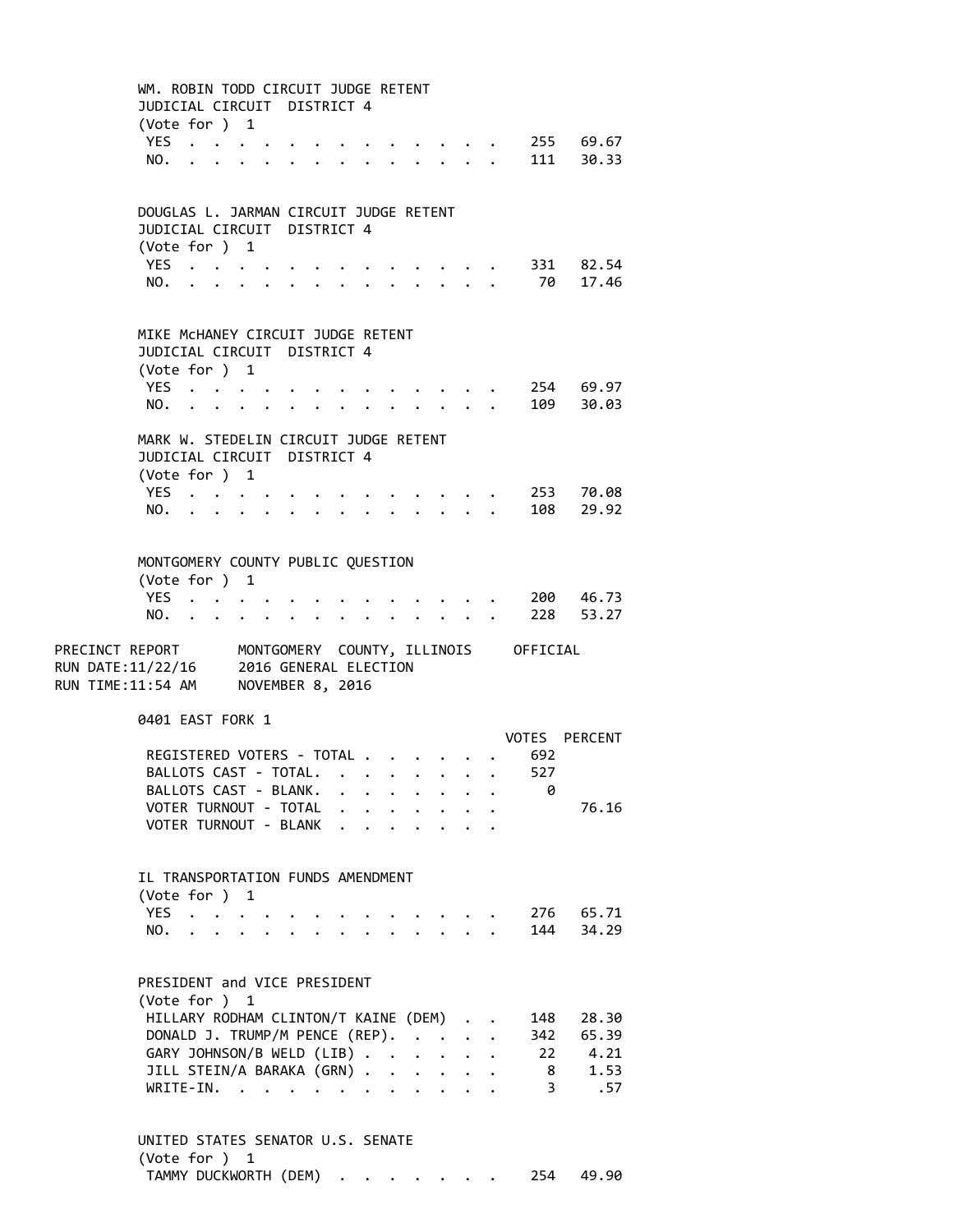WM. ROBIN TODD CIRCUIT JUDGE RETENT
JUDICIAL CIRCUIT DISTRICT 4
(Vote for ) 1

| | VOTES | PERCENT |
|---|---|---|
| YES | 255 | 69.67 |
| NO. | 111 | 30.33 |

DOUGLAS L. JARMAN CIRCUIT JUDGE RETENT
JUDICIAL CIRCUIT DISTRICT 4
(Vote for ) 1

| | VOTES | PERCENT |
|---|---|---|
| YES | 331 | 82.54 |
| NO. | 70 | 17.46 |

MIKE McHANEY CIRCUIT JUDGE RETENT
JUDICIAL CIRCUIT DISTRICT 4
(Vote for ) 1

| | VOTES | PERCENT |
|---|---|---|
| YES | 254 | 69.97 |
| NO. | 109 | 30.03 |

MARK W. STEDELIN CIRCUIT JUDGE RETENT
JUDICIAL CIRCUIT DISTRICT 4
(Vote for ) 1

| | VOTES | PERCENT |
|---|---|---|
| YES | 253 | 70.08 |
| NO. | 108 | 29.92 |

MONTGOMERY COUNTY PUBLIC QUESTION
(Vote for ) 1

| | VOTES | PERCENT |
|---|---|---|
| YES | 200 | 46.73 |
| NO. | 228 | 53.27 |

PRECINCT REPORT MONTGOMERY COUNTY, ILLINOIS OFFICIAL
RUN DATE:11/22/16 2016 GENERAL ELECTION
RUN TIME:11:54 AM NOVEMBER 8, 2016

## 0401 EAST FORK 1

| | VOTES | PERCENT |
|---|---|---|
| REGISTERED VOTERS - TOTAL | 692 | |
| BALLOTS CAST - TOTAL. | 527 | |
| BALLOTS CAST - BLANK. | 0 | |
| VOTER TURNOUT - TOTAL | | 76.16 |
| VOTER TURNOUT - BLANK | | |

IL TRANSPORTATION FUNDS AMENDMENT
(Vote for ) 1

| | VOTES | PERCENT |
|---|---|---|
| YES | 276 | 65.71 |
| NO. | 144 | 34.29 |

PRESIDENT and VICE PRESIDENT
(Vote for ) 1

| | VOTES | PERCENT |
|---|---|---|
| HILLARY RODHAM CLINTON/T KAINE (DEM) | 148 | 28.30 |
| DONALD J. TRUMP/M PENCE (REP). | 342 | 65.39 |
| GARY JOHNSON/B WELD (LIB) | 22 | 4.21 |
| JILL STEIN/A BARAKA (GRN) | 8 | 1.53 |
| WRITE-IN. | 3 | .57 |

UNITED STATES SENATOR U.S. SENATE
(Vote for ) 1

| | VOTES | PERCENT |
|---|---|---|
| TAMMY DUCKWORTH (DEM) | 254 | 49.90 |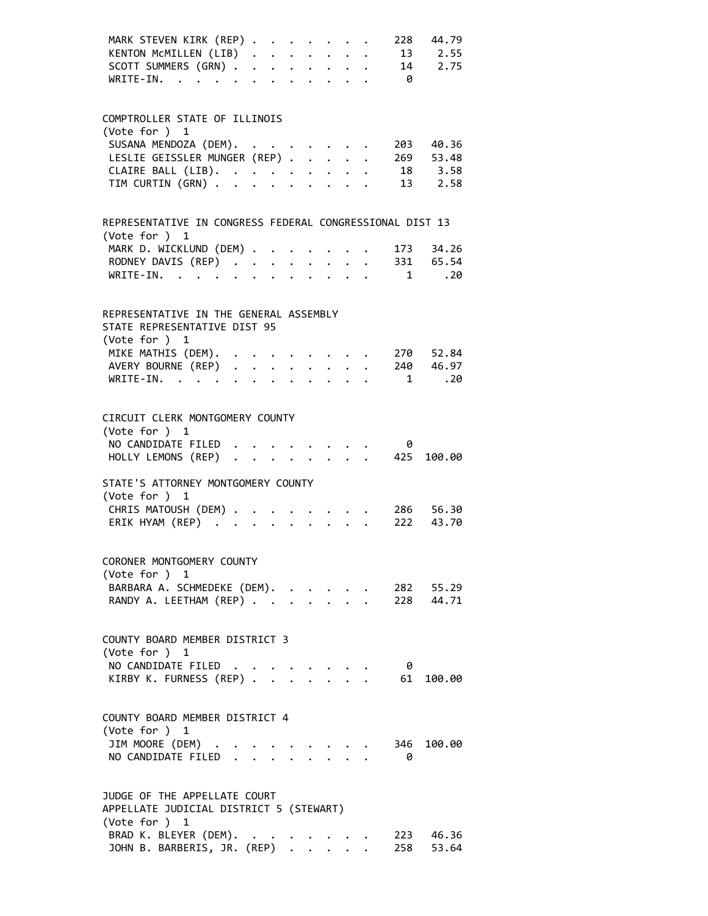| | | |
|---|---|---|
| MARK STEVEN KIRK (REP) | 228 | 44.79 |
| KENTON McMILLEN (LIB) | 13 | 2.55 |
| SCOTT SUMMERS (GRN) | 14 | 2.75 |
| WRITE-IN. | 0 | |

## COMPTROLLER STATE OF ILLINOIS

(Vote for ) 1

| Candidate | Votes | Percent |
|---|---|---|
| SUSANA MENDOZA (DEM) | 203 | 40.36 |
| LESLIE GEISSLER MUNGER (REP) | 269 | 53.48 |
| CLAIRE BALL (LIB) | 18 | 3.58 |
| TIM CURTIN (GRN) | 13 | 2.58 |

## REPRESENTATIVE IN CONGRESS FEDERAL CONGRESSIONAL DIST 13

(Vote for ) 1

| Candidate | Votes | Percent |
|---|---|---|
| MARK D. WICKLUND (DEM) | 173 | 34.26 |
| RODNEY DAVIS (REP) | 331 | 65.54 |
| WRITE-IN. | 1 | .20 |

## REPRESENTATIVE IN THE GENERAL ASSEMBLY STATE REPRESENTATIVE DIST 95

(Vote for ) 1

| Candidate | Votes | Percent |
|---|---|---|
| MIKE MATHIS (DEM) | 270 | 52.84 |
| AVERY BOURNE (REP) | 240 | 46.97 |
| WRITE-IN. | 1 | .20 |

## CIRCUIT CLERK MONTGOMERY COUNTY

(Vote for ) 1

| Candidate | Votes | Percent |
|---|---|---|
| NO CANDIDATE FILED | 0 | |
| HOLLY LEMONS (REP) | 425 | 100.00 |

## STATE'S ATTORNEY MONTGOMERY COUNTY

(Vote for ) 1

| Candidate | Votes | Percent |
|---|---|---|
| CHRIS MATOUSH (DEM) | 286 | 56.30 |
| ERIK HYAM (REP) | 222 | 43.70 |

## CORONER MONTGOMERY COUNTY

(Vote for ) 1

| Candidate | Votes | Percent |
|---|---|---|
| BARBARA A. SCHMEDEKE (DEM) | 282 | 55.29 |
| RANDY A. LEETHAM (REP) | 228 | 44.71 |

## COUNTY BOARD MEMBER DISTRICT 3

(Vote for ) 1

| Candidate | Votes | Percent |
|---|---|---|
| NO CANDIDATE FILED | 0 | |
| KIRBY K. FURNESS (REP) | 61 | 100.00 |

## COUNTY BOARD MEMBER DISTRICT 4

(Vote for ) 1

| Candidate | Votes | Percent |
|---|---|---|
| JIM MOORE (DEM) | 346 | 100.00 |
| NO CANDIDATE FILED | 0 | |

## JUDGE OF THE APPELLATE COURT APPELLATE JUDICIAL DISTRICT 5 (STEWART)

(Vote for ) 1

| Candidate | Votes | Percent |
|---|---|---|
| BRAD K. BLEYER (DEM) | 223 | 46.36 |
| JOHN B. BARBERIS, JR. (REP) | 258 | 53.64 |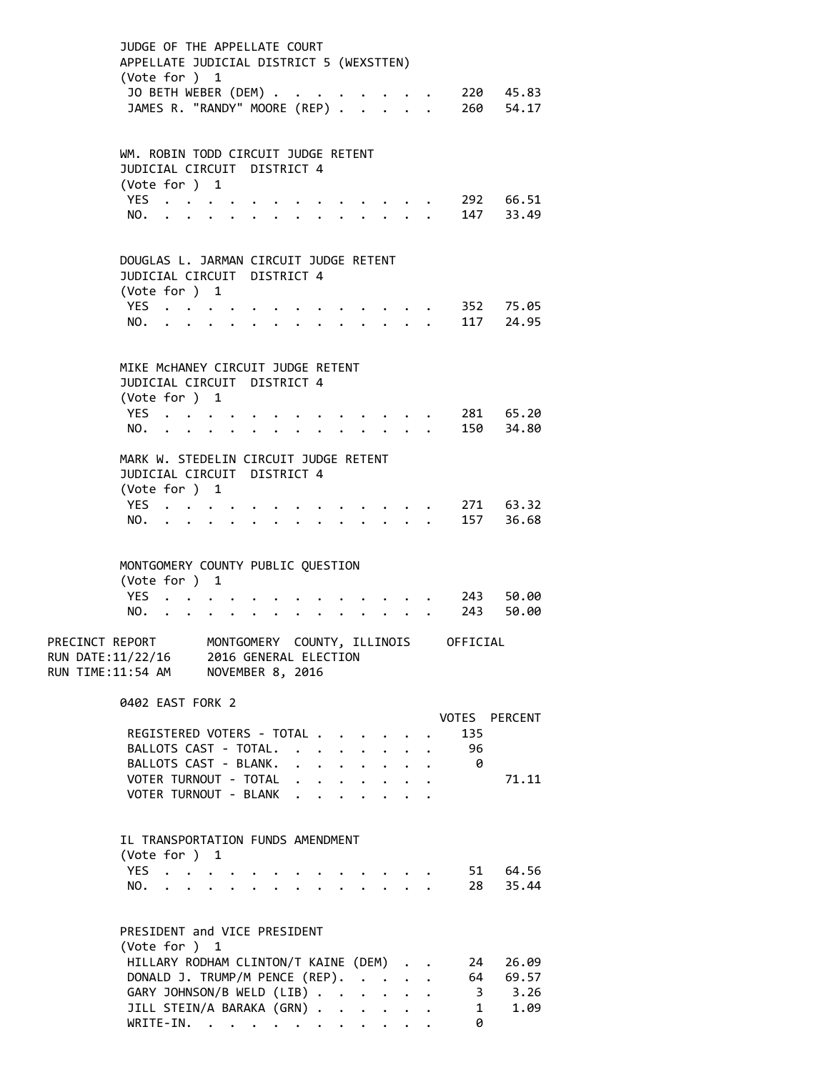JUDGE OF THE APPELLATE COURT
APPELLATE JUDICIAL DISTRICT 5 (WEXSTTEN)
(Vote for ) 1

| | | |
|---|---|---|
| JO BETH WEBER (DEM) | 220 | 45.83 |
| JAMES R. "RANDY" MOORE (REP) | 260 | 54.17 |

WM. ROBIN TODD CIRCUIT JUDGE RETENT
JUDICIAL CIRCUIT DISTRICT 4
(Vote for ) 1

| | | |
|---|---|---|
| YES | 292 | 66.51 |
| NO. | 147 | 33.49 |

DOUGLAS L. JARMAN CIRCUIT JUDGE RETENT
JUDICIAL CIRCUIT DISTRICT 4
(Vote for ) 1

| | | |
|---|---|---|
| YES | 352 | 75.05 |
| NO. | 117 | 24.95 |

MIKE McHANEY CIRCUIT JUDGE RETENT
JUDICIAL CIRCUIT DISTRICT 4
(Vote for ) 1

| | | |
|---|---|---|
| YES | 281 | 65.20 |
| NO. | 150 | 34.80 |

MARK W. STEDELIN CIRCUIT JUDGE RETENT
JUDICIAL CIRCUIT DISTRICT 4
(Vote for ) 1

| | | |
|---|---|---|
| YES | 271 | 63.32 |
| NO. | 157 | 36.68 |

MONTGOMERY COUNTY PUBLIC QUESTION
(Vote for ) 1

| | | |
|---|---|---|
| YES | 243 | 50.00 |
| NO. | 243 | 50.00 |

PRECINCT REPORT MONTGOMERY COUNTY, ILLINOIS OFFICIAL
RUN DATE:11/22/16 2016 GENERAL ELECTION
RUN TIME:11:54 AM NOVEMBER 8, 2016

0402 EAST FORK 2

| | VOTES | PERCENT |
|---|---|---|
| REGISTERED VOTERS - TOTAL | 135 | |
| BALLOTS CAST - TOTAL. | 96 | |
| BALLOTS CAST - BLANK. | 0 | |
| VOTER TURNOUT - TOTAL | | 71.11 |
| VOTER TURNOUT - BLANK | | |

IL TRANSPORTATION FUNDS AMENDMENT
(Vote for ) 1

| | | |
|---|---|---|
| YES | 51 | 64.56 |
| NO. | 28 | 35.44 |

PRESIDENT and VICE PRESIDENT
(Vote for ) 1

| | | |
|---|---|---|
| HILLARY RODHAM CLINTON/T KAINE (DEM) | 24 | 26.09 |
| DONALD J. TRUMP/M PENCE (REP). | 64 | 69.57 |
| GARY JOHNSON/B WELD (LIB) | 3 | 3.26 |
| JILL STEIN/A BARAKA (GRN) | 1 | 1.09 |
| WRITE-IN. | 0 | |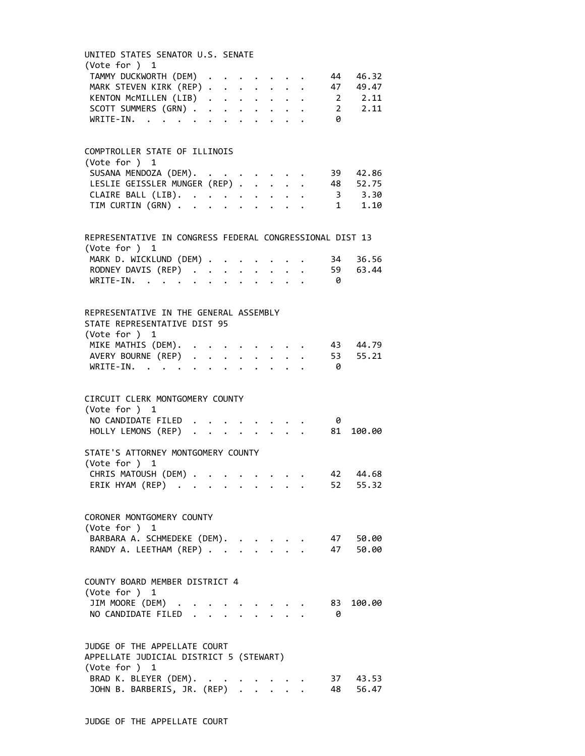UNITED STATES SENATOR U.S. SENATE
(Vote for ) 1

| Candidate | Votes | Percent |
|---|---|---|
| TAMMY DUCKWORTH (DEM) | 44 | 46.32 |
| MARK STEVEN KIRK (REP) | 47 | 49.47 |
| KENTON McMILLEN (LIB) | 2 | 2.11 |
| SCOTT SUMMERS (GRN) | 2 | 2.11 |
| WRITE-IN. | 0 | |

COMPTROLLER STATE OF ILLINOIS
(Vote for ) 1

| Candidate | Votes | Percent |
|---|---|---|
| SUSANA MENDOZA (DEM). | 39 | 42.86 |
| LESLIE GEISSLER MUNGER (REP) | 48 | 52.75 |
| CLAIRE BALL (LIB). | 3 | 3.30 |
| TIM CURTIN (GRN) | 1 | 1.10 |

REPRESENTATIVE IN CONGRESS FEDERAL CONGRESSIONAL DIST 13
(Vote for ) 1

| Candidate | Votes | Percent |
|---|---|---|
| MARK D. WICKLUND (DEM) | 34 | 36.56 |
| RODNEY DAVIS (REP) | 59 | 63.44 |
| WRITE-IN. | 0 | |

REPRESENTATIVE IN THE GENERAL ASSEMBLY
STATE REPRESENTATIVE DIST 95
(Vote for ) 1

| Candidate | Votes | Percent |
|---|---|---|
| MIKE MATHIS (DEM). | 43 | 44.79 |
| AVERY BOURNE (REP) | 53 | 55.21 |
| WRITE-IN. | 0 | |

CIRCUIT CLERK MONTGOMERY COUNTY
(Vote for ) 1

| Candidate | Votes | Percent |
|---|---|---|
| NO CANDIDATE FILED | 0 | |
| HOLLY LEMONS (REP) | 81 | 100.00 |

STATE'S ATTORNEY MONTGOMERY COUNTY
(Vote for ) 1

| Candidate | Votes | Percent |
|---|---|---|
| CHRIS MATOUSH (DEM) | 42 | 44.68 |
| ERIK HYAM (REP) | 52 | 55.32 |

CORONER MONTGOMERY COUNTY
(Vote for ) 1

| Candidate | Votes | Percent |
|---|---|---|
| BARBARA A. SCHMEDEKE (DEM). | 47 | 50.00 |
| RANDY A. LEETHAM (REP) | 47 | 50.00 |

COUNTY BOARD MEMBER DISTRICT 4
(Vote for ) 1

| Candidate | Votes | Percent |
|---|---|---|
| JIM MOORE (DEM) | 83 | 100.00 |
| NO CANDIDATE FILED | 0 | |

JUDGE OF THE APPELLATE COURT
APPELLATE JUDICIAL DISTRICT 5 (STEWART)
(Vote for ) 1

| Candidate | Votes | Percent |
|---|---|---|
| BRAD K. BLEYER (DEM). | 37 | 43.53 |
| JOHN B. BARBERIS, JR. (REP) | 48 | 56.47 |

JUDGE OF THE APPELLATE COURT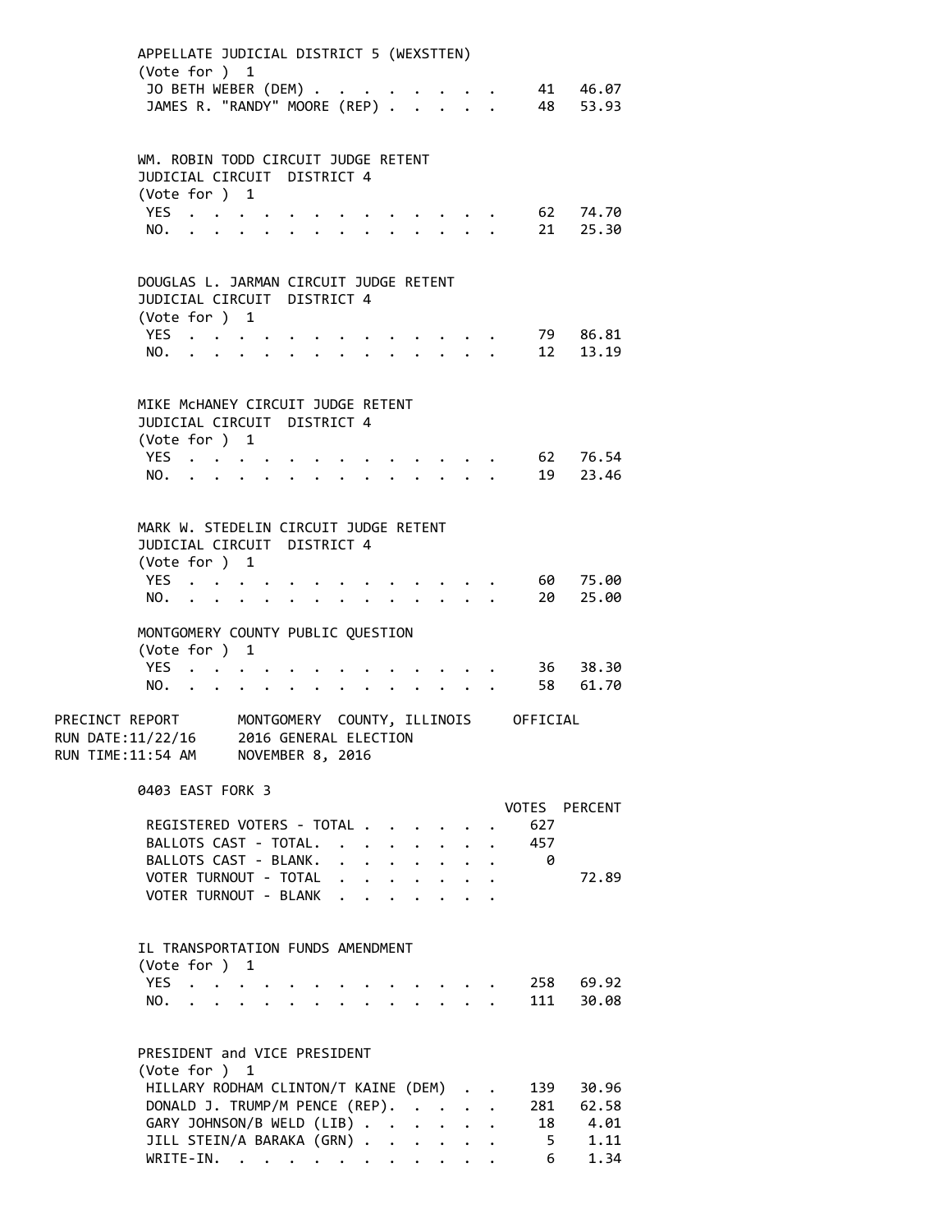APPELLATE JUDICIAL DISTRICT 5 (WEXSTTEN)
(Vote for ) 1

| | VOTES | PERCENT |
|---|---|---|
| JO BETH WEBER (DEM) | 41 | 46.07 |
| JAMES R. "RANDY" MOORE (REP) | 48 | 53.93 |

WM. ROBIN TODD CIRCUIT JUDGE RETENT
JUDICIAL CIRCUIT DISTRICT 4
(Vote for ) 1

| | VOTES | PERCENT |
|---|---|---|
| YES | 62 | 74.70 |
| NO. | 21 | 25.30 |

DOUGLAS L. JARMAN CIRCUIT JUDGE RETENT
JUDICIAL CIRCUIT DISTRICT 4
(Vote for ) 1

| | VOTES | PERCENT |
|---|---|---|
| YES | 79 | 86.81 |
| NO. | 12 | 13.19 |

MIKE McHANEY CIRCUIT JUDGE RETENT
JUDICIAL CIRCUIT DISTRICT 4
(Vote for ) 1

| | VOTES | PERCENT |
|---|---|---|
| YES | 62 | 76.54 |
| NO. | 19 | 23.46 |

MARK W. STEDELIN CIRCUIT JUDGE RETENT
JUDICIAL CIRCUIT DISTRICT 4
(Vote for ) 1

| | VOTES | PERCENT |
|---|---|---|
| YES | 60 | 75.00 |
| NO. | 20 | 25.00 |

MONTGOMERY COUNTY PUBLIC QUESTION
(Vote for ) 1

| | VOTES | PERCENT |
|---|---|---|
| YES | 36 | 38.30 |
| NO. | 58 | 61.70 |

PRECINCT REPORT      MONTGOMERY COUNTY, ILLINOIS     OFFICIAL
RUN DATE:11/22/16     2016 GENERAL ELECTION
RUN TIME:11:54 AM     NOVEMBER 8, 2016

## 0403 EAST FORK 3

| | VOTES | PERCENT |
|---|---|---|
| REGISTERED VOTERS - TOTAL | 627 | |
| BALLOTS CAST - TOTAL. | 457 | |
| BALLOTS CAST - BLANK. | 0 | |
| VOTER TURNOUT - TOTAL | | 72.89 |
| VOTER TURNOUT - BLANK | | |

IL TRANSPORTATION FUNDS AMENDMENT
(Vote for ) 1

| | VOTES | PERCENT |
|---|---|---|
| YES | 258 | 69.92 |
| NO. | 111 | 30.08 |

PRESIDENT and VICE PRESIDENT
(Vote for ) 1

| | VOTES | PERCENT |
|---|---|---|
| HILLARY RODHAM CLINTON/T KAINE (DEM) | 139 | 30.96 |
| DONALD J. TRUMP/M PENCE (REP). | 281 | 62.58 |
| GARY JOHNSON/B WELD (LIB) | 18 | 4.01 |
| JILL STEIN/A BARAKA (GRN) | 5 | 1.11 |
| WRITE-IN. | 6 | 1.34 |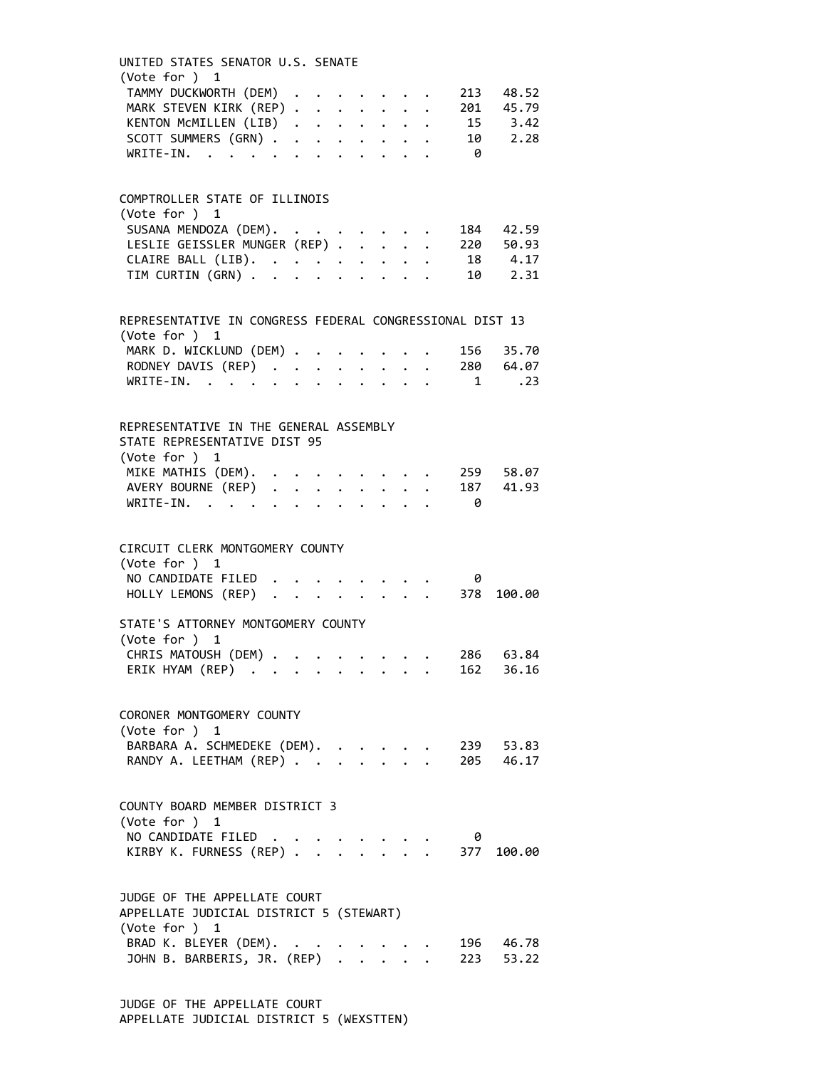UNITED STATES SENATOR U.S. SENATE
(Vote for ) 1

| Candidate | Votes | Percent |
|---|---|---|
| TAMMY DUCKWORTH (DEM) | 213 | 48.52 |
| MARK STEVEN KIRK (REP) | 201 | 45.79 |
| KENTON McMILLEN (LIB) | 15 | 3.42 |
| SCOTT SUMMERS (GRN) | 10 | 2.28 |
| WRITE-IN. | 0 | |

COMPTROLLER STATE OF ILLINOIS
(Vote for ) 1

| Candidate | Votes | Percent |
|---|---|---|
| SUSANA MENDOZA (DEM). | 184 | 42.59 |
| LESLIE GEISSLER MUNGER (REP) | 220 | 50.93 |
| CLAIRE BALL (LIB). | 18 | 4.17 |
| TIM CURTIN (GRN) | 10 | 2.31 |

REPRESENTATIVE IN CONGRESS FEDERAL CONGRESSIONAL DIST 13
(Vote for ) 1

| Candidate | Votes | Percent |
|---|---|---|
| MARK D. WICKLUND (DEM) | 156 | 35.70 |
| RODNEY DAVIS (REP) | 280 | 64.07 |
| WRITE-IN. | 1 | .23 |

REPRESENTATIVE IN THE GENERAL ASSEMBLY
STATE REPRESENTATIVE DIST 95
(Vote for ) 1

| Candidate | Votes | Percent |
|---|---|---|
| MIKE MATHIS (DEM). | 259 | 58.07 |
| AVERY BOURNE (REP) | 187 | 41.93 |
| WRITE-IN. | 0 | |

CIRCUIT CLERK MONTGOMERY COUNTY
(Vote for ) 1

| Candidate | Votes | Percent |
|---|---|---|
| NO CANDIDATE FILED | 0 | |
| HOLLY LEMONS (REP) | 378 | 100.00 |

STATE'S ATTORNEY MONTGOMERY COUNTY
(Vote for ) 1

| Candidate | Votes | Percent |
|---|---|---|
| CHRIS MATOUSH (DEM) | 286 | 63.84 |
| ERIK HYAM (REP) | 162 | 36.16 |

CORONER MONTGOMERY COUNTY
(Vote for ) 1

| Candidate | Votes | Percent |
|---|---|---|
| BARBARA A. SCHMEDEKE (DEM). | 239 | 53.83 |
| RANDY A. LEETHAM (REP) | 205 | 46.17 |

COUNTY BOARD MEMBER DISTRICT 3
(Vote for ) 1

| Candidate | Votes | Percent |
|---|---|---|
| NO CANDIDATE FILED | 0 | |
| KIRBY K. FURNESS (REP) | 377 | 100.00 |

JUDGE OF THE APPELLATE COURT
APPELLATE JUDICIAL DISTRICT 5 (STEWART)
(Vote for ) 1

| Candidate | Votes | Percent |
|---|---|---|
| BRAD K. BLEYER (DEM). | 196 | 46.78 |
| JOHN B. BARBERIS, JR. (REP) | 223 | 53.22 |

JUDGE OF THE APPELLATE COURT
APPELLATE JUDICIAL DISTRICT 5 (WEXSTTEN)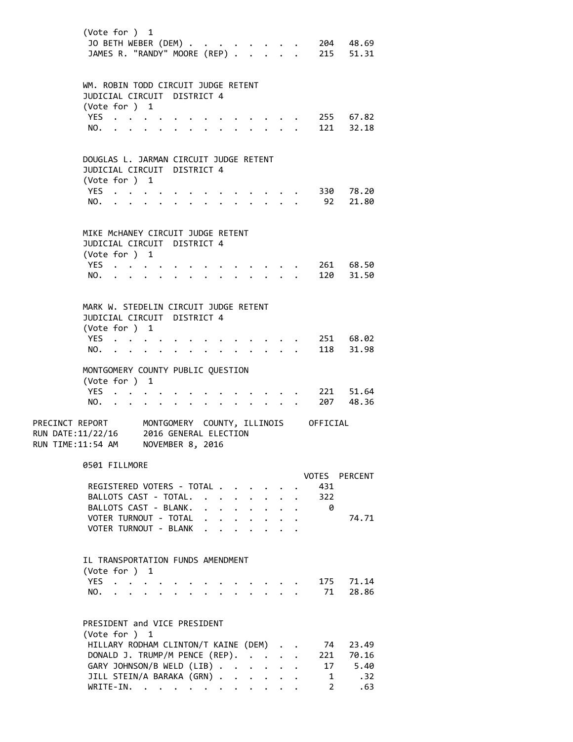(Vote for ) 1

| | VOTES | PERCENT |
|---|---|---|
| JO BETH WEBER (DEM) | 204 | 48.69 |
| JAMES R. "RANDY" MOORE (REP) | 215 | 51.31 |

WM. ROBIN TODD CIRCUIT JUDGE RETENT
JUDICIAL CIRCUIT DISTRICT 4
(Vote for ) 1

| | VOTES | PERCENT |
|---|---|---|
| YES | 255 | 67.82 |
| NO. | 121 | 32.18 |

DOUGLAS L. JARMAN CIRCUIT JUDGE RETENT
JUDICIAL CIRCUIT DISTRICT 4
(Vote for ) 1

| | VOTES | PERCENT |
|---|---|---|
| YES | 330 | 78.20 |
| NO. | 92 | 21.80 |

MIKE McHANEY CIRCUIT JUDGE RETENT
JUDICIAL CIRCUIT DISTRICT 4
(Vote for ) 1

| | VOTES | PERCENT |
|---|---|---|
| YES | 261 | 68.50 |
| NO. | 120 | 31.50 |

MARK W. STEDELIN CIRCUIT JUDGE RETENT
JUDICIAL CIRCUIT DISTRICT 4
(Vote for ) 1

| | VOTES | PERCENT |
|---|---|---|
| YES | 251 | 68.02 |
| NO. | 118 | 31.98 |

MONTGOMERY COUNTY PUBLIC QUESTION
(Vote for ) 1

| | VOTES | PERCENT |
|---|---|---|
| YES | 221 | 51.64 |
| NO. | 207 | 48.36 |

PRECINCT REPORT MONTGOMERY COUNTY, ILLINOIS OFFICIAL
RUN DATE:11/22/16 2016 GENERAL ELECTION
RUN TIME:11:54 AM NOVEMBER 8, 2016

## 0501 FILLMORE

| | VOTES | PERCENT |
|---|---|---|
| REGISTERED VOTERS - TOTAL | 431 | |
| BALLOTS CAST - TOTAL. | 322 | |
| BALLOTS CAST - BLANK. | 0 | |
| VOTER TURNOUT - TOTAL | | 74.71 |
| VOTER TURNOUT - BLANK | | |

IL TRANSPORTATION FUNDS AMENDMENT
(Vote for ) 1

| | VOTES | PERCENT |
|---|---|---|
| YES | 175 | 71.14 |
| NO. | 71 | 28.86 |

PRESIDENT and VICE PRESIDENT
(Vote for ) 1

| | VOTES | PERCENT |
|---|---|---|
| HILLARY RODHAM CLINTON/T KAINE (DEM) | 74 | 23.49 |
| DONALD J. TRUMP/M PENCE (REP). | 221 | 70.16 |
| GARY JOHNSON/B WELD (LIB) | 17 | 5.40 |
| JILL STEIN/A BARAKA (GRN) | 1 | .32 |
| WRITE-IN. | 2 | .63 |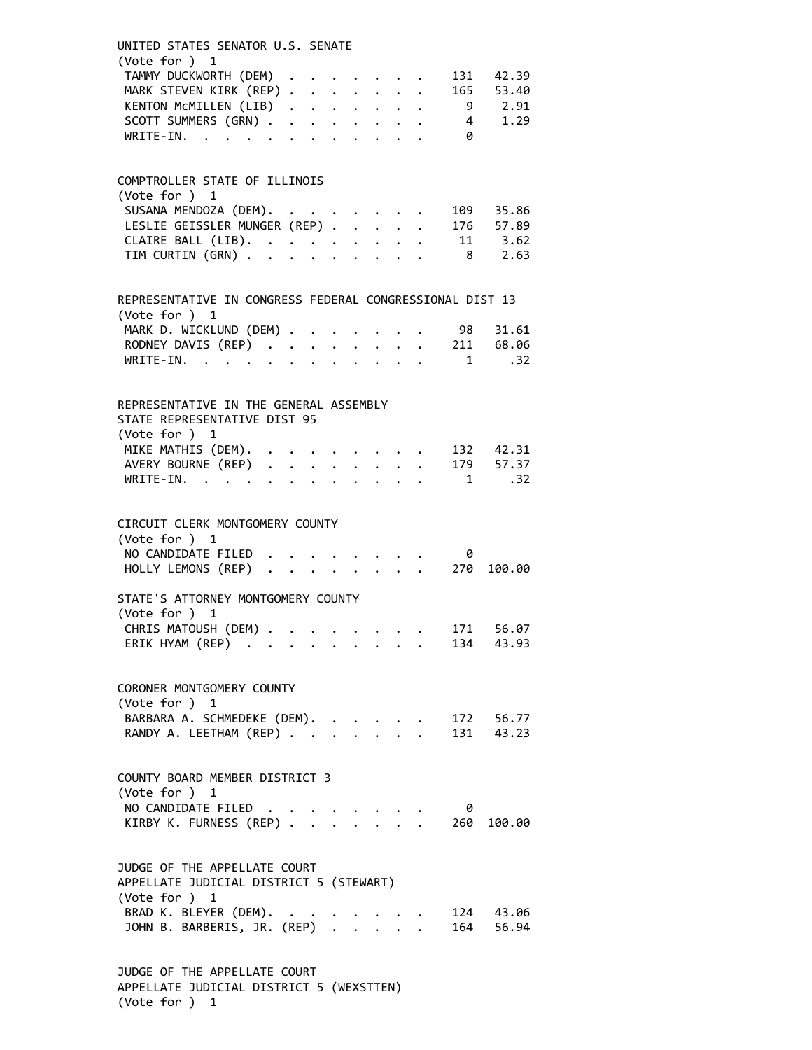UNITED STATES SENATOR U.S. SENATE
(Vote for ) 1

| Candidate | Votes | Percent |
|---|---|---|
| TAMMY DUCKWORTH (DEM) | 131 | 42.39 |
| MARK STEVEN KIRK (REP) | 165 | 53.40 |
| KENTON McMILLEN (LIB) | 9 | 2.91 |
| SCOTT SUMMERS (GRN) | 4 | 1.29 |
| WRITE-IN. | 0 | |

COMPTROLLER STATE OF ILLINOIS
(Vote for ) 1

| Candidate | Votes | Percent |
|---|---|---|
| SUSANA MENDOZA (DEM). | 109 | 35.86 |
| LESLIE GEISSLER MUNGER (REP) | 176 | 57.89 |
| CLAIRE BALL (LIB). | 11 | 3.62 |
| TIM CURTIN (GRN) | 8 | 2.63 |

REPRESENTATIVE IN CONGRESS FEDERAL CONGRESSIONAL DIST 13
(Vote for ) 1

| Candidate | Votes | Percent |
|---|---|---|
| MARK D. WICKLUND (DEM) | 98 | 31.61 |
| RODNEY DAVIS (REP) | 211 | 68.06 |
| WRITE-IN. | 1 | .32 |

REPRESENTATIVE IN THE GENERAL ASSEMBLY
STATE REPRESENTATIVE DIST 95
(Vote for ) 1

| Candidate | Votes | Percent |
|---|---|---|
| MIKE MATHIS (DEM). | 132 | 42.31 |
| AVERY BOURNE (REP) | 179 | 57.37 |
| WRITE-IN. | 1 | .32 |

CIRCUIT CLERK MONTGOMERY COUNTY
(Vote for ) 1

| Candidate | Votes | Percent |
|---|---|---|
| NO CANDIDATE FILED | 0 | |
| HOLLY LEMONS (REP) | 270 | 100.00 |

STATE'S ATTORNEY MONTGOMERY COUNTY
(Vote for ) 1

| Candidate | Votes | Percent |
|---|---|---|
| CHRIS MATOUSH (DEM) | 171 | 56.07 |
| ERIK HYAM (REP) | 134 | 43.93 |

CORONER MONTGOMERY COUNTY
(Vote for ) 1

| Candidate | Votes | Percent |
|---|---|---|
| BARBARA A. SCHMEDEKE (DEM). | 172 | 56.77 |
| RANDY A. LEETHAM (REP) | 131 | 43.23 |

COUNTY BOARD MEMBER DISTRICT 3
(Vote for ) 1

| Candidate | Votes | Percent |
|---|---|---|
| NO CANDIDATE FILED | 0 | |
| KIRBY K. FURNESS (REP) | 260 | 100.00 |

JUDGE OF THE APPELLATE COURT
APPELLATE JUDICIAL DISTRICT 5 (STEWART)
(Vote for ) 1

| Candidate | Votes | Percent |
|---|---|---|
| BRAD K. BLEYER (DEM). | 124 | 43.06 |
| JOHN B. BARBERIS, JR. (REP) | 164 | 56.94 |

JUDGE OF THE APPELLATE COURT
APPELLATE JUDICIAL DISTRICT 5 (WEXSTTEN)
(Vote for ) 1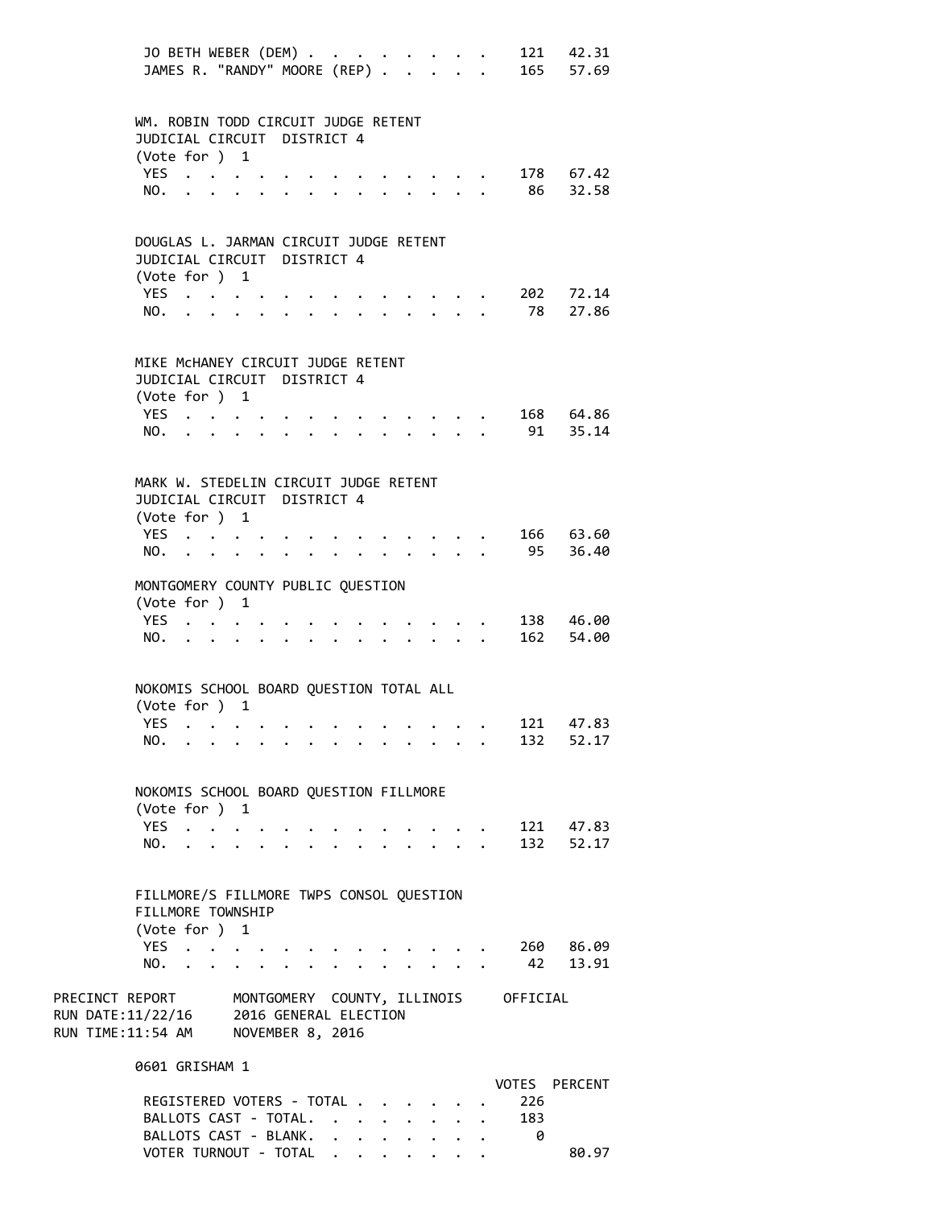| | VOTES | PERCENT |
|---|---|---|
| JO BETH WEBER (DEM) | 121 | 42.31 |
| JAMES R. "RANDY" MOORE (REP) | 165 | 57.69 |

WM. ROBIN TODD CIRCUIT JUDGE RETENT
JUDICIAL CIRCUIT DISTRICT 4
(Vote for ) 1

| | VOTES | PERCENT |
|---|---|---|
| YES | 178 | 67.42 |
| NO. | 86 | 32.58 |

DOUGLAS L. JARMAN CIRCUIT JUDGE RETENT
JUDICIAL CIRCUIT DISTRICT 4
(Vote for ) 1

| | VOTES | PERCENT |
|---|---|---|
| YES | 202 | 72.14 |
| NO. | 78 | 27.86 |

MIKE McHANEY CIRCUIT JUDGE RETENT
JUDICIAL CIRCUIT DISTRICT 4
(Vote for ) 1

| | VOTES | PERCENT |
|---|---|---|
| YES | 168 | 64.86 |
| NO. | 91 | 35.14 |

MARK W. STEDELIN CIRCUIT JUDGE RETENT
JUDICIAL CIRCUIT DISTRICT 4
(Vote for ) 1

| | VOTES | PERCENT |
|---|---|---|
| YES | 166 | 63.60 |
| NO. | 95 | 36.40 |

MONTGOMERY COUNTY PUBLIC QUESTION
(Vote for ) 1

| | VOTES | PERCENT |
|---|---|---|
| YES | 138 | 46.00 |
| NO. | 162 | 54.00 |

NOKOMIS SCHOOL BOARD QUESTION TOTAL ALL
(Vote for ) 1

| | VOTES | PERCENT |
|---|---|---|
| YES | 121 | 47.83 |
| NO. | 132 | 52.17 |

NOKOMIS SCHOOL BOARD QUESTION FILLMORE
(Vote for ) 1

| | VOTES | PERCENT |
|---|---|---|
| YES | 121 | 47.83 |
| NO. | 132 | 52.17 |

FILLMORE/S FILLMORE TWPS CONSOL QUESTION
FILLMORE TOWNSHIP
(Vote for ) 1

| | VOTES | PERCENT |
|---|---|---|
| YES | 260 | 86.09 |
| NO. | 42 | 13.91 |

PRECINCT REPORT MONTGOMERY COUNTY, ILLINOIS OFFICIAL
RUN DATE:11/22/16 2016 GENERAL ELECTION
RUN TIME:11:54 AM NOVEMBER 8, 2016

## 0601 GRISHAM 1

| | VOTES | PERCENT |
|---|---|---|
| REGISTERED VOTERS - TOTAL | 226 | |
| BALLOTS CAST - TOTAL. | 183 | |
| BALLOTS CAST - BLANK. | 0 | |
| VOTER TURNOUT - TOTAL | | 80.97 |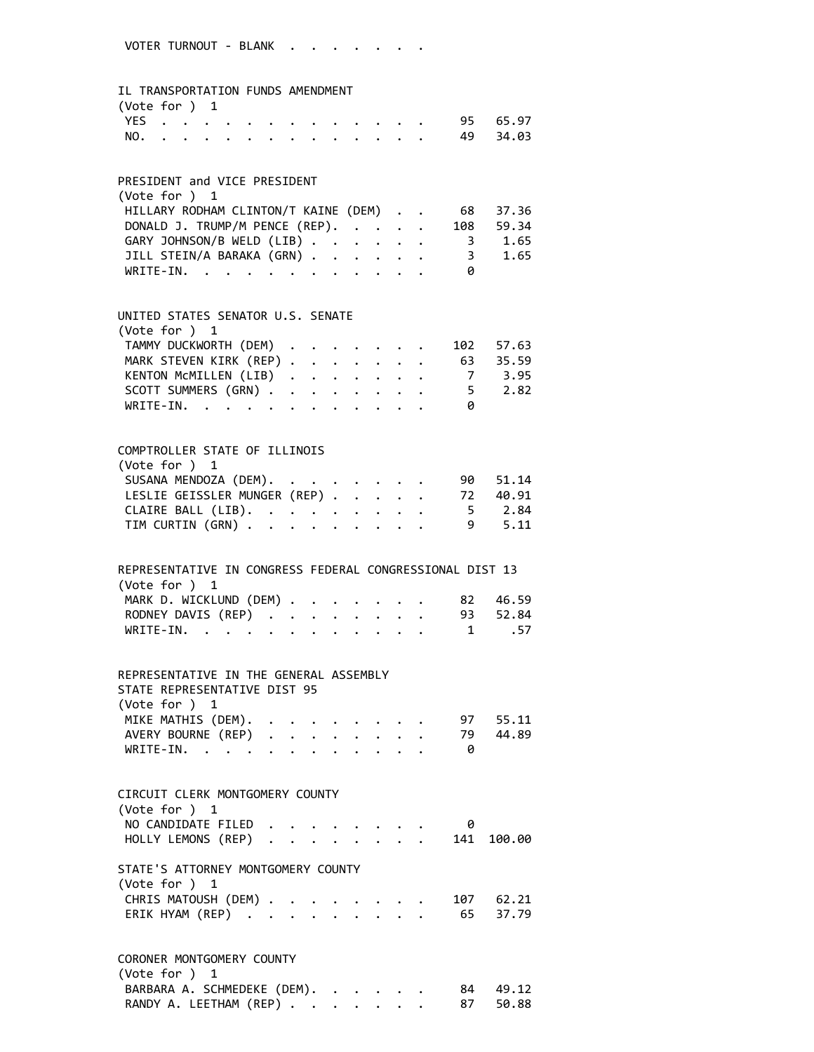VOTER TURNOUT - BLANK . . . . . . . .

IL TRANSPORTATION FUNDS AMENDMENT
(Vote for ) 1

| | Votes | Percent |
|---|---|---|
| YES | 95 | 65.97 |
| NO. | 49 | 34.03 |

PRESIDENT and VICE PRESIDENT
(Vote for ) 1

| | Votes | Percent |
|---|---|---|
| HILLARY RODHAM CLINTON/T KAINE (DEM) | 68 | 37.36 |
| DONALD J. TRUMP/M PENCE (REP). | 108 | 59.34 |
| GARY JOHNSON/B WELD (LIB) | 3 | 1.65 |
| JILL STEIN/A BARAKA (GRN) | 3 | 1.65 |
| WRITE-IN. | 0 | |

UNITED STATES SENATOR U.S. SENATE
(Vote for ) 1

| | Votes | Percent |
|---|---|---|
| TAMMY DUCKWORTH (DEM) | 102 | 57.63 |
| MARK STEVEN KIRK (REP) | 63 | 35.59 |
| KENTON McMILLEN (LIB) | 7 | 3.95 |
| SCOTT SUMMERS (GRN) | 5 | 2.82 |
| WRITE-IN. | 0 | |

COMPTROLLER STATE OF ILLINOIS
(Vote for ) 1

| | Votes | Percent |
|---|---|---|
| SUSANA MENDOZA (DEM). | 90 | 51.14 |
| LESLIE GEISSLER MUNGER (REP) | 72 | 40.91 |
| CLAIRE BALL (LIB). | 5 | 2.84 |
| TIM CURTIN (GRN) | 9 | 5.11 |

REPRESENTATIVE IN CONGRESS FEDERAL CONGRESSIONAL DIST 13
(Vote for ) 1

| | Votes | Percent |
|---|---|---|
| MARK D. WICKLUND (DEM) | 82 | 46.59 |
| RODNEY DAVIS (REP) | 93 | 52.84 |
| WRITE-IN. | 1 | .57 |

REPRESENTATIVE IN THE GENERAL ASSEMBLY
STATE REPRESENTATIVE DIST 95
(Vote for ) 1

| | Votes | Percent |
|---|---|---|
| MIKE MATHIS (DEM). | 97 | 55.11 |
| AVERY BOURNE (REP) | 79 | 44.89 |
| WRITE-IN. | 0 | |

CIRCUIT CLERK MONTGOMERY COUNTY
(Vote for ) 1

| | Votes | Percent |
|---|---|---|
| NO CANDIDATE FILED | 0 | |
| HOLLY LEMONS (REP) | 141 | 100.00 |

STATE'S ATTORNEY MONTGOMERY COUNTY
(Vote for ) 1

| | Votes | Percent |
|---|---|---|
| CHRIS MATOUSH (DEM) | 107 | 62.21 |
| ERIK HYAM (REP) | 65 | 37.79 |

CORONER MONTGOMERY COUNTY
(Vote for ) 1

| | Votes | Percent |
|---|---|---|
| BARBARA A. SCHMEDEKE (DEM). | 84 | 49.12 |
| RANDY A. LEETHAM (REP) | 87 | 50.88 |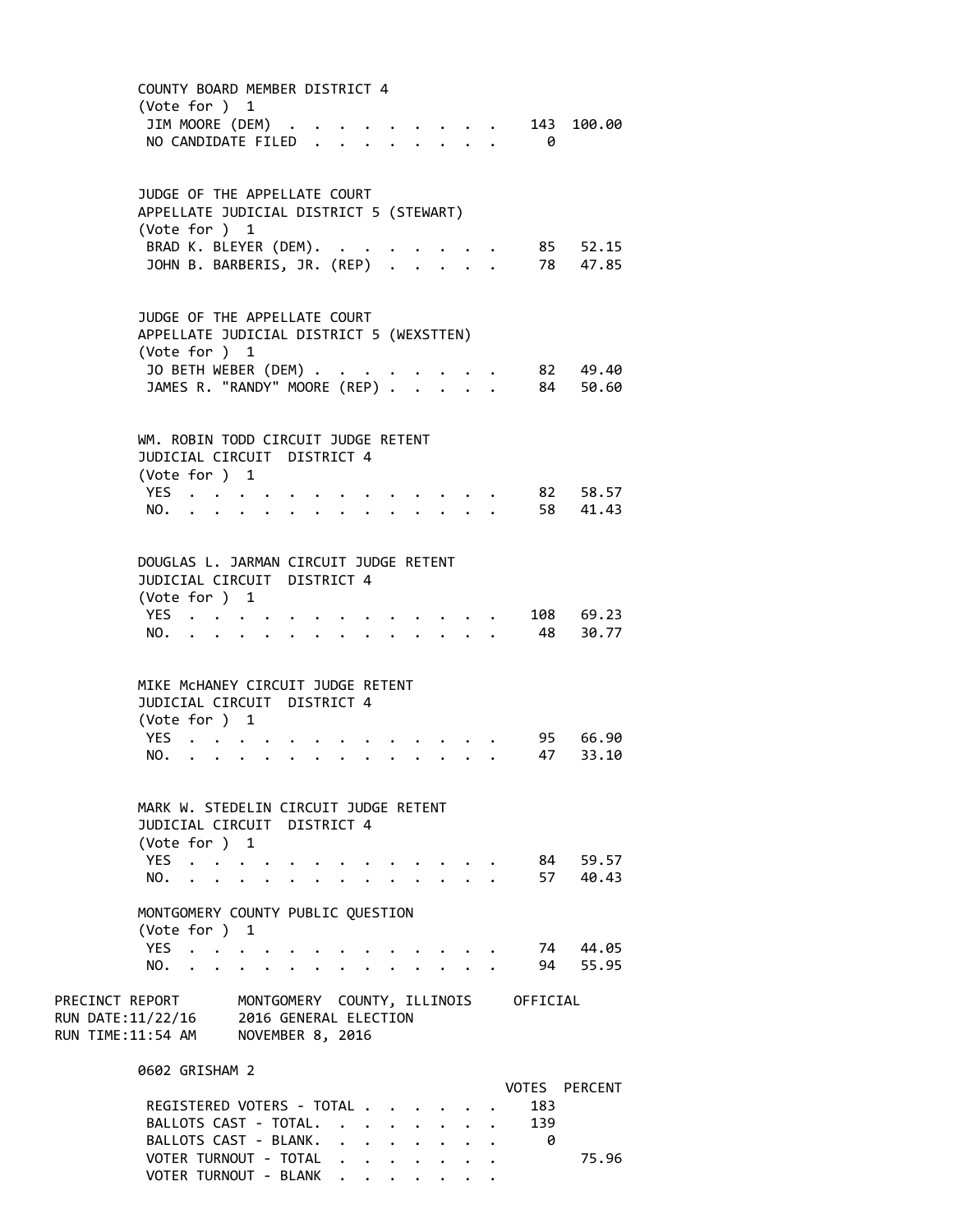COUNTY BOARD MEMBER DISTRICT 4
(Vote for ) 1

| | VOTES | PERCENT |
|---|---|---|
| JIM MOORE (DEM) | 143 | 100.00 |
| NO CANDIDATE FILED | 0 | |

JUDGE OF THE APPELLATE COURT
APPELLATE JUDICIAL DISTRICT 5 (STEWART)
(Vote for ) 1

| | VOTES | PERCENT |
|---|---|---|
| BRAD K. BLEYER (DEM) | 85 | 52.15 |
| JOHN B. BARBERIS, JR. (REP) | 78 | 47.85 |

JUDGE OF THE APPELLATE COURT
APPELLATE JUDICIAL DISTRICT 5 (WEXSTTEN)
(Vote for ) 1

| | VOTES | PERCENT |
|---|---|---|
| JO BETH WEBER (DEM) | 82 | 49.40 |
| JAMES R. "RANDY" MOORE (REP) | 84 | 50.60 |

WM. ROBIN TODD CIRCUIT JUDGE RETENT
JUDICIAL CIRCUIT DISTRICT 4
(Vote for ) 1

| | VOTES | PERCENT |
|---|---|---|
| YES | 82 | 58.57 |
| NO | 58 | 41.43 |

DOUGLAS L. JARMAN CIRCUIT JUDGE RETENT
JUDICIAL CIRCUIT DISTRICT 4
(Vote for ) 1

| | VOTES | PERCENT |
|---|---|---|
| YES | 108 | 69.23 |
| NO | 48 | 30.77 |

MIKE McHANEY CIRCUIT JUDGE RETENT
JUDICIAL CIRCUIT DISTRICT 4
(Vote for ) 1

| | VOTES | PERCENT |
|---|---|---|
| YES | 95 | 66.90 |
| NO | 47 | 33.10 |

MARK W. STEDELIN CIRCUIT JUDGE RETENT
JUDICIAL CIRCUIT DISTRICT 4
(Vote for ) 1

| | VOTES | PERCENT |
|---|---|---|
| YES | 84 | 59.57 |
| NO | 57 | 40.43 |

MONTGOMERY COUNTY PUBLIC QUESTION
(Vote for ) 1

| | VOTES | PERCENT |
|---|---|---|
| YES | 74 | 44.05 |
| NO | 94 | 55.95 |

PRECINCT REPORT — MONTGOMERY COUNTY, ILLINOIS — OFFICIAL
RUN DATE:11/22/16 — 2016 GENERAL ELECTION
RUN TIME:11:54 AM — NOVEMBER 8, 2016

0602 GRISHAM 2

| | VOTES | PERCENT |
|---|---|---|
| REGISTERED VOTERS - TOTAL | 183 | |
| BALLOTS CAST - TOTAL | 139 | |
| BALLOTS CAST - BLANK | 0 | |
| VOTER TURNOUT - TOTAL | | 75.96 |
| VOTER TURNOUT - BLANK | | |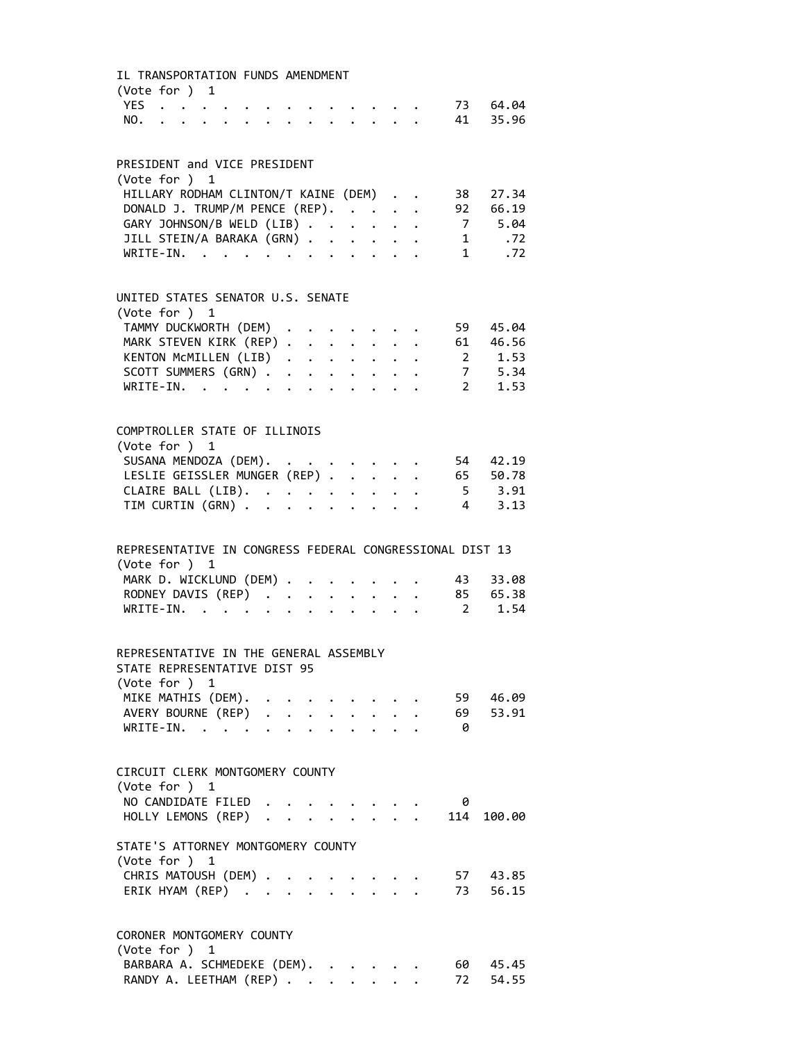### IL TRANSPORTATION FUNDS AMENDMENT

(Vote for ) 1

| Choice | Votes | Percent |
|---|---|---|
| YES | 73 | 64.04 |
| NO. | 41 | 35.96 |

### PRESIDENT and VICE PRESIDENT

(Vote for ) 1

| Candidate | Votes | Percent |
|---|---|---|
| HILLARY RODHAM CLINTON/T KAINE (DEM) | 38 | 27.34 |
| DONALD J. TRUMP/M PENCE (REP). | 92 | 66.19 |
| GARY JOHNSON/B WELD (LIB) | 7 | 5.04 |
| JILL STEIN/A BARAKA (GRN) | 1 | .72 |
| WRITE-IN. | 1 | .72 |

### UNITED STATES SENATOR U.S. SENATE

(Vote for ) 1

| Candidate | Votes | Percent |
|---|---|---|
| TAMMY DUCKWORTH (DEM) | 59 | 45.04 |
| MARK STEVEN KIRK (REP) | 61 | 46.56 |
| KENTON McMILLEN (LIB) | 2 | 1.53 |
| SCOTT SUMMERS (GRN) | 7 | 5.34 |
| WRITE-IN. | 2 | 1.53 |

### COMPTROLLER STATE OF ILLINOIS

(Vote for ) 1

| Candidate | Votes | Percent |
|---|---|---|
| SUSANA MENDOZA (DEM). | 54 | 42.19 |
| LESLIE GEISSLER MUNGER (REP) | 65 | 50.78 |
| CLAIRE BALL (LIB). | 5 | 3.91 |
| TIM CURTIN (GRN) | 4 | 3.13 |

### REPRESENTATIVE IN CONGRESS FEDERAL CONGRESSIONAL DIST 13

(Vote for ) 1

| Candidate | Votes | Percent |
|---|---|---|
| MARK D. WICKLUND (DEM) | 43 | 33.08 |
| RODNEY DAVIS (REP) | 85 | 65.38 |
| WRITE-IN. | 2 | 1.54 |

### REPRESENTATIVE IN THE GENERAL ASSEMBLY STATE REPRESENTATIVE DIST 95

(Vote for ) 1

| Candidate | Votes | Percent |
|---|---|---|
| MIKE MATHIS (DEM). | 59 | 46.09 |
| AVERY BOURNE (REP) | 69 | 53.91 |
| WRITE-IN. | 0 | |

### CIRCUIT CLERK MONTGOMERY COUNTY

(Vote for ) 1

| Candidate | Votes | Percent |
|---|---|---|
| NO CANDIDATE FILED | 0 | |
| HOLLY LEMONS (REP) | 114 | 100.00 |

### STATE'S ATTORNEY MONTGOMERY COUNTY

(Vote for ) 1

| Candidate | Votes | Percent |
|---|---|---|
| CHRIS MATOUSH (DEM) | 57 | 43.85 |
| ERIK HYAM (REP) | 73 | 56.15 |

### CORONER MONTGOMERY COUNTY

(Vote for ) 1

| Candidate | Votes | Percent |
|---|---|---|
| BARBARA A. SCHMEDEKE (DEM). | 60 | 45.45 |
| RANDY A. LEETHAM (REP) | 72 | 54.55 |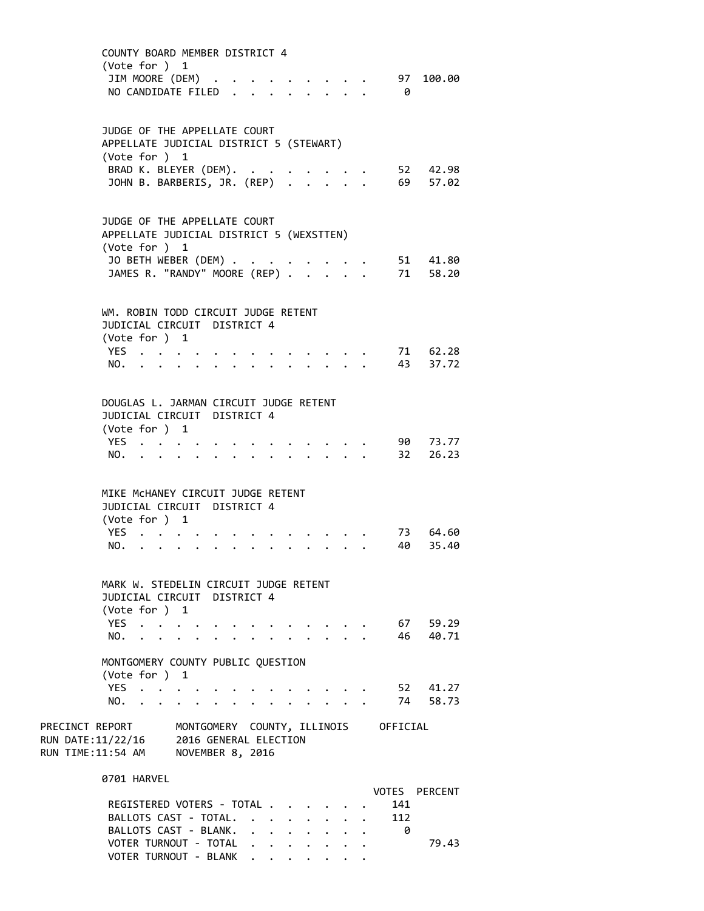COUNTY BOARD MEMBER DISTRICT 4
(Vote for ) 1

| | VOTES | PERCENT |
|---|---|---|
| JIM MOORE (DEM) | 97 | 100.00 |
| NO CANDIDATE FILED | 0 | |

JUDGE OF THE APPELLATE COURT
APPELLATE JUDICIAL DISTRICT 5 (STEWART)
(Vote for ) 1

| | VOTES | PERCENT |
|---|---|---|
| BRAD K. BLEYER (DEM) | 52 | 42.98 |
| JOHN B. BARBERIS, JR. (REP) | 69 | 57.02 |

JUDGE OF THE APPELLATE COURT
APPELLATE JUDICIAL DISTRICT 5 (WEXSTTEN)
(Vote for ) 1

| | VOTES | PERCENT |
|---|---|---|
| JO BETH WEBER (DEM) | 51 | 41.80 |
| JAMES R. "RANDY" MOORE (REP) | 71 | 58.20 |

WM. ROBIN TODD CIRCUIT JUDGE RETENT
JUDICIAL CIRCUIT DISTRICT 4
(Vote for ) 1

| | VOTES | PERCENT |
|---|---|---|
| YES | 71 | 62.28 |
| NO. | 43 | 37.72 |

DOUGLAS L. JARMAN CIRCUIT JUDGE RETENT
JUDICIAL CIRCUIT DISTRICT 4
(Vote for ) 1

| | VOTES | PERCENT |
|---|---|---|
| YES | 90 | 73.77 |
| NO. | 32 | 26.23 |

MIKE McHANEY CIRCUIT JUDGE RETENT
JUDICIAL CIRCUIT DISTRICT 4
(Vote for ) 1

| | VOTES | PERCENT |
|---|---|---|
| YES | 73 | 64.60 |
| NO. | 40 | 35.40 |

MARK W. STEDELIN CIRCUIT JUDGE RETENT
JUDICIAL CIRCUIT DISTRICT 4
(Vote for ) 1

| | VOTES | PERCENT |
|---|---|---|
| YES | 67 | 59.29 |
| NO. | 46 | 40.71 |

MONTGOMERY COUNTY PUBLIC QUESTION
(Vote for ) 1

| | VOTES | PERCENT |
|---|---|---|
| YES | 52 | 41.27 |
| NO. | 74 | 58.73 |

PRECINCT REPORT — MONTGOMERY COUNTY, ILLINOIS — OFFICIAL
RUN DATE:11/22/16 — 2016 GENERAL ELECTION
RUN TIME:11:54 AM — NOVEMBER 8, 2016

0701 HARVEL

| | VOTES | PERCENT |
|---|---|---|
| REGISTERED VOTERS - TOTAL | 141 | |
| BALLOTS CAST - TOTAL. | 112 | |
| BALLOTS CAST - BLANK. | 0 | |
| VOTER TURNOUT - TOTAL | | 79.43 |
| VOTER TURNOUT - BLANK | | |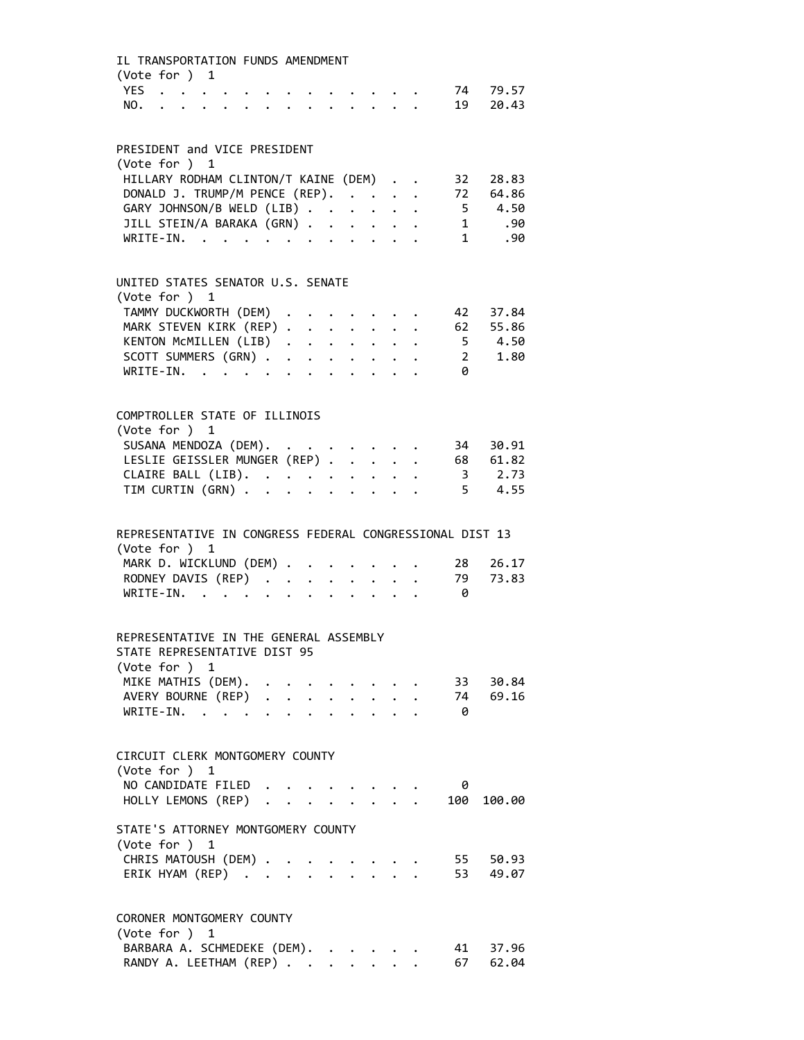IL TRANSPORTATION FUNDS AMENDMENT
(Vote for ) 1

| | Votes | Percent |
|---|---|---|
| YES | 74 | 79.57 |
| NO. | 19 | 20.43 |

PRESIDENT and VICE PRESIDENT
(Vote for ) 1

| | Votes | Percent |
|---|---|---|
| HILLARY RODHAM CLINTON/T KAINE (DEM) | 32 | 28.83 |
| DONALD J. TRUMP/M PENCE (REP). | 72 | 64.86 |
| GARY JOHNSON/B WELD (LIB) | 5 | 4.50 |
| JILL STEIN/A BARAKA (GRN) | 1 | .90 |
| WRITE-IN. | 1 | .90 |

UNITED STATES SENATOR U.S. SENATE
(Vote for ) 1

| | Votes | Percent |
|---|---|---|
| TAMMY DUCKWORTH (DEM) | 42 | 37.84 |
| MARK STEVEN KIRK (REP) | 62 | 55.86 |
| KENTON McMILLEN (LIB) | 5 | 4.50 |
| SCOTT SUMMERS (GRN) | 2 | 1.80 |
| WRITE-IN. | 0 | |

COMPTROLLER STATE OF ILLINOIS
(Vote for ) 1

| | Votes | Percent |
|---|---|---|
| SUSANA MENDOZA (DEM). | 34 | 30.91 |
| LESLIE GEISSLER MUNGER (REP) | 68 | 61.82 |
| CLAIRE BALL (LIB). | 3 | 2.73 |
| TIM CURTIN (GRN) | 5 | 4.55 |

REPRESENTATIVE IN CONGRESS FEDERAL CONGRESSIONAL DIST 13
(Vote for ) 1

| | Votes | Percent |
|---|---|---|
| MARK D. WICKLUND (DEM) | 28 | 26.17 |
| RODNEY DAVIS (REP) | 79 | 73.83 |
| WRITE-IN. | 0 | |

REPRESENTATIVE IN THE GENERAL ASSEMBLY
STATE REPRESENTATIVE DIST 95
(Vote for ) 1

| | Votes | Percent |
|---|---|---|
| MIKE MATHIS (DEM). | 33 | 30.84 |
| AVERY BOURNE (REP) | 74 | 69.16 |
| WRITE-IN. | 0 | |

CIRCUIT CLERK MONTGOMERY COUNTY
(Vote for ) 1

| | Votes | Percent |
|---|---|---|
| NO CANDIDATE FILED | 0 | |
| HOLLY LEMONS (REP) | 100 | 100.00 |

STATE'S ATTORNEY MONTGOMERY COUNTY
(Vote for ) 1

| | Votes | Percent |
|---|---|---|
| CHRIS MATOUSH (DEM) | 55 | 50.93 |
| ERIK HYAM (REP) | 53 | 49.07 |

CORONER MONTGOMERY COUNTY
(Vote for ) 1

| | Votes | Percent |
|---|---|---|
| BARBARA A. SCHMEDEKE (DEM). | 41 | 37.96 |
| RANDY A. LEETHAM (REP) | 67 | 62.04 |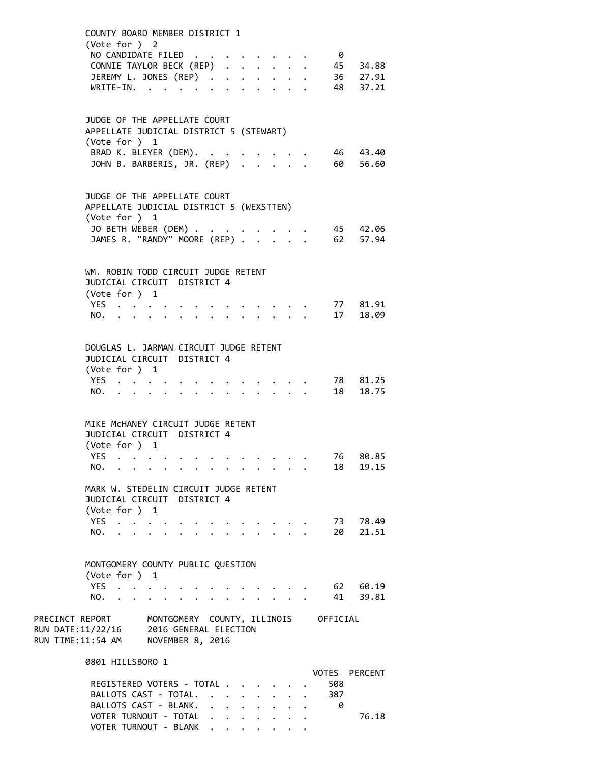COUNTY BOARD MEMBER DISTRICT 1
(Vote for ) 2

| | VOTES | PERCENT |
|---|---|---|
| NO CANDIDATE FILED | 0 | |
| CONNIE TAYLOR BECK (REP) | 45 | 34.88 |
| JEREMY L. JONES (REP) | 36 | 27.91 |
| WRITE-IN. | 48 | 37.21 |

JUDGE OF THE APPELLATE COURT
APPELLATE JUDICIAL DISTRICT 5 (STEWART)
(Vote for ) 1

| | VOTES | PERCENT |
|---|---|---|
| BRAD K. BLEYER (DEM). | 46 | 43.40 |
| JOHN B. BARBERIS, JR. (REP) | 60 | 56.60 |

JUDGE OF THE APPELLATE COURT
APPELLATE JUDICIAL DISTRICT 5 (WEXSTTEN)
(Vote for ) 1

| | VOTES | PERCENT |
|---|---|---|
| JO BETH WEBER (DEM) | 45 | 42.06 |
| JAMES R. "RANDY" MOORE (REP) | 62 | 57.94 |

WM. ROBIN TODD CIRCUIT JUDGE RETENT
JUDICIAL CIRCUIT DISTRICT 4
(Vote for ) 1

| | VOTES | PERCENT |
|---|---|---|
| YES | 77 | 81.91 |
| NO. | 17 | 18.09 |

DOUGLAS L. JARMAN CIRCUIT JUDGE RETENT
JUDICIAL CIRCUIT DISTRICT 4
(Vote for ) 1

| | VOTES | PERCENT |
|---|---|---|
| YES | 78 | 81.25 |
| NO. | 18 | 18.75 |

MIKE McHANEY CIRCUIT JUDGE RETENT
JUDICIAL CIRCUIT DISTRICT 4
(Vote for ) 1

| | VOTES | PERCENT |
|---|---|---|
| YES | 76 | 80.85 |
| NO. | 18 | 19.15 |

MARK W. STEDELIN CIRCUIT JUDGE RETENT
JUDICIAL CIRCUIT DISTRICT 4
(Vote for ) 1

| | VOTES | PERCENT |
|---|---|---|
| YES | 73 | 78.49 |
| NO. | 20 | 21.51 |

MONTGOMERY COUNTY PUBLIC QUESTION
(Vote for ) 1

| | VOTES | PERCENT |
|---|---|---|
| YES | 62 | 60.19 |
| NO. | 41 | 39.81 |

PRECINCT REPORT MONTGOMERY COUNTY, ILLINOIS OFFICIAL
RUN DATE:11/22/16 2016 GENERAL ELECTION
RUN TIME:11:54 AM NOVEMBER 8, 2016

0801 HILLSBORO 1

| | VOTES | PERCENT |
|---|---|---|
| REGISTERED VOTERS - TOTAL | 508 | |
| BALLOTS CAST - TOTAL. | 387 | |
| BALLOTS CAST - BLANK. | 0 | |
| VOTER TURNOUT - TOTAL | | 76.18 |
| VOTER TURNOUT - BLANK | | |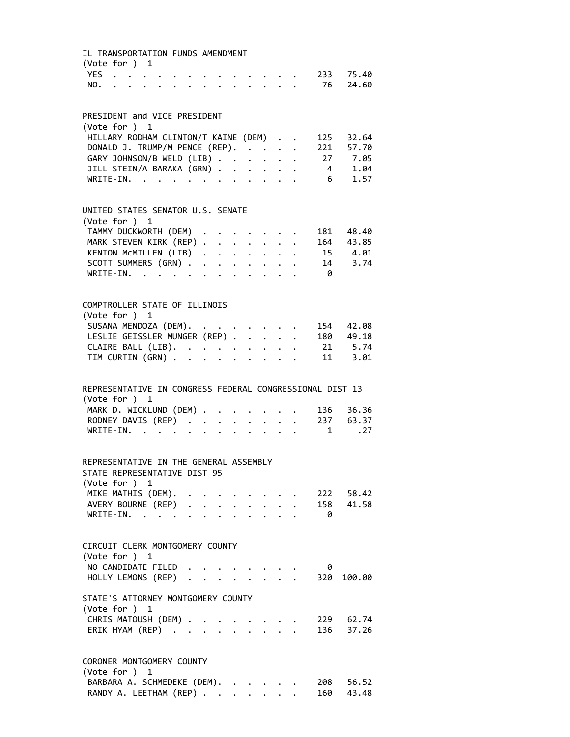IL TRANSPORTATION FUNDS AMENDMENT
(Vote for ) 1

| Choice | Votes | Percent |
|---|---|---|
| YES | 233 | 75.40 |
| NO. | 76 | 24.60 |

PRESIDENT and VICE PRESIDENT
(Vote for ) 1

| Candidate | Votes | Percent |
|---|---|---|
| HILLARY RODHAM CLINTON/T KAINE (DEM) | 125 | 32.64 |
| DONALD J. TRUMP/M PENCE (REP). | 221 | 57.70 |
| GARY JOHNSON/B WELD (LIB) | 27 | 7.05 |
| JILL STEIN/A BARAKA (GRN) | 4 | 1.04 |
| WRITE-IN. | 6 | 1.57 |

UNITED STATES SENATOR U.S. SENATE
(Vote for ) 1

| Candidate | Votes | Percent |
|---|---|---|
| TAMMY DUCKWORTH (DEM) | 181 | 48.40 |
| MARK STEVEN KIRK (REP) | 164 | 43.85 |
| KENTON McMILLEN (LIB) | 15 | 4.01 |
| SCOTT SUMMERS (GRN) | 14 | 3.74 |
| WRITE-IN. | 0 | |

COMPTROLLER STATE OF ILLINOIS
(Vote for ) 1

| Candidate | Votes | Percent |
|---|---|---|
| SUSANA MENDOZA (DEM). | 154 | 42.08 |
| LESLIE GEISSLER MUNGER (REP) | 180 | 49.18 |
| CLAIRE BALL (LIB). | 21 | 5.74 |
| TIM CURTIN (GRN) | 11 | 3.01 |

REPRESENTATIVE IN CONGRESS FEDERAL CONGRESSIONAL DIST 13
(Vote for ) 1

| Candidate | Votes | Percent |
|---|---|---|
| MARK D. WICKLUND (DEM) | 136 | 36.36 |
| RODNEY DAVIS (REP) | 237 | 63.37 |
| WRITE-IN. | 1 | .27 |

REPRESENTATIVE IN THE GENERAL ASSEMBLY
STATE REPRESENTATIVE DIST 95
(Vote for ) 1

| Candidate | Votes | Percent |
|---|---|---|
| MIKE MATHIS (DEM). | 222 | 58.42 |
| AVERY BOURNE (REP) | 158 | 41.58 |
| WRITE-IN. | 0 | |

CIRCUIT CLERK MONTGOMERY COUNTY
(Vote for ) 1

| Candidate | Votes | Percent |
|---|---|---|
| NO CANDIDATE FILED | 0 | |
| HOLLY LEMONS (REP) | 320 | 100.00 |

STATE'S ATTORNEY MONTGOMERY COUNTY
(Vote for ) 1

| Candidate | Votes | Percent |
|---|---|---|
| CHRIS MATOUSH (DEM) | 229 | 62.74 |
| ERIK HYAM (REP) | 136 | 37.26 |

CORONER MONTGOMERY COUNTY
(Vote for ) 1

| Candidate | Votes | Percent |
|---|---|---|
| BARBARA A. SCHMEDEKE (DEM). | 208 | 56.52 |
| RANDY A. LEETHAM (REP) | 160 | 43.48 |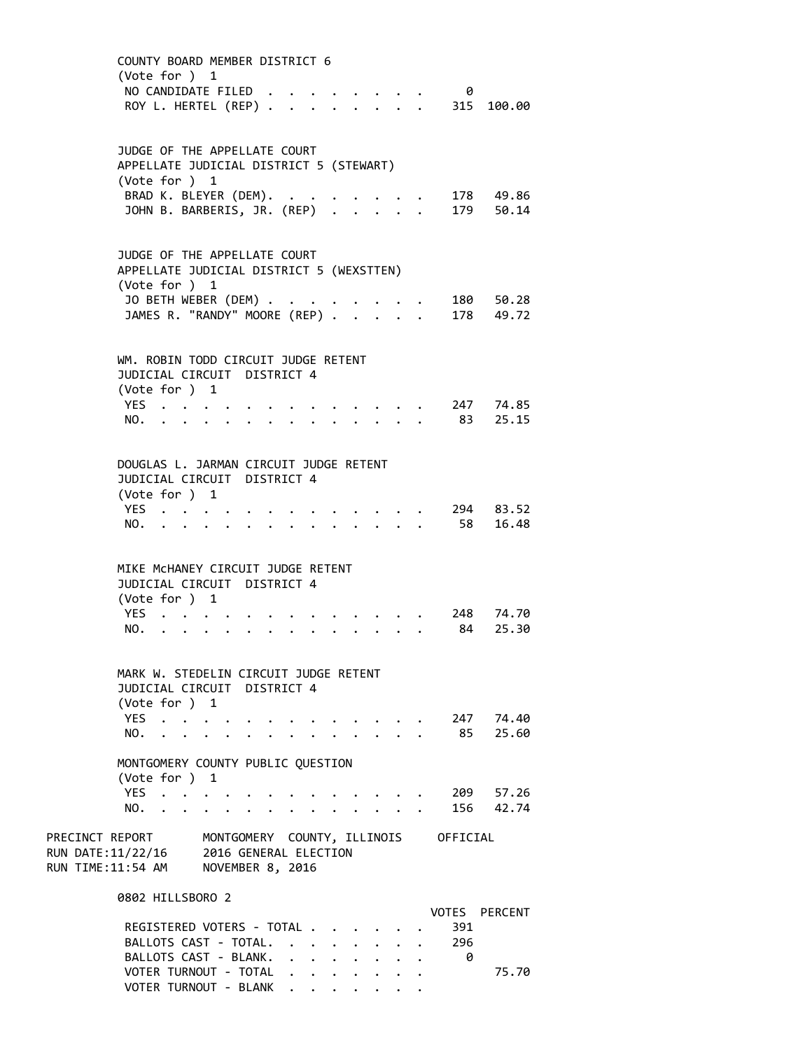COUNTY BOARD MEMBER DISTRICT 6
(Vote for ) 1

| | | |
|---|---|---|
| NO CANDIDATE FILED | 0 | |
| ROY L. HERTEL (REP) | 315 | 100.00 |

JUDGE OF THE APPELLATE COURT
APPELLATE JUDICIAL DISTRICT 5 (STEWART)
(Vote for ) 1

| | | |
|---|---|---|
| BRAD K. BLEYER (DEM) | 178 | 49.86 |
| JOHN B. BARBERIS, JR. (REP) | 179 | 50.14 |

JUDGE OF THE APPELLATE COURT
APPELLATE JUDICIAL DISTRICT 5 (WEXSTTEN)
(Vote for ) 1

| | | |
|---|---|---|
| JO BETH WEBER (DEM) | 180 | 50.28 |
| JAMES R. "RANDY" MOORE (REP) | 178 | 49.72 |

WM. ROBIN TODD CIRCUIT JUDGE RETENT
JUDICIAL CIRCUIT DISTRICT 4
(Vote for ) 1

| | | |
|---|---|---|
| YES | 247 | 74.85 |
| NO. | 83 | 25.15 |

DOUGLAS L. JARMAN CIRCUIT JUDGE RETENT
JUDICIAL CIRCUIT DISTRICT 4
(Vote for ) 1

| | | |
|---|---|---|
| YES | 294 | 83.52 |
| NO. | 58 | 16.48 |

MIKE McHANEY CIRCUIT JUDGE RETENT
JUDICIAL CIRCUIT DISTRICT 4
(Vote for ) 1

| | | |
|---|---|---|
| YES | 248 | 74.70 |
| NO. | 84 | 25.30 |

MARK W. STEDELIN CIRCUIT JUDGE RETENT
JUDICIAL CIRCUIT DISTRICT 4
(Vote for ) 1

| | | |
|---|---|---|
| YES | 247 | 74.40 |
| NO. | 85 | 25.60 |

MONTGOMERY COUNTY PUBLIC QUESTION
(Vote for ) 1

| | | |
|---|---|---|
| YES | 209 | 57.26 |
| NO. | 156 | 42.74 |

PRECINCT REPORT MONTGOMERY COUNTY, ILLINOIS OFFICIAL
RUN DATE:11/22/16 2016 GENERAL ELECTION
RUN TIME:11:54 AM NOVEMBER 8, 2016

0802 HILLSBORO 2

| | VOTES | PERCENT |
|---|---|---|
| REGISTERED VOTERS - TOTAL | 391 | |
| BALLOTS CAST - TOTAL. | 296 | |
| BALLOTS CAST - BLANK. | 0 | |
| VOTER TURNOUT - TOTAL | | 75.70 |
| VOTER TURNOUT - BLANK | | |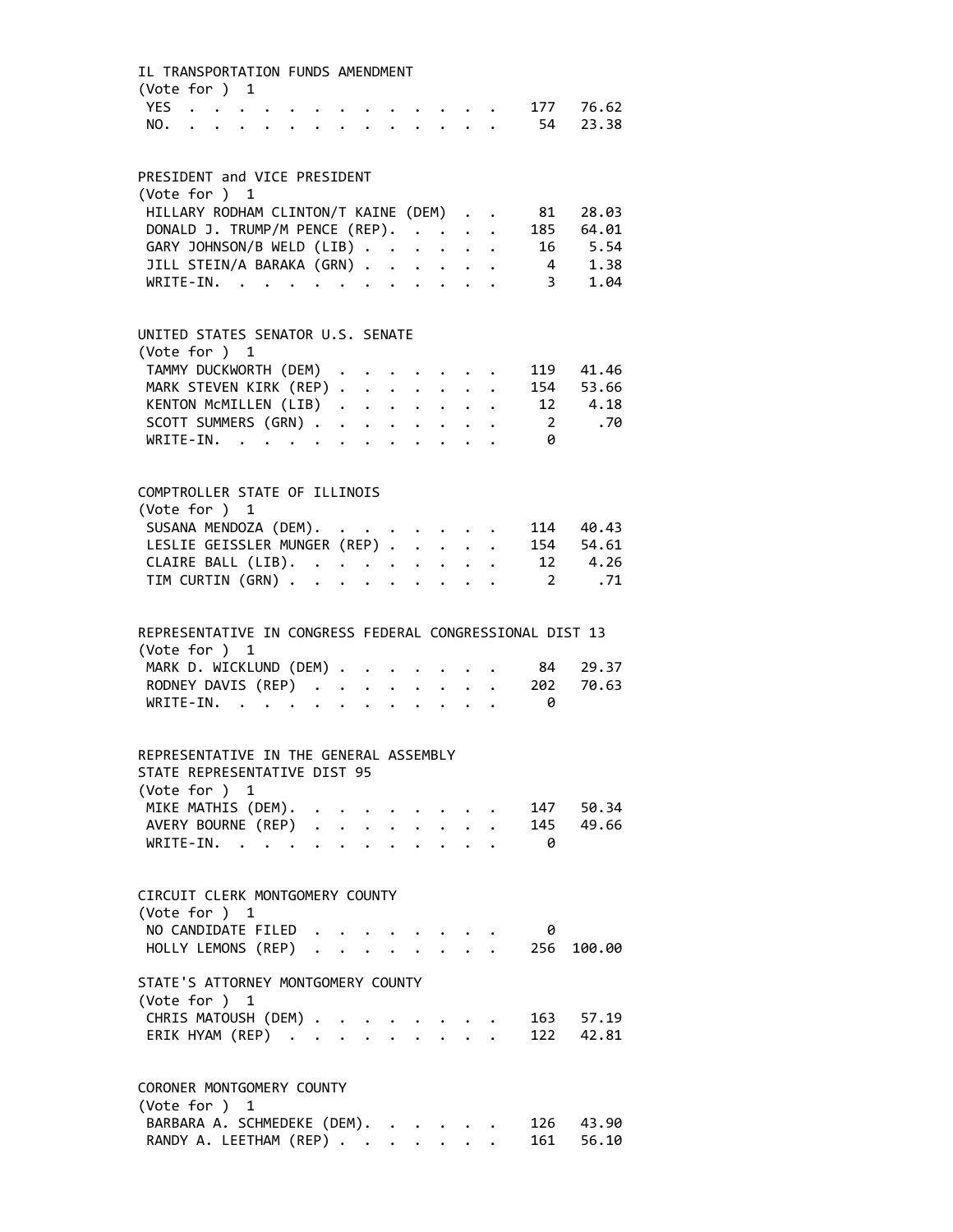IL TRANSPORTATION FUNDS AMENDMENT
(Vote for ) 1

| | Votes | Percent |
|---|---|---|
| YES | 177 | 76.62 |
| NO. | 54 | 23.38 |

PRESIDENT and VICE PRESIDENT
(Vote for ) 1

| | Votes | Percent |
|---|---|---|
| HILLARY RODHAM CLINTON/T KAINE (DEM) | 81 | 28.03 |
| DONALD J. TRUMP/M PENCE (REP). | 185 | 64.01 |
| GARY JOHNSON/B WELD (LIB) | 16 | 5.54 |
| JILL STEIN/A BARAKA (GRN) | 4 | 1.38 |
| WRITE-IN. | 3 | 1.04 |

UNITED STATES SENATOR U.S. SENATE
(Vote for ) 1

| | Votes | Percent |
|---|---|---|
| TAMMY DUCKWORTH (DEM) | 119 | 41.46 |
| MARK STEVEN KIRK (REP) | 154 | 53.66 |
| KENTON McMILLEN (LIB) | 12 | 4.18 |
| SCOTT SUMMERS (GRN) | 2 | .70 |
| WRITE-IN. | 0 | |

COMPTROLLER STATE OF ILLINOIS
(Vote for ) 1

| | Votes | Percent |
|---|---|---|
| SUSANA MENDOZA (DEM). | 114 | 40.43 |
| LESLIE GEISSLER MUNGER (REP) | 154 | 54.61 |
| CLAIRE BALL (LIB). | 12 | 4.26 |
| TIM CURTIN (GRN) | 2 | .71 |

REPRESENTATIVE IN CONGRESS FEDERAL CONGRESSIONAL DIST 13
(Vote for ) 1

| | Votes | Percent |
|---|---|---|
| MARK D. WICKLUND (DEM) | 84 | 29.37 |
| RODNEY DAVIS (REP) | 202 | 70.63 |
| WRITE-IN. | 0 | |

REPRESENTATIVE IN THE GENERAL ASSEMBLY
STATE REPRESENTATIVE DIST 95
(Vote for ) 1

| | Votes | Percent |
|---|---|---|
| MIKE MATHIS (DEM). | 147 | 50.34 |
| AVERY BOURNE (REP) | 145 | 49.66 |
| WRITE-IN. | 0 | |

CIRCUIT CLERK MONTGOMERY COUNTY
(Vote for ) 1

| | Votes | Percent |
|---|---|---|
| NO CANDIDATE FILED | 0 | |
| HOLLY LEMONS (REP) | 256 | 100.00 |

STATE'S ATTORNEY MONTGOMERY COUNTY
(Vote for ) 1

| | Votes | Percent |
|---|---|---|
| CHRIS MATOUSH (DEM) | 163 | 57.19 |
| ERIK HYAM (REP) | 122 | 42.81 |

CORONER MONTGOMERY COUNTY
(Vote for ) 1

| | Votes | Percent |
|---|---|---|
| BARBARA A. SCHMEDEKE (DEM). | 126 | 43.90 |
| RANDY A. LEETHAM (REP) | 161 | 56.10 |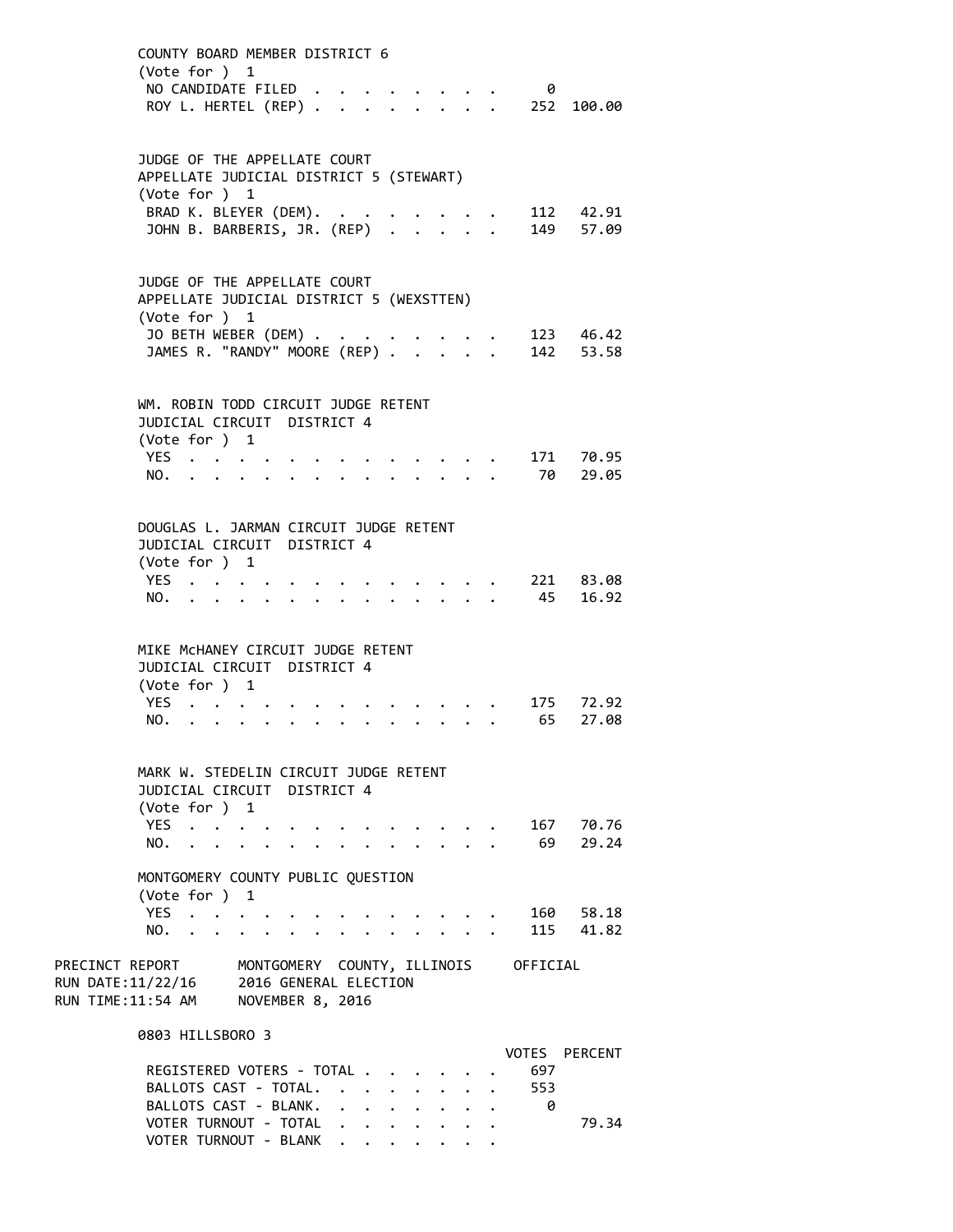COUNTY BOARD MEMBER DISTRICT 6
(Vote for ) 1

| | VOTES | PERCENT |
|---|---|---|
| NO CANDIDATE FILED | 0 | |
| ROY L. HERTEL (REP) | 252 | 100.00 |

JUDGE OF THE APPELLATE COURT
APPELLATE JUDICIAL DISTRICT 5 (STEWART)
(Vote for ) 1

| | VOTES | PERCENT |
|---|---|---|
| BRAD K. BLEYER (DEM) | 112 | 42.91 |
| JOHN B. BARBERIS, JR. (REP) | 149 | 57.09 |

JUDGE OF THE APPELLATE COURT
APPELLATE JUDICIAL DISTRICT 5 (WEXSTTEN)
(Vote for ) 1

| | VOTES | PERCENT |
|---|---|---|
| JO BETH WEBER (DEM) | 123 | 46.42 |
| JAMES R. "RANDY" MOORE (REP) | 142 | 53.58 |

WM. ROBIN TODD CIRCUIT JUDGE RETENT
JUDICIAL CIRCUIT DISTRICT 4
(Vote for ) 1

| | VOTES | PERCENT |
|---|---|---|
| YES | 171 | 70.95 |
| NO. | 70 | 29.05 |

DOUGLAS L. JARMAN CIRCUIT JUDGE RETENT
JUDICIAL CIRCUIT DISTRICT 4
(Vote for ) 1

| | VOTES | PERCENT |
|---|---|---|
| YES | 221 | 83.08 |
| NO. | 45 | 16.92 |

MIKE McHANEY CIRCUIT JUDGE RETENT
JUDICIAL CIRCUIT DISTRICT 4
(Vote for ) 1

| | VOTES | PERCENT |
|---|---|---|
| YES | 175 | 72.92 |
| NO. | 65 | 27.08 |

MARK W. STEDELIN CIRCUIT JUDGE RETENT
JUDICIAL CIRCUIT DISTRICT 4
(Vote for ) 1

| | VOTES | PERCENT |
|---|---|---|
| YES | 167 | 70.76 |
| NO. | 69 | 29.24 |

MONTGOMERY COUNTY PUBLIC QUESTION
(Vote for ) 1

| | VOTES | PERCENT |
|---|---|---|
| YES | 160 | 58.18 |
| NO. | 115 | 41.82 |

PRECINCT REPORT — MONTGOMERY COUNTY, ILLINOIS — OFFICIAL
RUN DATE:11/22/16 — 2016 GENERAL ELECTION
RUN TIME:11:54 AM — NOVEMBER 8, 2016

0803 HILLSBORO 3

| | VOTES | PERCENT |
|---|---|---|
| REGISTERED VOTERS - TOTAL | 697 | |
| BALLOTS CAST - TOTAL. | 553 | |
| BALLOTS CAST - BLANK. | 0 | |
| VOTER TURNOUT - TOTAL | | 79.34 |
| VOTER TURNOUT - BLANK | | |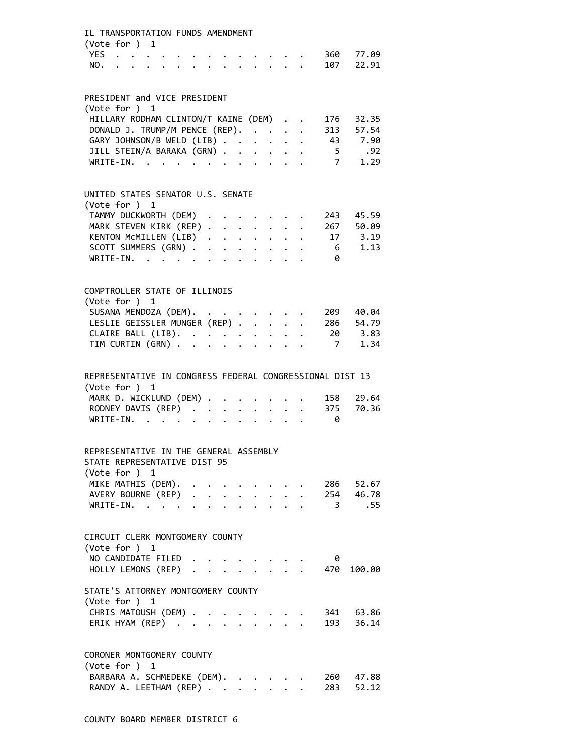IL TRANSPORTATION FUNDS AMENDMENT
(Vote for ) 1

| | | |
|---|---|---|
| YES | 360 | 77.09 |
| NO. | 107 | 22.91 |

PRESIDENT and VICE PRESIDENT
(Vote for ) 1

| | | |
|---|---|---|
| HILLARY RODHAM CLINTON/T KAINE (DEM) | 176 | 32.35 |
| DONALD J. TRUMP/M PENCE (REP). | 313 | 57.54 |
| GARY JOHNSON/B WELD (LIB) | 43 | 7.90 |
| JILL STEIN/A BARAKA (GRN) | 5 | .92 |
| WRITE-IN. | 7 | 1.29 |

UNITED STATES SENATOR U.S. SENATE
(Vote for ) 1

| | | |
|---|---|---|
| TAMMY DUCKWORTH (DEM) | 243 | 45.59 |
| MARK STEVEN KIRK (REP) | 267 | 50.09 |
| KENTON McMILLEN (LIB) | 17 | 3.19 |
| SCOTT SUMMERS (GRN) | 6 | 1.13 |
| WRITE-IN. | 0 | |

COMPTROLLER STATE OF ILLINOIS
(Vote for ) 1

| | | |
|---|---|---|
| SUSANA MENDOZA (DEM). | 209 | 40.04 |
| LESLIE GEISSLER MUNGER (REP) | 286 | 54.79 |
| CLAIRE BALL (LIB). | 20 | 3.83 |
| TIM CURTIN (GRN) | 7 | 1.34 |

REPRESENTATIVE IN CONGRESS FEDERAL CONGRESSIONAL DIST 13
(Vote for ) 1

| | | |
|---|---|---|
| MARK D. WICKLUND (DEM) | 158 | 29.64 |
| RODNEY DAVIS (REP) | 375 | 70.36 |
| WRITE-IN. | 0 | |

REPRESENTATIVE IN THE GENERAL ASSEMBLY
STATE REPRESENTATIVE DIST 95
(Vote for ) 1

| | | |
|---|---|---|
| MIKE MATHIS (DEM). | 286 | 52.67 |
| AVERY BOURNE (REP) | 254 | 46.78 |
| WRITE-IN. | 3 | .55 |

CIRCUIT CLERK MONTGOMERY COUNTY
(Vote for ) 1

| | | |
|---|---|---|
| NO CANDIDATE FILED | 0 | |
| HOLLY LEMONS (REP) | 470 | 100.00 |

STATE'S ATTORNEY MONTGOMERY COUNTY
(Vote for ) 1

| | | |
|---|---|---|
| CHRIS MATOUSH (DEM) | 341 | 63.86 |
| ERIK HYAM (REP) | 193 | 36.14 |

CORONER MONTGOMERY COUNTY
(Vote for ) 1

| | | |
|---|---|---|
| BARBARA A. SCHMEDEKE (DEM). | 260 | 47.88 |
| RANDY A. LEETHAM (REP) | 283 | 52.12 |

COUNTY BOARD MEMBER DISTRICT 6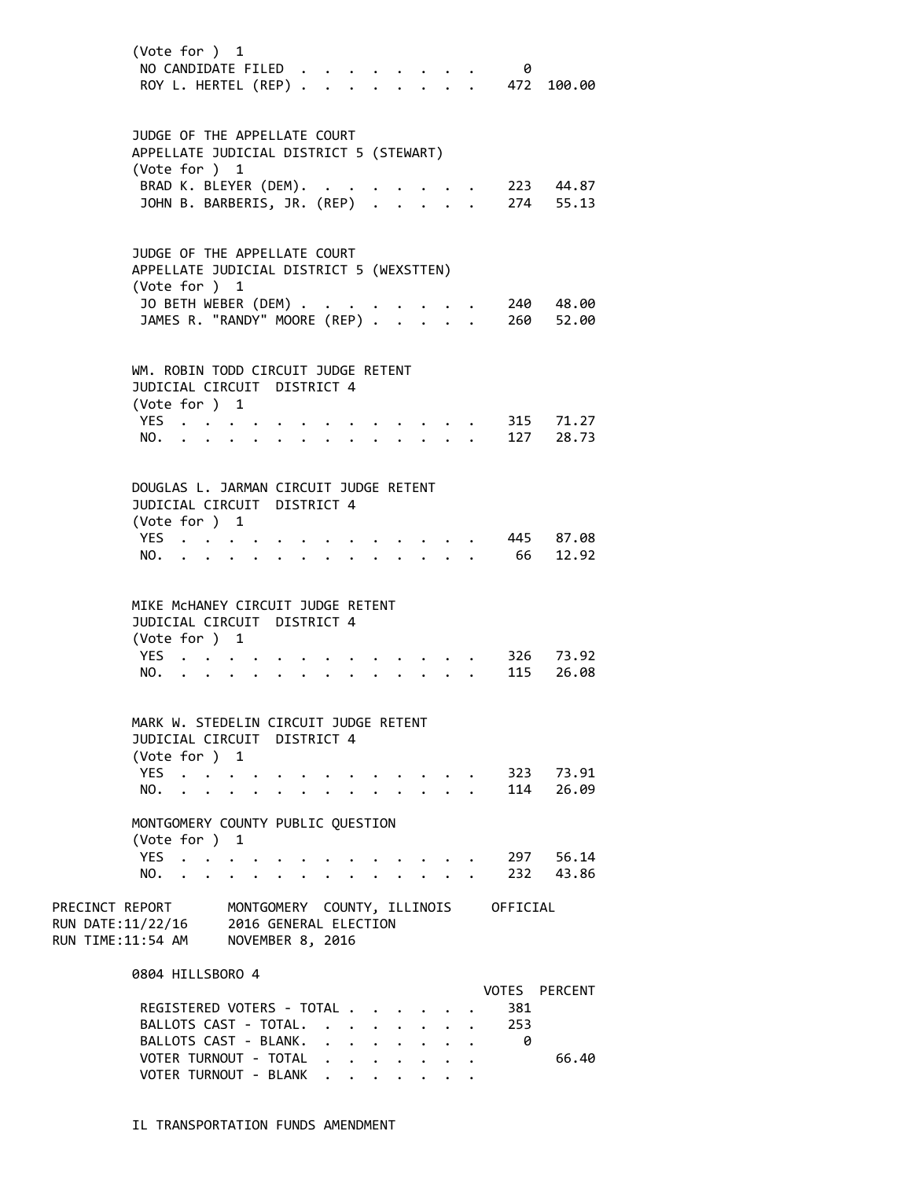(Vote for ) 1

| | VOTES | PERCENT |
|---|---|---|
| NO CANDIDATE FILED | 0 | |
| ROY L. HERTEL (REP) | 472 | 100.00 |

JUDGE OF THE APPELLATE COURT
APPELLATE JUDICIAL DISTRICT 5 (STEWART)
(Vote for ) 1

| | VOTES | PERCENT |
|---|---|---|
| BRAD K. BLEYER (DEM) | 223 | 44.87 |
| JOHN B. BARBERIS, JR. (REP) | 274 | 55.13 |

JUDGE OF THE APPELLATE COURT
APPELLATE JUDICIAL DISTRICT 5 (WEXSTTEN)
(Vote for ) 1

| | VOTES | PERCENT |
|---|---|---|
| JO BETH WEBER (DEM) | 240 | 48.00 |
| JAMES R. "RANDY" MOORE (REP) | 260 | 52.00 |

WM. ROBIN TODD CIRCUIT JUDGE RETENT
JUDICIAL CIRCUIT DISTRICT 4
(Vote for ) 1

| | VOTES | PERCENT |
|---|---|---|
| YES | 315 | 71.27 |
| NO. | 127 | 28.73 |

DOUGLAS L. JARMAN CIRCUIT JUDGE RETENT
JUDICIAL CIRCUIT DISTRICT 4
(Vote for ) 1

| | VOTES | PERCENT |
|---|---|---|
| YES | 445 | 87.08 |
| NO. | 66 | 12.92 |

MIKE McHANEY CIRCUIT JUDGE RETENT
JUDICIAL CIRCUIT DISTRICT 4
(Vote for ) 1

| | VOTES | PERCENT |
|---|---|---|
| YES | 326 | 73.92 |
| NO. | 115 | 26.08 |

MARK W. STEDELIN CIRCUIT JUDGE RETENT
JUDICIAL CIRCUIT DISTRICT 4
(Vote for ) 1

| | VOTES | PERCENT |
|---|---|---|
| YES | 323 | 73.91 |
| NO. | 114 | 26.09 |

MONTGOMERY COUNTY PUBLIC QUESTION
(Vote for ) 1

| | VOTES | PERCENT |
|---|---|---|
| YES | 297 | 56.14 |
| NO. | 232 | 43.86 |

PRECINCT REPORT MONTGOMERY COUNTY, ILLINOIS OFFICIAL
RUN DATE:11/22/16 2016 GENERAL ELECTION
RUN TIME:11:54 AM NOVEMBER 8, 2016

0804 HILLSBORO 4

| | VOTES | PERCENT |
|---|---|---|
| REGISTERED VOTERS - TOTAL | 381 | |
| BALLOTS CAST - TOTAL. | 253 | |
| BALLOTS CAST - BLANK. | 0 | |
| VOTER TURNOUT - TOTAL | | 66.40 |
| VOTER TURNOUT - BLANK | | |

IL TRANSPORTATION FUNDS AMENDMENT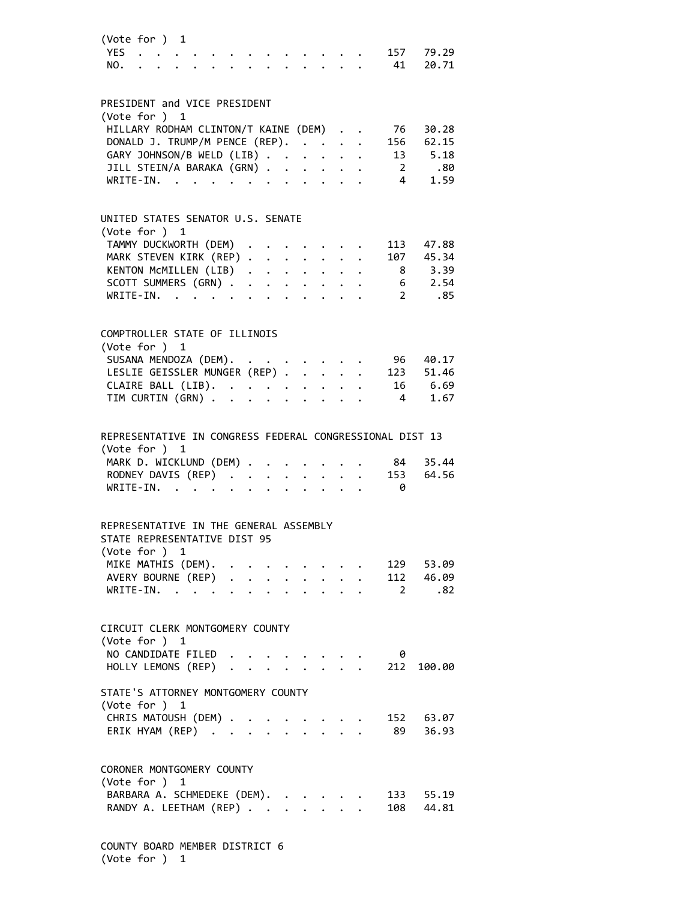(Vote for ) 1

| | | |
|---|---|---|
| YES | 157 | 79.29 |
| NO. | 41 | 20.71 |

PRESIDENT and VICE PRESIDENT
(Vote for ) 1

| | | |
|---|---|---|
| HILLARY RODHAM CLINTON/T KAINE (DEM) | 76 | 30.28 |
| DONALD J. TRUMP/M PENCE (REP). | 156 | 62.15 |
| GARY JOHNSON/B WELD (LIB) | 13 | 5.18 |
| JILL STEIN/A BARAKA (GRN) | 2 | .80 |
| WRITE-IN. | 4 | 1.59 |

UNITED STATES SENATOR U.S. SENATE
(Vote for ) 1

| | | |
|---|---|---|
| TAMMY DUCKWORTH (DEM) | 113 | 47.88 |
| MARK STEVEN KIRK (REP) | 107 | 45.34 |
| KENTON McMILLEN (LIB) | 8 | 3.39 |
| SCOTT SUMMERS (GRN) | 6 | 2.54 |
| WRITE-IN. | 2 | .85 |

COMPTROLLER STATE OF ILLINOIS
(Vote for ) 1

| | | |
|---|---|---|
| SUSANA MENDOZA (DEM). | 96 | 40.17 |
| LESLIE GEISSLER MUNGER (REP) | 123 | 51.46 |
| CLAIRE BALL (LIB). | 16 | 6.69 |
| TIM CURTIN (GRN) | 4 | 1.67 |

REPRESENTATIVE IN CONGRESS FEDERAL CONGRESSIONAL DIST 13
(Vote for ) 1

| | | |
|---|---|---|
| MARK D. WICKLUND (DEM) | 84 | 35.44 |
| RODNEY DAVIS (REP) | 153 | 64.56 |
| WRITE-IN. | 0 | |

REPRESENTATIVE IN THE GENERAL ASSEMBLY
STATE REPRESENTATIVE DIST 95
(Vote for ) 1

| | | |
|---|---|---|
| MIKE MATHIS (DEM). | 129 | 53.09 |
| AVERY BOURNE (REP) | 112 | 46.09 |
| WRITE-IN. | 2 | .82 |

CIRCUIT CLERK MONTGOMERY COUNTY
(Vote for ) 1

| | | |
|---|---|---|
| NO CANDIDATE FILED | 0 | |
| HOLLY LEMONS (REP) | 212 | 100.00 |

STATE'S ATTORNEY MONTGOMERY COUNTY
(Vote for ) 1

| | | |
|---|---|---|
| CHRIS MATOUSH (DEM) | 152 | 63.07 |
| ERIK HYAM (REP) | 89 | 36.93 |

CORONER MONTGOMERY COUNTY
(Vote for ) 1

| | | |
|---|---|---|
| BARBARA A. SCHMEDEKE (DEM). | 133 | 55.19 |
| RANDY A. LEETHAM (REP) | 108 | 44.81 |

COUNTY BOARD MEMBER DISTRICT 6
(Vote for ) 1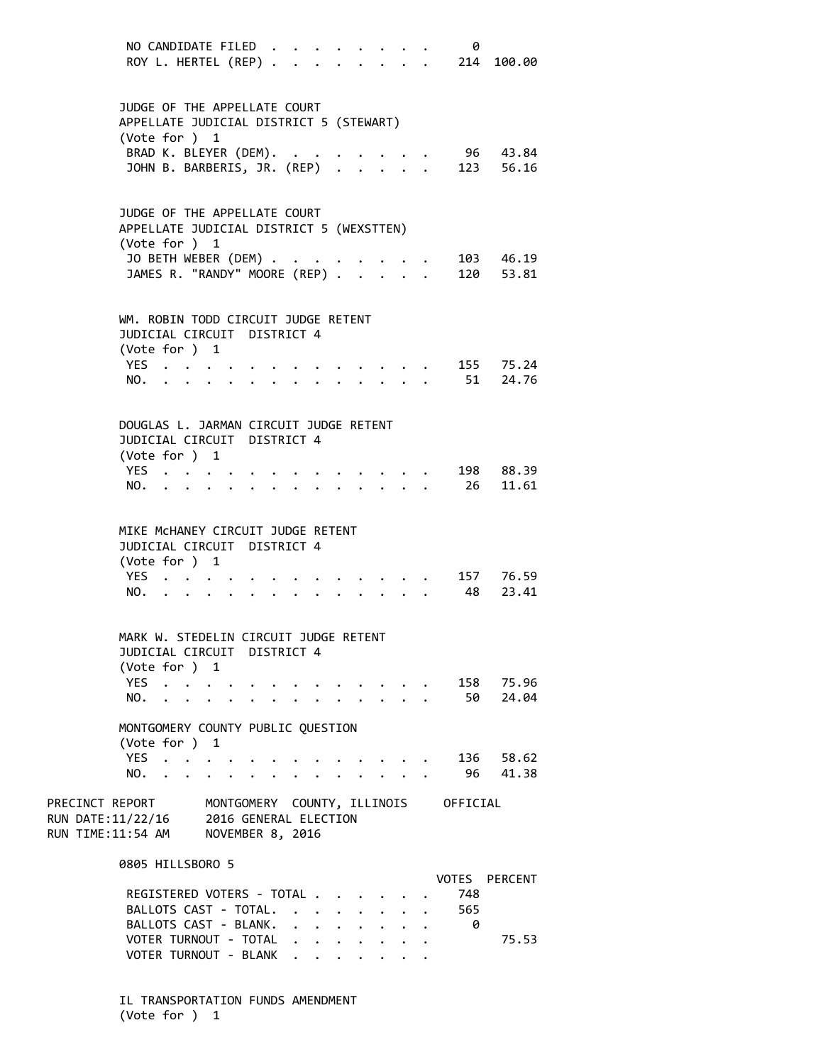| | VOTES | PERCENT |
|---|---|---|
| NO CANDIDATE FILED | 0 | |
| ROY L. HERTEL (REP) | 214 | 100.00 |

JUDGE OF THE APPELLATE COURT
APPELLATE JUDICIAL DISTRICT 5 (STEWART)
(Vote for ) 1

| | VOTES | PERCENT |
|---|---|---|
| BRAD K. BLEYER (DEM) | 96 | 43.84 |
| JOHN B. BARBERIS, JR. (REP) | 123 | 56.16 |

JUDGE OF THE APPELLATE COURT
APPELLATE JUDICIAL DISTRICT 5 (WEXSTTEN)
(Vote for ) 1

| | VOTES | PERCENT |
|---|---|---|
| JO BETH WEBER (DEM) | 103 | 46.19 |
| JAMES R. "RANDY" MOORE (REP) | 120 | 53.81 |

WM. ROBIN TODD CIRCUIT JUDGE RETENT
JUDICIAL CIRCUIT DISTRICT 4
(Vote for ) 1

| | VOTES | PERCENT |
|---|---|---|
| YES | 155 | 75.24 |
| NO. | 51 | 24.76 |

DOUGLAS L. JARMAN CIRCUIT JUDGE RETENT
JUDICIAL CIRCUIT DISTRICT 4
(Vote for ) 1

| | VOTES | PERCENT |
|---|---|---|
| YES | 198 | 88.39 |
| NO. | 26 | 11.61 |

MIKE McHANEY CIRCUIT JUDGE RETENT
JUDICIAL CIRCUIT DISTRICT 4
(Vote for ) 1

| | VOTES | PERCENT |
|---|---|---|
| YES | 157 | 76.59 |
| NO. | 48 | 23.41 |

MARK W. STEDELIN CIRCUIT JUDGE RETENT
JUDICIAL CIRCUIT DISTRICT 4
(Vote for ) 1

| | VOTES | PERCENT |
|---|---|---|
| YES | 158 | 75.96 |
| NO. | 50 | 24.04 |

MONTGOMERY COUNTY PUBLIC QUESTION
(Vote for ) 1

| | VOTES | PERCENT |
|---|---|---|
| YES | 136 | 58.62 |
| NO. | 96 | 41.38 |

PRECINCT REPORT MONTGOMERY COUNTY, ILLINOIS OFFICIAL
RUN DATE:11/22/16 2016 GENERAL ELECTION
RUN TIME:11:54 AM NOVEMBER 8, 2016

0805 HILLSBORO 5

| | VOTES | PERCENT |
|---|---|---|
| REGISTERED VOTERS - TOTAL | 748 | |
| BALLOTS CAST - TOTAL. | 565 | |
| BALLOTS CAST - BLANK. | 0 | |
| VOTER TURNOUT - TOTAL | | 75.53 |
| VOTER TURNOUT - BLANK | | |

IL TRANSPORTATION FUNDS AMENDMENT
(Vote for ) 1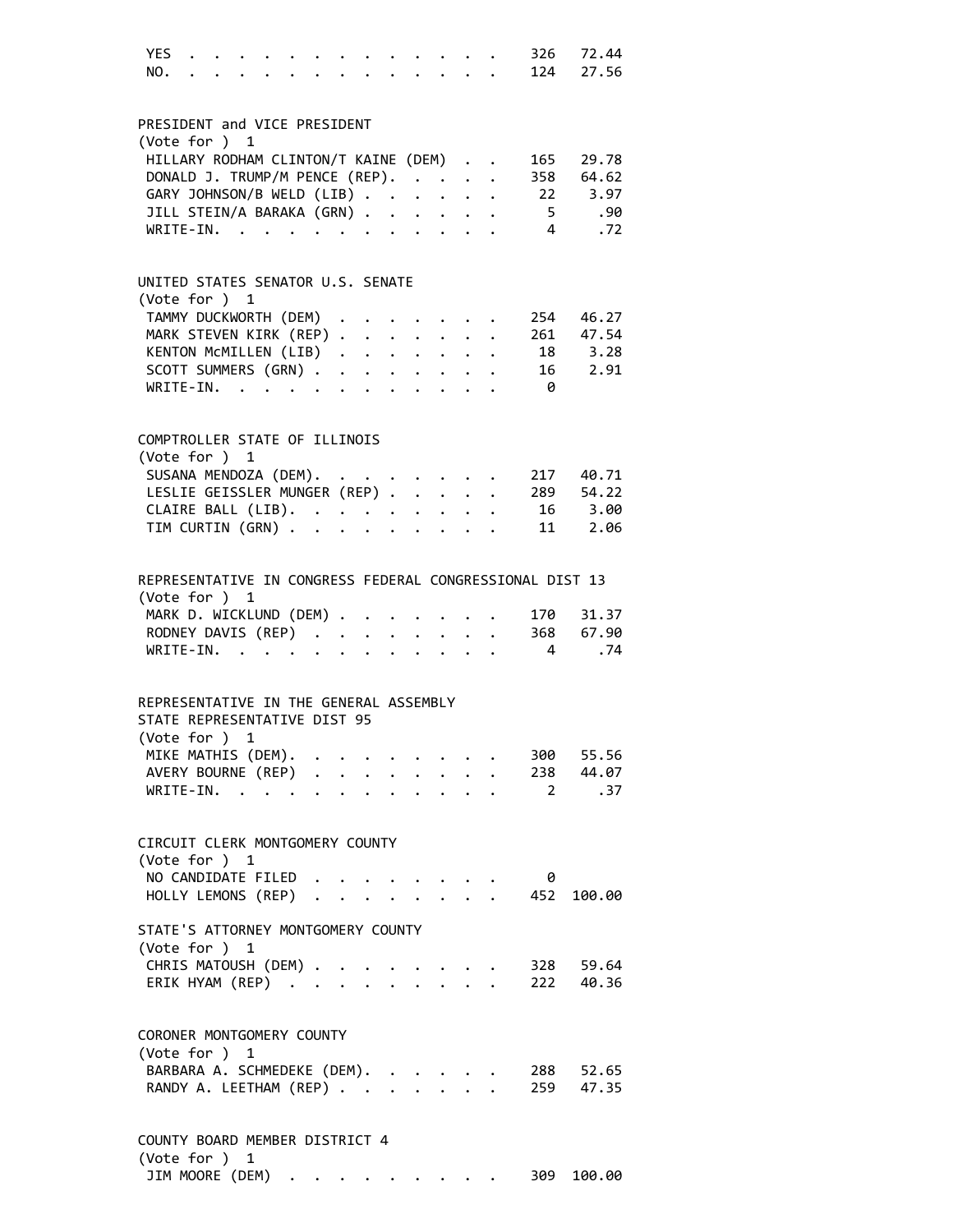| | | |
|---|---|---|
| YES | 326 | 72.44 |
| NO. | 124 | 27.56 |

PRESIDENT and VICE PRESIDENT
(Vote for ) 1

| | | |
|---|---|---|
| HILLARY RODHAM CLINTON/T KAINE (DEM) | 165 | 29.78 |
| DONALD J. TRUMP/M PENCE (REP). | 358 | 64.62 |
| GARY JOHNSON/B WELD (LIB) | 22 | 3.97 |
| JILL STEIN/A BARAKA (GRN) | 5 | .90 |
| WRITE-IN. | 4 | .72 |

UNITED STATES SENATOR U.S. SENATE
(Vote for ) 1

| | | |
|---|---|---|
| TAMMY DUCKWORTH (DEM) | 254 | 46.27 |
| MARK STEVEN KIRK (REP) | 261 | 47.54 |
| KENTON McMILLEN (LIB) | 18 | 3.28 |
| SCOTT SUMMERS (GRN) | 16 | 2.91 |
| WRITE-IN. | 0 | |

COMPTROLLER STATE OF ILLINOIS
(Vote for ) 1

| | | |
|---|---|---|
| SUSANA MENDOZA (DEM). | 217 | 40.71 |
| LESLIE GEISSLER MUNGER (REP) | 289 | 54.22 |
| CLAIRE BALL (LIB). | 16 | 3.00 |
| TIM CURTIN (GRN) | 11 | 2.06 |

REPRESENTATIVE IN CONGRESS FEDERAL CONGRESSIONAL DIST 13
(Vote for ) 1

| | | |
|---|---|---|
| MARK D. WICKLUND (DEM) | 170 | 31.37 |
| RODNEY DAVIS (REP) | 368 | 67.90 |
| WRITE-IN. | 4 | .74 |

REPRESENTATIVE IN THE GENERAL ASSEMBLY
STATE REPRESENTATIVE DIST 95
(Vote for ) 1

| | | |
|---|---|---|
| MIKE MATHIS (DEM). | 300 | 55.56 |
| AVERY BOURNE (REP) | 238 | 44.07 |
| WRITE-IN. | 2 | .37 |

CIRCUIT CLERK MONTGOMERY COUNTY
(Vote for ) 1

| | | |
|---|---|---|
| NO CANDIDATE FILED | 0 | |
| HOLLY LEMONS (REP) | 452 | 100.00 |

STATE'S ATTORNEY MONTGOMERY COUNTY
(Vote for ) 1

| | | |
|---|---|---|
| CHRIS MATOUSH (DEM) | 328 | 59.64 |
| ERIK HYAM (REP) | 222 | 40.36 |

CORONER MONTGOMERY COUNTY
(Vote for ) 1

| | | |
|---|---|---|
| BARBARA A. SCHMEDEKE (DEM). | 288 | 52.65 |
| RANDY A. LEETHAM (REP) | 259 | 47.35 |

COUNTY BOARD MEMBER DISTRICT 4
(Vote for ) 1

| | | |
|---|---|---|
| JIM MOORE (DEM) | 309 | 100.00 |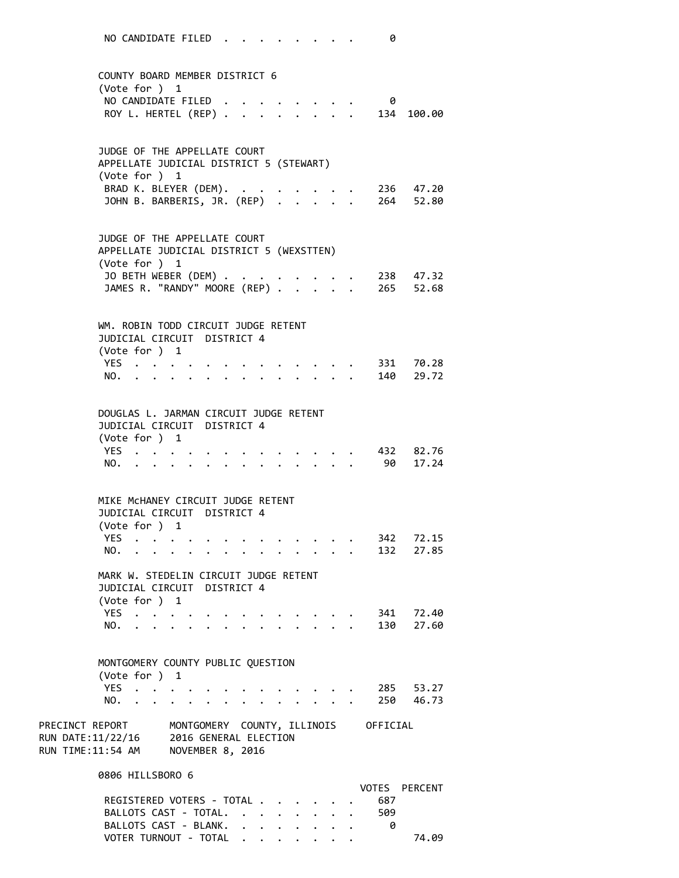NO CANDIDATE FILED . . . . . . . . . 0

COUNTY BOARD MEMBER DISTRICT 6
(Vote for ) 1

| | VOTES | PERCENT |
|---|---|---|
| NO CANDIDATE FILED | 0 | |
| ROY L. HERTEL (REP) | 134 | 100.00 |

JUDGE OF THE APPELLATE COURT
APPELLATE JUDICIAL DISTRICT 5 (STEWART)
(Vote for ) 1

| | VOTES | PERCENT |
|---|---|---|
| BRAD K. BLEYER (DEM) | 236 | 47.20 |
| JOHN B. BARBERIS, JR. (REP) | 264 | 52.80 |

JUDGE OF THE APPELLATE COURT
APPELLATE JUDICIAL DISTRICT 5 (WEXSTTEN)
(Vote for ) 1

| | VOTES | PERCENT |
|---|---|---|
| JO BETH WEBER (DEM) | 238 | 47.32 |
| JAMES R. "RANDY" MOORE (REP) | 265 | 52.68 |

WM. ROBIN TODD CIRCUIT JUDGE RETENT
JUDICIAL CIRCUIT DISTRICT 4
(Vote for ) 1

| | VOTES | PERCENT |
|---|---|---|
| YES | 331 | 70.28 |
| NO. | 140 | 29.72 |

DOUGLAS L. JARMAN CIRCUIT JUDGE RETENT
JUDICIAL CIRCUIT DISTRICT 4
(Vote for ) 1

| | VOTES | PERCENT |
|---|---|---|
| YES | 432 | 82.76 |
| NO. | 90 | 17.24 |

MIKE McHANEY CIRCUIT JUDGE RETENT
JUDICIAL CIRCUIT DISTRICT 4
(Vote for ) 1

| | VOTES | PERCENT |
|---|---|---|
| YES | 342 | 72.15 |
| NO. | 132 | 27.85 |

MARK W. STEDELIN CIRCUIT JUDGE RETENT
JUDICIAL CIRCUIT DISTRICT 4
(Vote for ) 1

| | VOTES | PERCENT |
|---|---|---|
| YES | 341 | 72.40 |
| NO. | 130 | 27.60 |

MONTGOMERY COUNTY PUBLIC QUESTION
(Vote for ) 1

| | VOTES | PERCENT |
|---|---|---|
| YES | 285 | 53.27 |
| NO. | 250 | 46.73 |

PRECINCT REPORT — MONTGOMERY COUNTY, ILLINOIS — OFFICIAL
RUN DATE:11/22/16 — 2016 GENERAL ELECTION
RUN TIME:11:54 AM — NOVEMBER 8, 2016

## 0806 HILLSBORO 6

| | VOTES | PERCENT |
|---|---|---|
| REGISTERED VOTERS - TOTAL | 687 | |
| BALLOTS CAST - TOTAL. | 509 | |
| BALLOTS CAST - BLANK. | 0 | |
| VOTER TURNOUT - TOTAL | | 74.09 |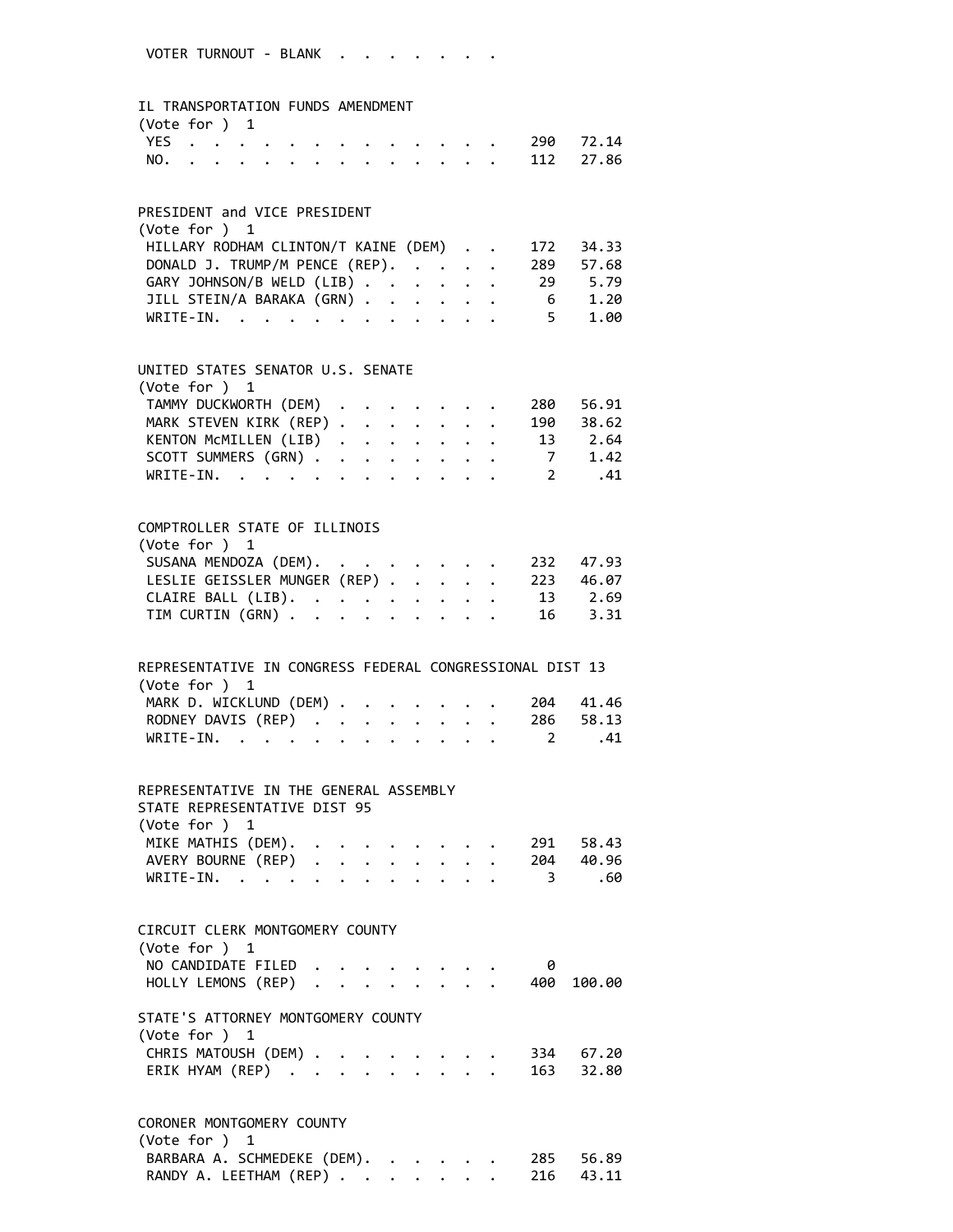VOTER TURNOUT - BLANK . . . . . . . .

IL TRANSPORTATION FUNDS AMENDMENT
(Vote for ) 1

| | | |
|---|---|---|
| YES | 290 | 72.14 |
| NO. | 112 | 27.86 |

PRESIDENT and VICE PRESIDENT
(Vote for ) 1

| | | |
|---|---|---|
| HILLARY RODHAM CLINTON/T KAINE (DEM) | 172 | 34.33 |
| DONALD J. TRUMP/M PENCE (REP). | 289 | 57.68 |
| GARY JOHNSON/B WELD (LIB) | 29 | 5.79 |
| JILL STEIN/A BARAKA (GRN) | 6 | 1.20 |
| WRITE-IN. | 5 | 1.00 |

UNITED STATES SENATOR U.S. SENATE
(Vote for ) 1

| | | |
|---|---|---|
| TAMMY DUCKWORTH (DEM) | 280 | 56.91 |
| MARK STEVEN KIRK (REP) | 190 | 38.62 |
| KENTON McMILLEN (LIB) | 13 | 2.64 |
| SCOTT SUMMERS (GRN) | 7 | 1.42 |
| WRITE-IN. | 2 | .41 |

COMPTROLLER STATE OF ILLINOIS
(Vote for ) 1

| | | |
|---|---|---|
| SUSANA MENDOZA (DEM). | 232 | 47.93 |
| LESLIE GEISSLER MUNGER (REP) | 223 | 46.07 |
| CLAIRE BALL (LIB). | 13 | 2.69 |
| TIM CURTIN (GRN) | 16 | 3.31 |

REPRESENTATIVE IN CONGRESS FEDERAL CONGRESSIONAL DIST 13
(Vote for ) 1

| | | |
|---|---|---|
| MARK D. WICKLUND (DEM) | 204 | 41.46 |
| RODNEY DAVIS (REP) | 286 | 58.13 |
| WRITE-IN. | 2 | .41 |

REPRESENTATIVE IN THE GENERAL ASSEMBLY
STATE REPRESENTATIVE DIST 95
(Vote for ) 1

| | | |
|---|---|---|
| MIKE MATHIS (DEM). | 291 | 58.43 |
| AVERY BOURNE (REP) | 204 | 40.96 |
| WRITE-IN. | 3 | .60 |

CIRCUIT CLERK MONTGOMERY COUNTY
(Vote for ) 1

| | | |
|---|---|---|
| NO CANDIDATE FILED | 0 | |
| HOLLY LEMONS (REP) | 400 | 100.00 |

STATE'S ATTORNEY MONTGOMERY COUNTY
(Vote for ) 1

| | | |
|---|---|---|
| CHRIS MATOUSH (DEM) | 334 | 67.20 |
| ERIK HYAM (REP) | 163 | 32.80 |

CORONER MONTGOMERY COUNTY
(Vote for ) 1

| | | |
|---|---|---|
| BARBARA A. SCHMEDEKE (DEM). | 285 | 56.89 |
| RANDY A. LEETHAM (REP) | 216 | 43.11 |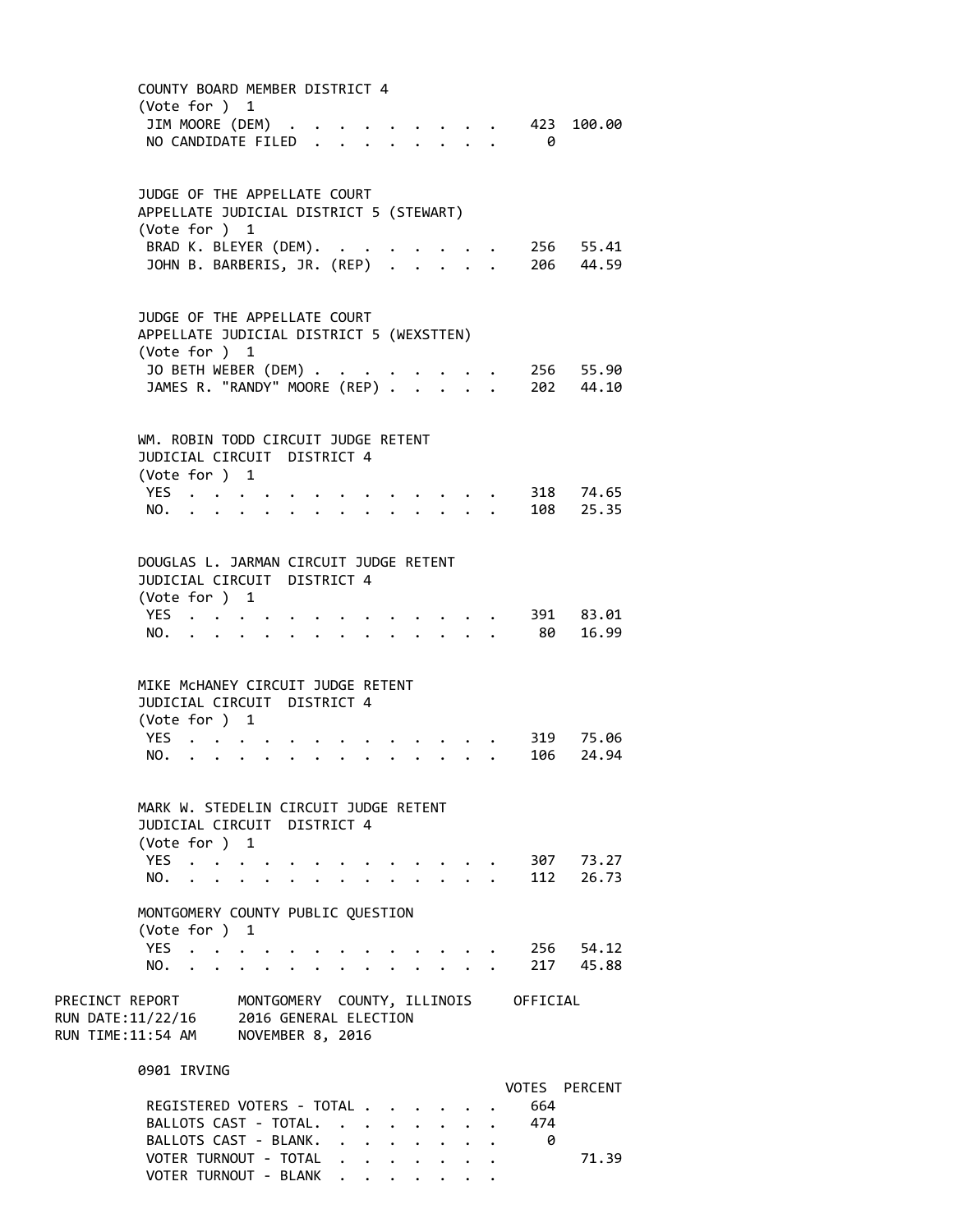## COUNTY BOARD MEMBER DISTRICT 4

(Vote for ) 1

| | VOTES | PERCENT |
|---|---|---|
| JIM MOORE (DEM) | 423 | 100.00 |
| NO CANDIDATE FILED | 0 | |

## JUDGE OF THE APPELLATE COURT

APPELLATE JUDICIAL DISTRICT 5 (STEWART)

(Vote for ) 1

| | VOTES | PERCENT |
|---|---|---|
| BRAD K. BLEYER (DEM). | 256 | 55.41 |
| JOHN B. BARBERIS, JR. (REP) | 206 | 44.59 |

## JUDGE OF THE APPELLATE COURT

APPELLATE JUDICIAL DISTRICT 5 (WEXSTTEN)

(Vote for ) 1

| | VOTES | PERCENT |
|---|---|---|
| JO BETH WEBER (DEM) | 256 | 55.90 |
| JAMES R. "RANDY" MOORE (REP) | 202 | 44.10 |

## WM. ROBIN TODD CIRCUIT JUDGE RETENT

JUDICIAL CIRCUIT DISTRICT 4

(Vote for ) 1

| | VOTES | PERCENT |
|---|---|---|
| YES | 318 | 74.65 |
| NO. | 108 | 25.35 |

## DOUGLAS L. JARMAN CIRCUIT JUDGE RETENT

JUDICIAL CIRCUIT DISTRICT 4

(Vote for ) 1

| | VOTES | PERCENT |
|---|---|---|
| YES | 391 | 83.01 |
| NO. | 80 | 16.99 |

## MIKE McHANEY CIRCUIT JUDGE RETENT

JUDICIAL CIRCUIT DISTRICT 4

(Vote for ) 1

| | VOTES | PERCENT |
|---|---|---|
| YES | 319 | 75.06 |
| NO. | 106 | 24.94 |

## MARK W. STEDELIN CIRCUIT JUDGE RETENT

JUDICIAL CIRCUIT DISTRICT 4

(Vote for ) 1

| | VOTES | PERCENT |
|---|---|---|
| YES | 307 | 73.27 |
| NO. | 112 | 26.73 |

## MONTGOMERY COUNTY PUBLIC QUESTION

(Vote for ) 1

| | VOTES | PERCENT |
|---|---|---|
| YES | 256 | 54.12 |
| NO. | 217 | 45.88 |

PRECINCT REPORT MONTGOMERY COUNTY, ILLINOIS OFFICIAL
RUN DATE:11/22/16 2016 GENERAL ELECTION
RUN TIME:11:54 AM NOVEMBER 8, 2016

## 0901 IRVING

| | VOTES | PERCENT |
|---|---|---|
| REGISTERED VOTERS - TOTAL | 664 | |
| BALLOTS CAST - TOTAL. | 474 | |
| BALLOTS CAST - BLANK. | 0 | |
| VOTER TURNOUT - TOTAL | | 71.39 |
| VOTER TURNOUT - BLANK | | |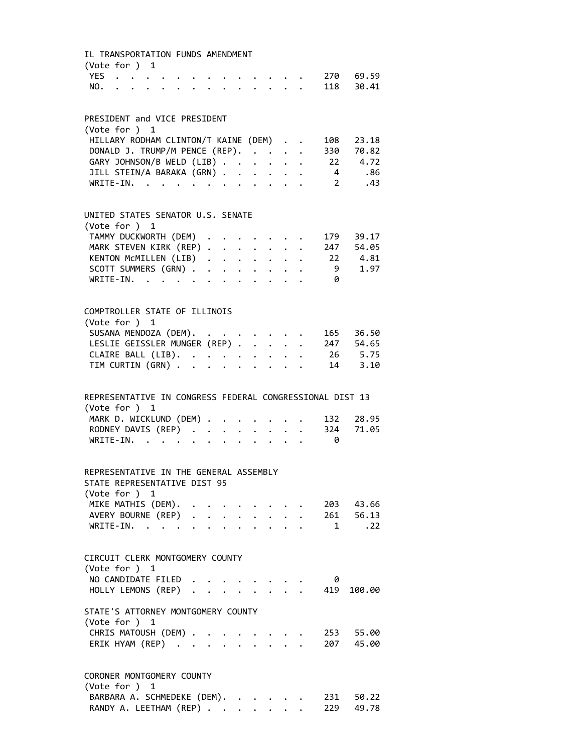IL TRANSPORTATION FUNDS AMENDMENT
(Vote for ) 1

| | Votes | Percent |
|---|---|---|
| YES | 270 | 69.59 |
| NO. | 118 | 30.41 |

PRESIDENT and VICE PRESIDENT
(Vote for ) 1

| | Votes | Percent |
|---|---|---|
| HILLARY RODHAM CLINTON/T KAINE (DEM) | 108 | 23.18 |
| DONALD J. TRUMP/M PENCE (REP). | 330 | 70.82 |
| GARY JOHNSON/B WELD (LIB) | 22 | 4.72 |
| JILL STEIN/A BARAKA (GRN) | 4 | .86 |
| WRITE-IN. | 2 | .43 |

UNITED STATES SENATOR U.S. SENATE
(Vote for ) 1

| | Votes | Percent |
|---|---|---|
| TAMMY DUCKWORTH (DEM) | 179 | 39.17 |
| MARK STEVEN KIRK (REP) | 247 | 54.05 |
| KENTON McMILLEN (LIB) | 22 | 4.81 |
| SCOTT SUMMERS (GRN) | 9 | 1.97 |
| WRITE-IN. | 0 | |

COMPTROLLER STATE OF ILLINOIS
(Vote for ) 1

| | Votes | Percent |
|---|---|---|
| SUSANA MENDOZA (DEM). | 165 | 36.50 |
| LESLIE GEISSLER MUNGER (REP) | 247 | 54.65 |
| CLAIRE BALL (LIB). | 26 | 5.75 |
| TIM CURTIN (GRN) | 14 | 3.10 |

REPRESENTATIVE IN CONGRESS FEDERAL CONGRESSIONAL DIST 13
(Vote for ) 1

| | Votes | Percent |
|---|---|---|
| MARK D. WICKLUND (DEM) | 132 | 28.95 |
| RODNEY DAVIS (REP) | 324 | 71.05 |
| WRITE-IN. | 0 | |

REPRESENTATIVE IN THE GENERAL ASSEMBLY
STATE REPRESENTATIVE DIST 95
(Vote for ) 1

| | Votes | Percent |
|---|---|---|
| MIKE MATHIS (DEM). | 203 | 43.66 |
| AVERY BOURNE (REP) | 261 | 56.13 |
| WRITE-IN. | 1 | .22 |

CIRCUIT CLERK MONTGOMERY COUNTY
(Vote for ) 1

| | Votes | Percent |
|---|---|---|
| NO CANDIDATE FILED | 0 | |
| HOLLY LEMONS (REP) | 419 | 100.00 |

STATE'S ATTORNEY MONTGOMERY COUNTY
(Vote for ) 1

| | Votes | Percent |
|---|---|---|
| CHRIS MATOUSH (DEM) | 253 | 55.00 |
| ERIK HYAM (REP) | 207 | 45.00 |

CORONER MONTGOMERY COUNTY
(Vote for ) 1

| | Votes | Percent |
|---|---|---|
| BARBARA A. SCHMEDEKE (DEM). | 231 | 50.22 |
| RANDY A. LEETHAM (REP) | 229 | 49.78 |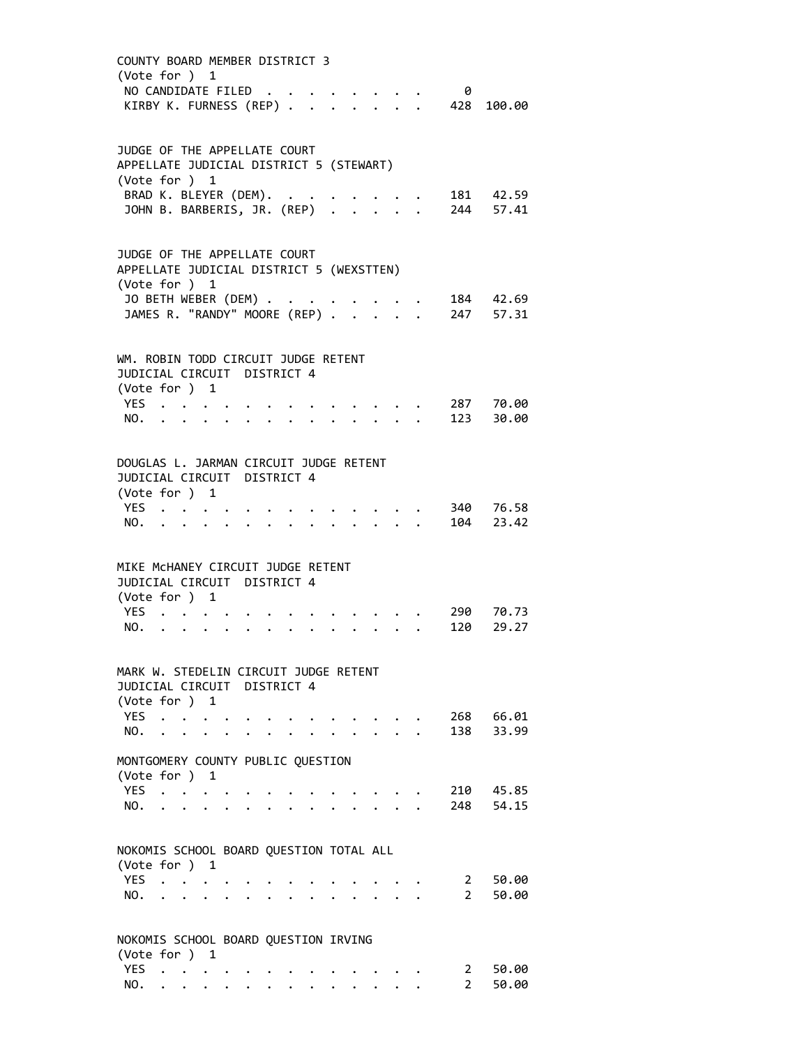COUNTY BOARD MEMBER DISTRICT 3
(Vote for ) 1

| | | |
|---|---|---|
| NO CANDIDATE FILED | 0 | |
| KIRBY K. FURNESS (REP) | 428 | 100.00 |

JUDGE OF THE APPELLATE COURT
APPELLATE JUDICIAL DISTRICT 5 (STEWART)
(Vote for ) 1

| | | |
|---|---|---|
| BRAD K. BLEYER (DEM) | 181 | 42.59 |
| JOHN B. BARBERIS, JR. (REP) | 244 | 57.41 |

JUDGE OF THE APPELLATE COURT
APPELLATE JUDICIAL DISTRICT 5 (WEXSTTEN)
(Vote for ) 1

| | | |
|---|---|---|
| JO BETH WEBER (DEM) | 184 | 42.69 |
| JAMES R. "RANDY" MOORE (REP) | 247 | 57.31 |

WM. ROBIN TODD CIRCUIT JUDGE RETENT
JUDICIAL CIRCUIT DISTRICT 4
(Vote for ) 1

| | | |
|---|---|---|
| YES | 287 | 70.00 |
| NO. | 123 | 30.00 |

DOUGLAS L. JARMAN CIRCUIT JUDGE RETENT
JUDICIAL CIRCUIT DISTRICT 4
(Vote for ) 1

| | | |
|---|---|---|
| YES | 340 | 76.58 |
| NO. | 104 | 23.42 |

MIKE McHANEY CIRCUIT JUDGE RETENT
JUDICIAL CIRCUIT DISTRICT 4
(Vote for ) 1

| | | |
|---|---|---|
| YES | 290 | 70.73 |
| NO. | 120 | 29.27 |

MARK W. STEDELIN CIRCUIT JUDGE RETENT
JUDICIAL CIRCUIT DISTRICT 4
(Vote for ) 1

| | | |
|---|---|---|
| YES | 268 | 66.01 |
| NO. | 138 | 33.99 |

MONTGOMERY COUNTY PUBLIC QUESTION
(Vote for ) 1

| | | |
|---|---|---|
| YES | 210 | 45.85 |
| NO. | 248 | 54.15 |

NOKOMIS SCHOOL BOARD QUESTION TOTAL ALL
(Vote for ) 1

| | | |
|---|---|---|
| YES | 2 | 50.00 |
| NO. | 2 | 50.00 |

NOKOMIS SCHOOL BOARD QUESTION IRVING
(Vote for ) 1

| | | |
|---|---|---|
| YES | 2 | 50.00 |
| NO. | 2 | 50.00 |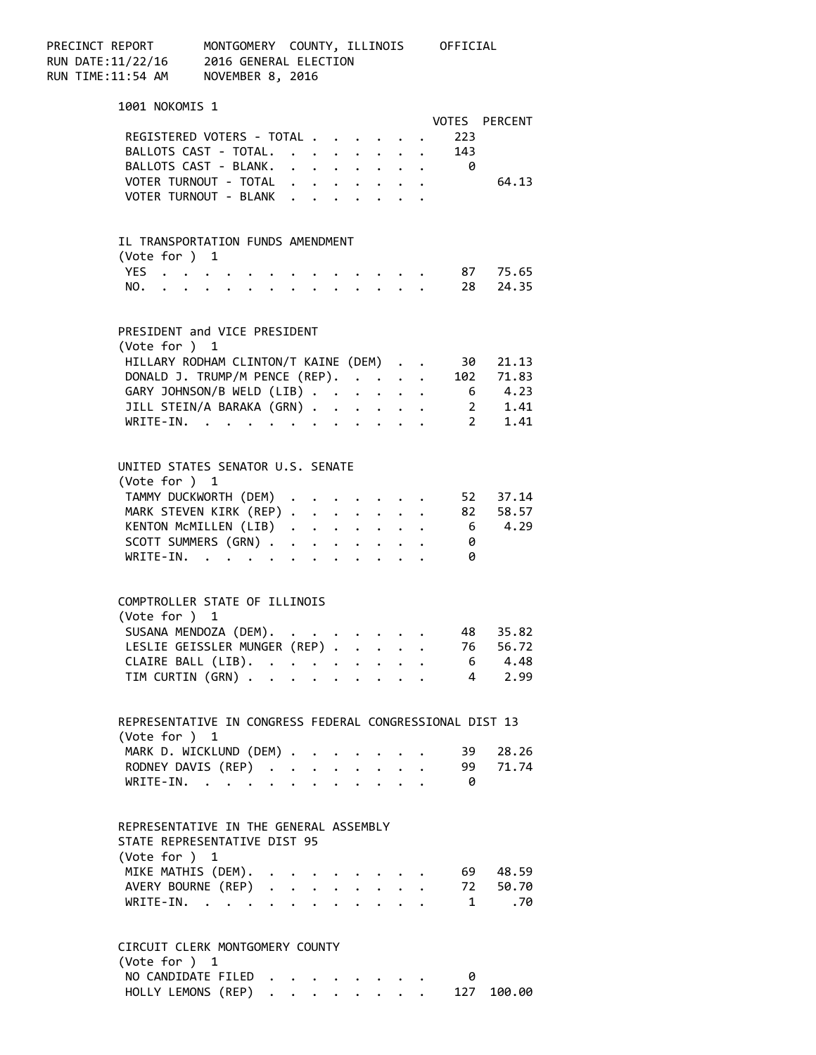PRECINCT REPORT MONTGOMERY COUNTY, ILLINOIS OFFICIAL
RUN DATE:11/22/16 2016 GENERAL ELECTION
RUN TIME:11:54 AM NOVEMBER 8, 2016

## 1001 NOKOMIS 1

| | VOTES | PERCENT |
|---|---|---|
| REGISTERED VOTERS - TOTAL | 223 | |
| BALLOTS CAST - TOTAL. | 143 | |
| BALLOTS CAST - BLANK. | 0 | |
| VOTER TURNOUT - TOTAL | | 64.13 |
| VOTER TURNOUT - BLANK | | |

### IL TRANSPORTATION FUNDS AMENDMENT
(Vote for ) 1

| | VOTES | PERCENT |
|---|---|---|
| YES | 87 | 75.65 |
| NO. | 28 | 24.35 |

### PRESIDENT and VICE PRESIDENT
(Vote for ) 1

| | VOTES | PERCENT |
|---|---|---|
| HILLARY RODHAM CLINTON/T KAINE (DEM) | 30 | 21.13 |
| DONALD J. TRUMP/M PENCE (REP). | 102 | 71.83 |
| GARY JOHNSON/B WELD (LIB) | 6 | 4.23 |
| JILL STEIN/A BARAKA (GRN) | 2 | 1.41 |
| WRITE-IN. | 2 | 1.41 |

### UNITED STATES SENATOR U.S. SENATE
(Vote for ) 1

| | VOTES | PERCENT |
|---|---|---|
| TAMMY DUCKWORTH (DEM) | 52 | 37.14 |
| MARK STEVEN KIRK (REP) | 82 | 58.57 |
| KENTON McMILLEN (LIB) | 6 | 4.29 |
| SCOTT SUMMERS (GRN) | 0 | |
| WRITE-IN. | 0 | |

### COMPTROLLER STATE OF ILLINOIS
(Vote for ) 1

| | VOTES | PERCENT |
|---|---|---|
| SUSANA MENDOZA (DEM). | 48 | 35.82 |
| LESLIE GEISSLER MUNGER (REP) | 76 | 56.72 |
| CLAIRE BALL (LIB). | 6 | 4.48 |
| TIM CURTIN (GRN) | 4 | 2.99 |

### REPRESENTATIVE IN CONGRESS FEDERAL CONGRESSIONAL DIST 13
(Vote for ) 1

| | VOTES | PERCENT |
|---|---|---|
| MARK D. WICKLUND (DEM) | 39 | 28.26 |
| RODNEY DAVIS (REP) | 99 | 71.74 |
| WRITE-IN. | 0 | |

### REPRESENTATIVE IN THE GENERAL ASSEMBLY STATE REPRESENTATIVE DIST 95
(Vote for ) 1

| | VOTES | PERCENT |
|---|---|---|
| MIKE MATHIS (DEM). | 69 | 48.59 |
| AVERY BOURNE (REP) | 72 | 50.70 |
| WRITE-IN. | 1 | .70 |

### CIRCUIT CLERK MONTGOMERY COUNTY
(Vote for ) 1

| | VOTES | PERCENT |
|---|---|---|
| NO CANDIDATE FILED | 0 | |
| HOLLY LEMONS (REP) | 127 | 100.00 |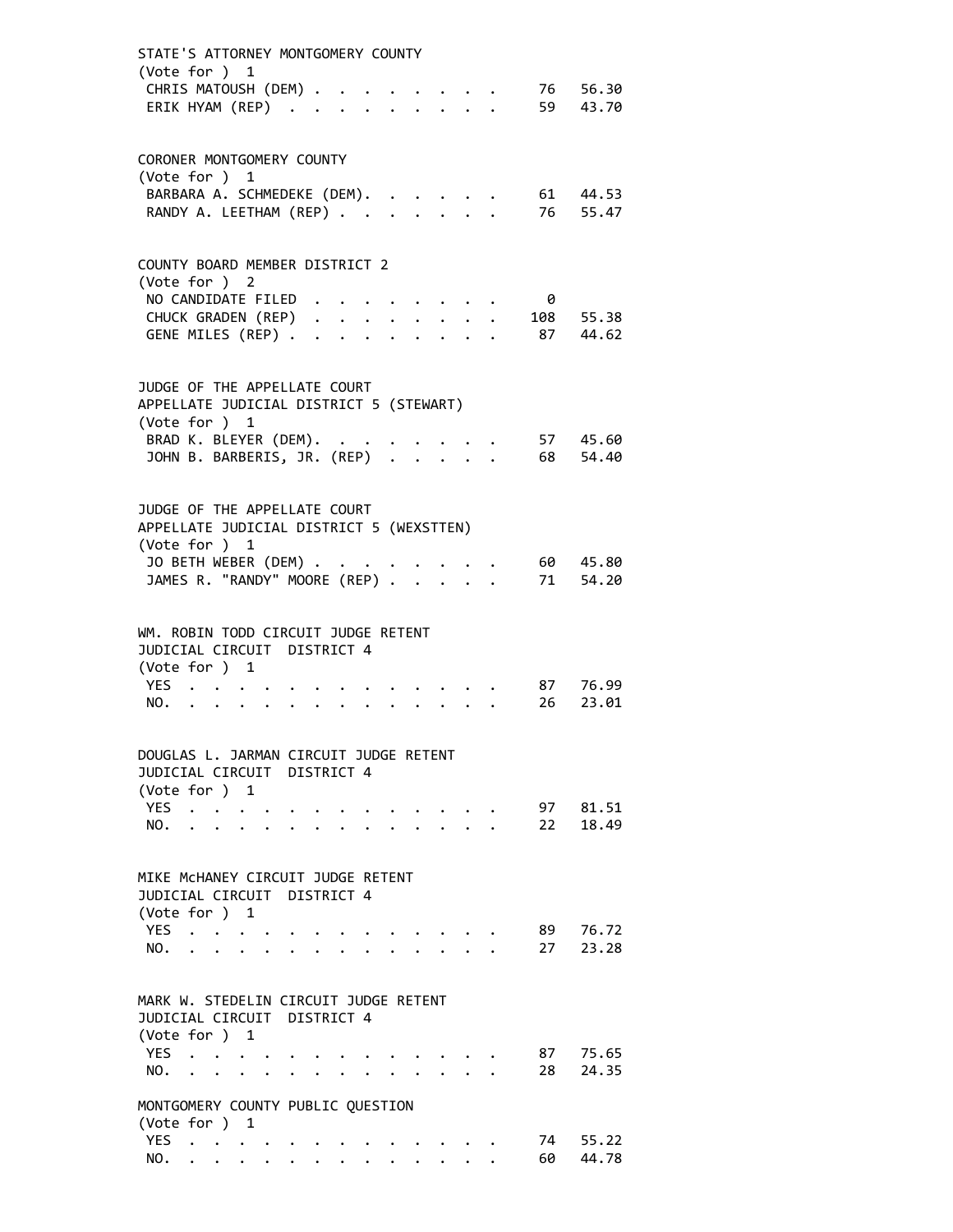STATE'S ATTORNEY MONTGOMERY COUNTY
(Vote for ) 1

| | | |
|---|---|---|
| CHRIS MATOUSH (DEM) | 76 | 56.30 |
| ERIK HYAM (REP) | 59 | 43.70 |

CORONER MONTGOMERY COUNTY
(Vote for ) 1

| | | |
|---|---|---|
| BARBARA A. SCHMEDEKE (DEM) | 61 | 44.53 |
| RANDY A. LEETHAM (REP) | 76 | 55.47 |

COUNTY BOARD MEMBER DISTRICT 2
(Vote for ) 2

| | | |
|---|---|---|
| NO CANDIDATE FILED | 0 | |
| CHUCK GRADEN (REP) | 108 | 55.38 |
| GENE MILES (REP) | 87 | 44.62 |

JUDGE OF THE APPELLATE COURT
APPELLATE JUDICIAL DISTRICT 5 (STEWART)
(Vote for ) 1

| | | |
|---|---|---|
| BRAD K. BLEYER (DEM) | 57 | 45.60 |
| JOHN B. BARBERIS, JR. (REP) | 68 | 54.40 |

JUDGE OF THE APPELLATE COURT
APPELLATE JUDICIAL DISTRICT 5 (WEXSTTEN)
(Vote for ) 1

| | | |
|---|---|---|
| JO BETH WEBER (DEM) | 60 | 45.80 |
| JAMES R. "RANDY" MOORE (REP) | 71 | 54.20 |

WM. ROBIN TODD CIRCUIT JUDGE RETENT
JUDICIAL CIRCUIT DISTRICT 4
(Vote for ) 1

| | | |
|---|---|---|
| YES | 87 | 76.99 |
| NO. | 26 | 23.01 |

DOUGLAS L. JARMAN CIRCUIT JUDGE RETENT
JUDICIAL CIRCUIT DISTRICT 4
(Vote for ) 1

| | | |
|---|---|---|
| YES | 97 | 81.51 |
| NO. | 22 | 18.49 |

MIKE McHANEY CIRCUIT JUDGE RETENT
JUDICIAL CIRCUIT DISTRICT 4
(Vote for ) 1

| | | |
|---|---|---|
| YES | 89 | 76.72 |
| NO. | 27 | 23.28 |

MARK W. STEDELIN CIRCUIT JUDGE RETENT
JUDICIAL CIRCUIT DISTRICT 4
(Vote for ) 1

| | | |
|---|---|---|
| YES | 87 | 75.65 |
| NO. | 28 | 24.35 |

MONTGOMERY COUNTY PUBLIC QUESTION
(Vote for ) 1

| | | |
|---|---|---|
| YES | 74 | 55.22 |
| NO. | 60 | 44.78 |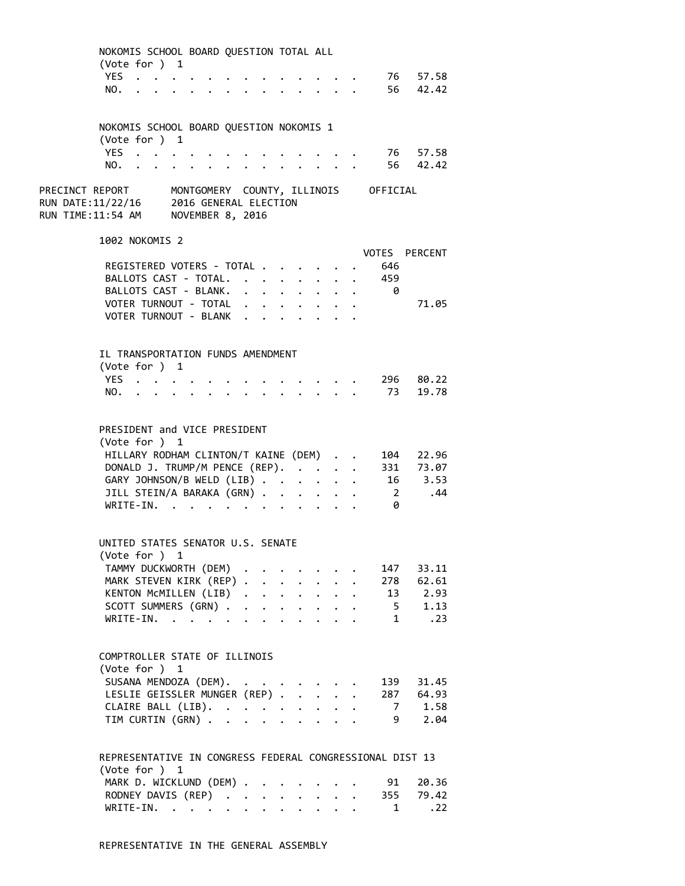NOKOMIS SCHOOL BOARD QUESTION TOTAL ALL
(Vote for ) 1

| | VOTES | PERCENT |
|---|---|---|
| YES | 76 | 57.58 |
| NO. | 56 | 42.42 |

NOKOMIS SCHOOL BOARD QUESTION NOKOMIS 1
(Vote for ) 1

| | VOTES | PERCENT |
|---|---|---|
| YES | 76 | 57.58 |
| NO. | 56 | 42.42 |

PRECINCT REPORT MONTGOMERY COUNTY, ILLINOIS OFFICIAL
RUN DATE:11/22/16 2016 GENERAL ELECTION
RUN TIME:11:54 AM NOVEMBER 8, 2016

## 1002 NOKOMIS 2

| | VOTES | PERCENT |
|---|---|---|
| REGISTERED VOTERS - TOTAL | 646 | |
| BALLOTS CAST - TOTAL. | 459 | |
| BALLOTS CAST - BLANK. | 0 | |
| VOTER TURNOUT - TOTAL | | 71.05 |
| VOTER TURNOUT - BLANK | | |

IL TRANSPORTATION FUNDS AMENDMENT
(Vote for ) 1

| | VOTES | PERCENT |
|---|---|---|
| YES | 296 | 80.22 |
| NO. | 73 | 19.78 |

PRESIDENT and VICE PRESIDENT
(Vote for ) 1

| | VOTES | PERCENT |
|---|---|---|
| HILLARY RODHAM CLINTON/T KAINE (DEM) | 104 | 22.96 |
| DONALD J. TRUMP/M PENCE (REP). | 331 | 73.07 |
| GARY JOHNSON/B WELD (LIB) | 16 | 3.53 |
| JILL STEIN/A BARAKA (GRN) | 2 | .44 |
| WRITE-IN. | 0 | |

UNITED STATES SENATOR U.S. SENATE
(Vote for ) 1

| | VOTES | PERCENT |
|---|---|---|
| TAMMY DUCKWORTH (DEM) | 147 | 33.11 |
| MARK STEVEN KIRK (REP) | 278 | 62.61 |
| KENTON McMILLEN (LIB) | 13 | 2.93 |
| SCOTT SUMMERS (GRN) | 5 | 1.13 |
| WRITE-IN. | 1 | .23 |

COMPTROLLER STATE OF ILLINOIS
(Vote for ) 1

| | VOTES | PERCENT |
|---|---|---|
| SUSANA MENDOZA (DEM). | 139 | 31.45 |
| LESLIE GEISSLER MUNGER (REP) | 287 | 64.93 |
| CLAIRE BALL (LIB). | 7 | 1.58 |
| TIM CURTIN (GRN) | 9 | 2.04 |

REPRESENTATIVE IN CONGRESS FEDERAL CONGRESSIONAL DIST 13
(Vote for ) 1

| | VOTES | PERCENT |
|---|---|---|
| MARK D. WICKLUND (DEM) | 91 | 20.36 |
| RODNEY DAVIS (REP) | 355 | 79.42 |
| WRITE-IN. | 1 | .22 |

REPRESENTATIVE IN THE GENERAL ASSEMBLY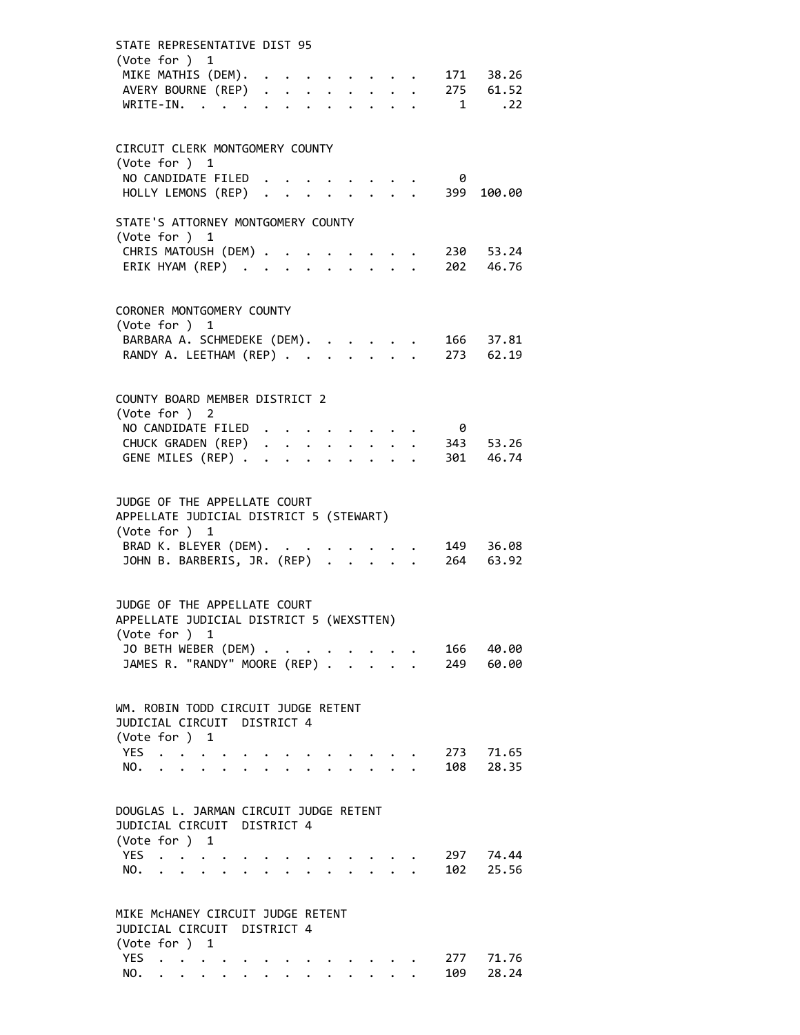STATE REPRESENTATIVE DIST 95
(Vote for ) 1

| Candidate | Votes | Percent |
|---|---|---|
| MIKE MATHIS (DEM). . . . . . . . . . | 171 | 38.26 |
| AVERY BOURNE (REP) . . . . . . . . . | 275 | 61.52 |
| WRITE-IN. . . . . . . . . . . . . | 1 | .22 |

CIRCUIT CLERK MONTGOMERY COUNTY
(Vote for ) 1

| Candidate | Votes | Percent |
|---|---|---|
| NO CANDIDATE FILED . . . . . . . . . | 0 | |
| HOLLY LEMONS (REP) . . . . . . . . . | 399 | 100.00 |

STATE'S ATTORNEY MONTGOMERY COUNTY
(Vote for ) 1

| Candidate | Votes | Percent |
|---|---|---|
| CHRIS MATOUSH (DEM) . . . . . . . . . | 230 | 53.24 |
| ERIK HYAM (REP) . . . . . . . . . . | 202 | 46.76 |

CORONER MONTGOMERY COUNTY
(Vote for ) 1

| Candidate | Votes | Percent |
|---|---|---|
| BARBARA A. SCHMEDEKE (DEM). . . . . . | 166 | 37.81 |
| RANDY A. LEETHAM (REP) . . . . . . . | 273 | 62.19 |

COUNTY BOARD MEMBER DISTRICT 2
(Vote for ) 2

| Candidate | Votes | Percent |
|---|---|---|
| NO CANDIDATE FILED . . . . . . . . . | 0 | |
| CHUCK GRADEN (REP) . . . . . . . . . | 343 | 53.26 |
| GENE MILES (REP) . . . . . . . . . . | 301 | 46.74 |

JUDGE OF THE APPELLATE COURT
APPELLATE JUDICIAL DISTRICT 5 (STEWART)
(Vote for ) 1

| Candidate | Votes | Percent |
|---|---|---|
| BRAD K. BLEYER (DEM). . . . . . . . . | 149 | 36.08 |
| JOHN B. BARBERIS, JR. (REP) . . . . . | 264 | 63.92 |

JUDGE OF THE APPELLATE COURT
APPELLATE JUDICIAL DISTRICT 5 (WEXSTTEN)
(Vote for ) 1

| Candidate | Votes | Percent |
|---|---|---|
| JO BETH WEBER (DEM) . . . . . . . . . | 166 | 40.00 |
| JAMES R. "RANDY" MOORE (REP) . . . . . | 249 | 60.00 |

WM. ROBIN TODD CIRCUIT JUDGE RETENT
JUDICIAL CIRCUIT DISTRICT 4
(Vote for ) 1

| Choice | Votes | Percent |
|---|---|---|
| YES . . . . . . . . . . . . . . . | 273 | 71.65 |
| NO. . . . . . . . . . . . . . . . | 108 | 28.35 |

DOUGLAS L. JARMAN CIRCUIT JUDGE RETENT
JUDICIAL CIRCUIT DISTRICT 4
(Vote for ) 1

| Choice | Votes | Percent |
|---|---|---|
| YES . . . . . . . . . . . . . . . | 297 | 74.44 |
| NO. . . . . . . . . . . . . . . . | 102 | 25.56 |

MIKE McHANEY CIRCUIT JUDGE RETENT
JUDICIAL CIRCUIT DISTRICT 4
(Vote for ) 1

| Choice | Votes | Percent |
|---|---|---|
| YES . . . . . . . . . . . . . . . | 277 | 71.76 |
| NO. . . . . . . . . . . . . . . . | 109 | 28.24 |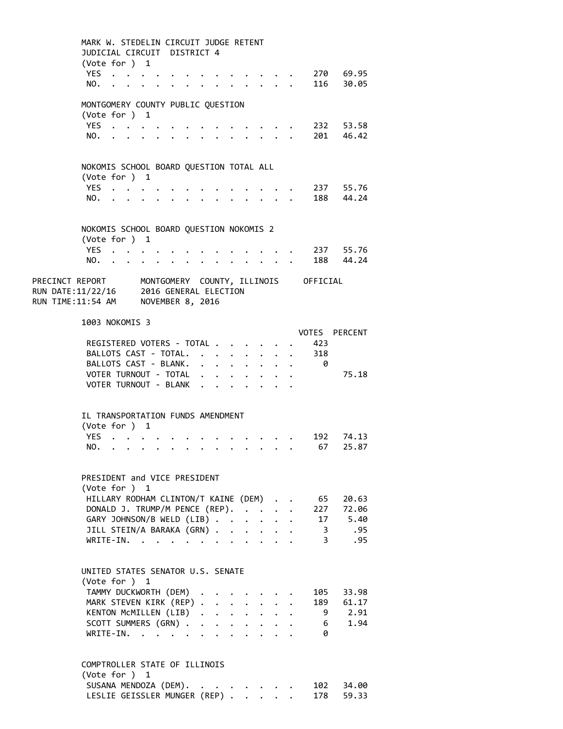MARK W. STEDELIN CIRCUIT JUDGE RETENT
JUDICIAL CIRCUIT DISTRICT 4
(Vote for ) 1

| | VOTES | PERCENT |
|---|---|---|
| YES | 270 | 69.95 |
| NO. | 116 | 30.05 |

MONTGOMERY COUNTY PUBLIC QUESTION
(Vote for ) 1

| | VOTES | PERCENT |
|---|---|---|
| YES | 232 | 53.58 |
| NO. | 201 | 46.42 |

NOKOMIS SCHOOL BOARD QUESTION TOTAL ALL
(Vote for ) 1

| | VOTES | PERCENT |
|---|---|---|
| YES | 237 | 55.76 |
| NO. | 188 | 44.24 |

NOKOMIS SCHOOL BOARD QUESTION NOKOMIS 2
(Vote for ) 1

| | VOTES | PERCENT |
|---|---|---|
| YES | 237 | 55.76 |
| NO. | 188 | 44.24 |

PRECINCT REPORT MONTGOMERY COUNTY, ILLINOIS OFFICIAL
RUN DATE:11/22/16 2016 GENERAL ELECTION
RUN TIME:11:54 AM NOVEMBER 8, 2016

## 1003 NOKOMIS 3

| | VOTES | PERCENT |
|---|---|---|
| REGISTERED VOTERS - TOTAL | 423 | |
| BALLOTS CAST - TOTAL. | 318 | |
| BALLOTS CAST - BLANK. | 0 | |
| VOTER TURNOUT - TOTAL | | 75.18 |
| VOTER TURNOUT - BLANK | | |

IL TRANSPORTATION FUNDS AMENDMENT
(Vote for ) 1

| | VOTES | PERCENT |
|---|---|---|
| YES | 192 | 74.13 |
| NO. | 67 | 25.87 |

PRESIDENT and VICE PRESIDENT
(Vote for ) 1

| | VOTES | PERCENT |
|---|---|---|
| HILLARY RODHAM CLINTON/T KAINE (DEM) | 65 | 20.63 |
| DONALD J. TRUMP/M PENCE (REP). | 227 | 72.06 |
| GARY JOHNSON/B WELD (LIB) | 17 | 5.40 |
| JILL STEIN/A BARAKA (GRN) | 3 | .95 |
| WRITE-IN. | 3 | .95 |

UNITED STATES SENATOR U.S. SENATE
(Vote for ) 1

| | VOTES | PERCENT |
|---|---|---|
| TAMMY DUCKWORTH (DEM) | 105 | 33.98 |
| MARK STEVEN KIRK (REP) | 189 | 61.17 |
| KENTON McMILLEN (LIB) | 9 | 2.91 |
| SCOTT SUMMERS (GRN) | 6 | 1.94 |
| WRITE-IN. | 0 | |

COMPTROLLER STATE OF ILLINOIS
(Vote for ) 1

| | VOTES | PERCENT |
|---|---|---|
| SUSANA MENDOZA (DEM). | 102 | 34.00 |
| LESLIE GEISSLER MUNGER (REP) | 178 | 59.33 |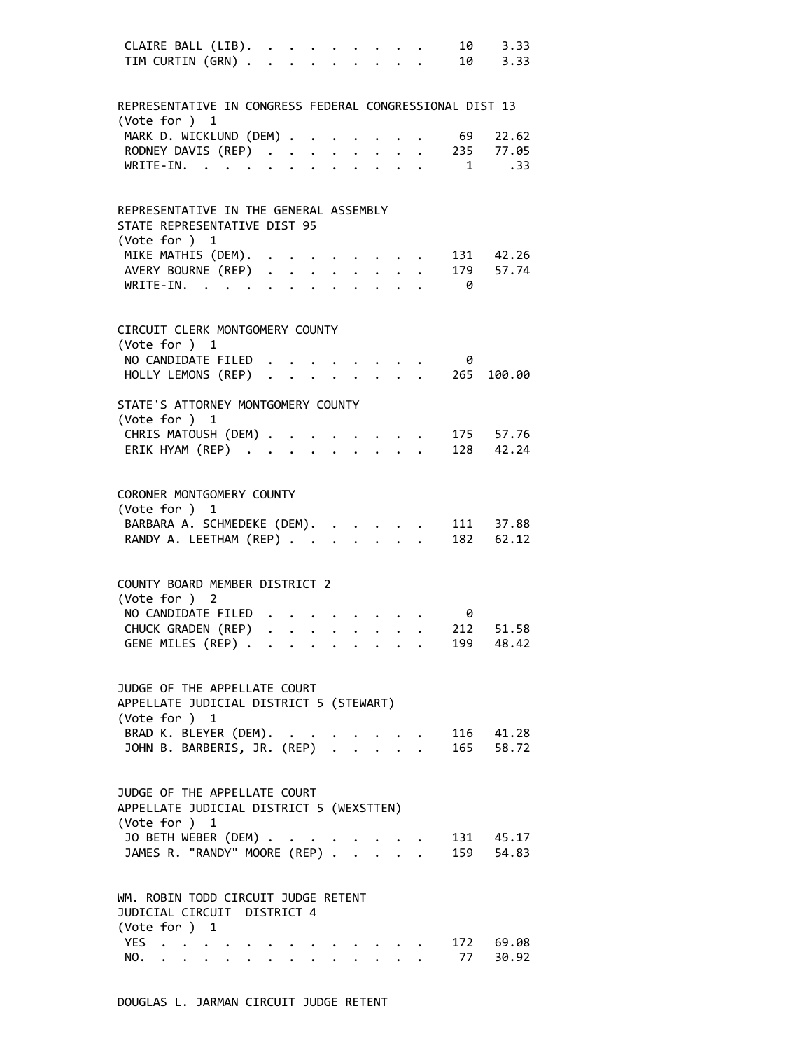| | | |
|---|---|---|
| CLAIRE BALL (LIB). | 10 | 3.33 |
| TIM CURTIN (GRN) | 10 | 3.33 |

REPRESENTATIVE IN CONGRESS FEDERAL CONGRESSIONAL DIST 13
(Vote for ) 1

| | | |
|---|---|---|
| MARK D. WICKLUND (DEM) | 69 | 22.62 |
| RODNEY DAVIS (REP) | 235 | 77.05 |
| WRITE-IN. | 1 | .33 |

REPRESENTATIVE IN THE GENERAL ASSEMBLY
STATE REPRESENTATIVE DIST 95
(Vote for ) 1

| | | |
|---|---|---|
| MIKE MATHIS (DEM). | 131 | 42.26 |
| AVERY BOURNE (REP) | 179 | 57.74 |
| WRITE-IN. | 0 | |

CIRCUIT CLERK MONTGOMERY COUNTY
(Vote for ) 1

| | | |
|---|---|---|
| NO CANDIDATE FILED | 0 | |
| HOLLY LEMONS (REP) | 265 | 100.00 |

STATE'S ATTORNEY MONTGOMERY COUNTY
(Vote for ) 1

| | | |
|---|---|---|
| CHRIS MATOUSH (DEM) | 175 | 57.76 |
| ERIK HYAM (REP) | 128 | 42.24 |

CORONER MONTGOMERY COUNTY
(Vote for ) 1

| | | |
|---|---|---|
| BARBARA A. SCHMEDEKE (DEM). | 111 | 37.88 |
| RANDY A. LEETHAM (REP) | 182 | 62.12 |

COUNTY BOARD MEMBER DISTRICT 2
(Vote for ) 2

| | | |
|---|---|---|
| NO CANDIDATE FILED | 0 | |
| CHUCK GRADEN (REP) | 212 | 51.58 |
| GENE MILES (REP) | 199 | 48.42 |

JUDGE OF THE APPELLATE COURT
APPELLATE JUDICIAL DISTRICT 5 (STEWART)
(Vote for ) 1

| | | |
|---|---|---|
| BRAD K. BLEYER (DEM). | 116 | 41.28 |
| JOHN B. BARBERIS, JR. (REP) | 165 | 58.72 |

JUDGE OF THE APPELLATE COURT
APPELLATE JUDICIAL DISTRICT 5 (WEXSTTEN)
(Vote for ) 1

| | | |
|---|---|---|
| JO BETH WEBER (DEM) | 131 | 45.17 |
| JAMES R. "RANDY" MOORE (REP) | 159 | 54.83 |

WM. ROBIN TODD CIRCUIT JUDGE RETENT
JUDICIAL CIRCUIT DISTRICT 4
(Vote for ) 1

| | | |
|---|---|---|
| YES | 172 | 69.08 |
| NO. | 77 | 30.92 |

DOUGLAS L. JARMAN CIRCUIT JUDGE RETENT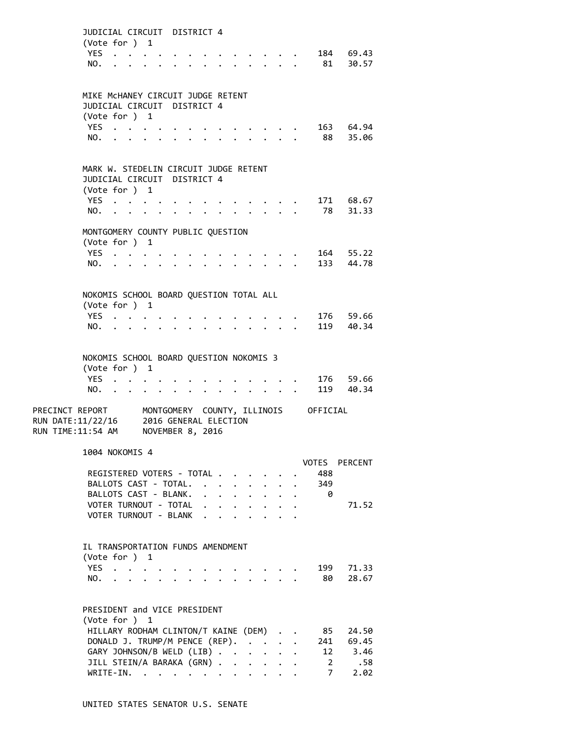JUDICIAL CIRCUIT DISTRICT 4
(Vote for ) 1

| | Votes | Percent |
|---|---|---|
| YES | 184 | 69.43 |
| NO. | 81 | 30.57 |

MIKE McHANEY CIRCUIT JUDGE RETENT
JUDICIAL CIRCUIT DISTRICT 4
(Vote for ) 1

| | Votes | Percent |
|---|---|---|
| YES | 163 | 64.94 |
| NO. | 88 | 35.06 |

MARK W. STEDELIN CIRCUIT JUDGE RETENT
JUDICIAL CIRCUIT DISTRICT 4
(Vote for ) 1

| | Votes | Percent |
|---|---|---|
| YES | 171 | 68.67 |
| NO. | 78 | 31.33 |

MONTGOMERY COUNTY PUBLIC QUESTION
(Vote for ) 1

| | Votes | Percent |
|---|---|---|
| YES | 164 | 55.22 |
| NO. | 133 | 44.78 |

NOKOMIS SCHOOL BOARD QUESTION TOTAL ALL
(Vote for ) 1

| | Votes | Percent |
|---|---|---|
| YES | 176 | 59.66 |
| NO. | 119 | 40.34 |

NOKOMIS SCHOOL BOARD QUESTION NOKOMIS 3
(Vote for ) 1

| | Votes | Percent |
|---|---|---|
| YES | 176 | 59.66 |
| NO. | 119 | 40.34 |

PRECINCT REPORT MONTGOMERY COUNTY, ILLINOIS OFFICIAL
RUN DATE:11/22/16 2016 GENERAL ELECTION
RUN TIME:11:54 AM NOVEMBER 8, 2016

## 1004 NOKOMIS 4

| | VOTES | PERCENT |
|---|---|---|
| REGISTERED VOTERS - TOTAL | 488 | |
| BALLOTS CAST - TOTAL. | 349 | |
| BALLOTS CAST - BLANK. | 0 | |
| VOTER TURNOUT - TOTAL | | 71.52 |
| VOTER TURNOUT - BLANK | | |

IL TRANSPORTATION FUNDS AMENDMENT
(Vote for ) 1

| | Votes | Percent |
|---|---|---|
| YES | 199 | 71.33 |
| NO. | 80 | 28.67 |

PRESIDENT and VICE PRESIDENT
(Vote for ) 1

| | Votes | Percent |
|---|---|---|
| HILLARY RODHAM CLINTON/T KAINE (DEM) | 85 | 24.50 |
| DONALD J. TRUMP/M PENCE (REP). | 241 | 69.45 |
| GARY JOHNSON/B WELD (LIB) | 12 | 3.46 |
| JILL STEIN/A BARAKA (GRN) | 2 | .58 |
| WRITE-IN. | 7 | 2.02 |

UNITED STATES SENATOR U.S. SENATE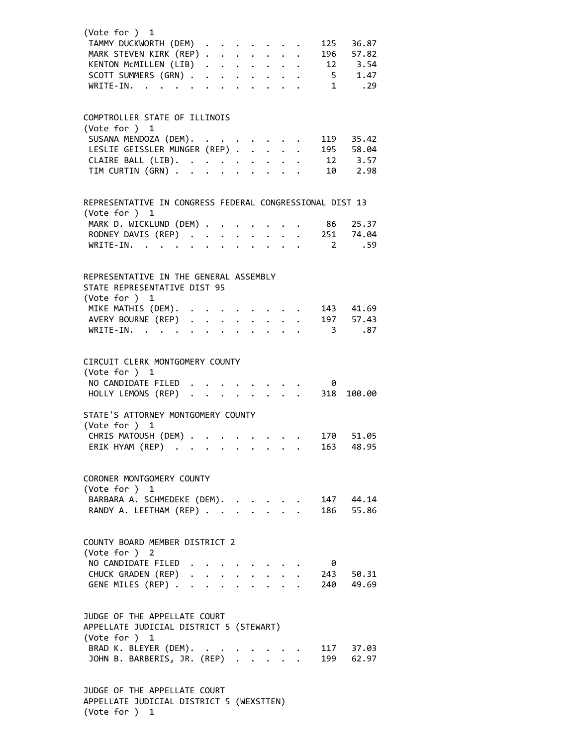(Vote for ) 1

| Candidate | Votes | Percent |
|---|---|---|
| TAMMY DUCKWORTH (DEM) | 125 | 36.87 |
| MARK STEVEN KIRK (REP) | 196 | 57.82 |
| KENTON McMILLEN (LIB) | 12 | 3.54 |
| SCOTT SUMMERS (GRN) | 5 | 1.47 |
| WRITE-IN. | 1 | .29 |

COMPTROLLER STATE OF ILLINOIS
(Vote for ) 1

| Candidate | Votes | Percent |
|---|---|---|
| SUSANA MENDOZA (DEM). | 119 | 35.42 |
| LESLIE GEISSLER MUNGER (REP) | 195 | 58.04 |
| CLAIRE BALL (LIB). | 12 | 3.57 |
| TIM CURTIN (GRN) | 10 | 2.98 |

REPRESENTATIVE IN CONGRESS FEDERAL CONGRESSIONAL DIST 13
(Vote for ) 1

| Candidate | Votes | Percent |
|---|---|---|
| MARK D. WICKLUND (DEM) | 86 | 25.37 |
| RODNEY DAVIS (REP) | 251 | 74.04 |
| WRITE-IN. | 2 | .59 |

REPRESENTATIVE IN THE GENERAL ASSEMBLY
STATE REPRESENTATIVE DIST 95
(Vote for ) 1

| Candidate | Votes | Percent |
|---|---|---|
| MIKE MATHIS (DEM). | 143 | 41.69 |
| AVERY BOURNE (REP) | 197 | 57.43 |
| WRITE-IN. | 3 | .87 |

CIRCUIT CLERK MONTGOMERY COUNTY
(Vote for ) 1

| Candidate | Votes | Percent |
|---|---|---|
| NO CANDIDATE FILED | 0 | |
| HOLLY LEMONS (REP) | 318 | 100.00 |

STATE'S ATTORNEY MONTGOMERY COUNTY
(Vote for ) 1

| Candidate | Votes | Percent |
|---|---|---|
| CHRIS MATOUSH (DEM) | 170 | 51.05 |
| ERIK HYAM (REP) | 163 | 48.95 |

CORONER MONTGOMERY COUNTY
(Vote for ) 1

| Candidate | Votes | Percent |
|---|---|---|
| BARBARA A. SCHMEDEKE (DEM). | 147 | 44.14 |
| RANDY A. LEETHAM (REP) | 186 | 55.86 |

COUNTY BOARD MEMBER DISTRICT 2
(Vote for ) 2

| Candidate | Votes | Percent |
|---|---|---|
| NO CANDIDATE FILED | 0 | |
| CHUCK GRADEN (REP) | 243 | 50.31 |
| GENE MILES (REP) | 240 | 49.69 |

JUDGE OF THE APPELLATE COURT
APPELLATE JUDICIAL DISTRICT 5 (STEWART)
(Vote for ) 1

| Candidate | Votes | Percent |
|---|---|---|
| BRAD K. BLEYER (DEM). | 117 | 37.03 |
| JOHN B. BARBERIS, JR. (REP) | 199 | 62.97 |

JUDGE OF THE APPELLATE COURT
APPELLATE JUDICIAL DISTRICT 5 (WEXSTTEN)
(Vote for ) 1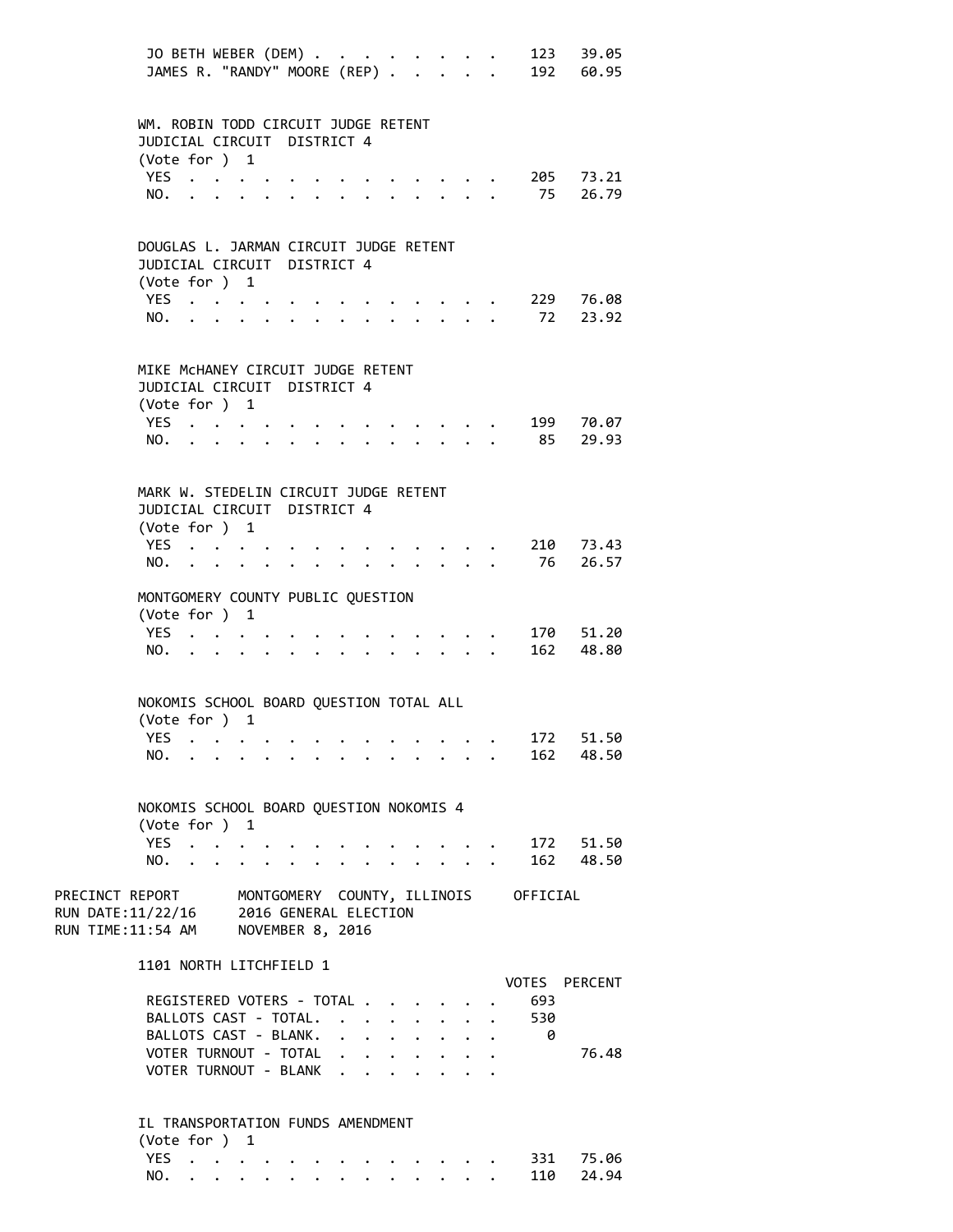| | VOTES | PERCENT |
|---|---|---|
| JO BETH WEBER (DEM) | 123 | 39.05 |
| JAMES R. "RANDY" MOORE (REP) | 192 | 60.95 |

WM. ROBIN TODD CIRCUIT JUDGE RETENT
JUDICIAL CIRCUIT DISTRICT 4
(Vote for ) 1

| | VOTES | PERCENT |
|---|---|---|
| YES | 205 | 73.21 |
| NO. | 75 | 26.79 |

DOUGLAS L. JARMAN CIRCUIT JUDGE RETENT
JUDICIAL CIRCUIT DISTRICT 4
(Vote for ) 1

| | VOTES | PERCENT |
|---|---|---|
| YES | 229 | 76.08 |
| NO. | 72 | 23.92 |

MIKE McHANEY CIRCUIT JUDGE RETENT
JUDICIAL CIRCUIT DISTRICT 4
(Vote for ) 1

| | VOTES | PERCENT |
|---|---|---|
| YES | 199 | 70.07 |
| NO. | 85 | 29.93 |

MARK W. STEDELIN CIRCUIT JUDGE RETENT
JUDICIAL CIRCUIT DISTRICT 4
(Vote for ) 1

| | VOTES | PERCENT |
|---|---|---|
| YES | 210 | 73.43 |
| NO. | 76 | 26.57 |

MONTGOMERY COUNTY PUBLIC QUESTION
(Vote for ) 1

| | VOTES | PERCENT |
|---|---|---|
| YES | 170 | 51.20 |
| NO. | 162 | 48.80 |

NOKOMIS SCHOOL BOARD QUESTION TOTAL ALL
(Vote for ) 1

| | VOTES | PERCENT |
|---|---|---|
| YES | 172 | 51.50 |
| NO. | 162 | 48.50 |

NOKOMIS SCHOOL BOARD QUESTION NOKOMIS 4
(Vote for ) 1

| | VOTES | PERCENT |
|---|---|---|
| YES | 172 | 51.50 |
| NO. | 162 | 48.50 |

PRECINCT REPORT MONTGOMERY COUNTY, ILLINOIS OFFICIAL
RUN DATE:11/22/16 2016 GENERAL ELECTION
RUN TIME:11:54 AM NOVEMBER 8, 2016

## 1101 NORTH LITCHFIELD 1

| | VOTES | PERCENT |
|---|---|---|
| REGISTERED VOTERS - TOTAL | 693 | |
| BALLOTS CAST - TOTAL. | 530 | |
| BALLOTS CAST - BLANK. | 0 | |
| VOTER TURNOUT - TOTAL | | 76.48 |
| VOTER TURNOUT - BLANK | | |

IL TRANSPORTATION FUNDS AMENDMENT
(Vote for ) 1

| | VOTES | PERCENT |
|---|---|---|
| YES | 331 | 75.06 |
| NO. | 110 | 24.94 |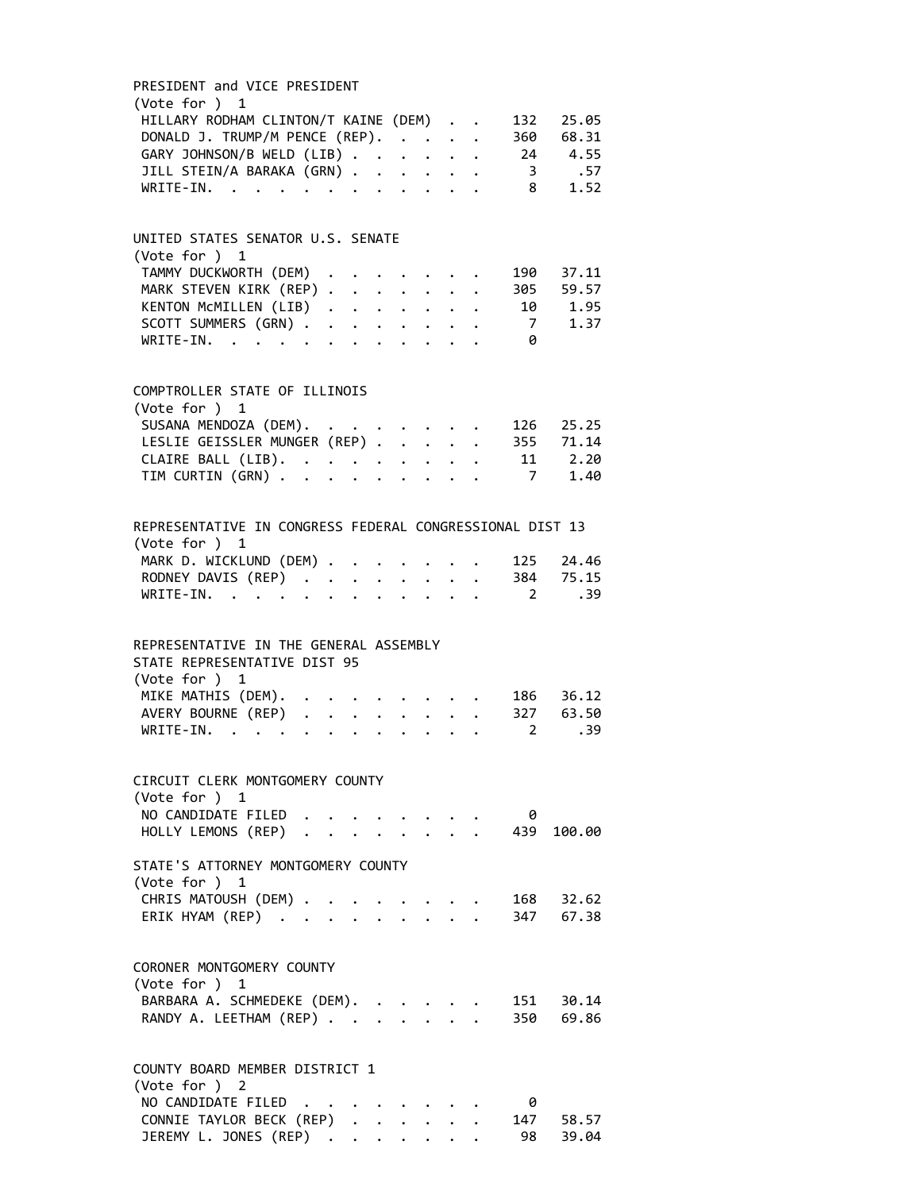PRESIDENT and VICE PRESIDENT
(Vote for ) 1

| Candidate | Votes | Percent |
|---|---|---|
| HILLARY RODHAM CLINTON/T KAINE (DEM) | 132 | 25.05 |
| DONALD J. TRUMP/M PENCE (REP) | 360 | 68.31 |
| GARY JOHNSON/B WELD (LIB) | 24 | 4.55 |
| JILL STEIN/A BARAKA (GRN) | 3 | .57 |
| WRITE-IN | 8 | 1.52 |

UNITED STATES SENATOR U.S. SENATE
(Vote for ) 1

| Candidate | Votes | Percent |
|---|---|---|
| TAMMY DUCKWORTH (DEM) | 190 | 37.11 |
| MARK STEVEN KIRK (REP) | 305 | 59.57 |
| KENTON McMILLEN (LIB) | 10 | 1.95 |
| SCOTT SUMMERS (GRN) | 7 | 1.37 |
| WRITE-IN | 0 | |

COMPTROLLER STATE OF ILLINOIS
(Vote for ) 1

| Candidate | Votes | Percent |
|---|---|---|
| SUSANA MENDOZA (DEM) | 126 | 25.25 |
| LESLIE GEISSLER MUNGER (REP) | 355 | 71.14 |
| CLAIRE BALL (LIB) | 11 | 2.20 |
| TIM CURTIN (GRN) | 7 | 1.40 |

REPRESENTATIVE IN CONGRESS FEDERAL CONGRESSIONAL DIST 13
(Vote for ) 1

| Candidate | Votes | Percent |
|---|---|---|
| MARK D. WICKLUND (DEM) | 125 | 24.46 |
| RODNEY DAVIS (REP) | 384 | 75.15 |
| WRITE-IN | 2 | .39 |

REPRESENTATIVE IN THE GENERAL ASSEMBLY
STATE REPRESENTATIVE DIST 95
(Vote for ) 1

| Candidate | Votes | Percent |
|---|---|---|
| MIKE MATHIS (DEM) | 186 | 36.12 |
| AVERY BOURNE (REP) | 327 | 63.50 |
| WRITE-IN | 2 | .39 |

CIRCUIT CLERK MONTGOMERY COUNTY
(Vote for ) 1

| Candidate | Votes | Percent |
|---|---|---|
| NO CANDIDATE FILED | 0 | |
| HOLLY LEMONS (REP) | 439 | 100.00 |

STATE'S ATTORNEY MONTGOMERY COUNTY
(Vote for ) 1

| Candidate | Votes | Percent |
|---|---|---|
| CHRIS MATOUSH (DEM) | 168 | 32.62 |
| ERIK HYAM (REP) | 347 | 67.38 |

CORONER MONTGOMERY COUNTY
(Vote for ) 1

| Candidate | Votes | Percent |
|---|---|---|
| BARBARA A. SCHMEDEKE (DEM) | 151 | 30.14 |
| RANDY A. LEETHAM (REP) | 350 | 69.86 |

COUNTY BOARD MEMBER DISTRICT 1
(Vote for ) 2

| Candidate | Votes | Percent |
|---|---|---|
| NO CANDIDATE FILED | 0 | |
| CONNIE TAYLOR BECK (REP) | 147 | 58.57 |
| JEREMY L. JONES (REP) | 98 | 39.04 |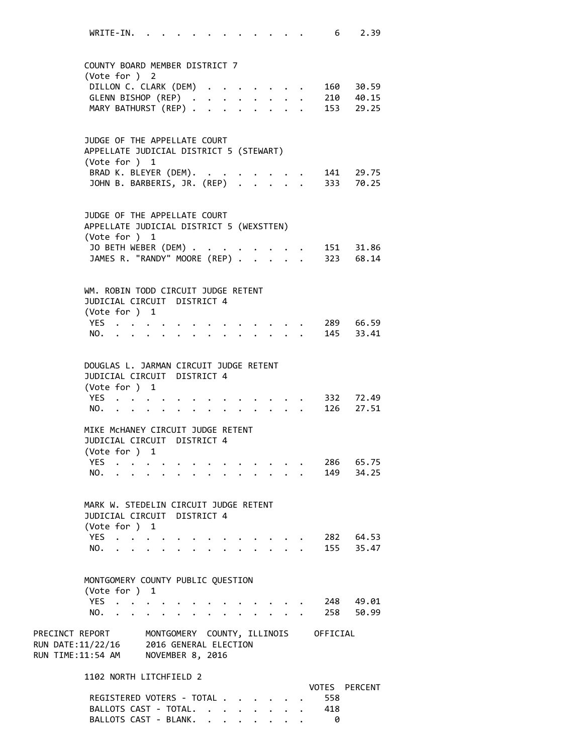| | VOTES | PERCENT |
|---|---|---|
| WRITE-IN. | 6 | 2.39 |

COUNTY BOARD MEMBER DISTRICT 7
(Vote for ) 2

| | | |
|---|---|---|
| DILLON C. CLARK (DEM) | 160 | 30.59 |
| GLENN BISHOP (REP) | 210 | 40.15 |
| MARY BATHURST (REP) | 153 | 29.25 |

JUDGE OF THE APPELLATE COURT
APPELLATE JUDICIAL DISTRICT 5 (STEWART)
(Vote for ) 1

| | | |
|---|---|---|
| BRAD K. BLEYER (DEM). | 141 | 29.75 |
| JOHN B. BARBERIS, JR. (REP) | 333 | 70.25 |

JUDGE OF THE APPELLATE COURT
APPELLATE JUDICIAL DISTRICT 5 (WEXSTTEN)
(Vote for ) 1

| | | |
|---|---|---|
| JO BETH WEBER (DEM) | 151 | 31.86 |
| JAMES R. "RANDY" MOORE (REP) | 323 | 68.14 |

WM. ROBIN TODD CIRCUIT JUDGE RETENT
JUDICIAL CIRCUIT DISTRICT 4
(Vote for ) 1

| | | |
|---|---|---|
| YES | 289 | 66.59 |
| NO. | 145 | 33.41 |

DOUGLAS L. JARMAN CIRCUIT JUDGE RETENT
JUDICIAL CIRCUIT DISTRICT 4
(Vote for ) 1

| | | |
|---|---|---|
| YES | 332 | 72.49 |
| NO. | 126 | 27.51 |

MIKE McHANEY CIRCUIT JUDGE RETENT
JUDICIAL CIRCUIT DISTRICT 4
(Vote for ) 1

| | | |
|---|---|---|
| YES | 286 | 65.75 |
| NO. | 149 | 34.25 |

MARK W. STEDELIN CIRCUIT JUDGE RETENT
JUDICIAL CIRCUIT DISTRICT 4
(Vote for ) 1

| | | |
|---|---|---|
| YES | 282 | 64.53 |
| NO. | 155 | 35.47 |

MONTGOMERY COUNTY PUBLIC QUESTION
(Vote for ) 1

| | | |
|---|---|---|
| YES | 248 | 49.01 |
| NO. | 258 | 50.99 |

PRECINCT REPORT MONTGOMERY COUNTY, ILLINOIS OFFICIAL
RUN DATE:11/22/16 2016 GENERAL ELECTION
RUN TIME:11:54 AM NOVEMBER 8, 2016

1102 NORTH LITCHFIELD 2

| | VOTES | PERCENT |
|---|---|---|
| REGISTERED VOTERS - TOTAL | 558 | |
| BALLOTS CAST - TOTAL. | 418 | |
| BALLOTS CAST - BLANK. | 0 | |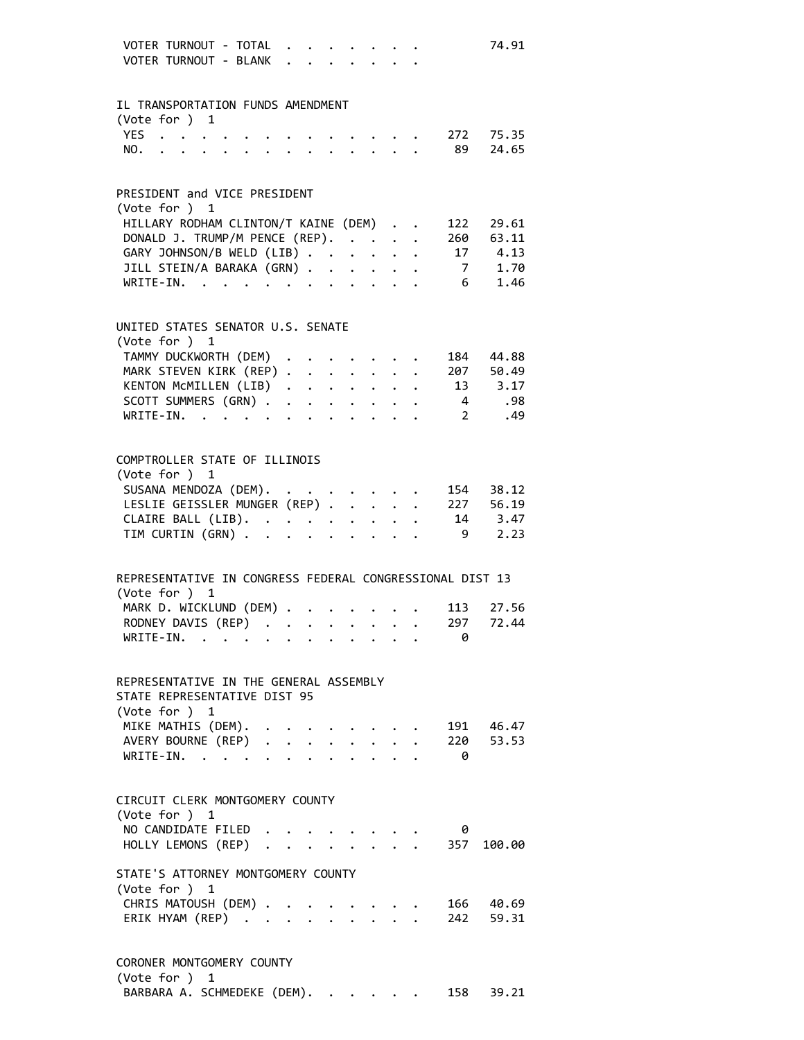| | | |
|---|---|---|
| VOTER TURNOUT - TOTAL | | 74.91 |
| VOTER TURNOUT - BLANK | | |

IL TRANSPORTATION FUNDS AMENDMENT
(Vote for ) 1

| | | |
|---|---|---|
| YES | 272 | 75.35 |
| NO. | 89 | 24.65 |

PRESIDENT and VICE PRESIDENT
(Vote for ) 1

| | | |
|---|---|---|
| HILLARY RODHAM CLINTON/T KAINE (DEM) | 122 | 29.61 |
| DONALD J. TRUMP/M PENCE (REP). | 260 | 63.11 |
| GARY JOHNSON/B WELD (LIB) | 17 | 4.13 |
| JILL STEIN/A BARAKA (GRN) | 7 | 1.70 |
| WRITE-IN. | 6 | 1.46 |

UNITED STATES SENATOR U.S. SENATE
(Vote for ) 1

| | | |
|---|---|---|
| TAMMY DUCKWORTH (DEM) | 184 | 44.88 |
| MARK STEVEN KIRK (REP) | 207 | 50.49 |
| KENTON McMILLEN (LIB) | 13 | 3.17 |
| SCOTT SUMMERS (GRN) | 4 | .98 |
| WRITE-IN. | 2 | .49 |

COMPTROLLER STATE OF ILLINOIS
(Vote for ) 1

| | | |
|---|---|---|
| SUSANA MENDOZA (DEM). | 154 | 38.12 |
| LESLIE GEISSLER MUNGER (REP) | 227 | 56.19 |
| CLAIRE BALL (LIB). | 14 | 3.47 |
| TIM CURTIN (GRN) | 9 | 2.23 |

REPRESENTATIVE IN CONGRESS FEDERAL CONGRESSIONAL DIST 13
(Vote for ) 1

| | | |
|---|---|---|
| MARK D. WICKLUND (DEM) | 113 | 27.56 |
| RODNEY DAVIS (REP) | 297 | 72.44 |
| WRITE-IN. | 0 | |

REPRESENTATIVE IN THE GENERAL ASSEMBLY
STATE REPRESENTATIVE DIST 95
(Vote for ) 1

| | | |
|---|---|---|
| MIKE MATHIS (DEM). | 191 | 46.47 |
| AVERY BOURNE (REP) | 220 | 53.53 |
| WRITE-IN. | 0 | |

CIRCUIT CLERK MONTGOMERY COUNTY
(Vote for ) 1

| | | |
|---|---|---|
| NO CANDIDATE FILED | 0 | |
| HOLLY LEMONS (REP) | 357 | 100.00 |

STATE'S ATTORNEY MONTGOMERY COUNTY
(Vote for ) 1

| | | |
|---|---|---|
| CHRIS MATOUSH (DEM) | 166 | 40.69 |
| ERIK HYAM (REP) | 242 | 59.31 |

CORONER MONTGOMERY COUNTY
(Vote for ) 1

| | | |
|---|---|---|
| BARBARA A. SCHMEDEKE (DEM). | 158 | 39.21 |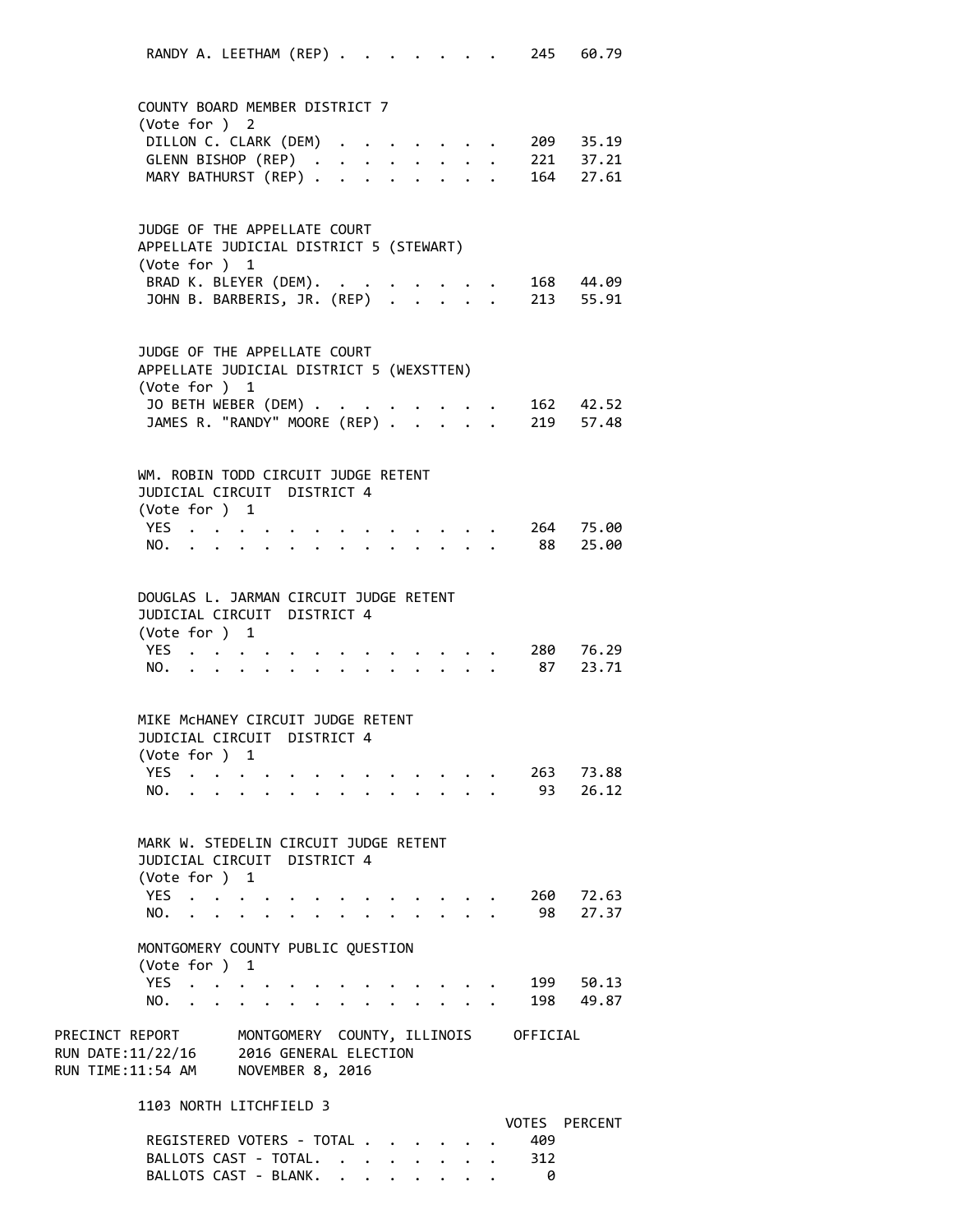RANDY A. LEETHAM (REP) . . . . . . . . 245 60.79

COUNTY BOARD MEMBER DISTRICT 7
(Vote for ) 2

| Candidate | Votes | Percent |
|---|---|---|
| DILLON C. CLARK (DEM) | 209 | 35.19 |
| GLENN BISHOP (REP) | 221 | 37.21 |
| MARY BATHURST (REP) | 164 | 27.61 |

JUDGE OF THE APPELLATE COURT
APPELLATE JUDICIAL DISTRICT 5 (STEWART)
(Vote for ) 1

| Candidate | Votes | Percent |
|---|---|---|
| BRAD K. BLEYER (DEM) | 168 | 44.09 |
| JOHN B. BARBERIS, JR. (REP) | 213 | 55.91 |

JUDGE OF THE APPELLATE COURT
APPELLATE JUDICIAL DISTRICT 5 (WEXSTTEN)
(Vote for ) 1

| Candidate | Votes | Percent |
|---|---|---|
| JO BETH WEBER (DEM) | 162 | 42.52 |
| JAMES R. "RANDY" MOORE (REP) | 219 | 57.48 |

WM. ROBIN TODD CIRCUIT JUDGE RETENT
JUDICIAL CIRCUIT DISTRICT 4
(Vote for ) 1

| Choice | Votes | Percent |
|---|---|---|
| YES | 264 | 75.00 |
| NO. | 88 | 25.00 |

DOUGLAS L. JARMAN CIRCUIT JUDGE RETENT
JUDICIAL CIRCUIT DISTRICT 4
(Vote for ) 1

| Choice | Votes | Percent |
|---|---|---|
| YES | 280 | 76.29 |
| NO. | 87 | 23.71 |

MIKE McHANEY CIRCUIT JUDGE RETENT
JUDICIAL CIRCUIT DISTRICT 4
(Vote for ) 1

| Choice | Votes | Percent |
|---|---|---|
| YES | 263 | 73.88 |
| NO. | 93 | 26.12 |

MARK W. STEDELIN CIRCUIT JUDGE RETENT
JUDICIAL CIRCUIT DISTRICT 4
(Vote for ) 1

| Choice | Votes | Percent |
|---|---|---|
| YES | 260 | 72.63 |
| NO. | 98 | 27.37 |

MONTGOMERY COUNTY PUBLIC QUESTION
(Vote for ) 1

| Choice | Votes | Percent |
|---|---|---|
| YES | 199 | 50.13 |
| NO. | 198 | 49.87 |

PRECINCT REPORT MONTGOMERY COUNTY, ILLINOIS OFFICIAL
RUN DATE:11/22/16 2016 GENERAL ELECTION
RUN TIME:11:54 AM NOVEMBER 8, 2016

## 1103 NORTH LITCHFIELD 3

| | VOTES | PERCENT |
|---|---|---|
| REGISTERED VOTERS - TOTAL | 409 | |
| BALLOTS CAST - TOTAL. | 312 | |
| BALLOTS CAST - BLANK. | 0 | |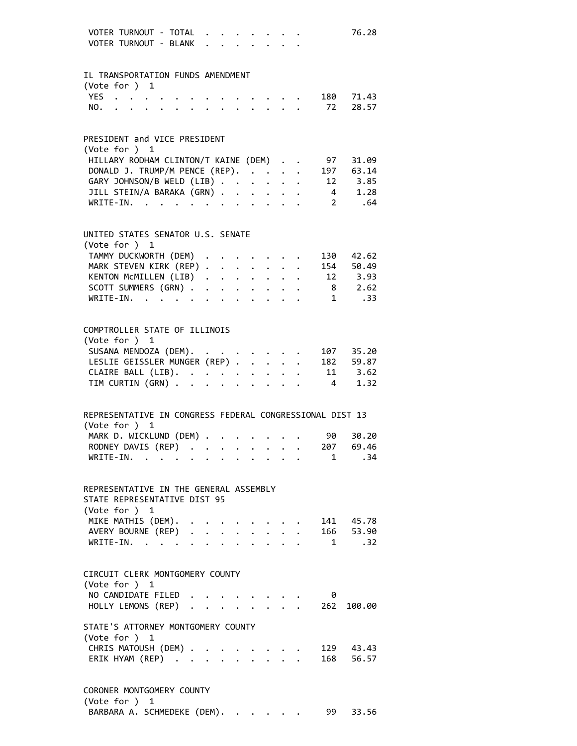VOTER TURNOUT - TOTAL . . . . . . . . 76.28
VOTER TURNOUT - BLANK . . . . . . . .

IL TRANSPORTATION FUNDS AMENDMENT
(Vote for ) 1

| | Votes | Percent |
|---|---|---|
| YES | 180 | 71.43 |
| NO. | 72 | 28.57 |

PRESIDENT and VICE PRESIDENT
(Vote for ) 1

| | Votes | Percent |
|---|---|---|
| HILLARY RODHAM CLINTON/T KAINE (DEM) | 97 | 31.09 |
| DONALD J. TRUMP/M PENCE (REP). | 197 | 63.14 |
| GARY JOHNSON/B WELD (LIB) | 12 | 3.85 |
| JILL STEIN/A BARAKA (GRN) | 4 | 1.28 |
| WRITE-IN. | 2 | .64 |

UNITED STATES SENATOR U.S. SENATE
(Vote for ) 1

| | Votes | Percent |
|---|---|---|
| TAMMY DUCKWORTH (DEM) | 130 | 42.62 |
| MARK STEVEN KIRK (REP) | 154 | 50.49 |
| KENTON McMILLEN (LIB) | 12 | 3.93 |
| SCOTT SUMMERS (GRN) | 8 | 2.62 |
| WRITE-IN. | 1 | .33 |

COMPTROLLER STATE OF ILLINOIS
(Vote for ) 1

| | Votes | Percent |
|---|---|---|
| SUSANA MENDOZA (DEM). | 107 | 35.20 |
| LESLIE GEISSLER MUNGER (REP) | 182 | 59.87 |
| CLAIRE BALL (LIB). | 11 | 3.62 |
| TIM CURTIN (GRN) | 4 | 1.32 |

REPRESENTATIVE IN CONGRESS FEDERAL CONGRESSIONAL DIST 13
(Vote for ) 1

| | Votes | Percent |
|---|---|---|
| MARK D. WICKLUND (DEM) | 90 | 30.20 |
| RODNEY DAVIS (REP) | 207 | 69.46 |
| WRITE-IN. | 1 | .34 |

REPRESENTATIVE IN THE GENERAL ASSEMBLY
STATE REPRESENTATIVE DIST 95
(Vote for ) 1

| | Votes | Percent |
|---|---|---|
| MIKE MATHIS (DEM). | 141 | 45.78 |
| AVERY BOURNE (REP) | 166 | 53.90 |
| WRITE-IN. | 1 | .32 |

CIRCUIT CLERK MONTGOMERY COUNTY
(Vote for ) 1

| | Votes | Percent |
|---|---|---|
| NO CANDIDATE FILED | 0 | |
| HOLLY LEMONS (REP) | 262 | 100.00 |

STATE'S ATTORNEY MONTGOMERY COUNTY
(Vote for ) 1

| | Votes | Percent |
|---|---|---|
| CHRIS MATOUSH (DEM) | 129 | 43.43 |
| ERIK HYAM (REP) | 168 | 56.57 |

CORONER MONTGOMERY COUNTY
(Vote for ) 1

| | Votes | Percent |
|---|---|---|
| BARBARA A. SCHMEDEKE (DEM). | 99 | 33.56 |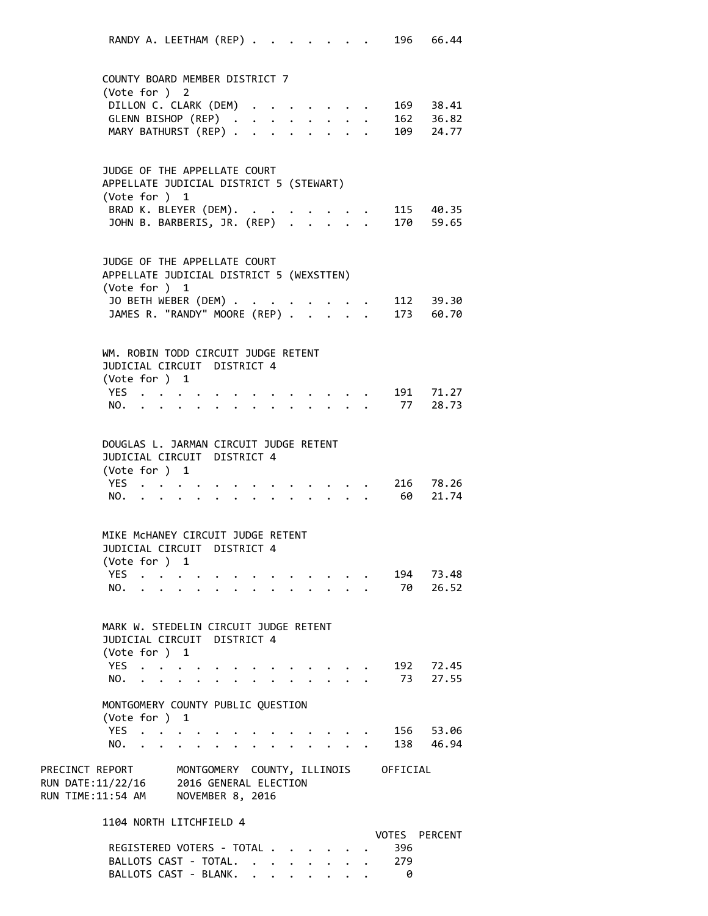RANDY A. LEETHAM (REP) . . . . . . . . 196 66.44

COUNTY BOARD MEMBER DISTRICT 7
(Vote for ) 2

| Candidate | Votes | Percent |
|---|---|---|
| DILLON C. CLARK (DEM) | 169 | 38.41 |
| GLENN BISHOP (REP) | 162 | 36.82 |
| MARY BATHURST (REP) | 109 | 24.77 |

JUDGE OF THE APPELLATE COURT
APPELLATE JUDICIAL DISTRICT 5 (STEWART)
(Vote for ) 1

| Candidate | Votes | Percent |
|---|---|---|
| BRAD K. BLEYER (DEM) | 115 | 40.35 |
| JOHN B. BARBERIS, JR. (REP) | 170 | 59.65 |

JUDGE OF THE APPELLATE COURT
APPELLATE JUDICIAL DISTRICT 5 (WEXSTTEN)
(Vote for ) 1

| Candidate | Votes | Percent |
|---|---|---|
| JO BETH WEBER (DEM) | 112 | 39.30 |
| JAMES R. "RANDY" MOORE (REP) | 173 | 60.70 |

WM. ROBIN TODD CIRCUIT JUDGE RETENT
JUDICIAL CIRCUIT DISTRICT 4
(Vote for ) 1

| Choice | Votes | Percent |
|---|---|---|
| YES | 191 | 71.27 |
| NO. | 77 | 28.73 |

DOUGLAS L. JARMAN CIRCUIT JUDGE RETENT
JUDICIAL CIRCUIT DISTRICT 4
(Vote for ) 1

| Choice | Votes | Percent |
|---|---|---|
| YES | 216 | 78.26 |
| NO. | 60 | 21.74 |

MIKE McHANEY CIRCUIT JUDGE RETENT
JUDICIAL CIRCUIT DISTRICT 4
(Vote for ) 1

| Choice | Votes | Percent |
|---|---|---|
| YES | 194 | 73.48 |
| NO. | 70 | 26.52 |

MARK W. STEDELIN CIRCUIT JUDGE RETENT
JUDICIAL CIRCUIT DISTRICT 4
(Vote for ) 1

| Choice | Votes | Percent |
|---|---|---|
| YES | 192 | 72.45 |
| NO. | 73 | 27.55 |

MONTGOMERY COUNTY PUBLIC QUESTION
(Vote for ) 1

| Choice | Votes | Percent |
|---|---|---|
| YES | 156 | 53.06 |
| NO. | 138 | 46.94 |

PRECINCT REPORT MONTGOMERY COUNTY, ILLINOIS OFFICIAL
RUN DATE:11/22/16 2016 GENERAL ELECTION
RUN TIME:11:54 AM NOVEMBER 8, 2016

1104 NORTH LITCHFIELD 4

| | VOTES | PERCENT |
|---|---|---|
| REGISTERED VOTERS - TOTAL | 396 | |
| BALLOTS CAST - TOTAL. | 279 | |
| BALLOTS CAST - BLANK. | 0 | |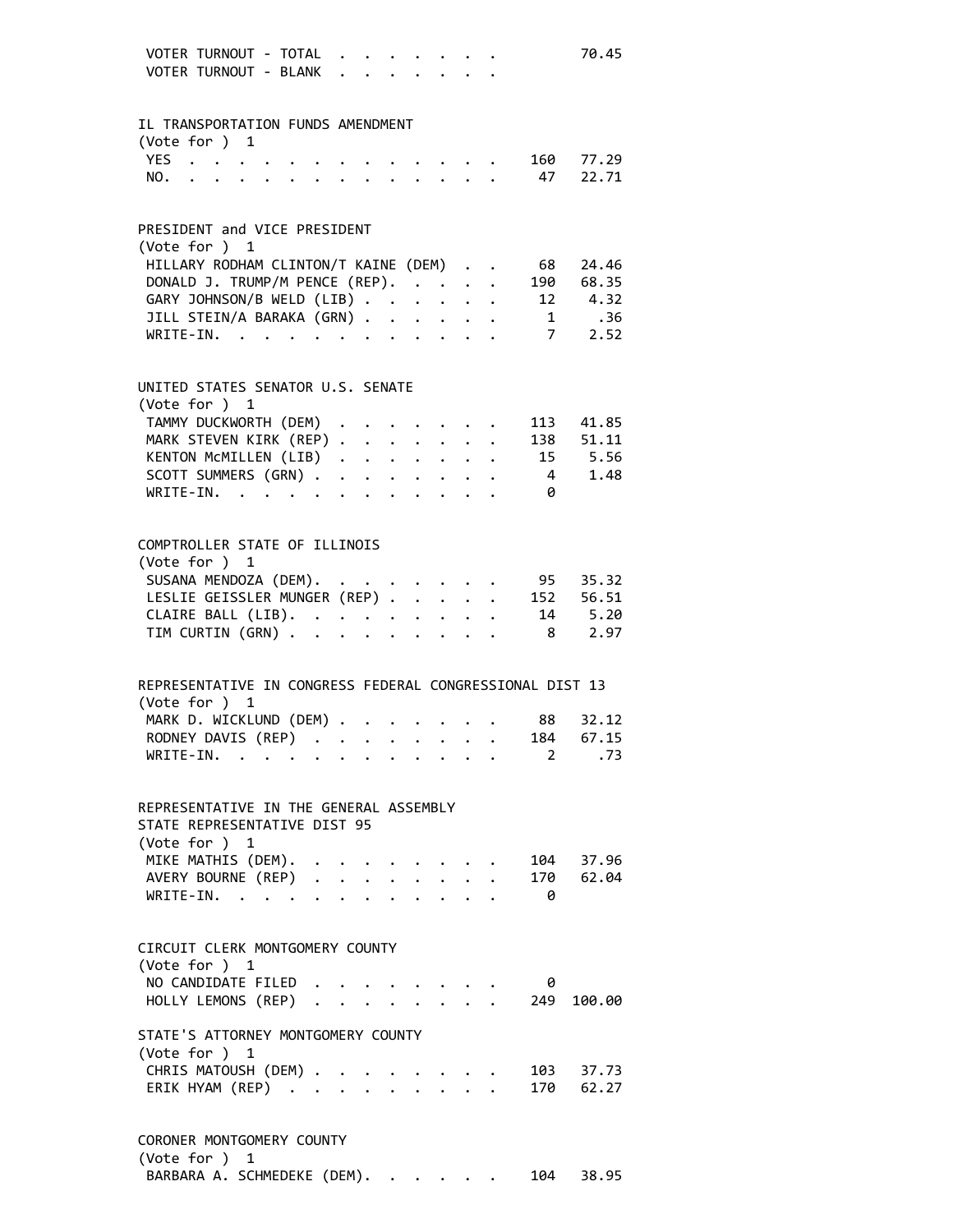VOTER TURNOUT - TOTAL . . . . . . . . 70.45
VOTER TURNOUT - BLANK . . . . . . . .

## IL TRANSPORTATION FUNDS AMENDMENT
(Vote for ) 1

| Choice | Votes | Percent |
|---|---|---|
| YES | 160 | 77.29 |
| NO. | 47 | 22.71 |

## PRESIDENT and VICE PRESIDENT
(Vote for ) 1

| Candidate | Votes | Percent |
|---|---|---|
| HILLARY RODHAM CLINTON/T KAINE (DEM) | 68 | 24.46 |
| DONALD J. TRUMP/M PENCE (REP). | 190 | 68.35 |
| GARY JOHNSON/B WELD (LIB) | 12 | 4.32 |
| JILL STEIN/A BARAKA (GRN) | 1 | .36 |
| WRITE-IN. | 7 | 2.52 |

## UNITED STATES SENATOR U.S. SENATE
(Vote for ) 1

| Candidate | Votes | Percent |
|---|---|---|
| TAMMY DUCKWORTH (DEM) | 113 | 41.85 |
| MARK STEVEN KIRK (REP) | 138 | 51.11 |
| KENTON McMILLEN (LIB) | 15 | 5.56 |
| SCOTT SUMMERS (GRN) | 4 | 1.48 |
| WRITE-IN. | 0 | |

## COMPTROLLER STATE OF ILLINOIS
(Vote for ) 1

| Candidate | Votes | Percent |
|---|---|---|
| SUSANA MENDOZA (DEM). | 95 | 35.32 |
| LESLIE GEISSLER MUNGER (REP) | 152 | 56.51 |
| CLAIRE BALL (LIB). | 14 | 5.20 |
| TIM CURTIN (GRN) | 8 | 2.97 |

## REPRESENTATIVE IN CONGRESS FEDERAL CONGRESSIONAL DIST 13
(Vote for ) 1

| Candidate | Votes | Percent |
|---|---|---|
| MARK D. WICKLUND (DEM) | 88 | 32.12 |
| RODNEY DAVIS (REP) | 184 | 67.15 |
| WRITE-IN. | 2 | .73 |

## REPRESENTATIVE IN THE GENERAL ASSEMBLY STATE REPRESENTATIVE DIST 95
(Vote for ) 1

| Candidate | Votes | Percent |
|---|---|---|
| MIKE MATHIS (DEM). | 104 | 37.96 |
| AVERY BOURNE (REP) | 170 | 62.04 |
| WRITE-IN. | 0 | |

## CIRCUIT CLERK MONTGOMERY COUNTY
(Vote for ) 1

| Candidate | Votes | Percent |
|---|---|---|
| NO CANDIDATE FILED | 0 | |
| HOLLY LEMONS (REP) | 249 | 100.00 |

## STATE'S ATTORNEY MONTGOMERY COUNTY
(Vote for ) 1

| Candidate | Votes | Percent |
|---|---|---|
| CHRIS MATOUSH (DEM) | 103 | 37.73 |
| ERIK HYAM (REP) | 170 | 62.27 |

## CORONER MONTGOMERY COUNTY
(Vote for ) 1

| Candidate | Votes | Percent |
|---|---|---|
| BARBARA A. SCHMEDEKE (DEM). | 104 | 38.95 |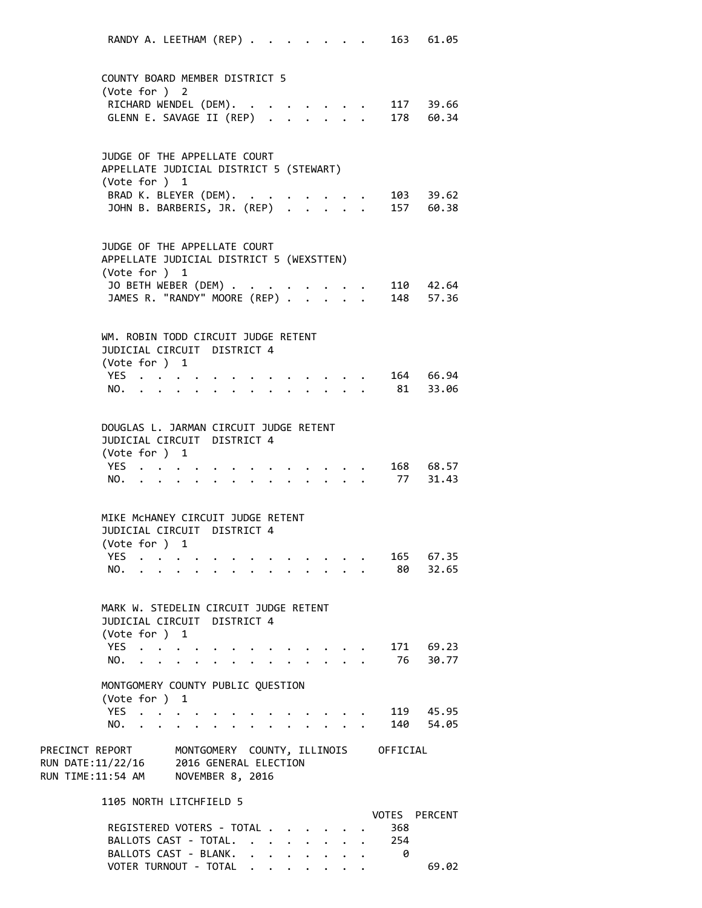RANDY A. LEETHAM (REP) . . . . . . . . 163 61.05

COUNTY BOARD MEMBER DISTRICT 5
(Vote for ) 2

| Candidate | Votes | Percent |
|---|---|---|
| RICHARD WENDEL (DEM). . . . . . . . . | 117 | 39.66 |
| GLENN E. SAVAGE II (REP) . . . . . . . | 178 | 60.34 |

JUDGE OF THE APPELLATE COURT
APPELLATE JUDICIAL DISTRICT 5 (STEWART)
(Vote for ) 1

| Candidate | Votes | Percent |
|---|---|---|
| BRAD K. BLEYER (DEM). . . . . . . . . | 103 | 39.62 |
| JOHN B. BARBERIS, JR. (REP) . . . . . . | 157 | 60.38 |

JUDGE OF THE APPELLATE COURT
APPELLATE JUDICIAL DISTRICT 5 (WEXSTTEN)
(Vote for ) 1

| Candidate | Votes | Percent |
|---|---|---|
| JO BETH WEBER (DEM) . . . . . . . . . | 110 | 42.64 |
| JAMES R. "RANDY" MOORE (REP) . . . . . | 148 | 57.36 |

WM. ROBIN TODD CIRCUIT JUDGE RETENT
JUDICIAL CIRCUIT DISTRICT 4
(Vote for ) 1

| Choice | Votes | Percent |
|---|---|---|
| YES . . . . . . . . . . . . . . . . | 164 | 66.94 |
| NO. . . . . . . . . . . . . . . . . | 81 | 33.06 |

DOUGLAS L. JARMAN CIRCUIT JUDGE RETENT
JUDICIAL CIRCUIT DISTRICT 4
(Vote for ) 1

| Choice | Votes | Percent |
|---|---|---|
| YES . . . . . . . . . . . . . . . . | 168 | 68.57 |
| NO. . . . . . . . . . . . . . . . . | 77 | 31.43 |

MIKE McHANEY CIRCUIT JUDGE RETENT
JUDICIAL CIRCUIT DISTRICT 4
(Vote for ) 1

| Choice | Votes | Percent |
|---|---|---|
| YES . . . . . . . . . . . . . . . . | 165 | 67.35 |
| NO. . . . . . . . . . . . . . . . . | 80 | 32.65 |

MARK W. STEDELIN CIRCUIT JUDGE RETENT
JUDICIAL CIRCUIT DISTRICT 4
(Vote for ) 1

| Choice | Votes | Percent |
|---|---|---|
| YES . . . . . . . . . . . . . . . . | 171 | 69.23 |
| NO. . . . . . . . . . . . . . . . . | 76 | 30.77 |

MONTGOMERY COUNTY PUBLIC QUESTION
(Vote for ) 1

| Choice | Votes | Percent |
|---|---|---|
| YES . . . . . . . . . . . . . . . . | 119 | 45.95 |
| NO. . . . . . . . . . . . . . . . . | 140 | 54.05 |

PRECINCT REPORT MONTGOMERY COUNTY, ILLINOIS OFFICIAL
RUN DATE:11/22/16 2016 GENERAL ELECTION
RUN TIME:11:54 AM NOVEMBER 8, 2016

1105 NORTH LITCHFIELD 5

| | VOTES | PERCENT |
|---|---|---|
| REGISTERED VOTERS - TOTAL . . . . . . . | 368 | |
| BALLOTS CAST - TOTAL. . . . . . . . . | 254 | |
| BALLOTS CAST - BLANK. . . . . . . . . | 0 | |
| VOTER TURNOUT - TOTAL . . . . . . . . | | 69.02 |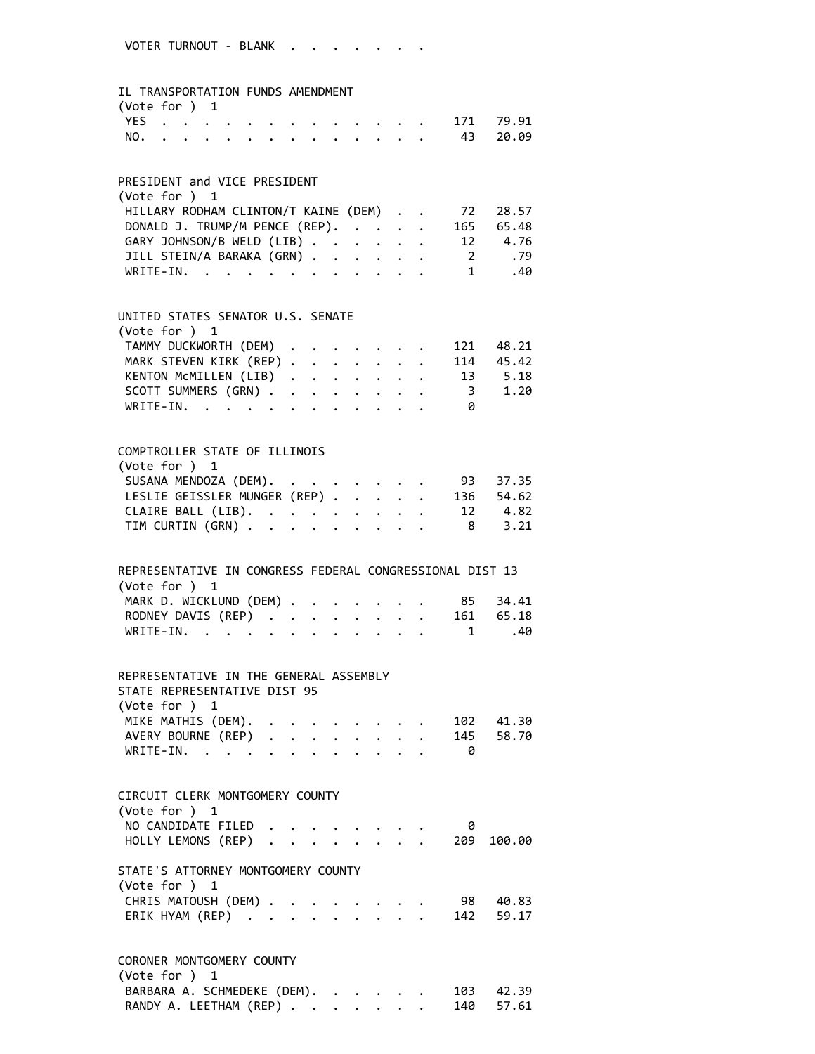VOTER TURNOUT - BLANK . . . . . . . .

**IL TRANSPORTATION FUNDS AMENDMENT**
(Vote for ) 1

| | Votes | Percent |
|---|---|---|
| YES | 171 | 79.91 |
| NO. | 43 | 20.09 |

**PRESIDENT and VICE PRESIDENT**
(Vote for ) 1

| | Votes | Percent |
|---|---|---|
| HILLARY RODHAM CLINTON/T KAINE (DEM) | 72 | 28.57 |
| DONALD J. TRUMP/M PENCE (REP). | 165 | 65.48 |
| GARY JOHNSON/B WELD (LIB) | 12 | 4.76 |
| JILL STEIN/A BARAKA (GRN) | 2 | .79 |
| WRITE-IN. | 1 | .40 |

**UNITED STATES SENATOR U.S. SENATE**
(Vote for ) 1

| | Votes | Percent |
|---|---|---|
| TAMMY DUCKWORTH (DEM) | 121 | 48.21 |
| MARK STEVEN KIRK (REP) | 114 | 45.42 |
| KENTON McMILLEN (LIB) | 13 | 5.18 |
| SCOTT SUMMERS (GRN) | 3 | 1.20 |
| WRITE-IN. | 0 | |

**COMPTROLLER STATE OF ILLINOIS**
(Vote for ) 1

| | Votes | Percent |
|---|---|---|
| SUSANA MENDOZA (DEM). | 93 | 37.35 |
| LESLIE GEISSLER MUNGER (REP) | 136 | 54.62 |
| CLAIRE BALL (LIB). | 12 | 4.82 |
| TIM CURTIN (GRN) | 8 | 3.21 |

**REPRESENTATIVE IN CONGRESS FEDERAL CONGRESSIONAL DIST 13**
(Vote for ) 1

| | Votes | Percent |
|---|---|---|
| MARK D. WICKLUND (DEM) | 85 | 34.41 |
| RODNEY DAVIS (REP) | 161 | 65.18 |
| WRITE-IN. | 1 | .40 |

**REPRESENTATIVE IN THE GENERAL ASSEMBLY STATE REPRESENTATIVE DIST 95**
(Vote for ) 1

| | Votes | Percent |
|---|---|---|
| MIKE MATHIS (DEM). | 102 | 41.30 |
| AVERY BOURNE (REP) | 145 | 58.70 |
| WRITE-IN. | 0 | |

**CIRCUIT CLERK MONTGOMERY COUNTY**
(Vote for ) 1

| | Votes | Percent |
|---|---|---|
| NO CANDIDATE FILED | 0 | |
| HOLLY LEMONS (REP) | 209 | 100.00 |

**STATE'S ATTORNEY MONTGOMERY COUNTY**
(Vote for ) 1

| | Votes | Percent |
|---|---|---|
| CHRIS MATOUSH (DEM) | 98 | 40.83 |
| ERIK HYAM (REP) | 142 | 59.17 |

**CORONER MONTGOMERY COUNTY**
(Vote for ) 1

| | Votes | Percent |
|---|---|---|
| BARBARA A. SCHMEDEKE (DEM). | 103 | 42.39 |
| RANDY A. LEETHAM (REP) | 140 | 57.61 |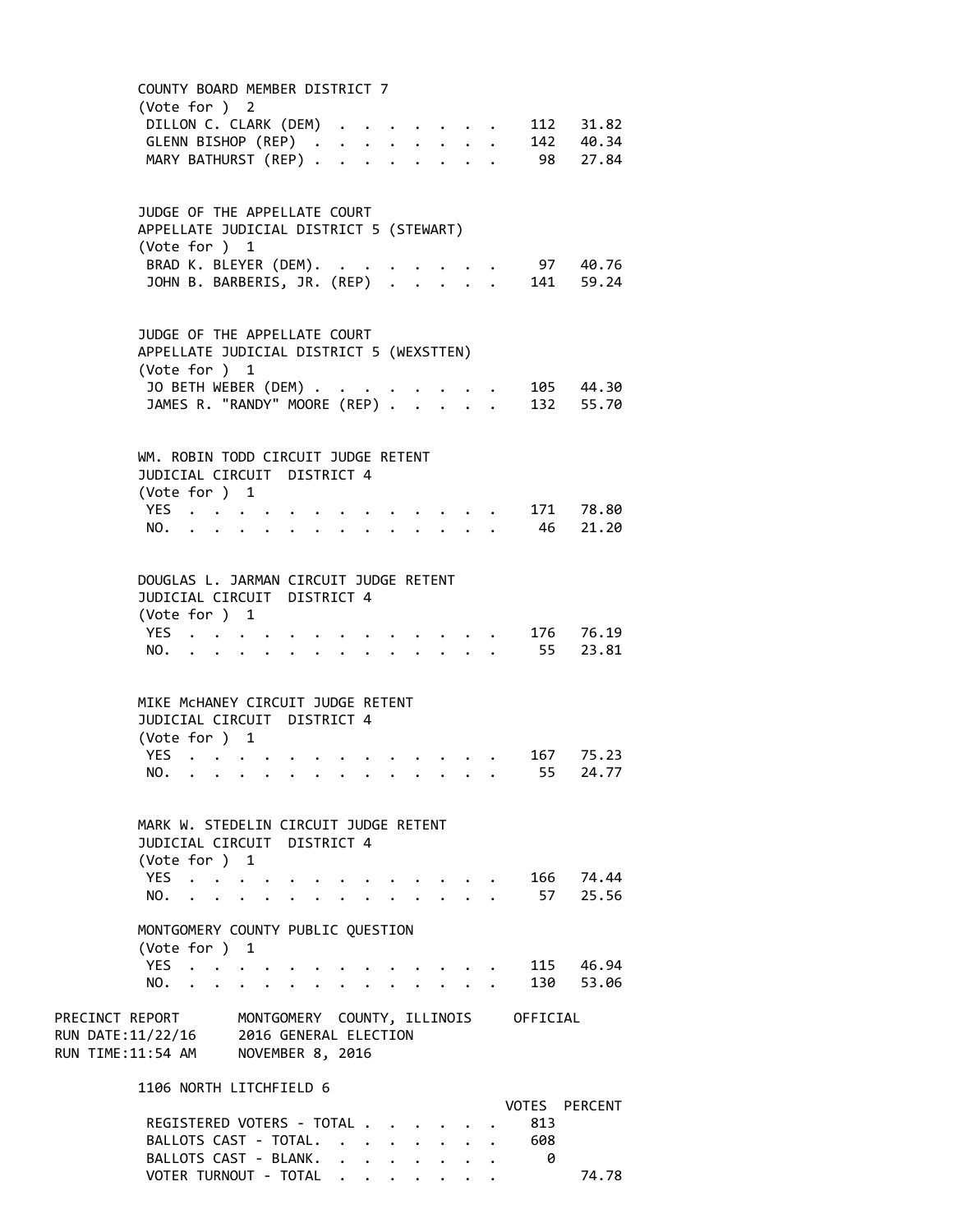COUNTY BOARD MEMBER DISTRICT 7
(Vote for ) 2

| | | |
|---|---|---|
| DILLON C. CLARK (DEM) | 112 | 31.82 |
| GLENN BISHOP (REP) | 142 | 40.34 |
| MARY BATHURST (REP) | 98 | 27.84 |

JUDGE OF THE APPELLATE COURT
APPELLATE JUDICIAL DISTRICT 5 (STEWART)
(Vote for ) 1

| | | |
|---|---|---|
| BRAD K. BLEYER (DEM). | 97 | 40.76 |
| JOHN B. BARBERIS, JR. (REP) | 141 | 59.24 |

JUDGE OF THE APPELLATE COURT
APPELLATE JUDICIAL DISTRICT 5 (WEXSTTEN)
(Vote for ) 1

| | | |
|---|---|---|
| JO BETH WEBER (DEM) | 105 | 44.30 |
| JAMES R. "RANDY" MOORE (REP) | 132 | 55.70 |

WM. ROBIN TODD CIRCUIT JUDGE RETENT
JUDICIAL CIRCUIT DISTRICT 4
(Vote for ) 1

| | | |
|---|---|---|
| YES | 171 | 78.80 |
| NO. | 46 | 21.20 |

DOUGLAS L. JARMAN CIRCUIT JUDGE RETENT
JUDICIAL CIRCUIT DISTRICT 4
(Vote for ) 1

| | | |
|---|---|---|
| YES | 176 | 76.19 |
| NO. | 55 | 23.81 |

MIKE McHANEY CIRCUIT JUDGE RETENT
JUDICIAL CIRCUIT DISTRICT 4
(Vote for ) 1

| | | |
|---|---|---|
| YES | 167 | 75.23 |
| NO. | 55 | 24.77 |

MARK W. STEDELIN CIRCUIT JUDGE RETENT
JUDICIAL CIRCUIT DISTRICT 4
(Vote for ) 1

| | | |
|---|---|---|
| YES | 166 | 74.44 |
| NO. | 57 | 25.56 |

MONTGOMERY COUNTY PUBLIC QUESTION
(Vote for ) 1

| | | |
|---|---|---|
| YES | 115 | 46.94 |
| NO. | 130 | 53.06 |

PRECINCT REPORT MONTGOMERY COUNTY, ILLINOIS OFFICIAL
RUN DATE:11/22/16 2016 GENERAL ELECTION
RUN TIME:11:54 AM NOVEMBER 8, 2016

1106 NORTH LITCHFIELD 6

| | VOTES | PERCENT |
|---|---|---|
| REGISTERED VOTERS - TOTAL | 813 | |
| BALLOTS CAST - TOTAL. | 608 | |
| BALLOTS CAST - BLANK. | 0 | |
| VOTER TURNOUT - TOTAL | | 74.78 |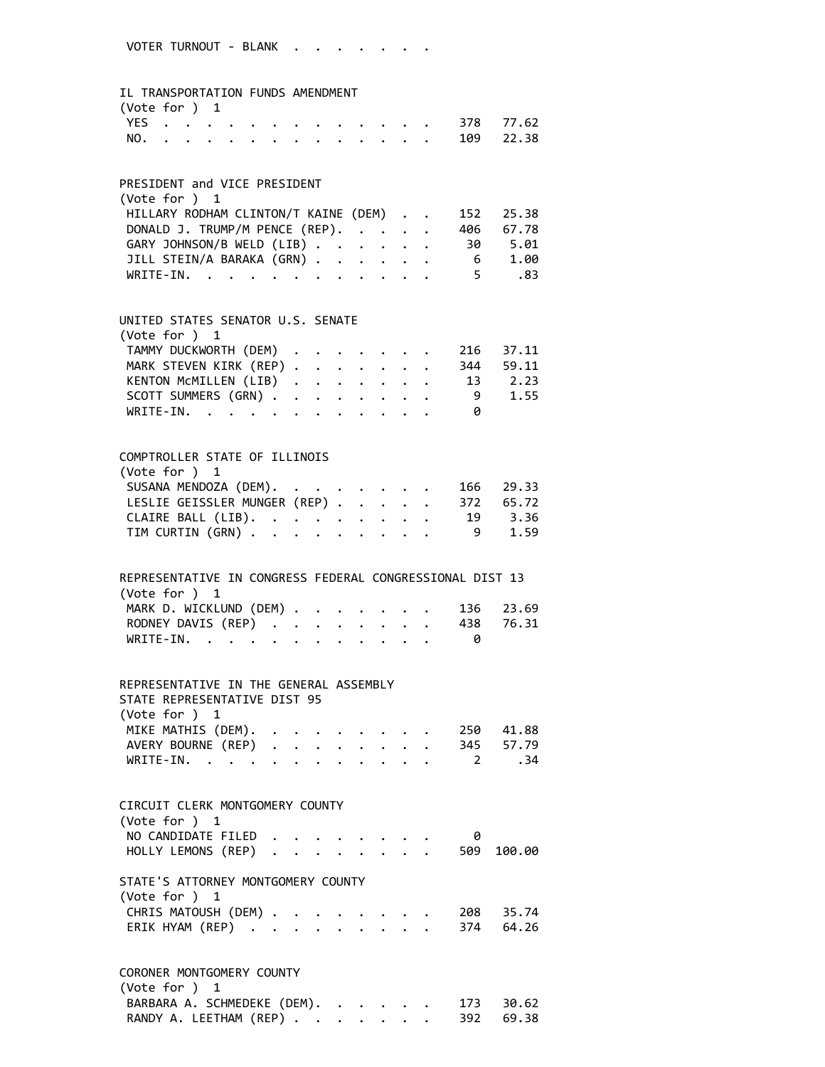VOTER TURNOUT - BLANK . . . . . . . .

IL TRANSPORTATION FUNDS AMENDMENT
(Vote for ) 1

| | | |
|---|---|---|
| YES | 378 | 77.62 |
| NO. | 109 | 22.38 |

PRESIDENT and VICE PRESIDENT
(Vote for ) 1

| | | |
|---|---|---|
| HILLARY RODHAM CLINTON/T KAINE (DEM) | 152 | 25.38 |
| DONALD J. TRUMP/M PENCE (REP). | 406 | 67.78 |
| GARY JOHNSON/B WELD (LIB) | 30 | 5.01 |
| JILL STEIN/A BARAKA (GRN) | 6 | 1.00 |
| WRITE-IN. | 5 | .83 |

UNITED STATES SENATOR U.S. SENATE
(Vote for ) 1

| | | |
|---|---|---|
| TAMMY DUCKWORTH (DEM) | 216 | 37.11 |
| MARK STEVEN KIRK (REP) | 344 | 59.11 |
| KENTON McMILLEN (LIB) | 13 | 2.23 |
| SCOTT SUMMERS (GRN) | 9 | 1.55 |
| WRITE-IN. | 0 | |

COMPTROLLER STATE OF ILLINOIS
(Vote for ) 1

| | | |
|---|---|---|
| SUSANA MENDOZA (DEM). | 166 | 29.33 |
| LESLIE GEISSLER MUNGER (REP) | 372 | 65.72 |
| CLAIRE BALL (LIB). | 19 | 3.36 |
| TIM CURTIN (GRN) | 9 | 1.59 |

REPRESENTATIVE IN CONGRESS FEDERAL CONGRESSIONAL DIST 13
(Vote for ) 1

| | | |
|---|---|---|
| MARK D. WICKLUND (DEM) | 136 | 23.69 |
| RODNEY DAVIS (REP) | 438 | 76.31 |
| WRITE-IN. | 0 | |

REPRESENTATIVE IN THE GENERAL ASSEMBLY
STATE REPRESENTATIVE DIST 95
(Vote for ) 1

| | | |
|---|---|---|
| MIKE MATHIS (DEM). | 250 | 41.88 |
| AVERY BOURNE (REP) | 345 | 57.79 |
| WRITE-IN. | 2 | .34 |

CIRCUIT CLERK MONTGOMERY COUNTY
(Vote for ) 1

| | | |
|---|---|---|
| NO CANDIDATE FILED | 0 | |
| HOLLY LEMONS (REP) | 509 | 100.00 |

STATE'S ATTORNEY MONTGOMERY COUNTY
(Vote for ) 1

| | | |
|---|---|---|
| CHRIS MATOUSH (DEM) | 208 | 35.74 |
| ERIK HYAM (REP) | 374 | 64.26 |

CORONER MONTGOMERY COUNTY
(Vote for ) 1

| | | |
|---|---|---|
| BARBARA A. SCHMEDEKE (DEM). | 173 | 30.62 |
| RANDY A. LEETHAM (REP) | 392 | 69.38 |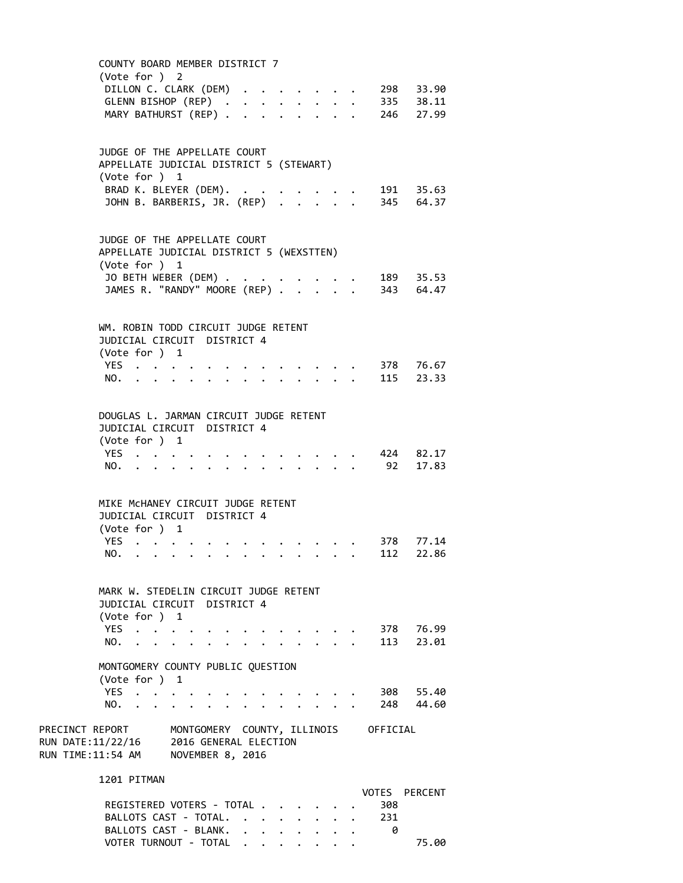COUNTY BOARD MEMBER DISTRICT 7
(Vote for ) 2

| | VOTES | PERCENT |
|---|---|---|
| DILLON C. CLARK (DEM) | 298 | 33.90 |
| GLENN BISHOP (REP) | 335 | 38.11 |
| MARY BATHURST (REP) | 246 | 27.99 |

JUDGE OF THE APPELLATE COURT
APPELLATE JUDICIAL DISTRICT 5 (STEWART)
(Vote for ) 1

| | VOTES | PERCENT |
|---|---|---|
| BRAD K. BLEYER (DEM) | 191 | 35.63 |
| JOHN B. BARBERIS, JR. (REP) | 345 | 64.37 |

JUDGE OF THE APPELLATE COURT
APPELLATE JUDICIAL DISTRICT 5 (WEXSTTEN)
(Vote for ) 1

| | VOTES | PERCENT |
|---|---|---|
| JO BETH WEBER (DEM) | 189 | 35.53 |
| JAMES R. "RANDY" MOORE (REP) | 343 | 64.47 |

WM. ROBIN TODD CIRCUIT JUDGE RETENT
JUDICIAL CIRCUIT DISTRICT 4
(Vote for ) 1

| | VOTES | PERCENT |
|---|---|---|
| YES | 378 | 76.67 |
| NO. | 115 | 23.33 |

DOUGLAS L. JARMAN CIRCUIT JUDGE RETENT
JUDICIAL CIRCUIT DISTRICT 4
(Vote for ) 1

| | VOTES | PERCENT |
|---|---|---|
| YES | 424 | 82.17 |
| NO. | 92 | 17.83 |

MIKE McHANEY CIRCUIT JUDGE RETENT
JUDICIAL CIRCUIT DISTRICT 4
(Vote for ) 1

| | VOTES | PERCENT |
|---|---|---|
| YES | 378 | 77.14 |
| NO. | 112 | 22.86 |

MARK W. STEDELIN CIRCUIT JUDGE RETENT
JUDICIAL CIRCUIT DISTRICT 4
(Vote for ) 1

| | VOTES | PERCENT |
|---|---|---|
| YES | 378 | 76.99 |
| NO. | 113 | 23.01 |

MONTGOMERY COUNTY PUBLIC QUESTION
(Vote for ) 1

| | VOTES | PERCENT |
|---|---|---|
| YES | 308 | 55.40 |
| NO. | 248 | 44.60 |

PRECINCT REPORT MONTGOMERY COUNTY, ILLINOIS OFFICIAL
RUN DATE:11/22/16 2016 GENERAL ELECTION
RUN TIME:11:54 AM NOVEMBER 8, 2016

1201 PITMAN

| | VOTES | PERCENT |
|---|---|---|
| REGISTERED VOTERS - TOTAL | 308 | |
| BALLOTS CAST - TOTAL. | 231 | |
| BALLOTS CAST - BLANK. | 0 | |
| VOTER TURNOUT - TOTAL | | 75.00 |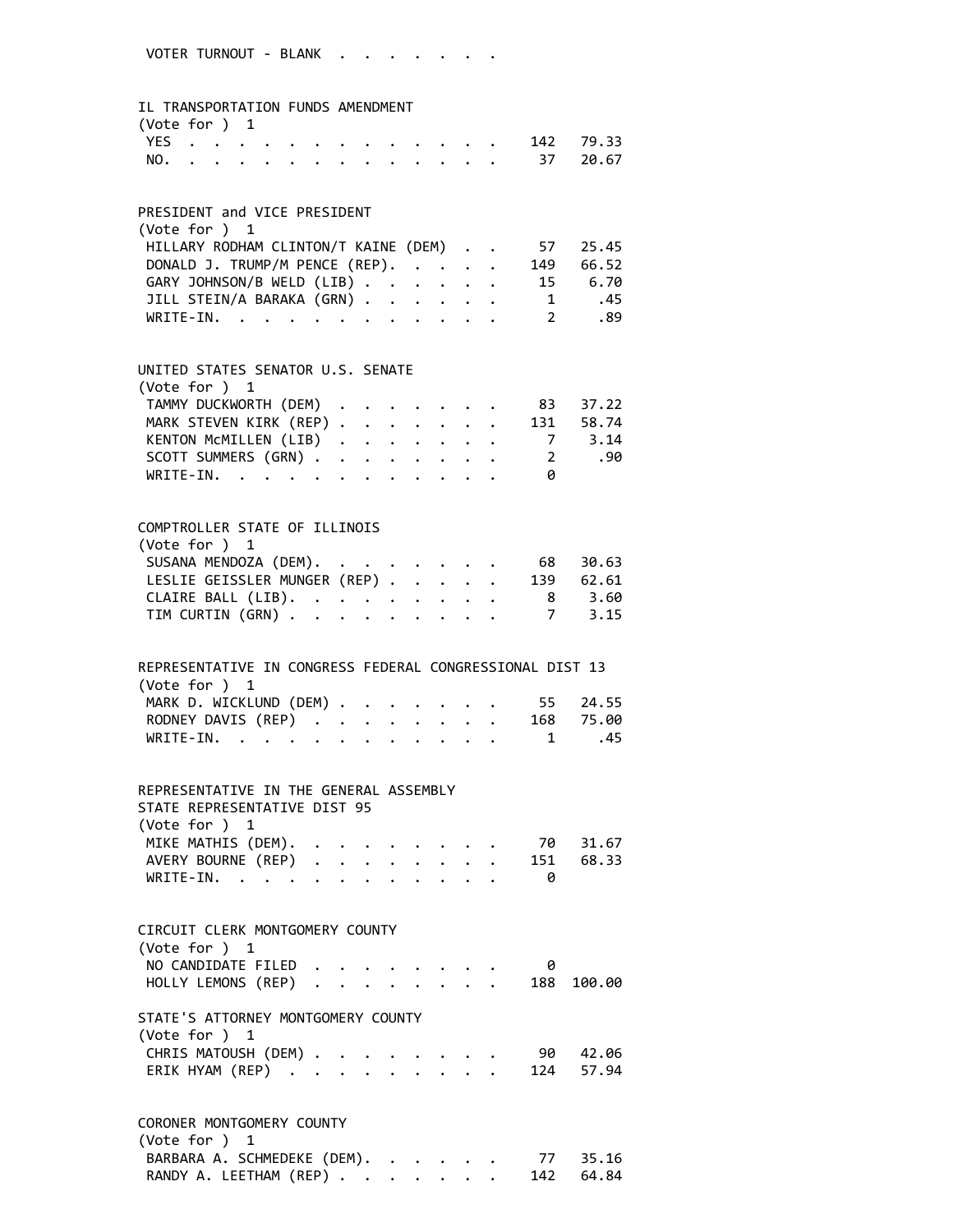VOTER TURNOUT - BLANK . . . . . . . .

IL TRANSPORTATION FUNDS AMENDMENT
(Vote for ) 1

| | Votes | Percent |
|---|---|---|
| YES | 142 | 79.33 |
| NO. | 37 | 20.67 |

PRESIDENT and VICE PRESIDENT
(Vote for ) 1

| | Votes | Percent |
|---|---|---|
| HILLARY RODHAM CLINTON/T KAINE (DEM) | 57 | 25.45 |
| DONALD J. TRUMP/M PENCE (REP). | 149 | 66.52 |
| GARY JOHNSON/B WELD (LIB) | 15 | 6.70 |
| JILL STEIN/A BARAKA (GRN) | 1 | .45 |
| WRITE-IN. | 2 | .89 |

UNITED STATES SENATOR U.S. SENATE
(Vote for ) 1

| | Votes | Percent |
|---|---|---|
| TAMMY DUCKWORTH (DEM) | 83 | 37.22 |
| MARK STEVEN KIRK (REP) | 131 | 58.74 |
| KENTON McMILLEN (LIB) | 7 | 3.14 |
| SCOTT SUMMERS (GRN) | 2 | .90 |
| WRITE-IN. | 0 | |

COMPTROLLER STATE OF ILLINOIS
(Vote for ) 1

| | Votes | Percent |
|---|---|---|
| SUSANA MENDOZA (DEM). | 68 | 30.63 |
| LESLIE GEISSLER MUNGER (REP) | 139 | 62.61 |
| CLAIRE BALL (LIB). | 8 | 3.60 |
| TIM CURTIN (GRN) | 7 | 3.15 |

REPRESENTATIVE IN CONGRESS FEDERAL CONGRESSIONAL DIST 13
(Vote for ) 1

| | Votes | Percent |
|---|---|---|
| MARK D. WICKLUND (DEM) | 55 | 24.55 |
| RODNEY DAVIS (REP) | 168 | 75.00 |
| WRITE-IN. | 1 | .45 |

REPRESENTATIVE IN THE GENERAL ASSEMBLY
STATE REPRESENTATIVE DIST 95
(Vote for ) 1

| | Votes | Percent |
|---|---|---|
| MIKE MATHIS (DEM). | 70 | 31.67 |
| AVERY BOURNE (REP) | 151 | 68.33 |
| WRITE-IN. | 0 | |

CIRCUIT CLERK MONTGOMERY COUNTY
(Vote for ) 1

| | Votes | Percent |
|---|---|---|
| NO CANDIDATE FILED | 0 | |
| HOLLY LEMONS (REP) | 188 | 100.00 |

STATE'S ATTORNEY MONTGOMERY COUNTY
(Vote for ) 1

| | Votes | Percent |
|---|---|---|
| CHRIS MATOUSH (DEM) | 90 | 42.06 |
| ERIK HYAM (REP) | 124 | 57.94 |

CORONER MONTGOMERY COUNTY
(Vote for ) 1

| | Votes | Percent |
|---|---|---|
| BARBARA A. SCHMEDEKE (DEM). | 77 | 35.16 |
| RANDY A. LEETHAM (REP) | 142 | 64.84 |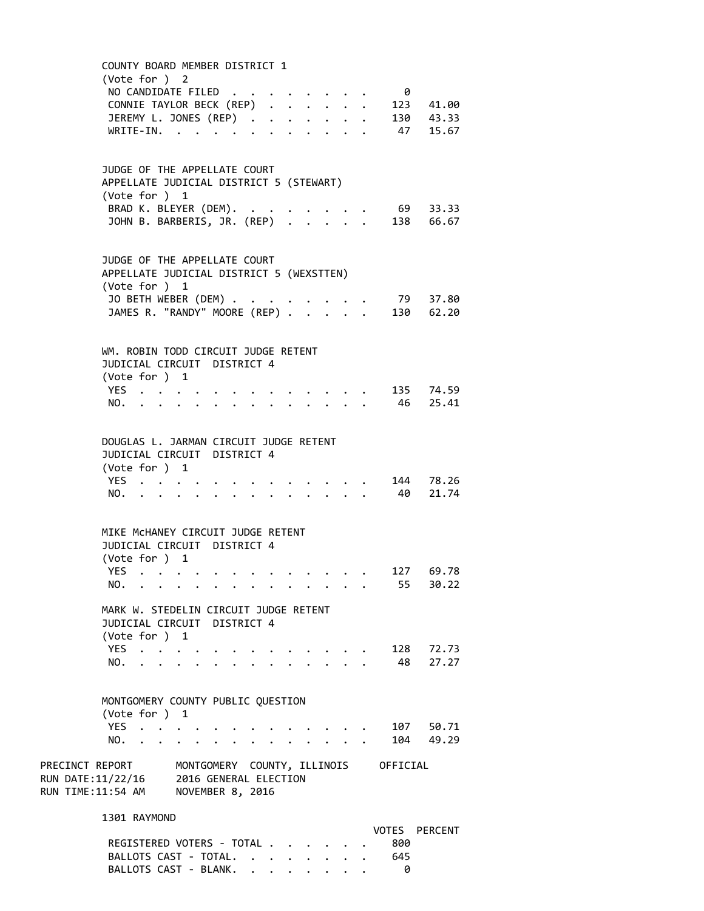COUNTY BOARD MEMBER DISTRICT 1
(Vote for ) 2

| | | |
|---|---|---|
| NO CANDIDATE FILED | 0 | |
| CONNIE TAYLOR BECK (REP) | 123 | 41.00 |
| JEREMY L. JONES (REP) | 130 | 43.33 |
| WRITE-IN. | 47 | 15.67 |

JUDGE OF THE APPELLATE COURT
APPELLATE JUDICIAL DISTRICT 5 (STEWART)
(Vote for ) 1

| | | |
|---|---|---|
| BRAD K. BLEYER (DEM). | 69 | 33.33 |
| JOHN B. BARBERIS, JR. (REP) | 138 | 66.67 |

JUDGE OF THE APPELLATE COURT
APPELLATE JUDICIAL DISTRICT 5 (WEXSTTEN)
(Vote for ) 1

| | | |
|---|---|---|
| JO BETH WEBER (DEM) | 79 | 37.80 |
| JAMES R. "RANDY" MOORE (REP) | 130 | 62.20 |

WM. ROBIN TODD CIRCUIT JUDGE RETENT
JUDICIAL CIRCUIT DISTRICT 4
(Vote for ) 1

| | | |
|---|---|---|
| YES | 135 | 74.59 |
| NO. | 46 | 25.41 |

DOUGLAS L. JARMAN CIRCUIT JUDGE RETENT
JUDICIAL CIRCUIT DISTRICT 4
(Vote for ) 1

| | | |
|---|---|---|
| YES | 144 | 78.26 |
| NO. | 40 | 21.74 |

MIKE McHANEY CIRCUIT JUDGE RETENT
JUDICIAL CIRCUIT DISTRICT 4
(Vote for ) 1

| | | |
|---|---|---|
| YES | 127 | 69.78 |
| NO. | 55 | 30.22 |

MARK W. STEDELIN CIRCUIT JUDGE RETENT
JUDICIAL CIRCUIT DISTRICT 4
(Vote for ) 1

| | | |
|---|---|---|
| YES | 128 | 72.73 |
| NO. | 48 | 27.27 |

MONTGOMERY COUNTY PUBLIC QUESTION
(Vote for ) 1

| | | |
|---|---|---|
| YES | 107 | 50.71 |
| NO. | 104 | 49.29 |

PRECINCT REPORT &nbsp;&nbsp; MONTGOMERY COUNTY, ILLINOIS &nbsp;&nbsp; OFFICIAL
RUN DATE:11/22/16 &nbsp;&nbsp; 2016 GENERAL ELECTION
RUN TIME:11:54 AM &nbsp;&nbsp; NOVEMBER 8, 2016

1301 RAYMOND

| | VOTES | PERCENT |
|---|---|---|
| REGISTERED VOTERS - TOTAL | 800 | |
| BALLOTS CAST - TOTAL. | 645 | |
| BALLOTS CAST - BLANK. | 0 | |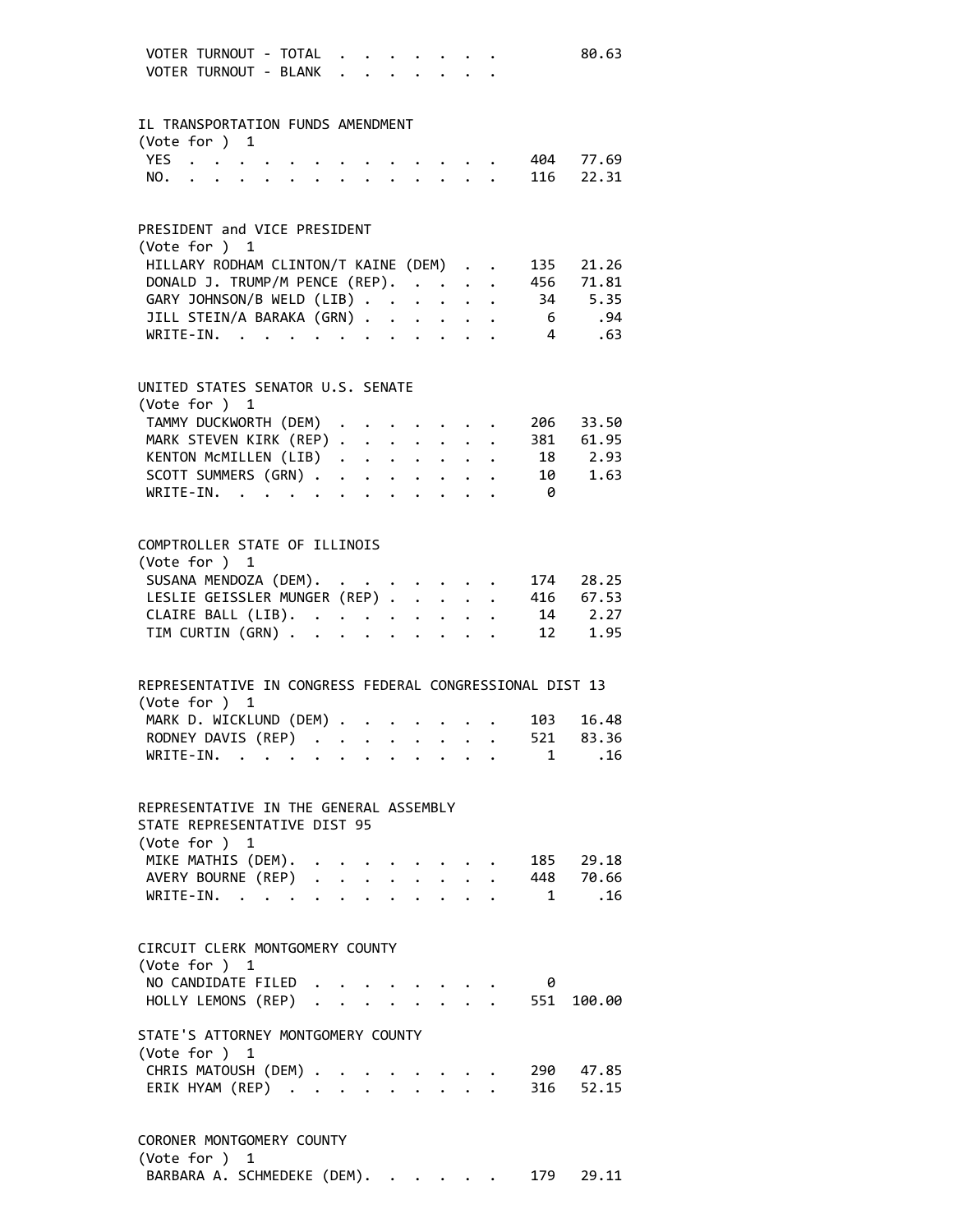| | | |
|---|---|---|
| VOTER TURNOUT - TOTAL | | 80.63 |
| VOTER TURNOUT - BLANK | | |

## IL TRANSPORTATION FUNDS AMENDMENT

(Vote for ) 1

| | | |
|---|---|---|
| YES | 404 | 77.69 |
| NO. | 116 | 22.31 |

## PRESIDENT and VICE PRESIDENT

(Vote for ) 1

| | | |
|---|---|---|
| HILLARY RODHAM CLINTON/T KAINE (DEM) | 135 | 21.26 |
| DONALD J. TRUMP/M PENCE (REP). | 456 | 71.81 |
| GARY JOHNSON/B WELD (LIB) | 34 | 5.35 |
| JILL STEIN/A BARAKA (GRN) | 6 | .94 |
| WRITE-IN. | 4 | .63 |

## UNITED STATES SENATOR U.S. SENATE

(Vote for ) 1

| | | |
|---|---|---|
| TAMMY DUCKWORTH (DEM) | 206 | 33.50 |
| MARK STEVEN KIRK (REP) | 381 | 61.95 |
| KENTON McMILLEN (LIB) | 18 | 2.93 |
| SCOTT SUMMERS (GRN) | 10 | 1.63 |
| WRITE-IN. | 0 | |

## COMPTROLLER STATE OF ILLINOIS

(Vote for ) 1

| | | |
|---|---|---|
| SUSANA MENDOZA (DEM). | 174 | 28.25 |
| LESLIE GEISSLER MUNGER (REP) | 416 | 67.53 |
| CLAIRE BALL (LIB). | 14 | 2.27 |
| TIM CURTIN (GRN) | 12 | 1.95 |

## REPRESENTATIVE IN CONGRESS FEDERAL CONGRESSIONAL DIST 13

(Vote for ) 1

| | | |
|---|---|---|
| MARK D. WICKLUND (DEM) | 103 | 16.48 |
| RODNEY DAVIS (REP) | 521 | 83.36 |
| WRITE-IN. | 1 | .16 |

## REPRESENTATIVE IN THE GENERAL ASSEMBLY STATE REPRESENTATIVE DIST 95

(Vote for ) 1

| | | |
|---|---|---|
| MIKE MATHIS (DEM). | 185 | 29.18 |
| AVERY BOURNE (REP) | 448 | 70.66 |
| WRITE-IN. | 1 | .16 |

## CIRCUIT CLERK MONTGOMERY COUNTY

(Vote for ) 1

| | | |
|---|---|---|
| NO CANDIDATE FILED | 0 | |
| HOLLY LEMONS (REP) | 551 | 100.00 |

## STATE'S ATTORNEY MONTGOMERY COUNTY

(Vote for ) 1

| | | |
|---|---|---|
| CHRIS MATOUSH (DEM) | 290 | 47.85 |
| ERIK HYAM (REP) | 316 | 52.15 |

## CORONER MONTGOMERY COUNTY

(Vote for ) 1

| | | |
|---|---|---|
| BARBARA A. SCHMEDEKE (DEM). | 179 | 29.11 |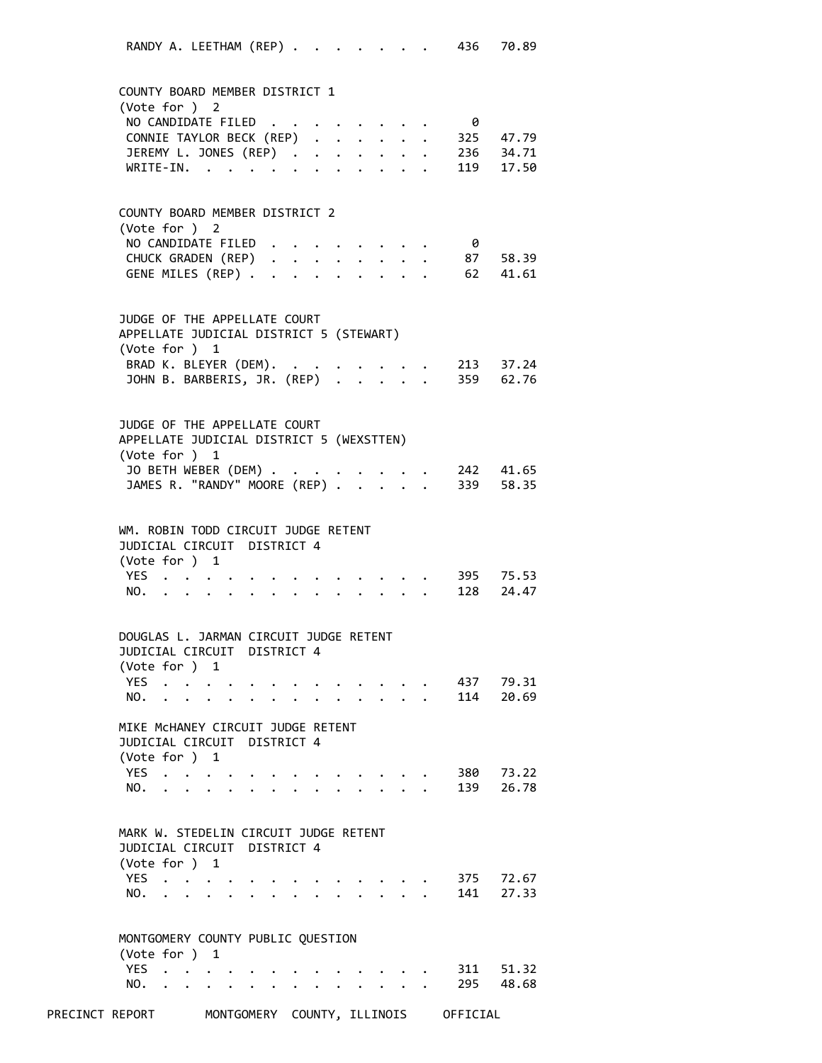| | | |
|---|---|---|
| RANDY A. LEETHAM (REP) | 436 | 70.89 |

**COUNTY BOARD MEMBER DISTRICT 1**
(Vote for ) 2

| | | |
|---|---|---|
| NO CANDIDATE FILED | 0 | |
| CONNIE TAYLOR BECK (REP) | 325 | 47.79 |
| JEREMY L. JONES (REP) | 236 | 34.71 |
| WRITE-IN. | 119 | 17.50 |

**COUNTY BOARD MEMBER DISTRICT 2**
(Vote for ) 2

| | | |
|---|---|---|
| NO CANDIDATE FILED | 0 | |
| CHUCK GRADEN (REP) | 87 | 58.39 |
| GENE MILES (REP) | 62 | 41.61 |

**JUDGE OF THE APPELLATE COURT**
**APPELLATE JUDICIAL DISTRICT 5 (STEWART)**
(Vote for ) 1

| | | |
|---|---|---|
| BRAD K. BLEYER (DEM). | 213 | 37.24 |
| JOHN B. BARBERIS, JR. (REP) | 359 | 62.76 |

**JUDGE OF THE APPELLATE COURT**
**APPELLATE JUDICIAL DISTRICT 5 (WEXSTTEN)**
(Vote for ) 1

| | | |
|---|---|---|
| JO BETH WEBER (DEM) | 242 | 41.65 |
| JAMES R. "RANDY" MOORE (REP) | 339 | 58.35 |

**WM. ROBIN TODD CIRCUIT JUDGE RETENT**
**JUDICIAL CIRCUIT DISTRICT 4**
(Vote for ) 1

| | | |
|---|---|---|
| YES | 395 | 75.53 |
| NO. | 128 | 24.47 |

**DOUGLAS L. JARMAN CIRCUIT JUDGE RETENT**
**JUDICIAL CIRCUIT DISTRICT 4**
(Vote for ) 1

| | | |
|---|---|---|
| YES | 437 | 79.31 |
| NO. | 114 | 20.69 |

**MIKE McHANEY CIRCUIT JUDGE RETENT**
**JUDICIAL CIRCUIT DISTRICT 4**
(Vote for ) 1

| | | |
|---|---|---|
| YES | 380 | 73.22 |
| NO. | 139 | 26.78 |

**MARK W. STEDELIN CIRCUIT JUDGE RETENT**
**JUDICIAL CIRCUIT DISTRICT 4**
(Vote for ) 1

| | | |
|---|---|---|
| YES | 375 | 72.67 |
| NO. | 141 | 27.33 |

**MONTGOMERY COUNTY PUBLIC QUESTION**
(Vote for ) 1

| | | |
|---|---|---|
| YES | 311 | 51.32 |
| NO. | 295 | 48.68 |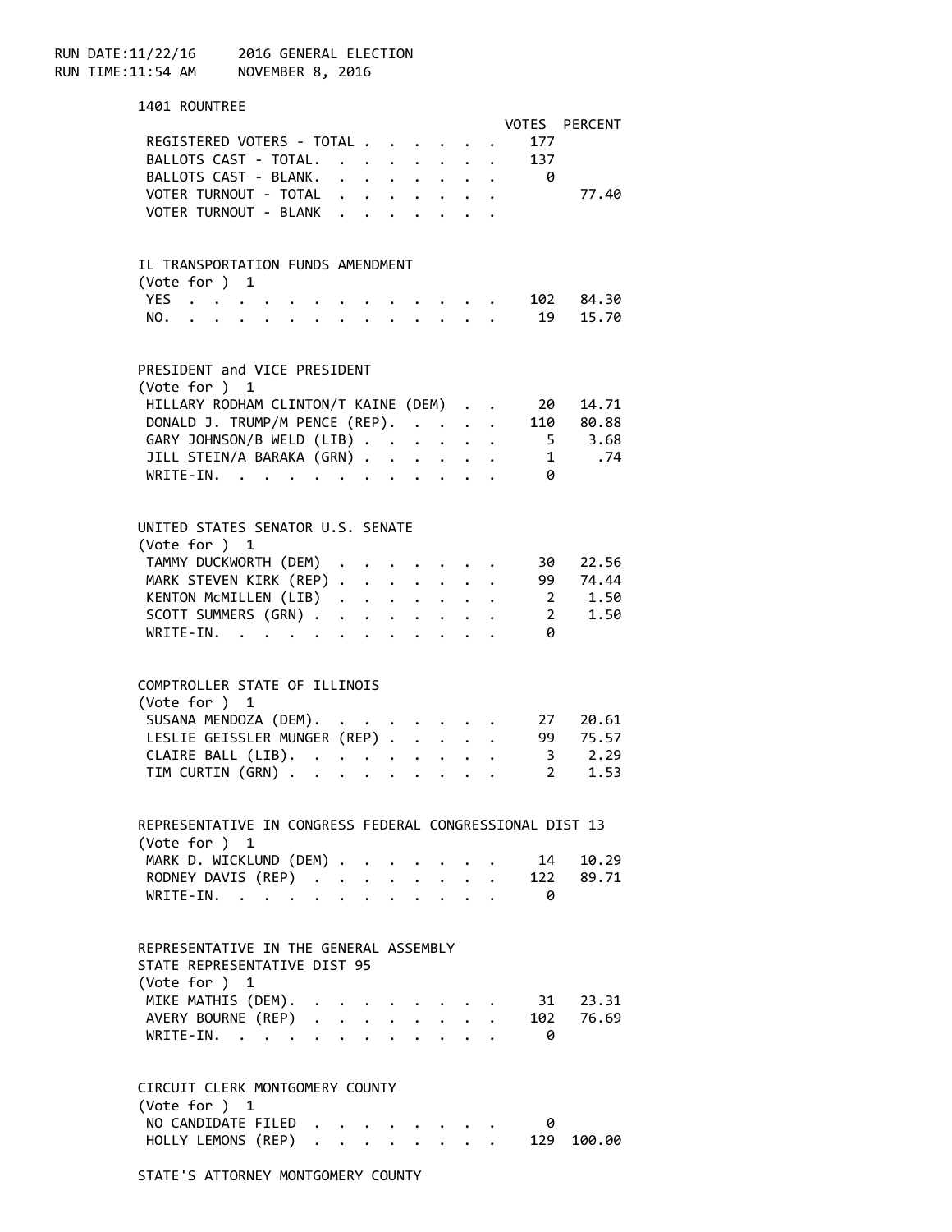RUN DATE:11/22/16 2016 GENERAL ELECTION
RUN TIME:11:54 AM NOVEMBER 8, 2016

## 1401 ROUNTREE

| | VOTES | PERCENT |
|---|---|---|
| REGISTERED VOTERS - TOTAL | 177 | |
| BALLOTS CAST - TOTAL. | 137 | |
| BALLOTS CAST - BLANK. | 0 | |
| VOTER TURNOUT - TOTAL | | 77.40 |
| VOTER TURNOUT - BLANK | | |

### IL TRANSPORTATION FUNDS AMENDMENT
(Vote for ) 1

| | VOTES | PERCENT |
|---|---|---|
| YES | 102 | 84.30 |
| NO. | 19 | 15.70 |

### PRESIDENT and VICE PRESIDENT
(Vote for ) 1

| | VOTES | PERCENT |
|---|---|---|
| HILLARY RODHAM CLINTON/T KAINE (DEM) | 20 | 14.71 |
| DONALD J. TRUMP/M PENCE (REP). | 110 | 80.88 |
| GARY JOHNSON/B WELD (LIB) | 5 | 3.68 |
| JILL STEIN/A BARAKA (GRN) | 1 | .74 |
| WRITE-IN. | 0 | |

### UNITED STATES SENATOR U.S. SENATE
(Vote for ) 1

| | VOTES | PERCENT |
|---|---|---|
| TAMMY DUCKWORTH (DEM) | 30 | 22.56 |
| MARK STEVEN KIRK (REP) | 99 | 74.44 |
| KENTON McMILLEN (LIB) | 2 | 1.50 |
| SCOTT SUMMERS (GRN) | 2 | 1.50 |
| WRITE-IN. | 0 | |

### COMPTROLLER STATE OF ILLINOIS
(Vote for ) 1

| | VOTES | PERCENT |
|---|---|---|
| SUSANA MENDOZA (DEM). | 27 | 20.61 |
| LESLIE GEISSLER MUNGER (REP) | 99 | 75.57 |
| CLAIRE BALL (LIB). | 3 | 2.29 |
| TIM CURTIN (GRN) | 2 | 1.53 |

### REPRESENTATIVE IN CONGRESS FEDERAL CONGRESSIONAL DIST 13
(Vote for ) 1

| | VOTES | PERCENT |
|---|---|---|
| MARK D. WICKLUND (DEM) | 14 | 10.29 |
| RODNEY DAVIS (REP) | 122 | 89.71 |
| WRITE-IN. | 0 | |

### REPRESENTATIVE IN THE GENERAL ASSEMBLY STATE REPRESENTATIVE DIST 95
(Vote for ) 1

| | VOTES | PERCENT |
|---|---|---|
| MIKE MATHIS (DEM). | 31 | 23.31 |
| AVERY BOURNE (REP) | 102 | 76.69 |
| WRITE-IN. | 0 | |

### CIRCUIT CLERK MONTGOMERY COUNTY
(Vote for ) 1

| | VOTES | PERCENT |
|---|---|---|
| NO CANDIDATE FILED | 0 | |
| HOLLY LEMONS (REP) | 129 | 100.00 |

### STATE'S ATTORNEY MONTGOMERY COUNTY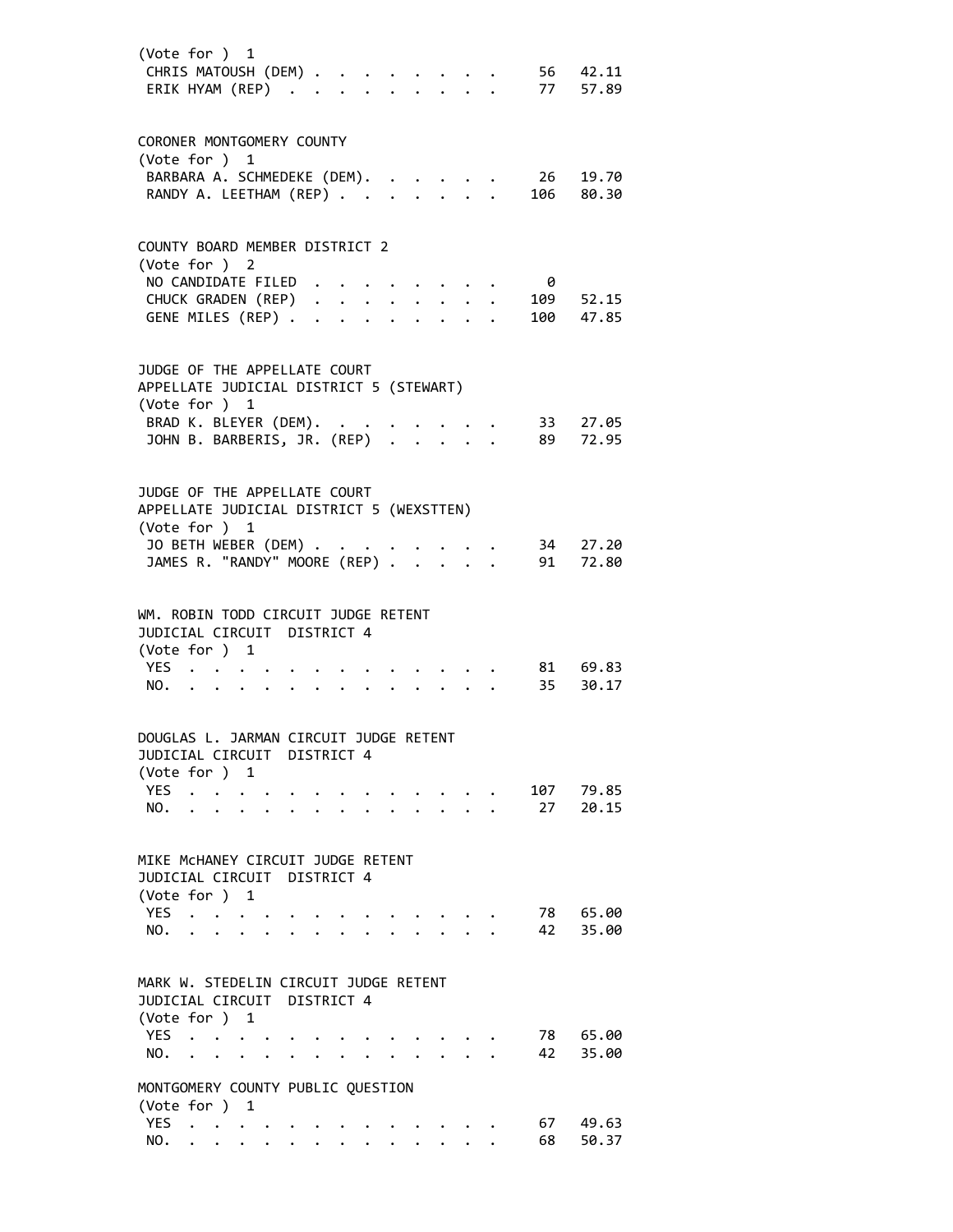(Vote for ) 1

| | | |
|---|---|---|
| CHRIS MATOUSH (DEM) | 56 | 42.11 |
| ERIK HYAM (REP) | 77 | 57.89 |

CORONER MONTGOMERY COUNTY
(Vote for ) 1

| | | |
|---|---|---|
| BARBARA A. SCHMEDEKE (DEM). | 26 | 19.70 |
| RANDY A. LEETHAM (REP) | 106 | 80.30 |

COUNTY BOARD MEMBER DISTRICT 2
(Vote for ) 2

| | | |
|---|---|---|
| NO CANDIDATE FILED | 0 | |
| CHUCK GRADEN (REP) | 109 | 52.15 |
| GENE MILES (REP) | 100 | 47.85 |

JUDGE OF THE APPELLATE COURT
APPELLATE JUDICIAL DISTRICT 5 (STEWART)
(Vote for ) 1

| | | |
|---|---|---|
| BRAD K. BLEYER (DEM). | 33 | 27.05 |
| JOHN B. BARBERIS, JR. (REP) | 89 | 72.95 |

JUDGE OF THE APPELLATE COURT
APPELLATE JUDICIAL DISTRICT 5 (WEXSTTEN)
(Vote for ) 1

| | | |
|---|---|---|
| JO BETH WEBER (DEM) | 34 | 27.20 |
| JAMES R. "RANDY" MOORE (REP) | 91 | 72.80 |

WM. ROBIN TODD CIRCUIT JUDGE RETENT
JUDICIAL CIRCUIT DISTRICT 4
(Vote for ) 1

| | | |
|---|---|---|
| YES | 81 | 69.83 |
| NO. | 35 | 30.17 |

DOUGLAS L. JARMAN CIRCUIT JUDGE RETENT
JUDICIAL CIRCUIT DISTRICT 4
(Vote for ) 1

| | | |
|---|---|---|
| YES | 107 | 79.85 |
| NO. | 27 | 20.15 |

MIKE McHANEY CIRCUIT JUDGE RETENT
JUDICIAL CIRCUIT DISTRICT 4
(Vote for ) 1

| | | |
|---|---|---|
| YES | 78 | 65.00 |
| NO. | 42 | 35.00 |

MARK W. STEDELIN CIRCUIT JUDGE RETENT
JUDICIAL CIRCUIT DISTRICT 4
(Vote for ) 1

| | | |
|---|---|---|
| YES | 78 | 65.00 |
| NO. | 42 | 35.00 |

MONTGOMERY COUNTY PUBLIC QUESTION
(Vote for ) 1

| | | |
|---|---|---|
| YES | 67 | 49.63 |
| NO. | 68 | 50.37 |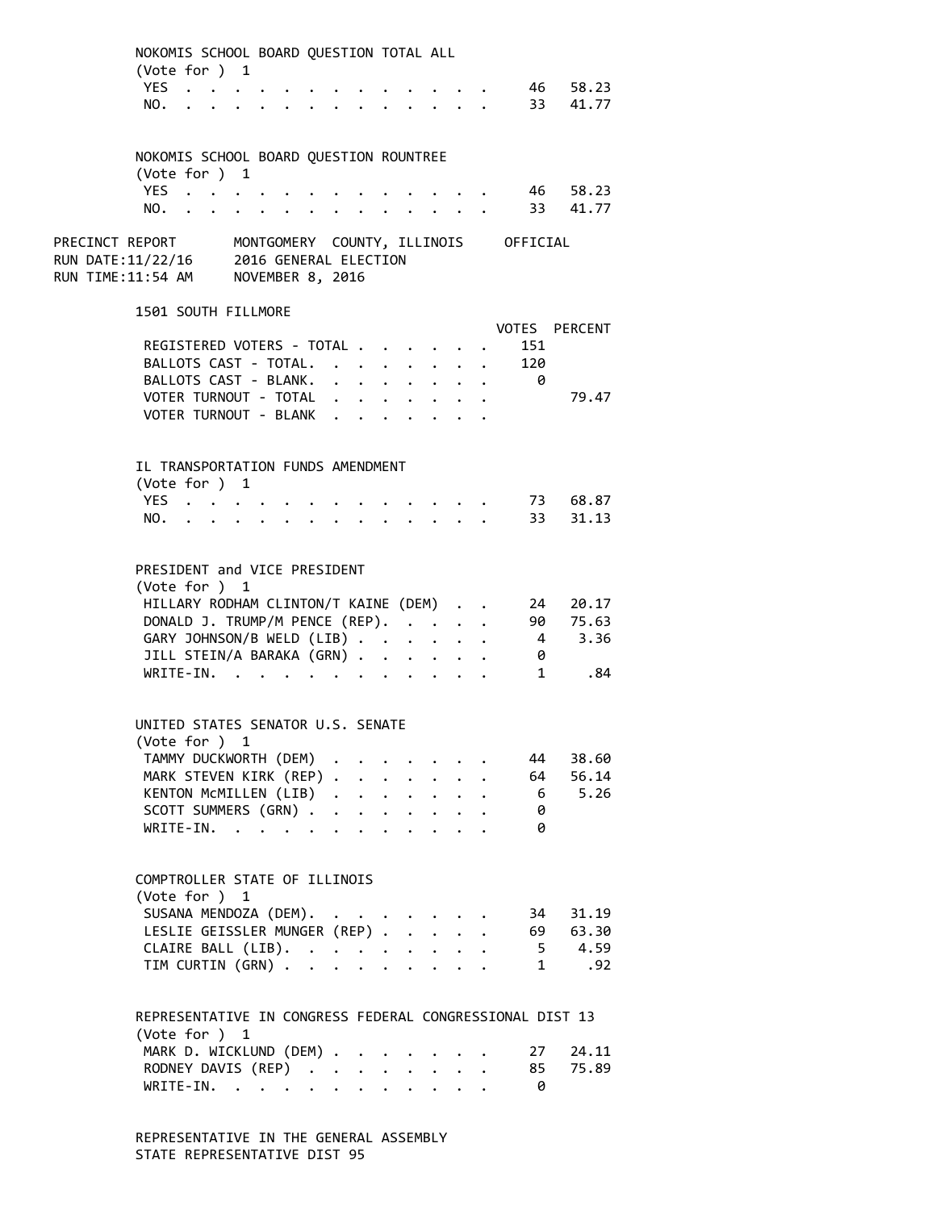NOKOMIS SCHOOL BOARD QUESTION TOTAL ALL
(Vote for ) 1

| | VOTES | PERCENT |
|---|---|---|
| YES | 46 | 58.23 |
| NO. | 33 | 41.77 |

NOKOMIS SCHOOL BOARD QUESTION ROUNTREE
(Vote for ) 1

| | VOTES | PERCENT |
|---|---|---|
| YES | 46 | 58.23 |
| NO. | 33 | 41.77 |

PRECINCT REPORT — MONTGOMERY COUNTY, ILLINOIS — OFFICIAL
RUN DATE:11/22/16 — 2016 GENERAL ELECTION
RUN TIME:11:54 AM — NOVEMBER 8, 2016

## 1501 SOUTH FILLMORE

| | VOTES | PERCENT |
|---|---|---|
| REGISTERED VOTERS - TOTAL | 151 | |
| BALLOTS CAST - TOTAL. | 120 | |
| BALLOTS CAST - BLANK. | 0 | |
| VOTER TURNOUT - TOTAL | | 79.47 |
| VOTER TURNOUT - BLANK | | |

IL TRANSPORTATION FUNDS AMENDMENT
(Vote for ) 1

| | VOTES | PERCENT |
|---|---|---|
| YES | 73 | 68.87 |
| NO. | 33 | 31.13 |

PRESIDENT and VICE PRESIDENT
(Vote for ) 1

| | VOTES | PERCENT |
|---|---|---|
| HILLARY RODHAM CLINTON/T KAINE (DEM) | 24 | 20.17 |
| DONALD J. TRUMP/M PENCE (REP). | 90 | 75.63 |
| GARY JOHNSON/B WELD (LIB) | 4 | 3.36 |
| JILL STEIN/A BARAKA (GRN) | 0 | |
| WRITE-IN. | 1 | .84 |

UNITED STATES SENATOR U.S. SENATE
(Vote for ) 1

| | VOTES | PERCENT |
|---|---|---|
| TAMMY DUCKWORTH (DEM) | 44 | 38.60 |
| MARK STEVEN KIRK (REP) | 64 | 56.14 |
| KENTON McMILLEN (LIB) | 6 | 5.26 |
| SCOTT SUMMERS (GRN) | 0 | |
| WRITE-IN. | 0 | |

COMPTROLLER STATE OF ILLINOIS
(Vote for ) 1

| | VOTES | PERCENT |
|---|---|---|
| SUSANA MENDOZA (DEM). | 34 | 31.19 |
| LESLIE GEISSLER MUNGER (REP) | 69 | 63.30 |
| CLAIRE BALL (LIB). | 5 | 4.59 |
| TIM CURTIN (GRN) | 1 | .92 |

REPRESENTATIVE IN CONGRESS FEDERAL CONGRESSIONAL DIST 13
(Vote for ) 1

| | VOTES | PERCENT |
|---|---|---|
| MARK D. WICKLUND (DEM) | 27 | 24.11 |
| RODNEY DAVIS (REP) | 85 | 75.89 |
| WRITE-IN. | 0 | |

REPRESENTATIVE IN THE GENERAL ASSEMBLY
STATE REPRESENTATIVE DIST 95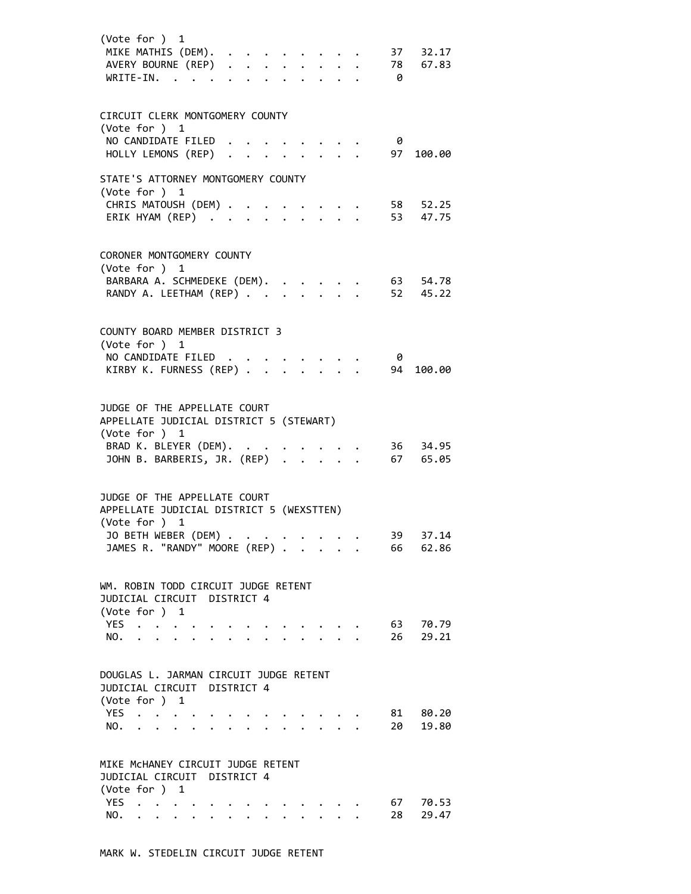(Vote for ) 1

| Candidate | Votes | Percent |
|---|---|---|
| MIKE MATHIS (DEM) | 37 | 32.17 |
| AVERY BOURNE (REP) | 78 | 67.83 |
| WRITE-IN. | 0 | |

CIRCUIT CLERK MONTGOMERY COUNTY
(Vote for ) 1

| Candidate | Votes | Percent |
|---|---|---|
| NO CANDIDATE FILED | 0 | |
| HOLLY LEMONS (REP) | 97 | 100.00 |

STATE'S ATTORNEY MONTGOMERY COUNTY
(Vote for ) 1

| Candidate | Votes | Percent |
|---|---|---|
| CHRIS MATOUSH (DEM) | 58 | 52.25 |
| ERIK HYAM (REP) | 53 | 47.75 |

CORONER MONTGOMERY COUNTY
(Vote for ) 1

| Candidate | Votes | Percent |
|---|---|---|
| BARBARA A. SCHMEDEKE (DEM) | 63 | 54.78 |
| RANDY A. LEETHAM (REP) | 52 | 45.22 |

COUNTY BOARD MEMBER DISTRICT 3
(Vote for ) 1

| Candidate | Votes | Percent |
|---|---|---|
| NO CANDIDATE FILED | 0 | |
| KIRBY K. FURNESS (REP) | 94 | 100.00 |

JUDGE OF THE APPELLATE COURT
APPELLATE JUDICIAL DISTRICT 5 (STEWART)
(Vote for ) 1

| Candidate | Votes | Percent |
|---|---|---|
| BRAD K. BLEYER (DEM) | 36 | 34.95 |
| JOHN B. BARBERIS, JR. (REP) | 67 | 65.05 |

JUDGE OF THE APPELLATE COURT
APPELLATE JUDICIAL DISTRICT 5 (WEXSTTEN)
(Vote for ) 1

| Candidate | Votes | Percent |
|---|---|---|
| JO BETH WEBER (DEM) | 39 | 37.14 |
| JAMES R. "RANDY" MOORE (REP) | 66 | 62.86 |

WM. ROBIN TODD CIRCUIT JUDGE RETENT
JUDICIAL CIRCUIT DISTRICT 4
(Vote for ) 1

| Choice | Votes | Percent |
|---|---|---|
| YES | 63 | 70.79 |
| NO. | 26 | 29.21 |

DOUGLAS L. JARMAN CIRCUIT JUDGE RETENT
JUDICIAL CIRCUIT DISTRICT 4
(Vote for ) 1

| Choice | Votes | Percent |
|---|---|---|
| YES | 81 | 80.20 |
| NO. | 20 | 19.80 |

MIKE McHANEY CIRCUIT JUDGE RETENT
JUDICIAL CIRCUIT DISTRICT 4
(Vote for ) 1

| Choice | Votes | Percent |
|---|---|---|
| YES | 67 | 70.53 |
| NO. | 28 | 29.47 |

MARK W. STEDELIN CIRCUIT JUDGE RETENT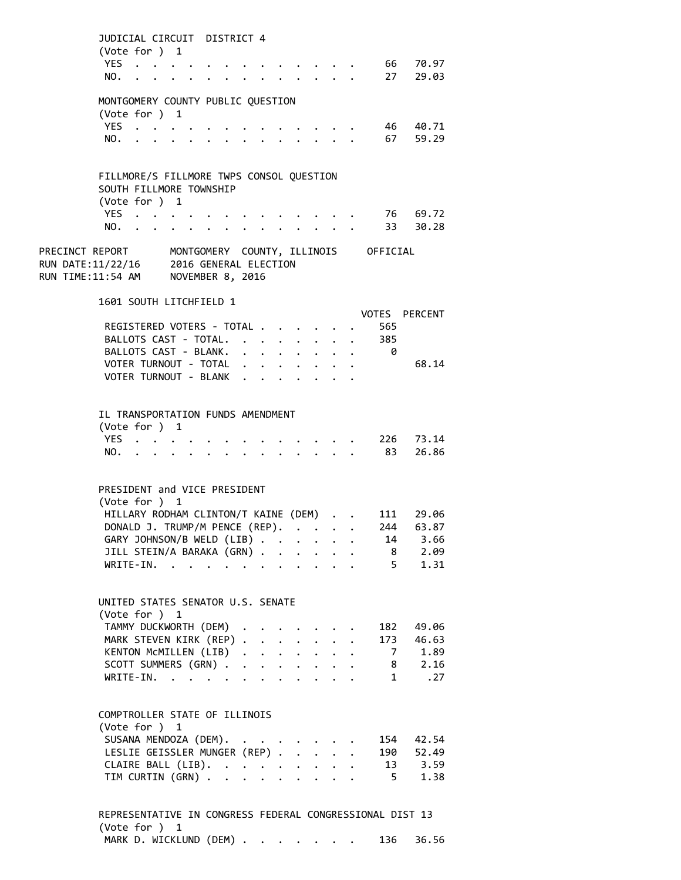JUDICIAL CIRCUIT DISTRICT 4
(Vote for ) 1

| | VOTES | PERCENT |
|---|---|---|
| YES | 66 | 70.97 |
| NO. | 27 | 29.03 |

MONTGOMERY COUNTY PUBLIC QUESTION
(Vote for ) 1

| | VOTES | PERCENT |
|---|---|---|
| YES | 46 | 40.71 |
| NO. | 67 | 59.29 |

FILLMORE/S FILLMORE TWPS CONSOL QUESTION
SOUTH FILLMORE TOWNSHIP
(Vote for ) 1

| | VOTES | PERCENT |
|---|---|---|
| YES | 76 | 69.72 |
| NO. | 33 | 30.28 |

PRECINCT REPORT MONTGOMERY COUNTY, ILLINOIS OFFICIAL
RUN DATE:11/22/16 2016 GENERAL ELECTION
RUN TIME:11:54 AM NOVEMBER 8, 2016

## 1601 SOUTH LITCHFIELD 1

| | VOTES | PERCENT |
|---|---|---|
| REGISTERED VOTERS - TOTAL | 565 | |
| BALLOTS CAST - TOTAL. | 385 | |
| BALLOTS CAST - BLANK. | 0 | |
| VOTER TURNOUT - TOTAL | | 68.14 |
| VOTER TURNOUT - BLANK | | |

IL TRANSPORTATION FUNDS AMENDMENT
(Vote for ) 1

| | VOTES | PERCENT |
|---|---|---|
| YES | 226 | 73.14 |
| NO. | 83 | 26.86 |

PRESIDENT and VICE PRESIDENT
(Vote for ) 1

| | VOTES | PERCENT |
|---|---|---|
| HILLARY RODHAM CLINTON/T KAINE (DEM) | 111 | 29.06 |
| DONALD J. TRUMP/M PENCE (REP). | 244 | 63.87 |
| GARY JOHNSON/B WELD (LIB) | 14 | 3.66 |
| JILL STEIN/A BARAKA (GRN) | 8 | 2.09 |
| WRITE-IN. | 5 | 1.31 |

UNITED STATES SENATOR U.S. SENATE
(Vote for ) 1

| | VOTES | PERCENT |
|---|---|---|
| TAMMY DUCKWORTH (DEM) | 182 | 49.06 |
| MARK STEVEN KIRK (REP) | 173 | 46.63 |
| KENTON McMILLEN (LIB) | 7 | 1.89 |
| SCOTT SUMMERS (GRN) | 8 | 2.16 |
| WRITE-IN. | 1 | .27 |

COMPTROLLER STATE OF ILLINOIS
(Vote for ) 1

| | VOTES | PERCENT |
|---|---|---|
| SUSANA MENDOZA (DEM). | 154 | 42.54 |
| LESLIE GEISSLER MUNGER (REP) | 190 | 52.49 |
| CLAIRE BALL (LIB). | 13 | 3.59 |
| TIM CURTIN (GRN) | 5 | 1.38 |

REPRESENTATIVE IN CONGRESS FEDERAL CONGRESSIONAL DIST 13
(Vote for ) 1

| | VOTES | PERCENT |
|---|---|---|
| MARK D. WICKLUND (DEM) | 136 | 36.56 |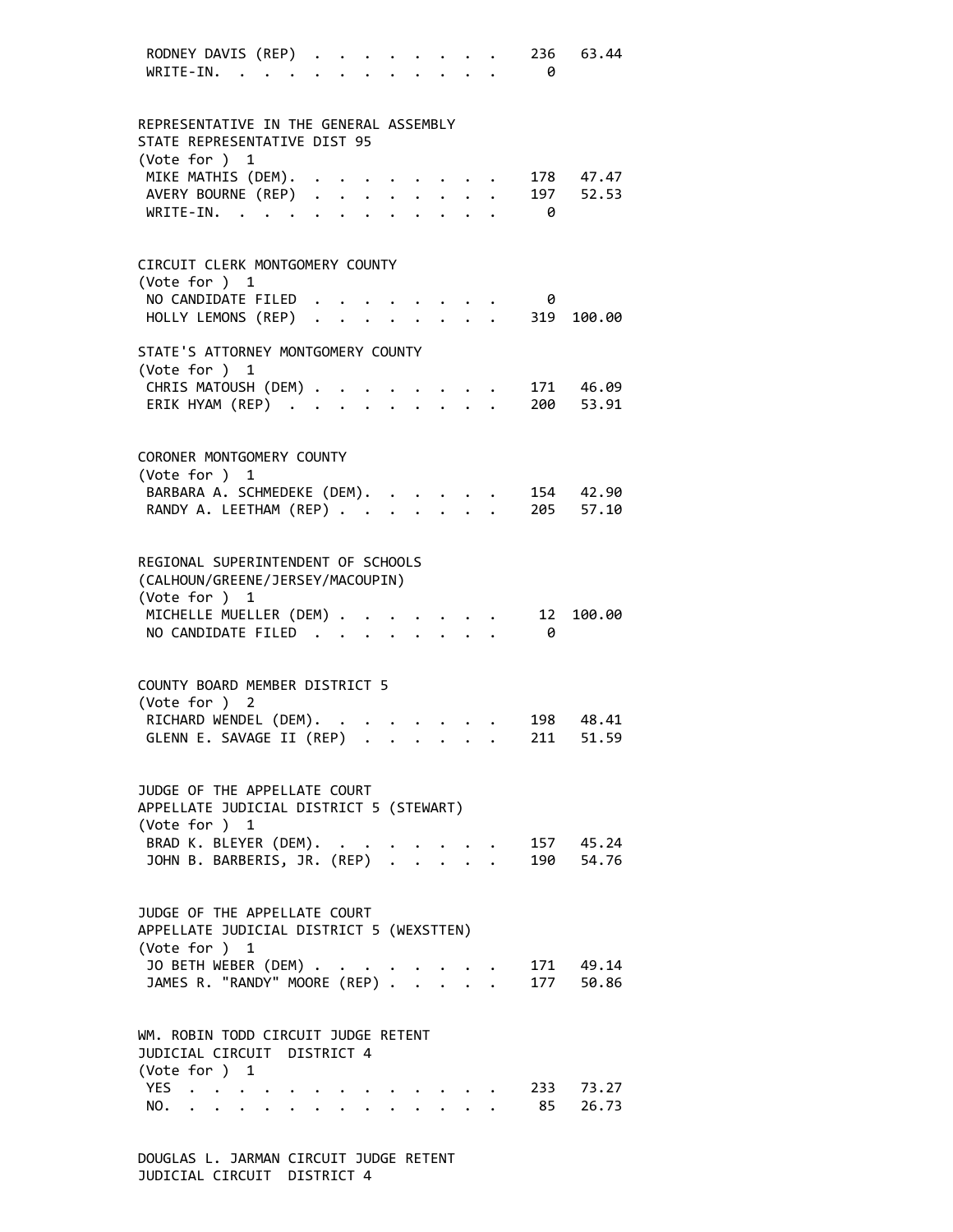RODNEY DAVIS (REP) . . . . . . . . . 236 63.44
WRITE-IN. . . . . . . . . . . . . 0

REPRESENTATIVE IN THE GENERAL ASSEMBLY
STATE REPRESENTATIVE DIST 95
(Vote for ) 1

| | | |
|---|---|---|
| MIKE MATHIS (DEM). . . . . . . . . . | 178 | 47.47 |
| AVERY BOURNE (REP) . . . . . . . . . | 197 | 52.53 |
| WRITE-IN. . . . . . . . . . . . . | 0 | |

CIRCUIT CLERK MONTGOMERY COUNTY
(Vote for ) 1

| | | |
|---|---|---|
| NO CANDIDATE FILED . . . . . . . . . | 0 | |
| HOLLY LEMONS (REP) . . . . . . . . . | 319 | 100.00 |

STATE'S ATTORNEY MONTGOMERY COUNTY
(Vote for ) 1

| | | |
|---|---|---|
| CHRIS MATOUSH (DEM) . . . . . . . . . | 171 | 46.09 |
| ERIK HYAM (REP) . . . . . . . . . . | 200 | 53.91 |

CORONER MONTGOMERY COUNTY
(Vote for ) 1

| | | |
|---|---|---|
| BARBARA A. SCHMEDEKE (DEM). . . . . . | 154 | 42.90 |
| RANDY A. LEETHAM (REP) . . . . . . . . | 205 | 57.10 |

REGIONAL SUPERINTENDENT OF SCHOOLS
(CALHOUN/GREENE/JERSEY/MACOUPIN)
(Vote for ) 1

| | | |
|---|---|---|
| MICHELLE MUELLER (DEM) . . . . . . . . | 12 | 100.00 |
| NO CANDIDATE FILED . . . . . . . . . | 0 | |

COUNTY BOARD MEMBER DISTRICT 5
(Vote for ) 2

| | | |
|---|---|---|
| RICHARD WENDEL (DEM). . . . . . . . . | 198 | 48.41 |
| GLENN E. SAVAGE II (REP) . . . . . . . | 211 | 51.59 |

JUDGE OF THE APPELLATE COURT
APPELLATE JUDICIAL DISTRICT 5 (STEWART)
(Vote for ) 1

| | | |
|---|---|---|
| BRAD K. BLEYER (DEM). . . . . . . . . | 157 | 45.24 |
| JOHN B. BARBERIS, JR. (REP) . . . . . | 190 | 54.76 |

JUDGE OF THE APPELLATE COURT
APPELLATE JUDICIAL DISTRICT 5 (WEXSTTEN)
(Vote for ) 1

| | | |
|---|---|---|
| JO BETH WEBER (DEM) . . . . . . . . . | 171 | 49.14 |
| JAMES R. "RANDY" MOORE (REP) . . . . . | 177 | 50.86 |

WM. ROBIN TODD CIRCUIT JUDGE RETENT
JUDICIAL CIRCUIT DISTRICT 4
(Vote for ) 1

| | | |
|---|---|---|
| YES . . . . . . . . . . . . . . . | 233 | 73.27 |
| NO. . . . . . . . . . . . . . . . | 85 | 26.73 |

DOUGLAS L. JARMAN CIRCUIT JUDGE RETENT
JUDICIAL CIRCUIT DISTRICT 4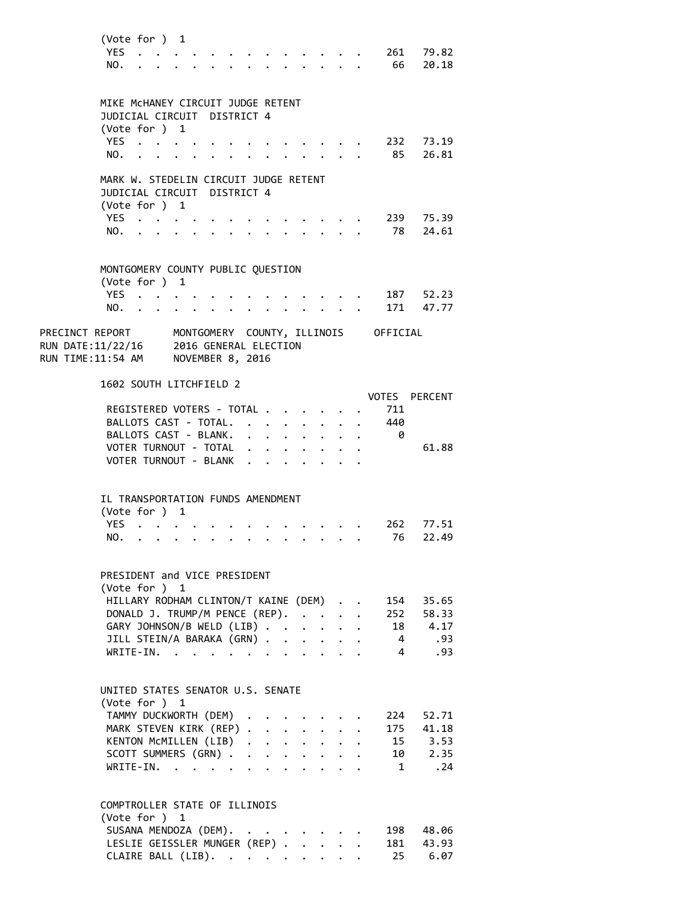(Vote for ) 1

| | | |
|---|---|---|
| YES | 261 | 79.82 |
| NO. | 66 | 20.18 |

MIKE McHANEY CIRCUIT JUDGE RETENT
JUDICIAL CIRCUIT DISTRICT 4
(Vote for ) 1

| | | |
|---|---|---|
| YES | 232 | 73.19 |
| NO. | 85 | 26.81 |

MARK W. STEDELIN CIRCUIT JUDGE RETENT
JUDICIAL CIRCUIT DISTRICT 4
(Vote for ) 1

| | | |
|---|---|---|
| YES | 239 | 75.39 |
| NO. | 78 | 24.61 |

MONTGOMERY COUNTY PUBLIC QUESTION
(Vote for ) 1

| | | |
|---|---|---|
| YES | 187 | 52.23 |
| NO. | 171 | 47.77 |

PRECINCT REPORT MONTGOMERY COUNTY, ILLINOIS OFFICIAL
RUN DATE:11/22/16 2016 GENERAL ELECTION
RUN TIME:11:54 AM NOVEMBER 8, 2016

1602 SOUTH LITCHFIELD 2

| | VOTES | PERCENT |
|---|---|---|
| REGISTERED VOTERS - TOTAL | 711 | |
| BALLOTS CAST - TOTAL. | 440 | |
| BALLOTS CAST - BLANK. | 0 | |
| VOTER TURNOUT - TOTAL | | 61.88 |
| VOTER TURNOUT - BLANK | | |

IL TRANSPORTATION FUNDS AMENDMENT
(Vote for ) 1

| | | |
|---|---|---|
| YES | 262 | 77.51 |
| NO. | 76 | 22.49 |

PRESIDENT and VICE PRESIDENT
(Vote for ) 1

| | | |
|---|---|---|
| HILLARY RODHAM CLINTON/T KAINE (DEM) | 154 | 35.65 |
| DONALD J. TRUMP/M PENCE (REP). | 252 | 58.33 |
| GARY JOHNSON/B WELD (LIB) | 18 | 4.17 |
| JILL STEIN/A BARAKA (GRN) | 4 | .93 |
| WRITE-IN. | 4 | .93 |

UNITED STATES SENATOR U.S. SENATE
(Vote for ) 1

| | | |
|---|---|---|
| TAMMY DUCKWORTH (DEM) | 224 | 52.71 |
| MARK STEVEN KIRK (REP) | 175 | 41.18 |
| KENTON McMILLEN (LIB) | 15 | 3.53 |
| SCOTT SUMMERS (GRN) | 10 | 2.35 |
| WRITE-IN. | 1 | .24 |

COMPTROLLER STATE OF ILLINOIS
(Vote for ) 1

| | | |
|---|---|---|
| SUSANA MENDOZA (DEM). | 198 | 48.06 |
| LESLIE GEISSLER MUNGER (REP) | 181 | 43.93 |
| CLAIRE BALL (LIB). | 25 | 6.07 |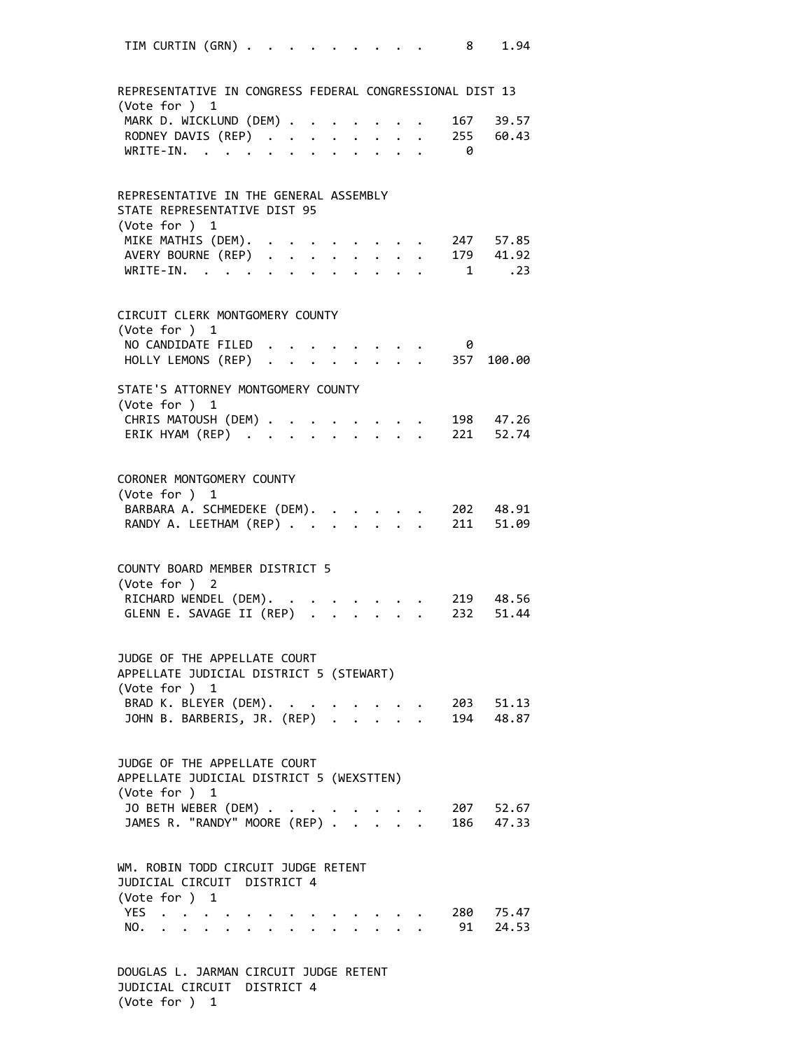TIM CURTIN (GRN) . . . . . . . . . . 8 1.94

REPRESENTATIVE IN CONGRESS FEDERAL CONGRESSIONAL DIST 13
(Vote for ) 1

| | | |
|---|---|---|
| MARK D. WICKLUND (DEM) | 167 | 39.57 |
| RODNEY DAVIS (REP) | 255 | 60.43 |
| WRITE-IN. | 0 | |

REPRESENTATIVE IN THE GENERAL ASSEMBLY
STATE REPRESENTATIVE DIST 95
(Vote for ) 1

| | | |
|---|---|---|
| MIKE MATHIS (DEM). | 247 | 57.85 |
| AVERY BOURNE (REP) | 179 | 41.92 |
| WRITE-IN. | 1 | .23 |

CIRCUIT CLERK MONTGOMERY COUNTY
(Vote for ) 1

| | | |
|---|---|---|
| NO CANDIDATE FILED | 0 | |
| HOLLY LEMONS (REP) | 357 | 100.00 |

STATE'S ATTORNEY MONTGOMERY COUNTY
(Vote for ) 1

| | | |
|---|---|---|
| CHRIS MATOUSH (DEM) | 198 | 47.26 |
| ERIK HYAM (REP) | 221 | 52.74 |

CORONER MONTGOMERY COUNTY
(Vote for ) 1

| | | |
|---|---|---|
| BARBARA A. SCHMEDEKE (DEM). | 202 | 48.91 |
| RANDY A. LEETHAM (REP) | 211 | 51.09 |

COUNTY BOARD MEMBER DISTRICT 5
(Vote for ) 2

| | | |
|---|---|---|
| RICHARD WENDEL (DEM). | 219 | 48.56 |
| GLENN E. SAVAGE II (REP) | 232 | 51.44 |

JUDGE OF THE APPELLATE COURT
APPELLATE JUDICIAL DISTRICT 5 (STEWART)
(Vote for ) 1

| | | |
|---|---|---|
| BRAD K. BLEYER (DEM). | 203 | 51.13 |
| JOHN B. BARBERIS, JR. (REP) | 194 | 48.87 |

JUDGE OF THE APPELLATE COURT
APPELLATE JUDICIAL DISTRICT 5 (WEXSTTEN)
(Vote for ) 1

| | | |
|---|---|---|
| JO BETH WEBER (DEM) | 207 | 52.67 |
| JAMES R. "RANDY" MOORE (REP) | 186 | 47.33 |

WM. ROBIN TODD CIRCUIT JUDGE RETENT
JUDICIAL CIRCUIT DISTRICT 4
(Vote for ) 1

| | | |
|---|---|---|
| YES | 280 | 75.47 |
| NO. | 91 | 24.53 |

DOUGLAS L. JARMAN CIRCUIT JUDGE RETENT
JUDICIAL CIRCUIT DISTRICT 4
(Vote for ) 1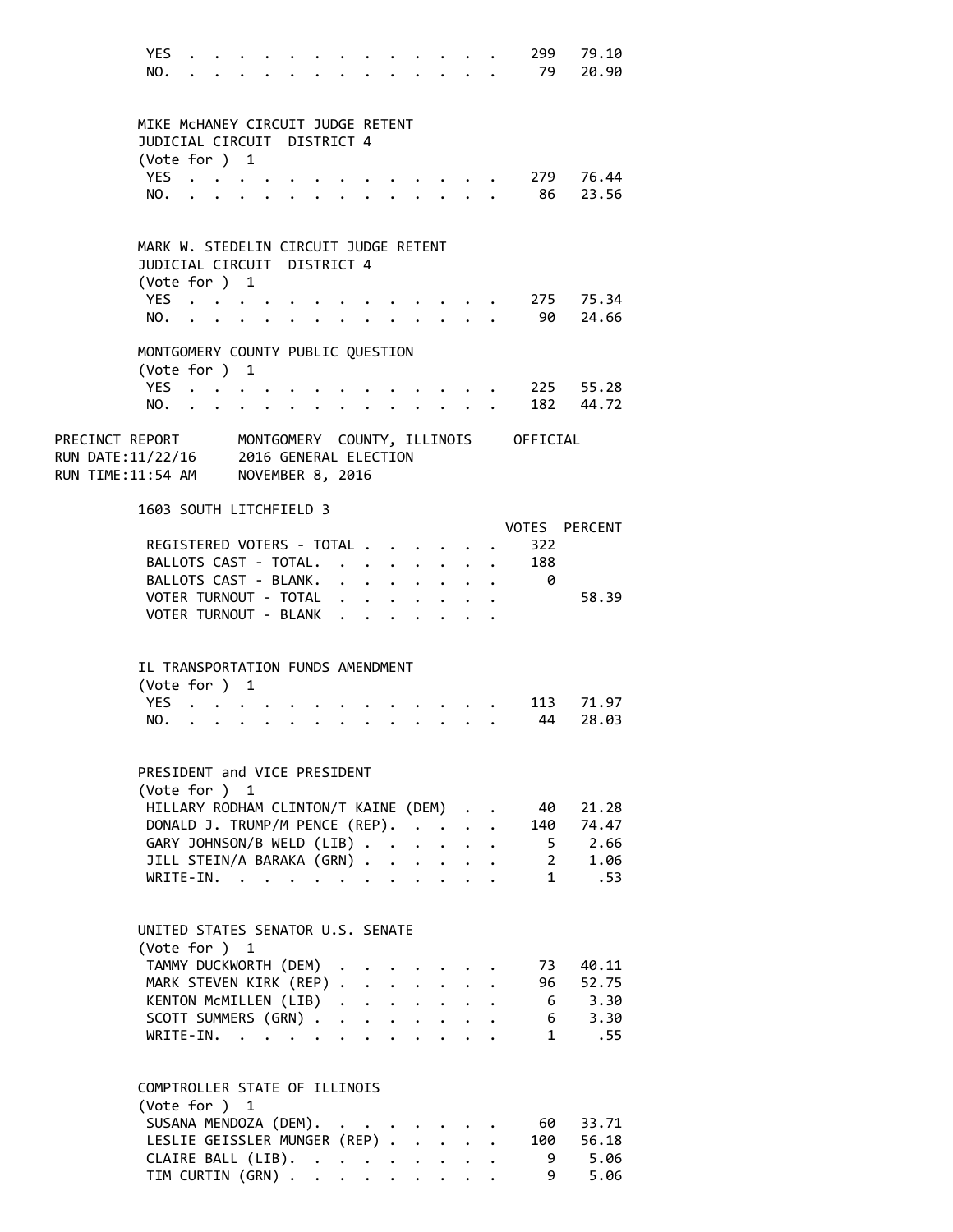| | VOTES | PERCENT |
|---|---|---|
| YES | 299 | 79.10 |
| NO. | 79 | 20.90 |

MIKE McHANEY CIRCUIT JUDGE RETENT
JUDICIAL CIRCUIT DISTRICT 4
(Vote for ) 1

| | VOTES | PERCENT |
|---|---|---|
| YES | 279 | 76.44 |
| NO. | 86 | 23.56 |

MARK W. STEDELIN CIRCUIT JUDGE RETENT
JUDICIAL CIRCUIT DISTRICT 4
(Vote for ) 1

| | VOTES | PERCENT |
|---|---|---|
| YES | 275 | 75.34 |
| NO. | 90 | 24.66 |

MONTGOMERY COUNTY PUBLIC QUESTION
(Vote for ) 1

| | VOTES | PERCENT |
|---|---|---|
| YES | 225 | 55.28 |
| NO. | 182 | 44.72 |

PRECINCT REPORT MONTGOMERY COUNTY, ILLINOIS OFFICIAL
RUN DATE:11/22/16 2016 GENERAL ELECTION
RUN TIME:11:54 AM NOVEMBER 8, 2016

## 1603 SOUTH LITCHFIELD 3

| | VOTES | PERCENT |
|---|---|---|
| REGISTERED VOTERS - TOTAL | 322 | |
| BALLOTS CAST - TOTAL. | 188 | |
| BALLOTS CAST - BLANK. | 0 | |
| VOTER TURNOUT - TOTAL | | 58.39 |
| VOTER TURNOUT - BLANK | | |

IL TRANSPORTATION FUNDS AMENDMENT
(Vote for ) 1

| | VOTES | PERCENT |
|---|---|---|
| YES | 113 | 71.97 |
| NO. | 44 | 28.03 |

PRESIDENT and VICE PRESIDENT
(Vote for ) 1

| | VOTES | PERCENT |
|---|---|---|
| HILLARY RODHAM CLINTON/T KAINE (DEM) | 40 | 21.28 |
| DONALD J. TRUMP/M PENCE (REP). | 140 | 74.47 |
| GARY JOHNSON/B WELD (LIB) | 5 | 2.66 |
| JILL STEIN/A BARAKA (GRN) | 2 | 1.06 |
| WRITE-IN. | 1 | .53 |

UNITED STATES SENATOR U.S. SENATE
(Vote for ) 1

| | VOTES | PERCENT |
|---|---|---|
| TAMMY DUCKWORTH (DEM) | 73 | 40.11 |
| MARK STEVEN KIRK (REP) | 96 | 52.75 |
| KENTON McMILLEN (LIB) | 6 | 3.30 |
| SCOTT SUMMERS (GRN) | 6 | 3.30 |
| WRITE-IN. | 1 | .55 |

COMPTROLLER STATE OF ILLINOIS
(Vote for ) 1

| | VOTES | PERCENT |
|---|---|---|
| SUSANA MENDOZA (DEM). | 60 | 33.71 |
| LESLIE GEISSLER MUNGER (REP) | 100 | 56.18 |
| CLAIRE BALL (LIB). | 9 | 5.06 |
| TIM CURTIN (GRN) | 9 | 5.06 |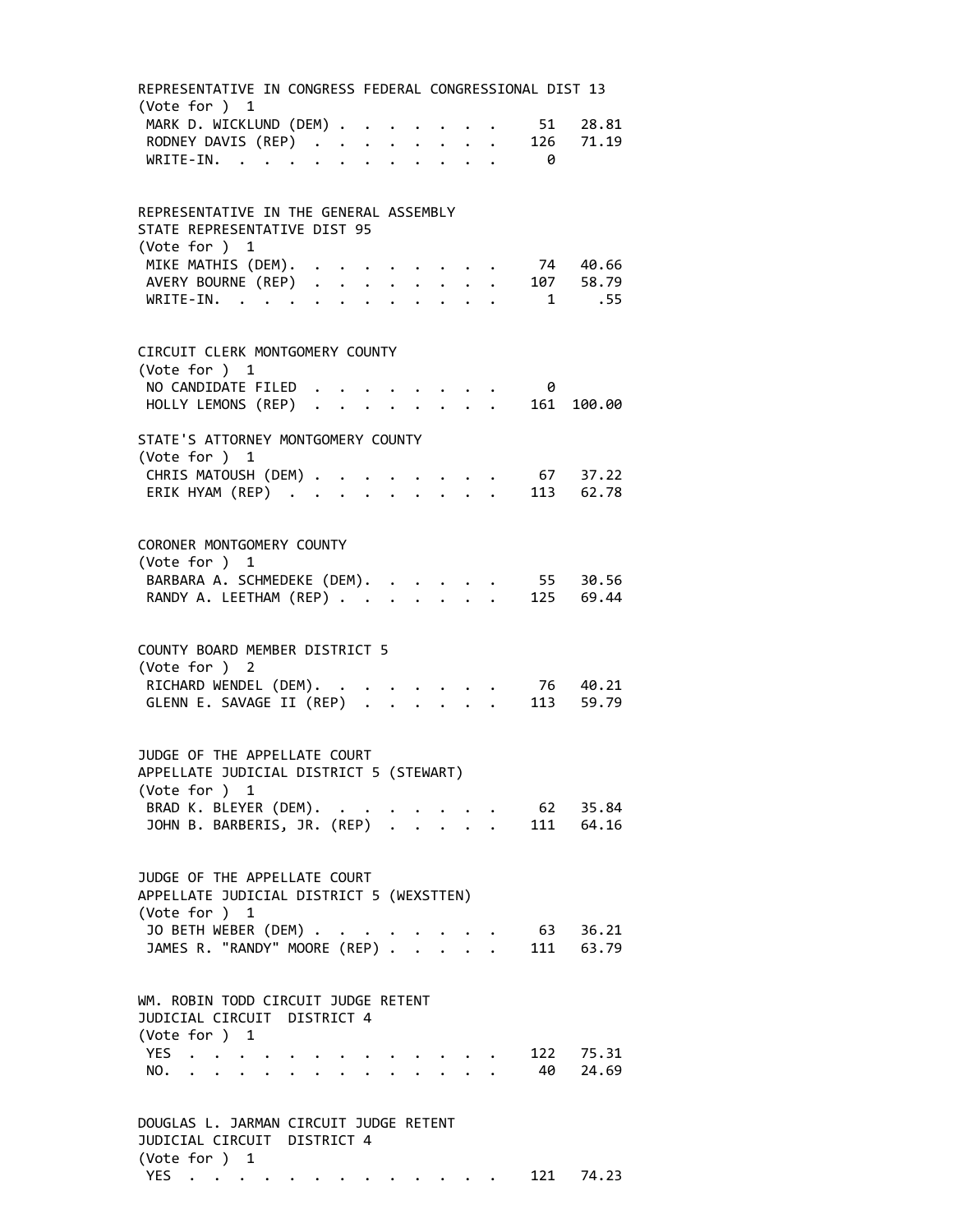REPRESENTATIVE IN CONGRESS FEDERAL CONGRESSIONAL DIST 13
(Vote for ) 1

| | | |
|---|---|---|
| MARK D. WICKLUND (DEM) | 51 | 28.81 |
| RODNEY DAVIS (REP) | 126 | 71.19 |
| WRITE-IN. | 0 | |

REPRESENTATIVE IN THE GENERAL ASSEMBLY
STATE REPRESENTATIVE DIST 95
(Vote for ) 1

| | | |
|---|---|---|
| MIKE MATHIS (DEM) | 74 | 40.66 |
| AVERY BOURNE (REP) | 107 | 58.79 |
| WRITE-IN. | 1 | .55 |

CIRCUIT CLERK MONTGOMERY COUNTY
(Vote for ) 1

| | | |
|---|---|---|
| NO CANDIDATE FILED | 0 | |
| HOLLY LEMONS (REP) | 161 | 100.00 |

STATE'S ATTORNEY MONTGOMERY COUNTY
(Vote for ) 1

| | | |
|---|---|---|
| CHRIS MATOUSH (DEM) | 67 | 37.22 |
| ERIK HYAM (REP) | 113 | 62.78 |

CORONER MONTGOMERY COUNTY
(Vote for ) 1

| | | |
|---|---|---|
| BARBARA A. SCHMEDEKE (DEM) | 55 | 30.56 |
| RANDY A. LEETHAM (REP) | 125 | 69.44 |

COUNTY BOARD MEMBER DISTRICT 5
(Vote for ) 2

| | | |
|---|---|---|
| RICHARD WENDEL (DEM) | 76 | 40.21 |
| GLENN E. SAVAGE II (REP) | 113 | 59.79 |

JUDGE OF THE APPELLATE COURT
APPELLATE JUDICIAL DISTRICT 5 (STEWART)
(Vote for ) 1

| | | |
|---|---|---|
| BRAD K. BLEYER (DEM) | 62 | 35.84 |
| JOHN B. BARBERIS, JR. (REP) | 111 | 64.16 |

JUDGE OF THE APPELLATE COURT
APPELLATE JUDICIAL DISTRICT 5 (WEXSTTEN)
(Vote for ) 1

| | | |
|---|---|---|
| JO BETH WEBER (DEM) | 63 | 36.21 |
| JAMES R. "RANDY" MOORE (REP) | 111 | 63.79 |

WM. ROBIN TODD CIRCUIT JUDGE RETENT
JUDICIAL CIRCUIT DISTRICT 4
(Vote for ) 1

| | | |
|---|---|---|
| YES | 122 | 75.31 |
| NO. | 40 | 24.69 |

DOUGLAS L. JARMAN CIRCUIT JUDGE RETENT
JUDICIAL CIRCUIT DISTRICT 4
(Vote for ) 1

| | | |
|---|---|---|
| YES | 121 | 74.23 |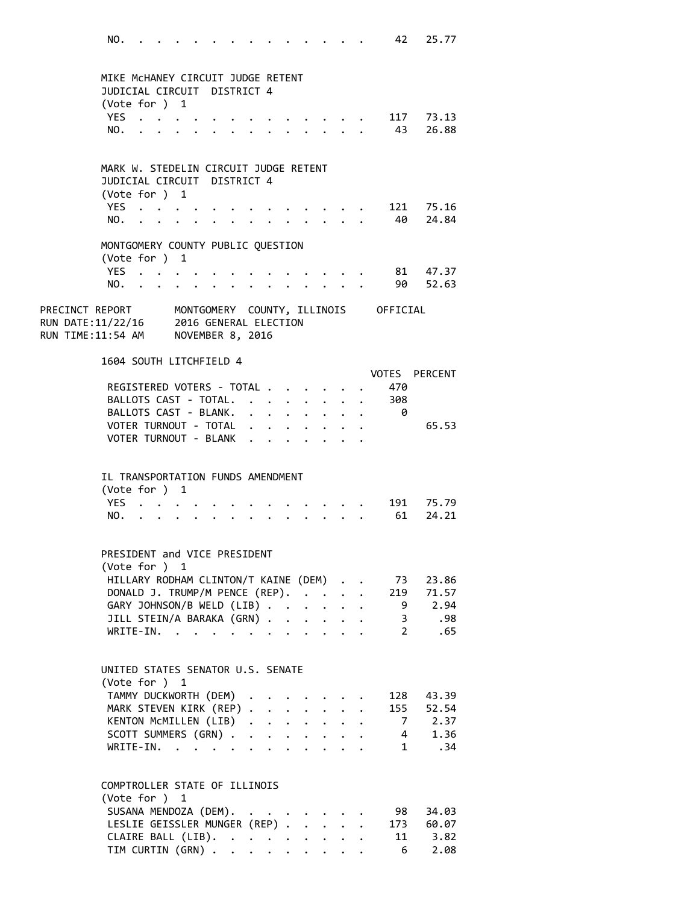| | | |
|---|---|---|
| NO. | 42 | 25.77 |

MIKE McHANEY CIRCUIT JUDGE RETENT
JUDICIAL CIRCUIT DISTRICT 4
(Vote for ) 1

| | | |
|---|---|---|
| YES | 117 | 73.13 |
| NO. | 43 | 26.88 |

MARK W. STEDELIN CIRCUIT JUDGE RETENT
JUDICIAL CIRCUIT DISTRICT 4
(Vote for ) 1

| | | |
|---|---|---|
| YES | 121 | 75.16 |
| NO. | 40 | 24.84 |

MONTGOMERY COUNTY PUBLIC QUESTION
(Vote for ) 1

| | | |
|---|---|---|
| YES | 81 | 47.37 |
| NO. | 90 | 52.63 |

PRECINCT REPORT MONTGOMERY COUNTY, ILLINOIS OFFICIAL
RUN DATE:11/22/16 2016 GENERAL ELECTION
RUN TIME:11:54 AM NOVEMBER 8, 2016

1604 SOUTH LITCHFIELD 4

| | VOTES | PERCENT |
|---|---|---|
| REGISTERED VOTERS - TOTAL | 470 | |
| BALLOTS CAST - TOTAL. | 308 | |
| BALLOTS CAST - BLANK. | 0 | |
| VOTER TURNOUT - TOTAL | | 65.53 |
| VOTER TURNOUT - BLANK | | |

IL TRANSPORTATION FUNDS AMENDMENT
(Vote for ) 1

| | | |
|---|---|---|
| YES | 191 | 75.79 |
| NO. | 61 | 24.21 |

PRESIDENT and VICE PRESIDENT
(Vote for ) 1

| | | |
|---|---|---|
| HILLARY RODHAM CLINTON/T KAINE (DEM) | 73 | 23.86 |
| DONALD J. TRUMP/M PENCE (REP). | 219 | 71.57 |
| GARY JOHNSON/B WELD (LIB) | 9 | 2.94 |
| JILL STEIN/A BARAKA (GRN) | 3 | .98 |
| WRITE-IN. | 2 | .65 |

UNITED STATES SENATOR U.S. SENATE
(Vote for ) 1

| | | |
|---|---|---|
| TAMMY DUCKWORTH (DEM) | 128 | 43.39 |
| MARK STEVEN KIRK (REP) | 155 | 52.54 |
| KENTON McMILLEN (LIB) | 7 | 2.37 |
| SCOTT SUMMERS (GRN) | 4 | 1.36 |
| WRITE-IN. | 1 | .34 |

COMPTROLLER STATE OF ILLINOIS
(Vote for ) 1

| | | |
|---|---|---|
| SUSANA MENDOZA (DEM). | 98 | 34.03 |
| LESLIE GEISSLER MUNGER (REP) | 173 | 60.07 |
| CLAIRE BALL (LIB). | 11 | 3.82 |
| TIM CURTIN (GRN) | 6 | 2.08 |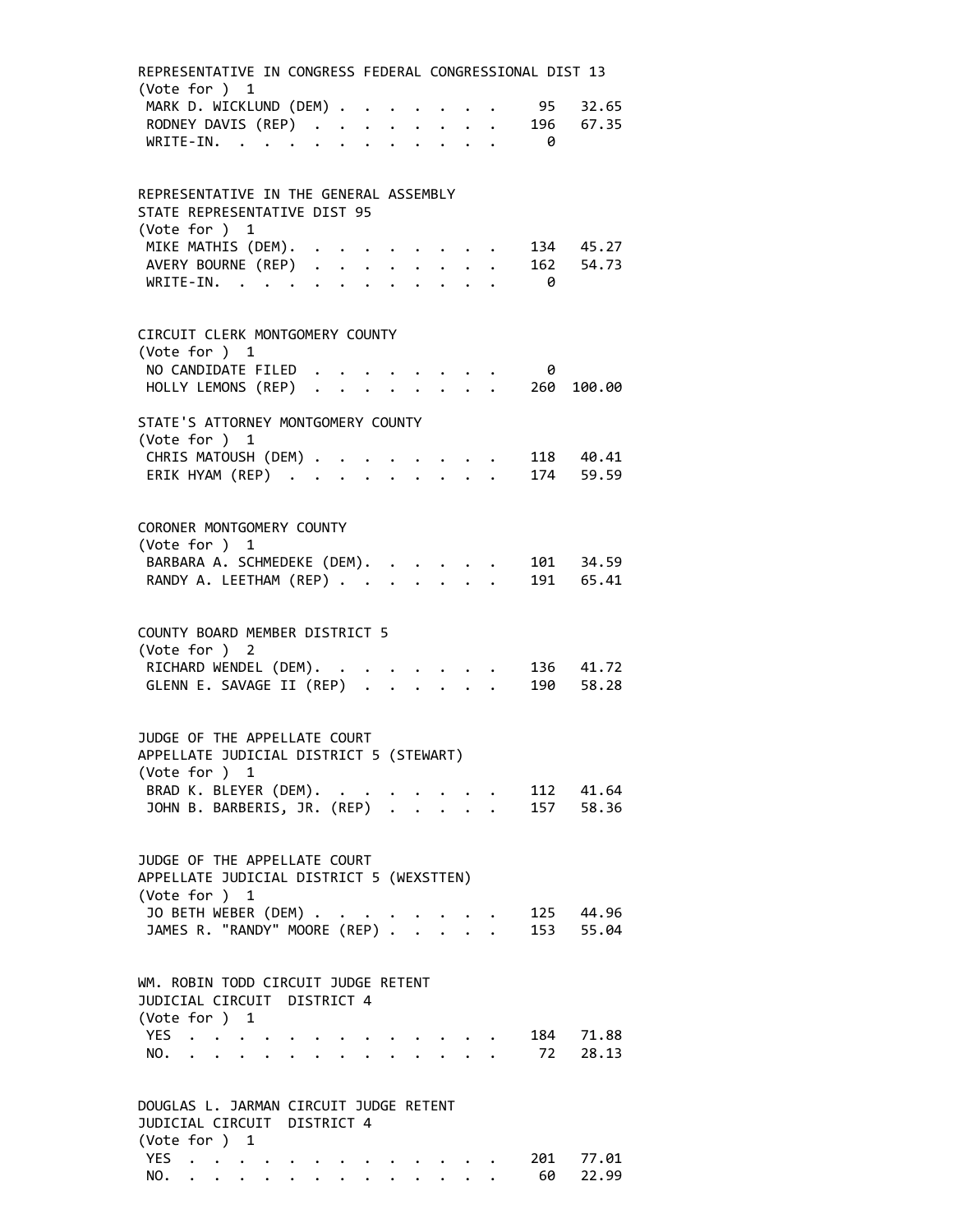REPRESENTATIVE IN CONGRESS FEDERAL CONGRESSIONAL DIST 13
(Vote for ) 1

| Candidate | Votes | Percent |
|---|---|---|
| MARK D. WICKLUND (DEM) | 95 | 32.65 |
| RODNEY DAVIS (REP) | 196 | 67.35 |
| WRITE-IN. | 0 | |

REPRESENTATIVE IN THE GENERAL ASSEMBLY
STATE REPRESENTATIVE DIST 95
(Vote for ) 1

| Candidate | Votes | Percent |
|---|---|---|
| MIKE MATHIS (DEM). | 134 | 45.27 |
| AVERY BOURNE (REP) | 162 | 54.73 |
| WRITE-IN. | 0 | |

CIRCUIT CLERK MONTGOMERY COUNTY
(Vote for ) 1

| Candidate | Votes | Percent |
|---|---|---|
| NO CANDIDATE FILED | 0 | |
| HOLLY LEMONS (REP) | 260 | 100.00 |

STATE'S ATTORNEY MONTGOMERY COUNTY
(Vote for ) 1

| Candidate | Votes | Percent |
|---|---|---|
| CHRIS MATOUSH (DEM) | 118 | 40.41 |
| ERIK HYAM (REP) | 174 | 59.59 |

CORONER MONTGOMERY COUNTY
(Vote for ) 1

| Candidate | Votes | Percent |
|---|---|---|
| BARBARA A. SCHMEDEKE (DEM). | 101 | 34.59 |
| RANDY A. LEETHAM (REP) | 191 | 65.41 |

COUNTY BOARD MEMBER DISTRICT 5
(Vote for ) 2

| Candidate | Votes | Percent |
|---|---|---|
| RICHARD WENDEL (DEM). | 136 | 41.72 |
| GLENN E. SAVAGE II (REP) | 190 | 58.28 |

JUDGE OF THE APPELLATE COURT
APPELLATE JUDICIAL DISTRICT 5 (STEWART)
(Vote for ) 1

| Candidate | Votes | Percent |
|---|---|---|
| BRAD K. BLEYER (DEM). | 112 | 41.64 |
| JOHN B. BARBERIS, JR. (REP) | 157 | 58.36 |

JUDGE OF THE APPELLATE COURT
APPELLATE JUDICIAL DISTRICT 5 (WEXSTTEN)
(Vote for ) 1

| Candidate | Votes | Percent |
|---|---|---|
| JO BETH WEBER (DEM) | 125 | 44.96 |
| JAMES R. "RANDY" MOORE (REP) | 153 | 55.04 |

WM. ROBIN TODD CIRCUIT JUDGE RETENT
JUDICIAL CIRCUIT DISTRICT 4
(Vote for ) 1

| Choice | Votes | Percent |
|---|---|---|
| YES | 184 | 71.88 |
| NO. | 72 | 28.13 |

DOUGLAS L. JARMAN CIRCUIT JUDGE RETENT
JUDICIAL CIRCUIT DISTRICT 4
(Vote for ) 1

| Choice | Votes | Percent |
|---|---|---|
| YES | 201 | 77.01 |
| NO. | 60 | 22.99 |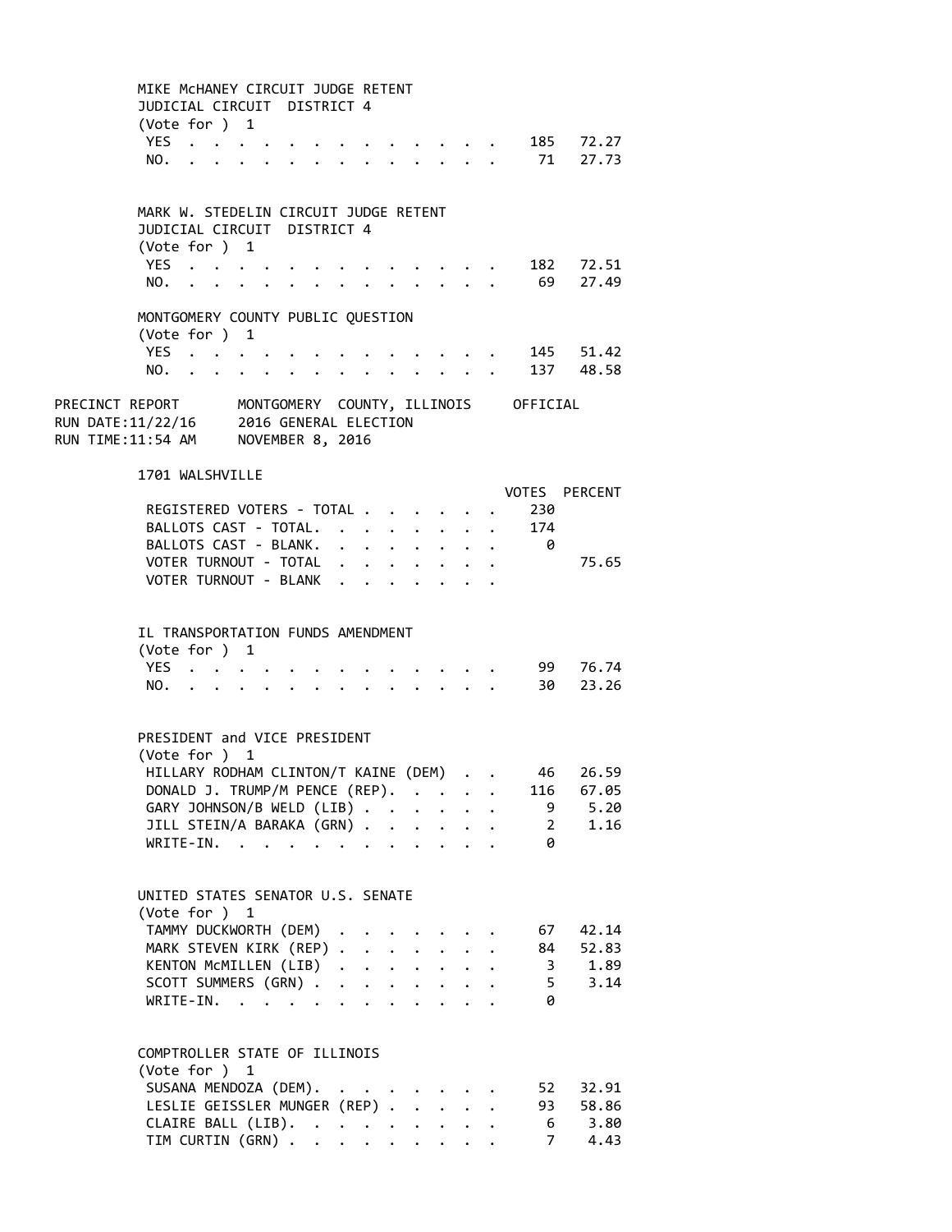MIKE McHANEY CIRCUIT JUDGE RETENT
JUDICIAL CIRCUIT DISTRICT 4
(Vote for ) 1

| | | |
|---|---|---|
| YES | 185 | 72.27 |
| NO. | 71 | 27.73 |

MARK W. STEDELIN CIRCUIT JUDGE RETENT
JUDICIAL CIRCUIT DISTRICT 4
(Vote for ) 1

| | | |
|---|---|---|
| YES | 182 | 72.51 |
| NO. | 69 | 27.49 |

MONTGOMERY COUNTY PUBLIC QUESTION
(Vote for ) 1

| | | |
|---|---|---|
| YES | 145 | 51.42 |
| NO. | 137 | 48.58 |

PRECINCT REPORT MONTGOMERY COUNTY, ILLINOIS OFFICIAL
RUN DATE:11/22/16 2016 GENERAL ELECTION
RUN TIME:11:54 AM NOVEMBER 8, 2016

## 1701 WALSHVILLE

| | VOTES | PERCENT |
|---|---|---|
| REGISTERED VOTERS - TOTAL | 230 | |
| BALLOTS CAST - TOTAL. | 174 | |
| BALLOTS CAST - BLANK. | 0 | |
| VOTER TURNOUT - TOTAL | | 75.65 |
| VOTER TURNOUT - BLANK | | |

IL TRANSPORTATION FUNDS AMENDMENT
(Vote for ) 1

| | | |
|---|---|---|
| YES | 99 | 76.74 |
| NO. | 30 | 23.26 |

PRESIDENT and VICE PRESIDENT
(Vote for ) 1

| | | |
|---|---|---|
| HILLARY RODHAM CLINTON/T KAINE (DEM) | 46 | 26.59 |
| DONALD J. TRUMP/M PENCE (REP). | 116 | 67.05 |
| GARY JOHNSON/B WELD (LIB) | 9 | 5.20 |
| JILL STEIN/A BARAKA (GRN) | 2 | 1.16 |
| WRITE-IN. | 0 | |

UNITED STATES SENATOR U.S. SENATE
(Vote for ) 1

| | | |
|---|---|---|
| TAMMY DUCKWORTH (DEM) | 67 | 42.14 |
| MARK STEVEN KIRK (REP) | 84 | 52.83 |
| KENTON McMILLEN (LIB) | 3 | 1.89 |
| SCOTT SUMMERS (GRN) | 5 | 3.14 |
| WRITE-IN. | 0 | |

COMPTROLLER STATE OF ILLINOIS
(Vote for ) 1

| | | |
|---|---|---|
| SUSANA MENDOZA (DEM). | 52 | 32.91 |
| LESLIE GEISSLER MUNGER (REP) | 93 | 58.86 |
| CLAIRE BALL (LIB). | 6 | 3.80 |
| TIM CURTIN (GRN) | 7 | 4.43 |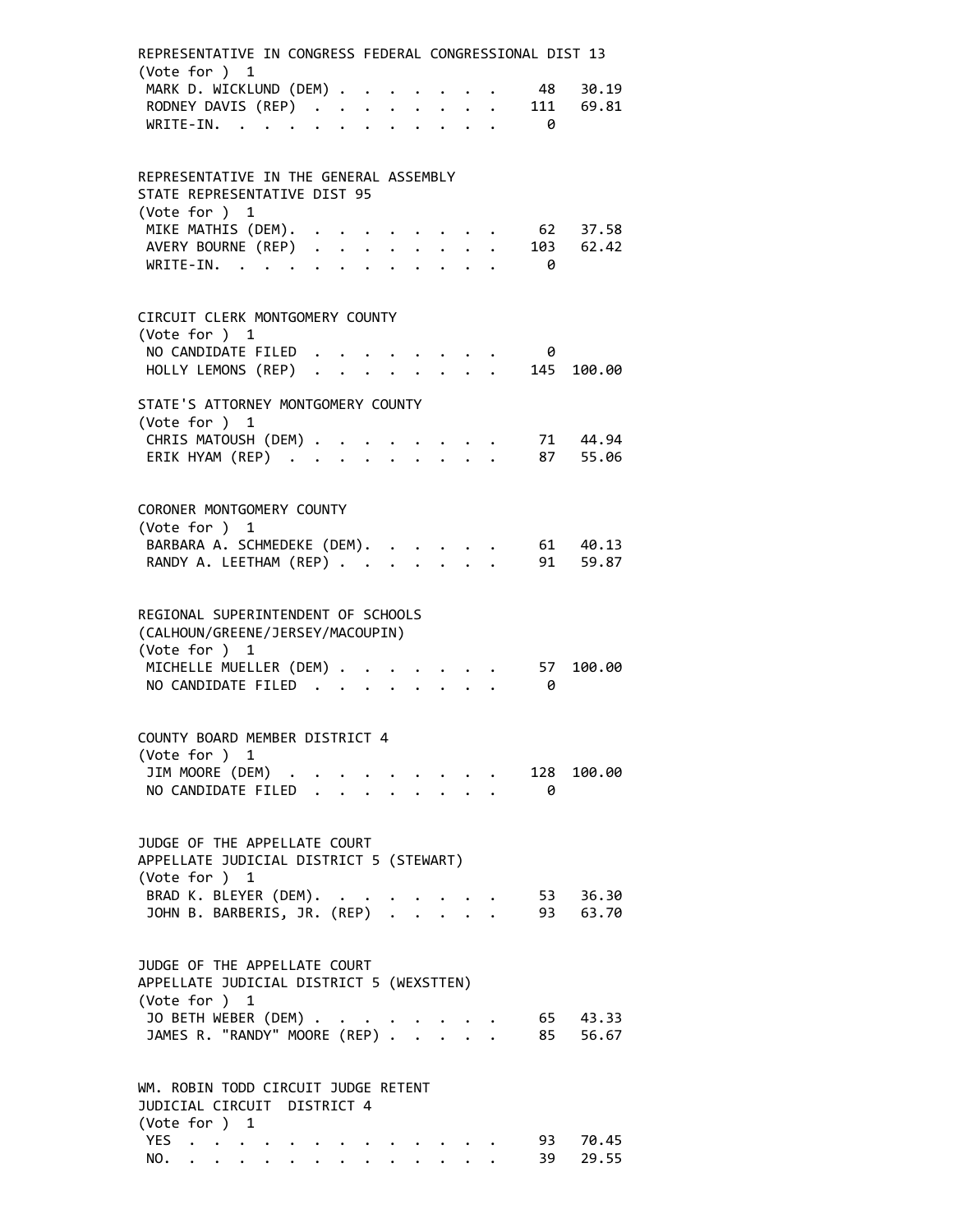REPRESENTATIVE IN CONGRESS FEDERAL CONGRESSIONAL DIST 13
(Vote for ) 1

| Candidate | Votes | Percent |
|---|---|---|
| MARK D. WICKLUND (DEM) | 48 | 30.19 |
| RODNEY DAVIS (REP) | 111 | 69.81 |
| WRITE-IN. | 0 | |

REPRESENTATIVE IN THE GENERAL ASSEMBLY
STATE REPRESENTATIVE DIST 95
(Vote for ) 1

| Candidate | Votes | Percent |
|---|---|---|
| MIKE MATHIS (DEM). | 62 | 37.58 |
| AVERY BOURNE (REP) | 103 | 62.42 |
| WRITE-IN. | 0 | |

CIRCUIT CLERK MONTGOMERY COUNTY
(Vote for ) 1

| Candidate | Votes | Percent |
|---|---|---|
| NO CANDIDATE FILED | 0 | |
| HOLLY LEMONS (REP) | 145 | 100.00 |

STATE'S ATTORNEY MONTGOMERY COUNTY
(Vote for ) 1

| Candidate | Votes | Percent |
|---|---|---|
| CHRIS MATOUSH (DEM) | 71 | 44.94 |
| ERIK HYAM (REP) | 87 | 55.06 |

CORONER MONTGOMERY COUNTY
(Vote for ) 1

| Candidate | Votes | Percent |
|---|---|---|
| BARBARA A. SCHMEDEKE (DEM). | 61 | 40.13 |
| RANDY A. LEETHAM (REP) | 91 | 59.87 |

REGIONAL SUPERINTENDENT OF SCHOOLS
(CALHOUN/GREENE/JERSEY/MACOUPIN)
(Vote for ) 1

| Candidate | Votes | Percent |
|---|---|---|
| MICHELLE MUELLER (DEM) | 57 | 100.00 |
| NO CANDIDATE FILED | 0 | |

COUNTY BOARD MEMBER DISTRICT 4
(Vote for ) 1

| Candidate | Votes | Percent |
|---|---|---|
| JIM MOORE (DEM) | 128 | 100.00 |
| NO CANDIDATE FILED | 0 | |

JUDGE OF THE APPELLATE COURT
APPELLATE JUDICIAL DISTRICT 5 (STEWART)
(Vote for ) 1

| Candidate | Votes | Percent |
|---|---|---|
| BRAD K. BLEYER (DEM). | 53 | 36.30 |
| JOHN B. BARBERIS, JR. (REP) | 93 | 63.70 |

JUDGE OF THE APPELLATE COURT
APPELLATE JUDICIAL DISTRICT 5 (WEXSTTEN)
(Vote for ) 1

| Candidate | Votes | Percent |
|---|---|---|
| JO BETH WEBER (DEM) | 65 | 43.33 |
| JAMES R. "RANDY" MOORE (REP) | 85 | 56.67 |

WM. ROBIN TODD CIRCUIT JUDGE RETENT
JUDICIAL CIRCUIT DISTRICT 4
(Vote for ) 1

| Choice | Votes | Percent |
|---|---|---|
| YES | 93 | 70.45 |
| NO. | 39 | 29.55 |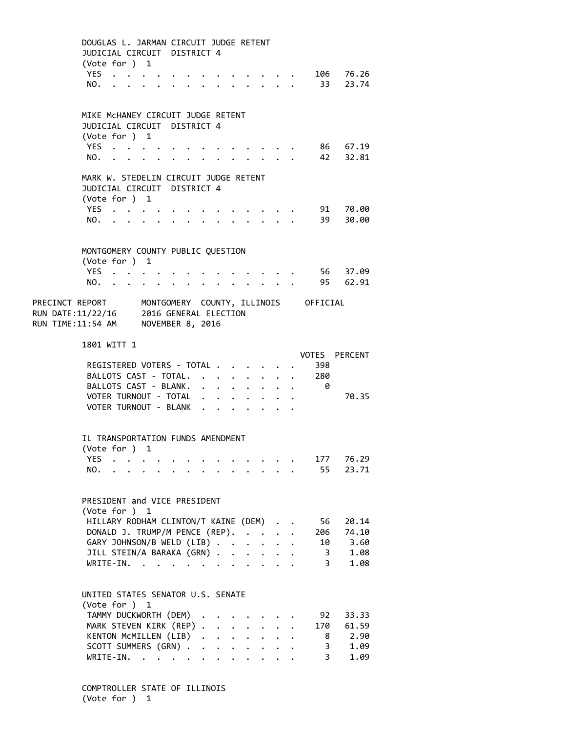DOUGLAS L. JARMAN CIRCUIT JUDGE RETENT
JUDICIAL CIRCUIT DISTRICT 4
(Vote for ) 1

| | | |
|---|---|---|
| YES | 106 | 76.26 |
| NO. | 33 | 23.74 |

MIKE McHANEY CIRCUIT JUDGE RETENT
JUDICIAL CIRCUIT DISTRICT 4
(Vote for ) 1

| | | |
|---|---|---|
| YES | 86 | 67.19 |
| NO. | 42 | 32.81 |

MARK W. STEDELIN CIRCUIT JUDGE RETENT
JUDICIAL CIRCUIT DISTRICT 4
(Vote for ) 1

| | | |
|---|---|---|
| YES | 91 | 70.00 |
| NO. | 39 | 30.00 |

MONTGOMERY COUNTY PUBLIC QUESTION
(Vote for ) 1

| | | |
|---|---|---|
| YES | 56 | 37.09 |
| NO. | 95 | 62.91 |

PRECINCT REPORT MONTGOMERY COUNTY, ILLINOIS OFFICIAL
RUN DATE:11/22/16 2016 GENERAL ELECTION
RUN TIME:11:54 AM NOVEMBER 8, 2016

## 1801 WITT 1

| | VOTES | PERCENT |
|---|---|---|
| REGISTERED VOTERS - TOTAL | 398 | |
| BALLOTS CAST - TOTAL. | 280 | |
| BALLOTS CAST - BLANK. | 0 | |
| VOTER TURNOUT - TOTAL | | 70.35 |
| VOTER TURNOUT - BLANK | | |

IL TRANSPORTATION FUNDS AMENDMENT
(Vote for ) 1

| | | |
|---|---|---|
| YES | 177 | 76.29 |
| NO. | 55 | 23.71 |

PRESIDENT and VICE PRESIDENT
(Vote for ) 1

| | | |
|---|---|---|
| HILLARY RODHAM CLINTON/T KAINE (DEM) | 56 | 20.14 |
| DONALD J. TRUMP/M PENCE (REP). | 206 | 74.10 |
| GARY JOHNSON/B WELD (LIB) | 10 | 3.60 |
| JILL STEIN/A BARAKA (GRN) | 3 | 1.08 |
| WRITE-IN. | 3 | 1.08 |

UNITED STATES SENATOR U.S. SENATE
(Vote for ) 1

| | | |
|---|---|---|
| TAMMY DUCKWORTH (DEM) | 92 | 33.33 |
| MARK STEVEN KIRK (REP) | 170 | 61.59 |
| KENTON McMILLEN (LIB) | 8 | 2.90 |
| SCOTT SUMMERS (GRN) | 3 | 1.09 |
| WRITE-IN. | 3 | 1.09 |

COMPTROLLER STATE OF ILLINOIS
(Vote for ) 1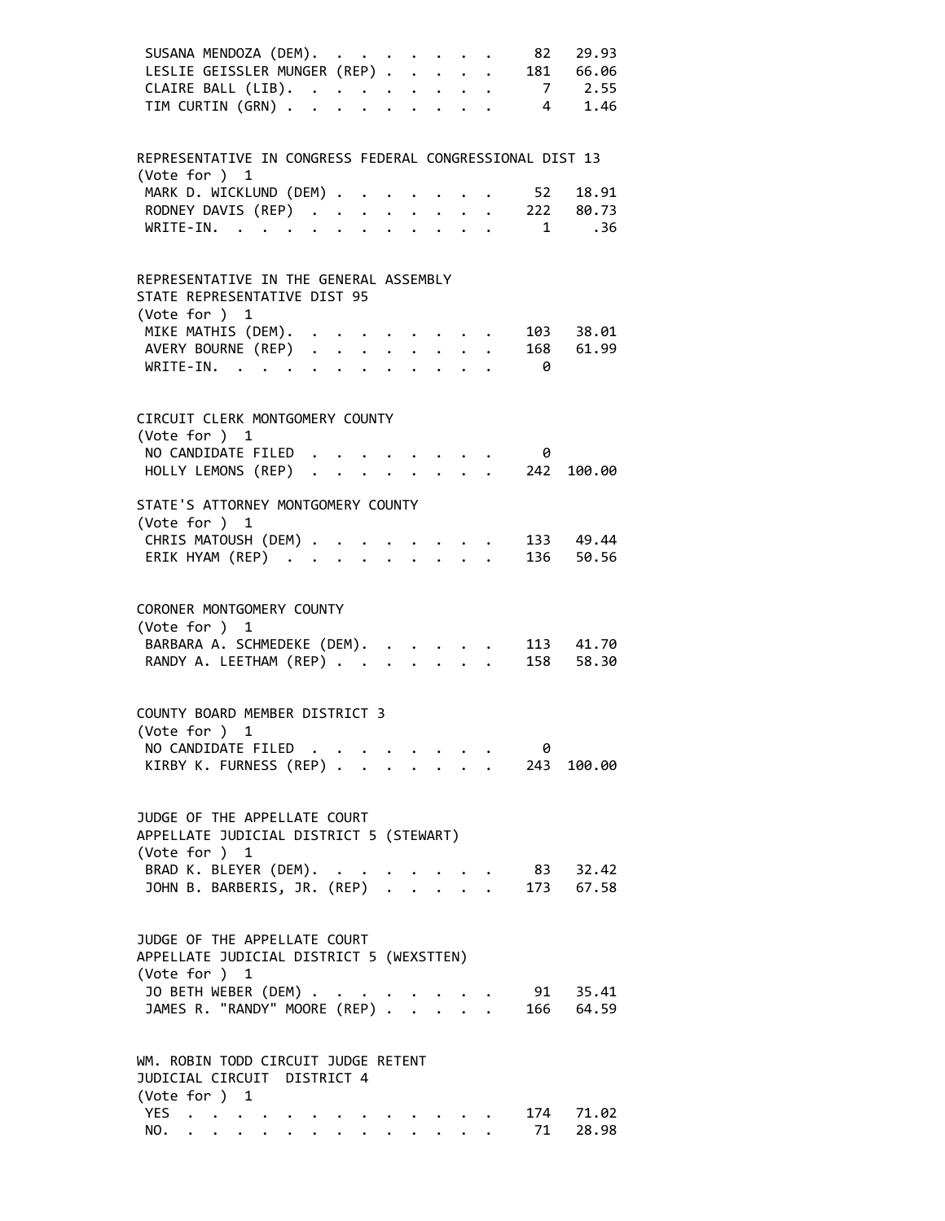| | | |
|---|---|---|
| SUSANA MENDOZA (DEM) | 82 | 29.93 |
| LESLIE GEISSLER MUNGER (REP) | 181 | 66.06 |
| CLAIRE BALL (LIB) | 7 | 2.55 |
| TIM CURTIN (GRN) | 4 | 1.46 |

REPRESENTATIVE IN CONGRESS FEDERAL CONGRESSIONAL DIST 13
(Vote for ) 1

| | | |
|---|---|---|
| MARK D. WICKLUND (DEM) | 52 | 18.91 |
| RODNEY DAVIS (REP) | 222 | 80.73 |
| WRITE-IN. | 1 | .36 |

REPRESENTATIVE IN THE GENERAL ASSEMBLY
STATE REPRESENTATIVE DIST 95
(Vote for ) 1

| | | |
|---|---|---|
| MIKE MATHIS (DEM) | 103 | 38.01 |
| AVERY BOURNE (REP) | 168 | 61.99 |
| WRITE-IN. | 0 | |

CIRCUIT CLERK MONTGOMERY COUNTY
(Vote for ) 1

| | | |
|---|---|---|
| NO CANDIDATE FILED | 0 | |
| HOLLY LEMONS (REP) | 242 | 100.00 |

STATE'S ATTORNEY MONTGOMERY COUNTY
(Vote for ) 1

| | | |
|---|---|---|
| CHRIS MATOUSH (DEM) | 133 | 49.44 |
| ERIK HYAM (REP) | 136 | 50.56 |

CORONER MONTGOMERY COUNTY
(Vote for ) 1

| | | |
|---|---|---|
| BARBARA A. SCHMEDEKE (DEM) | 113 | 41.70 |
| RANDY A. LEETHAM (REP) | 158 | 58.30 |

COUNTY BOARD MEMBER DISTRICT 3
(Vote for ) 1

| | | |
|---|---|---|
| NO CANDIDATE FILED | 0 | |
| KIRBY K. FURNESS (REP) | 243 | 100.00 |

JUDGE OF THE APPELLATE COURT
APPELLATE JUDICIAL DISTRICT 5 (STEWART)
(Vote for ) 1

| | | |
|---|---|---|
| BRAD K. BLEYER (DEM) | 83 | 32.42 |
| JOHN B. BARBERIS, JR. (REP) | 173 | 67.58 |

JUDGE OF THE APPELLATE COURT
APPELLATE JUDICIAL DISTRICT 5 (WEXSTTEN)
(Vote for ) 1

| | | |
|---|---|---|
| JO BETH WEBER (DEM) | 91 | 35.41 |
| JAMES R. "RANDY" MOORE (REP) | 166 | 64.59 |

WM. ROBIN TODD CIRCUIT JUDGE RETENT
JUDICIAL CIRCUIT DISTRICT 4
(Vote for ) 1

| | | |
|---|---|---|
| YES | 174 | 71.02 |
| NO. | 71 | 28.98 |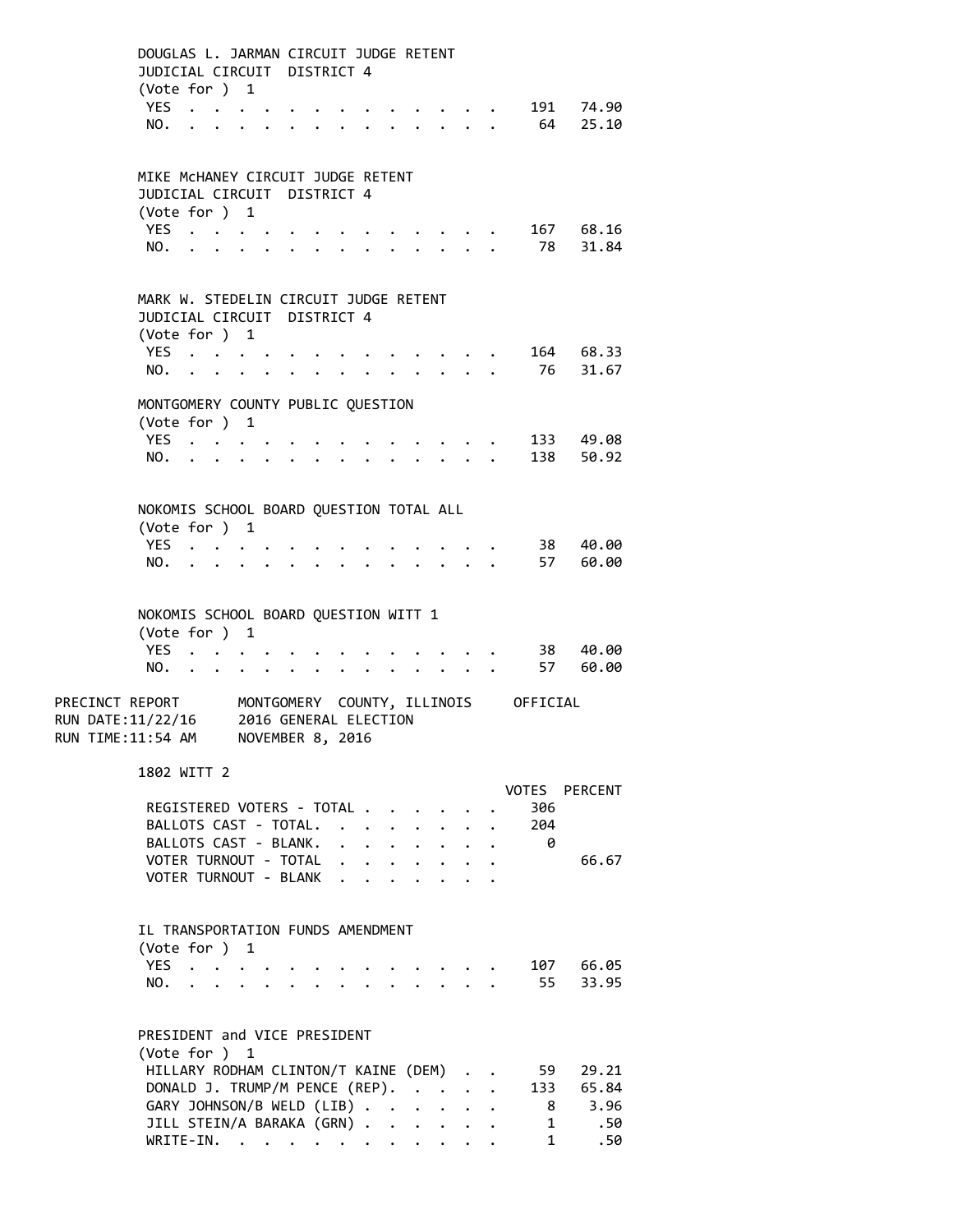DOUGLAS L. JARMAN CIRCUIT JUDGE RETENT
JUDICIAL CIRCUIT DISTRICT 4
(Vote for ) 1

| | VOTES | PERCENT |
|---|---|---|
| YES | 191 | 74.90 |
| NO. | 64 | 25.10 |

MIKE McHANEY CIRCUIT JUDGE RETENT
JUDICIAL CIRCUIT DISTRICT 4
(Vote for ) 1

| | VOTES | PERCENT |
|---|---|---|
| YES | 167 | 68.16 |
| NO. | 78 | 31.84 |

MARK W. STEDELIN CIRCUIT JUDGE RETENT
JUDICIAL CIRCUIT DISTRICT 4
(Vote for ) 1

| | VOTES | PERCENT |
|---|---|---|
| YES | 164 | 68.33 |
| NO. | 76 | 31.67 |

MONTGOMERY COUNTY PUBLIC QUESTION
(Vote for ) 1

| | VOTES | PERCENT |
|---|---|---|
| YES | 133 | 49.08 |
| NO. | 138 | 50.92 |

NOKOMIS SCHOOL BOARD QUESTION TOTAL ALL
(Vote for ) 1

| | VOTES | PERCENT |
|---|---|---|
| YES | 38 | 40.00 |
| NO. | 57 | 60.00 |

NOKOMIS SCHOOL BOARD QUESTION WITT 1
(Vote for ) 1

| | VOTES | PERCENT |
|---|---|---|
| YES | 38 | 40.00 |
| NO. | 57 | 60.00 |

PRECINCT REPORT MONTGOMERY COUNTY, ILLINOIS OFFICIAL
RUN DATE:11/22/16 2016 GENERAL ELECTION
RUN TIME:11:54 AM NOVEMBER 8, 2016

## 1802 WITT 2

| | VOTES | PERCENT |
|---|---|---|
| REGISTERED VOTERS - TOTAL | 306 | |
| BALLOTS CAST - TOTAL. | 204 | |
| BALLOTS CAST - BLANK. | 0 | |
| VOTER TURNOUT - TOTAL | | 66.67 |
| VOTER TURNOUT - BLANK | | |

IL TRANSPORTATION FUNDS AMENDMENT
(Vote for ) 1

| | VOTES | PERCENT |
|---|---|---|
| YES | 107 | 66.05 |
| NO. | 55 | 33.95 |

PRESIDENT and VICE PRESIDENT
(Vote for ) 1

| | VOTES | PERCENT |
|---|---|---|
| HILLARY RODHAM CLINTON/T KAINE (DEM) | 59 | 29.21 |
| DONALD J. TRUMP/M PENCE (REP). | 133 | 65.84 |
| GARY JOHNSON/B WELD (LIB) | 8 | 3.96 |
| JILL STEIN/A BARAKA (GRN) | 1 | .50 |
| WRITE-IN. | 1 | .50 |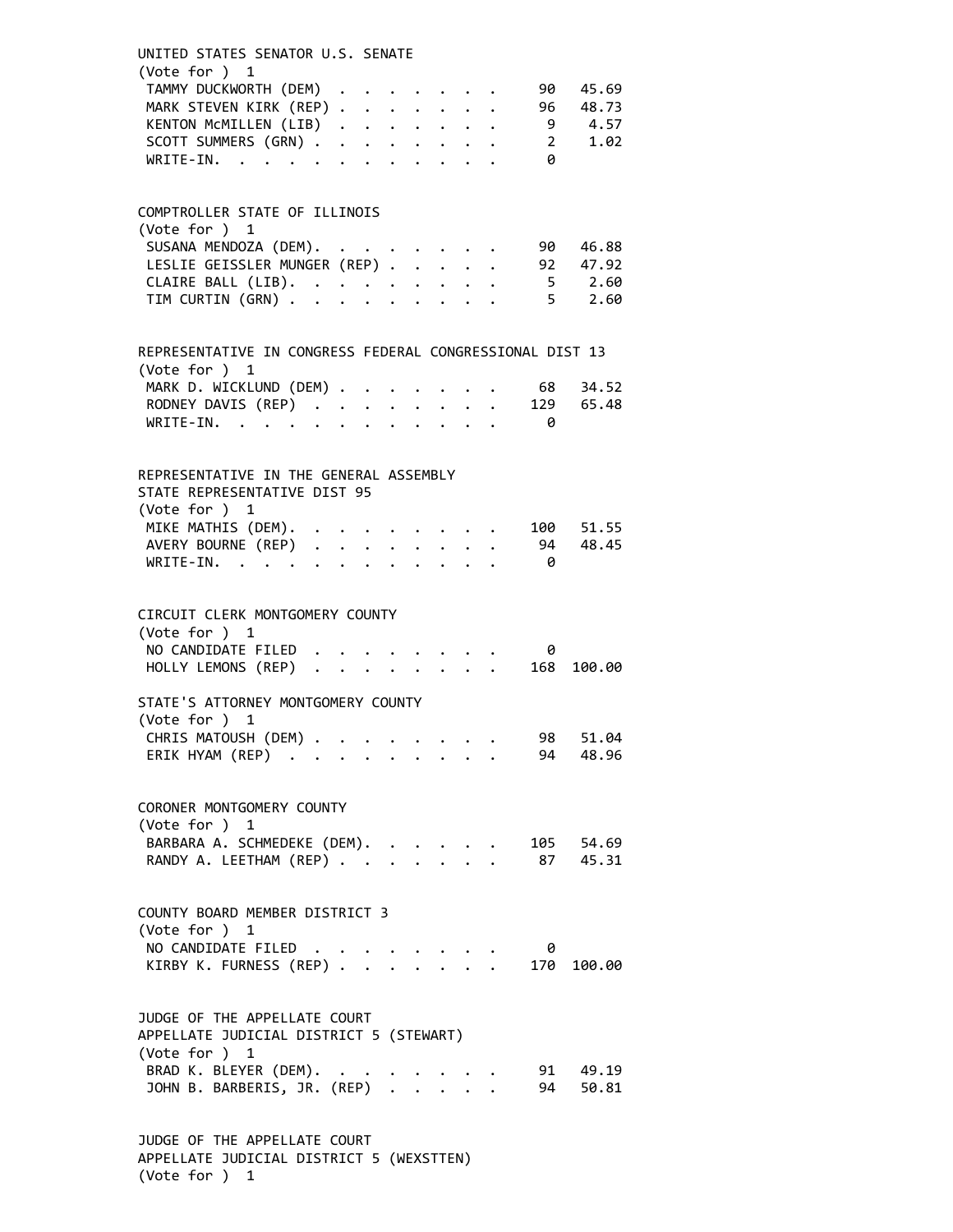UNITED STATES SENATOR U.S. SENATE
(Vote for ) 1

| Candidate | Votes | Percent |
|---|---|---|
| TAMMY DUCKWORTH (DEM) | 90 | 45.69 |
| MARK STEVEN KIRK (REP) | 96 | 48.73 |
| KENTON McMILLEN (LIB) | 9 | 4.57 |
| SCOTT SUMMERS (GRN) | 2 | 1.02 |
| WRITE-IN. | 0 | |

COMPTROLLER STATE OF ILLINOIS
(Vote for ) 1

| Candidate | Votes | Percent |
|---|---|---|
| SUSANA MENDOZA (DEM). | 90 | 46.88 |
| LESLIE GEISSLER MUNGER (REP) | 92 | 47.92 |
| CLAIRE BALL (LIB). | 5 | 2.60 |
| TIM CURTIN (GRN) | 5 | 2.60 |

REPRESENTATIVE IN CONGRESS FEDERAL CONGRESSIONAL DIST 13
(Vote for ) 1

| Candidate | Votes | Percent |
|---|---|---|
| MARK D. WICKLUND (DEM) | 68 | 34.52 |
| RODNEY DAVIS (REP) | 129 | 65.48 |
| WRITE-IN. | 0 | |

REPRESENTATIVE IN THE GENERAL ASSEMBLY
STATE REPRESENTATIVE DIST 95
(Vote for ) 1

| Candidate | Votes | Percent |
|---|---|---|
| MIKE MATHIS (DEM). | 100 | 51.55 |
| AVERY BOURNE (REP) | 94 | 48.45 |
| WRITE-IN. | 0 | |

CIRCUIT CLERK MONTGOMERY COUNTY
(Vote for ) 1

| Candidate | Votes | Percent |
|---|---|---|
| NO CANDIDATE FILED | 0 | |
| HOLLY LEMONS (REP) | 168 | 100.00 |

STATE'S ATTORNEY MONTGOMERY COUNTY
(Vote for ) 1

| Candidate | Votes | Percent |
|---|---|---|
| CHRIS MATOUSH (DEM) | 98 | 51.04 |
| ERIK HYAM (REP) | 94 | 48.96 |

CORONER MONTGOMERY COUNTY
(Vote for ) 1

| Candidate | Votes | Percent |
|---|---|---|
| BARBARA A. SCHMEDEKE (DEM). | 105 | 54.69 |
| RANDY A. LEETHAM (REP) | 87 | 45.31 |

COUNTY BOARD MEMBER DISTRICT 3
(Vote for ) 1

| Candidate | Votes | Percent |
|---|---|---|
| NO CANDIDATE FILED | 0 | |
| KIRBY K. FURNESS (REP) | 170 | 100.00 |

JUDGE OF THE APPELLATE COURT
APPELLATE JUDICIAL DISTRICT 5 (STEWART)
(Vote for ) 1

| Candidate | Votes | Percent |
|---|---|---|
| BRAD K. BLEYER (DEM). | 91 | 49.19 |
| JOHN B. BARBERIS, JR. (REP) | 94 | 50.81 |

JUDGE OF THE APPELLATE COURT
APPELLATE JUDICIAL DISTRICT 5 (WEXSTTEN)
(Vote for ) 1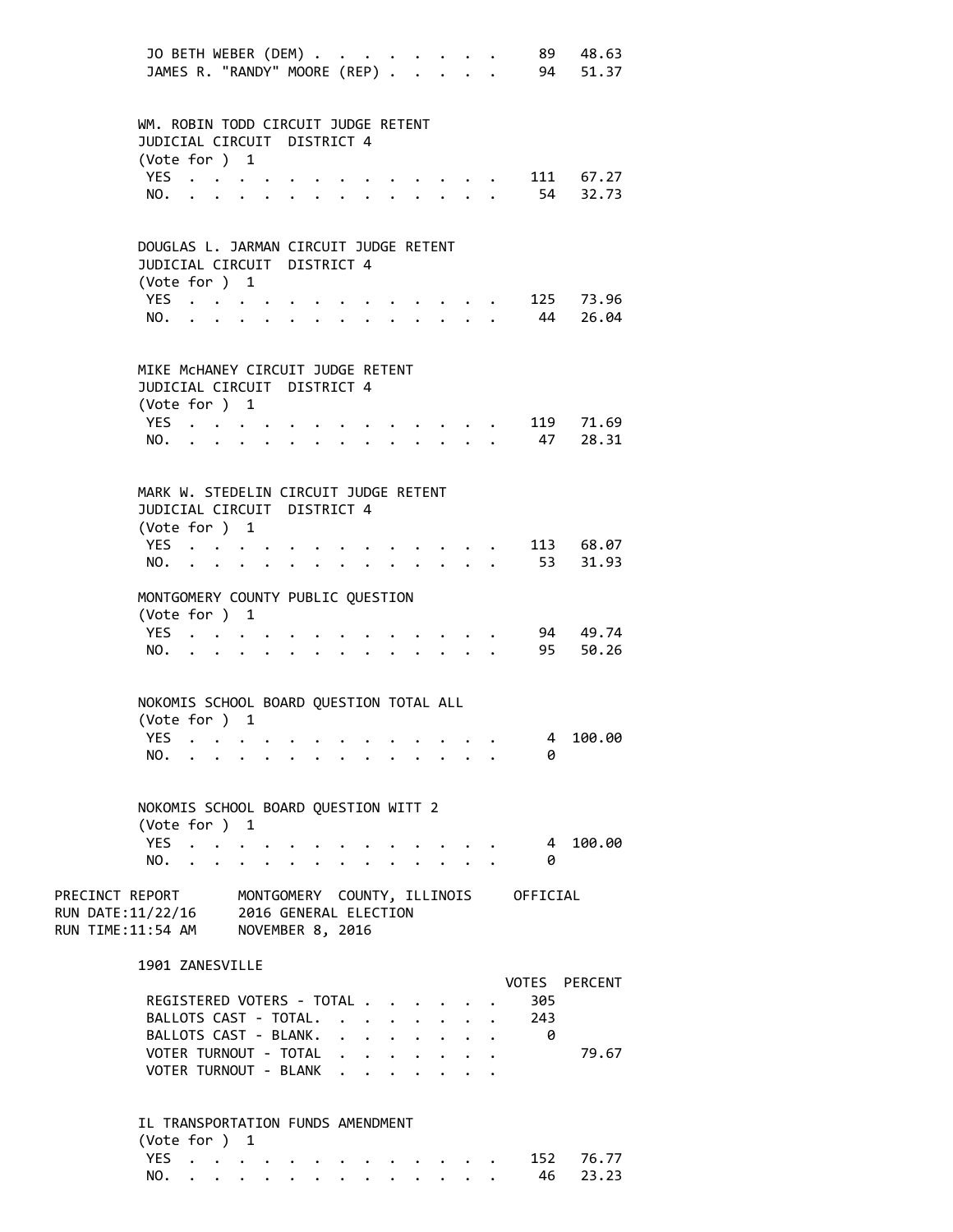| | VOTES | PERCENT |
|---|---|---|
| JO BETH WEBER (DEM) | 89 | 48.63 |
| JAMES R. "RANDY" MOORE (REP) | 94 | 51.37 |

WM. ROBIN TODD CIRCUIT JUDGE RETENT
JUDICIAL CIRCUIT DISTRICT 4
(Vote for ) 1

| | VOTES | PERCENT |
|---|---|---|
| YES | 111 | 67.27 |
| NO. | 54 | 32.73 |

DOUGLAS L. JARMAN CIRCUIT JUDGE RETENT
JUDICIAL CIRCUIT DISTRICT 4
(Vote for ) 1

| | VOTES | PERCENT |
|---|---|---|
| YES | 125 | 73.96 |
| NO. | 44 | 26.04 |

MIKE McHANEY CIRCUIT JUDGE RETENT
JUDICIAL CIRCUIT DISTRICT 4
(Vote for ) 1

| | VOTES | PERCENT |
|---|---|---|
| YES | 119 | 71.69 |
| NO. | 47 | 28.31 |

MARK W. STEDELIN CIRCUIT JUDGE RETENT
JUDICIAL CIRCUIT DISTRICT 4
(Vote for ) 1

| | VOTES | PERCENT |
|---|---|---|
| YES | 113 | 68.07 |
| NO. | 53 | 31.93 |

MONTGOMERY COUNTY PUBLIC QUESTION
(Vote for ) 1

| | VOTES | PERCENT |
|---|---|---|
| YES | 94 | 49.74 |
| NO. | 95 | 50.26 |

NOKOMIS SCHOOL BOARD QUESTION TOTAL ALL
(Vote for ) 1

| | VOTES | PERCENT |
|---|---|---|
| YES | 4 | 100.00 |
| NO. | 0 | |

NOKOMIS SCHOOL BOARD QUESTION WITT 2
(Vote for ) 1

| | VOTES | PERCENT |
|---|---|---|
| YES | 4 | 100.00 |
| NO. | 0 | |

PRECINCT REPORT MONTGOMERY COUNTY, ILLINOIS OFFICIAL
RUN DATE:11/22/16 2016 GENERAL ELECTION
RUN TIME:11:54 AM NOVEMBER 8, 2016

## 1901 ZANESVILLE

| | VOTES | PERCENT |
|---|---|---|
| REGISTERED VOTERS - TOTAL | 305 | |
| BALLOTS CAST - TOTAL. | 243 | |
| BALLOTS CAST - BLANK. | 0 | |
| VOTER TURNOUT - TOTAL | | 79.67 |
| VOTER TURNOUT - BLANK | | |

IL TRANSPORTATION FUNDS AMENDMENT
(Vote for ) 1

| | VOTES | PERCENT |
|---|---|---|
| YES | 152 | 76.77 |
| NO. | 46 | 23.23 |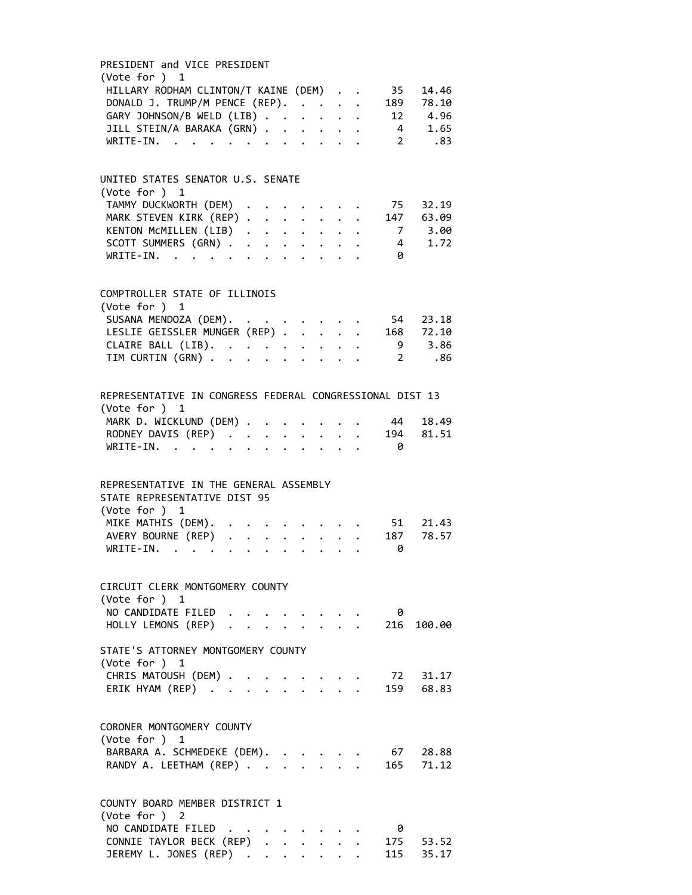PRESIDENT and VICE PRESIDENT
(Vote for ) 1

| Candidate | Votes | Percent |
|---|---|---|
| HILLARY RODHAM CLINTON/T KAINE (DEM) | 35 | 14.46 |
| DONALD J. TRUMP/M PENCE (REP) | 189 | 78.10 |
| GARY JOHNSON/B WELD (LIB) | 12 | 4.96 |
| JILL STEIN/A BARAKA (GRN) | 4 | 1.65 |
| WRITE-IN. | 2 | .83 |

UNITED STATES SENATOR U.S. SENATE
(Vote for ) 1

| Candidate | Votes | Percent |
|---|---|---|
| TAMMY DUCKWORTH (DEM) | 75 | 32.19 |
| MARK STEVEN KIRK (REP) | 147 | 63.09 |
| KENTON McMILLEN (LIB) | 7 | 3.00 |
| SCOTT SUMMERS (GRN) | 4 | 1.72 |
| WRITE-IN. | 0 | |

COMPTROLLER STATE OF ILLINOIS
(Vote for ) 1

| Candidate | Votes | Percent |
|---|---|---|
| SUSANA MENDOZA (DEM). | 54 | 23.18 |
| LESLIE GEISSLER MUNGER (REP) | 168 | 72.10 |
| CLAIRE BALL (LIB). | 9 | 3.86 |
| TIM CURTIN (GRN) | 2 | .86 |

REPRESENTATIVE IN CONGRESS FEDERAL CONGRESSIONAL DIST 13
(Vote for ) 1

| Candidate | Votes | Percent |
|---|---|---|
| MARK D. WICKLUND (DEM) | 44 | 18.49 |
| RODNEY DAVIS (REP) | 194 | 81.51 |
| WRITE-IN. | 0 | |

REPRESENTATIVE IN THE GENERAL ASSEMBLY
STATE REPRESENTATIVE DIST 95
(Vote for ) 1

| Candidate | Votes | Percent |
|---|---|---|
| MIKE MATHIS (DEM). | 51 | 21.43 |
| AVERY BOURNE (REP) | 187 | 78.57 |
| WRITE-IN. | 0 | |

CIRCUIT CLERK MONTGOMERY COUNTY
(Vote for ) 1

| Candidate | Votes | Percent |
|---|---|---|
| NO CANDIDATE FILED | 0 | |
| HOLLY LEMONS (REP) | 216 | 100.00 |

STATE'S ATTORNEY MONTGOMERY COUNTY
(Vote for ) 1

| Candidate | Votes | Percent |
|---|---|---|
| CHRIS MATOUSH (DEM) | 72 | 31.17 |
| ERIK HYAM (REP) | 159 | 68.83 |

CORONER MONTGOMERY COUNTY
(Vote for ) 1

| Candidate | Votes | Percent |
|---|---|---|
| BARBARA A. SCHMEDEKE (DEM). | 67 | 28.88 |
| RANDY A. LEETHAM (REP) | 165 | 71.12 |

COUNTY BOARD MEMBER DISTRICT 1
(Vote for ) 2

| Candidate | Votes | Percent |
|---|---|---|
| NO CANDIDATE FILED | 0 | |
| CONNIE TAYLOR BECK (REP) | 175 | 53.52 |
| JEREMY L. JONES (REP) | 115 | 35.17 |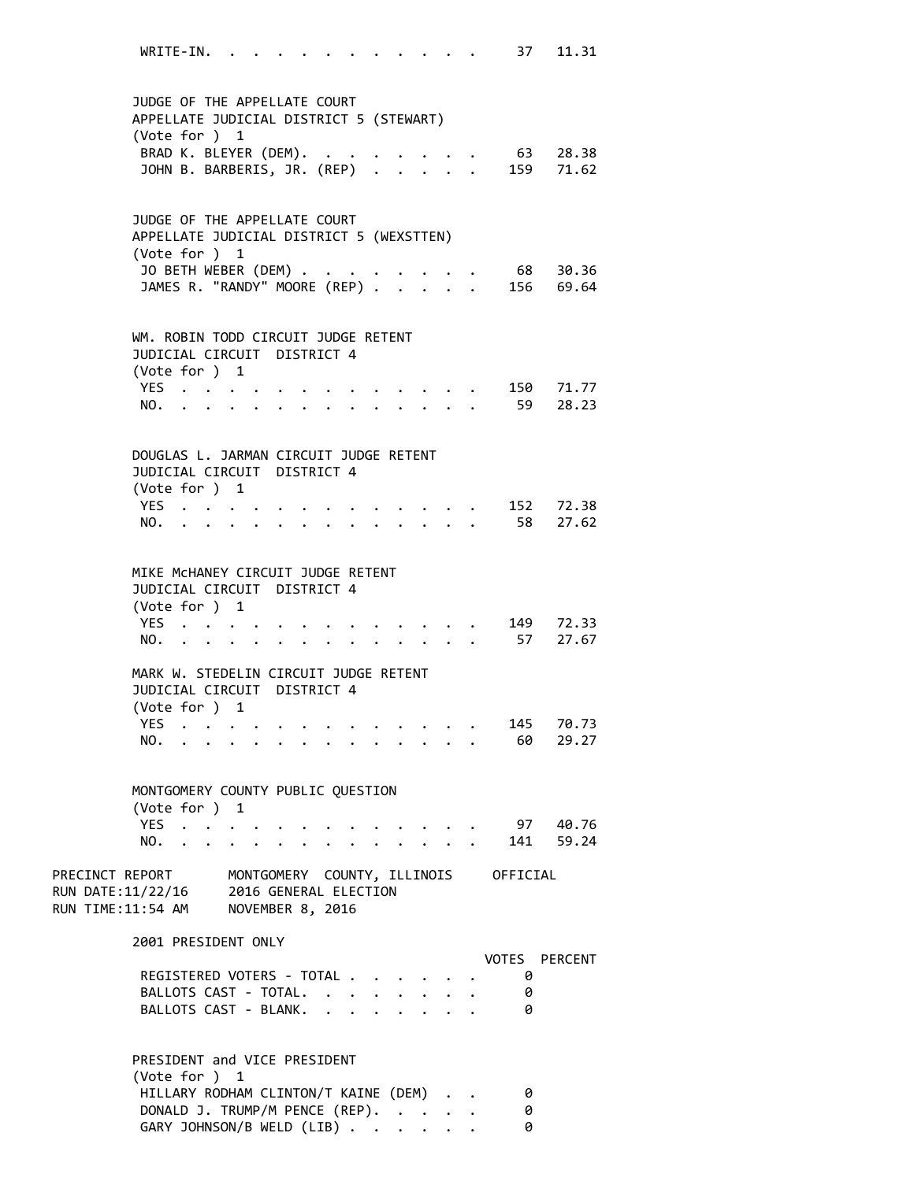WRITE-IN. . . . . . . . . . . . . 37 11.31

JUDGE OF THE APPELLATE COURT
APPELLATE JUDICIAL DISTRICT 5 (STEWART)
(Vote for ) 1

| | Votes | Percent |
|---|---|---|
| BRAD K. BLEYER (DEM). . . . . . . . | 63 | 28.38 |
| JOHN B. BARBERIS, JR. (REP) . . . . . | 159 | 71.62 |

JUDGE OF THE APPELLATE COURT
APPELLATE JUDICIAL DISTRICT 5 (WEXSTTEN)
(Vote for ) 1

| | Votes | Percent |
|---|---|---|
| JO BETH WEBER (DEM) . . . . . . . . | 68 | 30.36 |
| JAMES R. "RANDY" MOORE (REP) . . . . . | 156 | 69.64 |

WM. ROBIN TODD CIRCUIT JUDGE RETENT
JUDICIAL CIRCUIT DISTRICT 4
(Vote for ) 1

| | Votes | Percent |
|---|---|---|
| YES . . . . . . . . . . . . . . . | 150 | 71.77 |
| NO. . . . . . . . . . . . . . . . | 59 | 28.23 |

DOUGLAS L. JARMAN CIRCUIT JUDGE RETENT
JUDICIAL CIRCUIT DISTRICT 4
(Vote for ) 1

| | Votes | Percent |
|---|---|---|
| YES . . . . . . . . . . . . . . . | 152 | 72.38 |
| NO. . . . . . . . . . . . . . . . | 58 | 27.62 |

MIKE McHANEY CIRCUIT JUDGE RETENT
JUDICIAL CIRCUIT DISTRICT 4
(Vote for ) 1

| | Votes | Percent |
|---|---|---|
| YES . . . . . . . . . . . . . . . | 149 | 72.33 |
| NO. . . . . . . . . . . . . . . . | 57 | 27.67 |

MARK W. STEDELIN CIRCUIT JUDGE RETENT
JUDICIAL CIRCUIT DISTRICT 4
(Vote for ) 1

| | Votes | Percent |
|---|---|---|
| YES . . . . . . . . . . . . . . . | 145 | 70.73 |
| NO. . . . . . . . . . . . . . . . | 60 | 29.27 |

MONTGOMERY COUNTY PUBLIC QUESTION
(Vote for ) 1

| | Votes | Percent |
|---|---|---|
| YES . . . . . . . . . . . . . . . | 97 | 40.76 |
| NO. . . . . . . . . . . . . . . . | 141 | 59.24 |

PRECINCT REPORT MONTGOMERY COUNTY, ILLINOIS OFFICIAL
RUN DATE:11/22/16 2016 GENERAL ELECTION
RUN TIME:11:54 AM NOVEMBER 8, 2016

2001 PRESIDENT ONLY

| | VOTES | PERCENT |
|---|---|---|
| REGISTERED VOTERS - TOTAL . . . . . . . | 0 | |
| BALLOTS CAST - TOTAL. . . . . . . . | 0 | |
| BALLOTS CAST - BLANK. . . . . . . . | 0 | |

PRESIDENT and VICE PRESIDENT
(Vote for ) 1

| | Votes | Percent |
|---|---|---|
| HILLARY RODHAM CLINTON/T KAINE (DEM) . . | 0 | |
| DONALD J. TRUMP/M PENCE (REP). . . . . | 0 | |
| GARY JOHNSON/B WELD (LIB) . . . . . . | 0 | |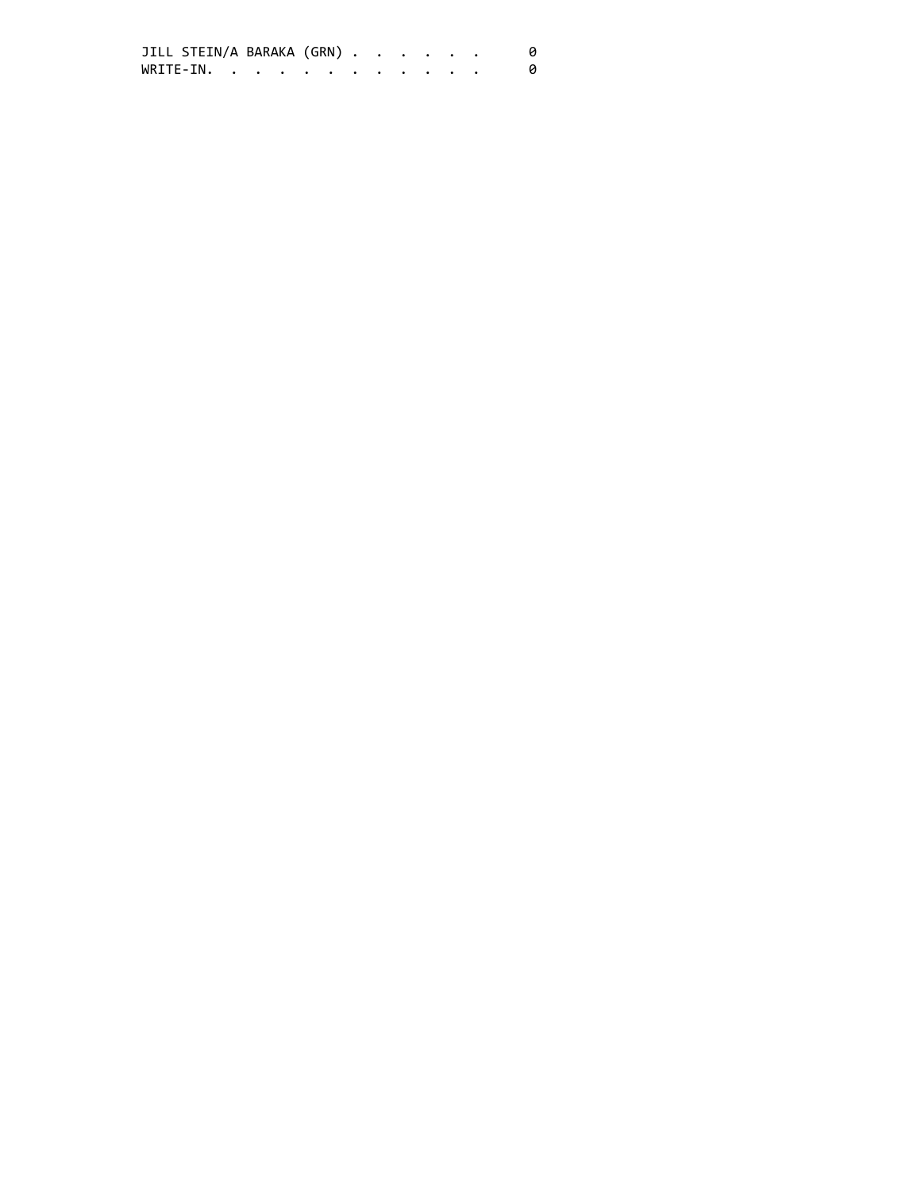JILL STEIN/A BARAKA (GRN) . . . . . . 0
WRITE-IN. . . . . . . . . . . . . 0